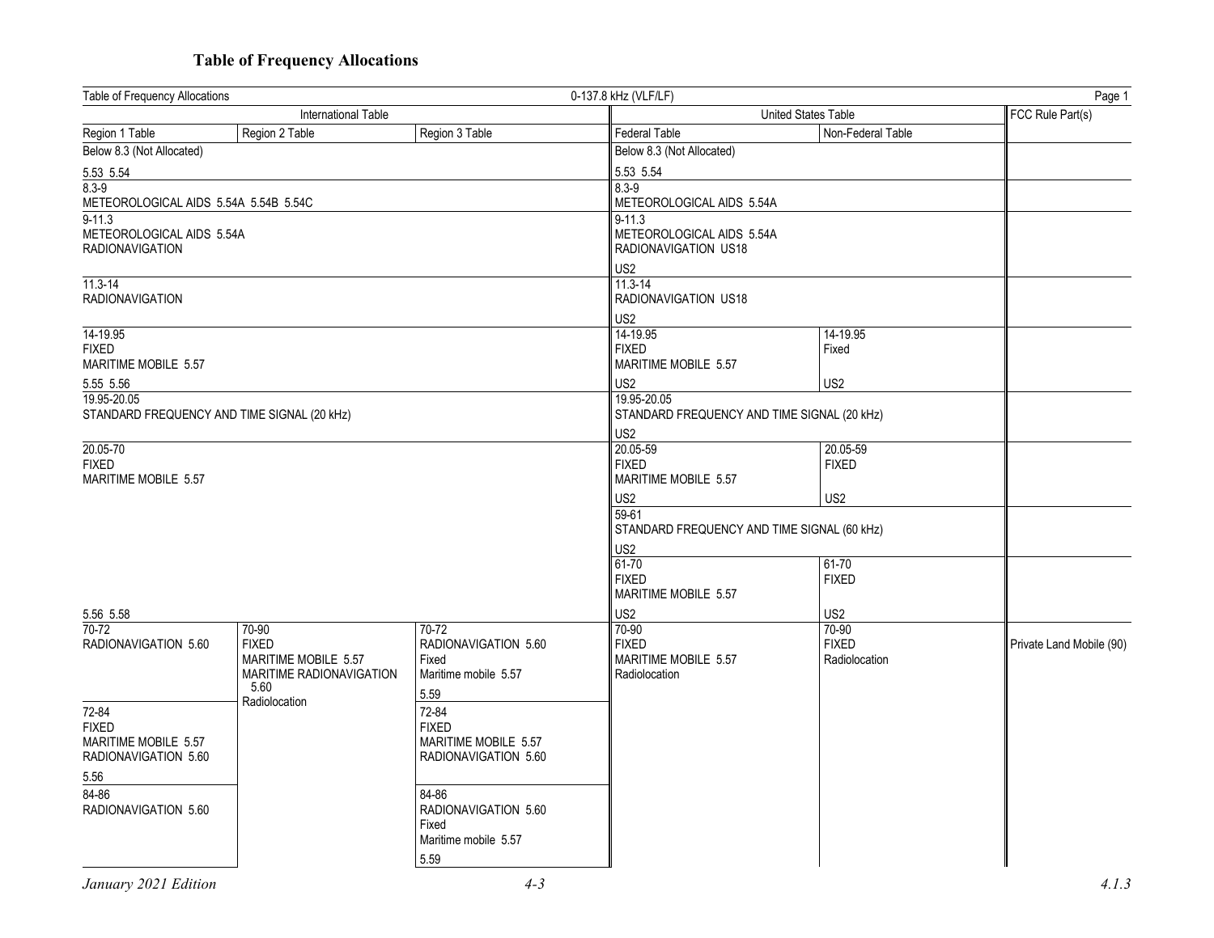## Table of Frequency Allocations

Table of Frequency Allocations — 0-137.8 kHz (VLF/LF)

| International Table | | | United States Table | | FCC Rule Part(s) |
|---|---|---|---|---|---|
| Region 1 Table | Region 2 Table | Region 3 Table | Federal Table | Non-Federal Table | |
| Below 8.3 (Not Allocated)<br><br>5.53 5.54 | | | Below 8.3 (Not Allocated)<br><br>5.53 5.54 | | |
| 8.3-9<br>METEOROLOGICAL AIDS 5.54A 5.54B 5.54C | | | 8.3-9<br>METEOROLOGICAL AIDS 5.54A | | |
| 9-11.3<br>METEOROLOGICAL AIDS 5.54A<br>RADIONAVIGATION | | | 9-11.3<br>METEOROLOGICAL AIDS 5.54A<br>RADIONAVIGATION US18<br><br>US2 | | |
| 11.3-14<br>RADIONAVIGATION | | | 11.3-14<br>RADIONAVIGATION US18<br><br>US2 | | |
| 14-19.95<br>FIXED<br>MARITIME MOBILE 5.57<br><br>5.55 5.56 | | | 14-19.95<br>FIXED<br>MARITIME MOBILE 5.57<br><br>US2 | 14-19.95<br>Fixed<br><br>US2 | |
| 19.95-20.05<br>STANDARD FREQUENCY AND TIME SIGNAL (20 kHz) | | | 19.95-20.05<br>STANDARD FREQUENCY AND TIME SIGNAL (20 kHz)<br><br>US2 | | |
| 20.05-70<br>FIXED<br>MARITIME MOBILE 5.57<br><br>5.56 5.58 | | | 20.05-59<br>FIXED<br>MARITIME MOBILE 5.57<br><br>US2 | 20.05-59<br>FIXED<br><br>US2 | |
| | | | 59-61<br>STANDARD FREQUENCY AND TIME SIGNAL (60 kHz)<br><br>US2 | | |
| | | | 61-70<br>FIXED<br>MARITIME MOBILE 5.57<br><br>US2 | 61-70<br>FIXED<br><br>US2 | |
| 70-72<br>RADIONAVIGATION 5.60 | 70-90<br>FIXED<br>MARITIME MOBILE 5.57<br>MARITIME RADIONAVIGATION 5.60<br>Radiolocation | 70-72<br>RADIONAVIGATION 5.60<br>Fixed<br>Maritime mobile 5.57<br><br>5.59 | 70-90<br>FIXED<br>MARITIME MOBILE 5.57<br>Radiolocation | 70-90<br>FIXED<br>Radiolocation | Private Land Mobile (90) |
| 72-84<br>FIXED<br>MARITIME MOBILE 5.57<br>RADIONAVIGATION 5.60<br><br>5.56 | | 72-84<br>FIXED<br>MARITIME MOBILE 5.57<br>RADIONAVIGATION 5.60 | | | |
| 84-86<br>RADIONAVIGATION 5.60 | | 84-86<br>RADIONAVIGATION 5.60<br>Fixed<br>Maritime mobile 5.57<br><br>5.59 | | | |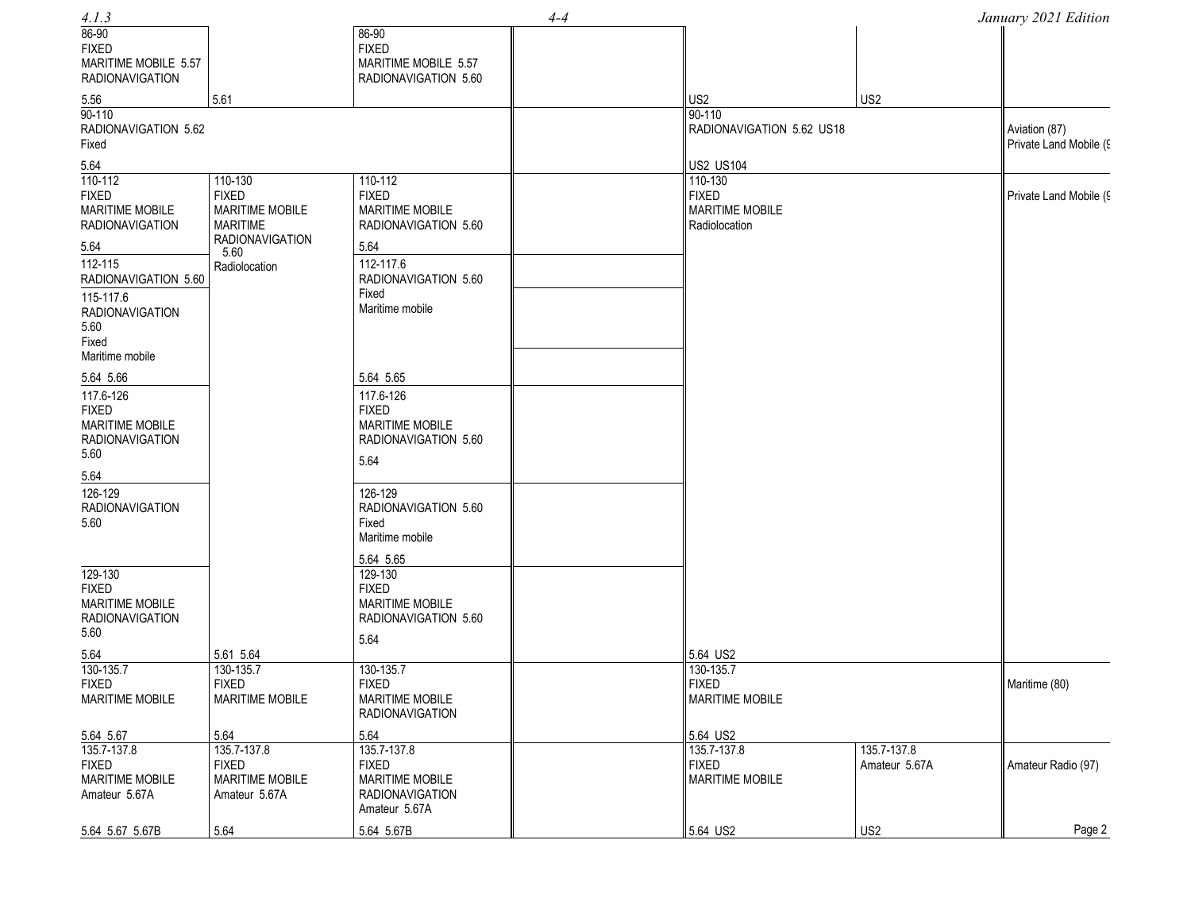| Region 1 | Region 2 | Region 3 | (blank) | Federal | Non-Federal | FCC Rule Part(s) |
|---|---|---|---|---|---|---|
| 86-90<br>FIXED<br>MARITIME MOBILE 5.57<br>RADIONAVIGATION<br><br>5.56 | 5.61 | 86-90<br>FIXED<br>MARITIME MOBILE 5.57<br>RADIONAVIGATION 5.60 | | US2 | US2 | |
| 90-110<br>RADIONAVIGATION 5.62<br>Fixed<br><br>5.64 | | | | 90-110<br>RADIONAVIGATION 5.62 US18<br><br>US2 US104 | | Aviation (87)<br>Private Land Mobile (9 |
| 110-112<br>FIXED<br>MARITIME MOBILE<br>RADIONAVIGATION<br><br>5.64 | 110-130<br>FIXED<br>MARITIME MOBILE<br>MARITIME<br>RADIONAVIGATION<br>5.60<br>Radiolocation | 110-112<br>FIXED<br>MARITIME MOBILE<br>RADIONAVIGATION 5.60<br><br>5.64 | | 110-130<br>FIXED<br>MARITIME MOBILE<br>Radiolocation | | Private Land Mobile (9 |
| 112-115<br>RADIONAVIGATION 5.60 | | 112-117.6<br>RADIONAVIGATION 5.60<br>Fixed<br>Maritime mobile<br><br>5.64 5.65 | | | | |
| 115-117.6<br>RADIONAVIGATION<br>5.60<br>Fixed<br>Maritime mobile<br><br>5.64 5.66 | | | | | | |
| 117.6-126<br>FIXED<br>MARITIME MOBILE<br>RADIONAVIGATION<br>5.60<br><br>5.64 | | 117.6-126<br>FIXED<br>MARITIME MOBILE<br>RADIONAVIGATION 5.60<br><br>5.64 | | | | |
| 126-129<br>RADIONAVIGATION<br>5.60 | | 126-129<br>RADIONAVIGATION 5.60<br>Fixed<br>Maritime mobile<br><br>5.64 5.65 | | | | |
| 129-130<br>FIXED<br>MARITIME MOBILE<br>RADIONAVIGATION<br>5.60<br><br>5.64 | 5.61 5.64 | 129-130<br>FIXED<br>MARITIME MOBILE<br>RADIONAVIGATION 5.60<br><br>5.64 | | 5.64 US2 | | |
| 130-135.7<br>FIXED<br>MARITIME MOBILE<br><br>5.64 5.67 | 130-135.7<br>FIXED<br>MARITIME MOBILE<br><br>5.64 | 130-135.7<br>FIXED<br>MARITIME MOBILE<br>RADIONAVIGATION<br><br>5.64 | | 130-135.7<br>FIXED<br>MARITIME MOBILE<br><br>5.64 US2 | | Maritime (80) |
| 135.7-137.8<br>FIXED<br>MARITIME MOBILE<br>Amateur 5.67A<br><br>5.64 5.67 5.67B | 135.7-137.8<br>FIXED<br>MARITIME MOBILE<br>Amateur 5.67A<br><br>5.64 | 135.7-137.8<br>FIXED<br>MARITIME MOBILE<br>RADIONAVIGATION<br>Amateur 5.67A<br><br>5.64 5.67B | | 135.7-137.8<br>FIXED<br>MARITIME MOBILE<br><br>5.64 US2 | 135.7-137.8<br>Amateur 5.67A<br><br>US2 | Amateur Radio (97) |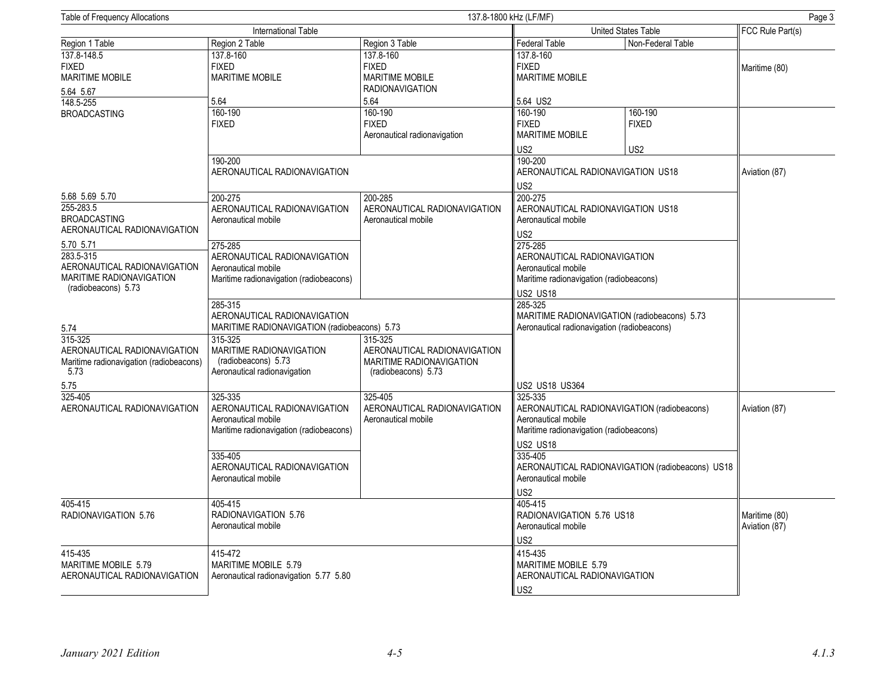Table of Frequency Allocations — 137.8-1800 kHz (LF/MF)

| International Table | | | United States Table | | FCC Rule Part(s) |
|---|---|---|---|---|---|
| Region 1 Table | Region 2 Table | Region 3 Table | Federal Table | Non-Federal Table | |
| 137.8-148.5 FIXED MARITIME MOBILE 5.64 5.67 | 137.8-160 FIXED MARITIME MOBILE 5.64 | 137.8-160 FIXED MARITIME MOBILE RADIONAVIGATION 5.64 | 137.8-160 FIXED MARITIME MOBILE 5.64 US2 | | Maritime (80) |
| 148.5-255 BROADCASTING | 160-190 FIXED | 160-190 FIXED Aeronautical radionavigation | 160-190 FIXED MARITIME MOBILE US2 | 160-190 FIXED US2 | |
| | 190-200 AERONAUTICAL RADIONAVIGATION | | 190-200 AERONAUTICAL RADIONAVIGATION US18 US2 | | Aviation (87) |
| 5.68 5.69 5.70 | 200-275 AERONAUTICAL RADIONAVIGATION Aeronautical mobile | 200-285 AERONAUTICAL RADIONAVIGATION Aeronautical mobile | 200-275 AERONAUTICAL RADIONAVIGATION US18 Aeronautical mobile US2 | | |
| 255-283.5 BROADCASTING AERONAUTICAL RADIONAVIGATION 5.70 5.71 | | | | | |
| 283.5-315 AERONAUTICAL RADIONAVIGATION MARITIME RADIONAVIGATION (radiobeacons) 5.73 | 275-285 AERONAUTICAL RADIONAVIGATION Aeronautical mobile Maritime radionavigation (radiobeacons) | | 275-285 AERONAUTICAL RADIONAVIGATION Aeronautical mobile Maritime radionavigation (radiobeacons) US2 US18 | | |
| 5.74 | 285-315 AERONAUTICAL RADIONAVIGATION MARITIME RADIONAVIGATION (radiobeacons) 5.73 | | 285-325 MARITIME RADIONAVIGATION (radiobeacons) 5.73 Aeronautical radionavigation (radiobeacons) US2 US18 US364 | | |
| 315-325 AERONAUTICAL RADIONAVIGATION Maritime radionavigation (radiobeacons) 5.73 5.75 | 315-325 MARITIME RADIONAVIGATION (radiobeacons) 5.73 Aeronautical radionavigation | 315-325 AERONAUTICAL RADIONAVIGATION MARITIME RADIONAVIGATION (radiobeacons) 5.73 | | | |
| 325-405 AERONAUTICAL RADIONAVIGATION | 325-335 AERONAUTICAL RADIONAVIGATION Aeronautical mobile Maritime radionavigation (radiobeacons) | 325-405 AERONAUTICAL RADIONAVIGATION Aeronautical mobile | 325-335 AERONAUTICAL RADIONAVIGATION (radiobeacons) Aeronautical mobile Maritime radionavigation (radiobeacons) US2 US18 | | Aviation (87) |
| | 335-405 AERONAUTICAL RADIONAVIGATION Aeronautical mobile | | 335-405 AERONAUTICAL RADIONAVIGATION (radiobeacons) US18 Aeronautical mobile US2 | | |
| 405-415 RADIONAVIGATION 5.76 | 405-415 RADIONAVIGATION 5.76 Aeronautical mobile | | 405-415 RADIONAVIGATION 5.76 US18 Aeronautical mobile US2 | | Maritime (80) Aviation (87) |
| 415-435 MARITIME MOBILE 5.79 AERONAUTICAL RADIONAVIGATION | 415-472 MARITIME MOBILE 5.79 Aeronautical radionavigation 5.77 5.80 | | 415-435 MARITIME MOBILE 5.79 AERONAUTICAL RADIONAVIGATION US2 | | |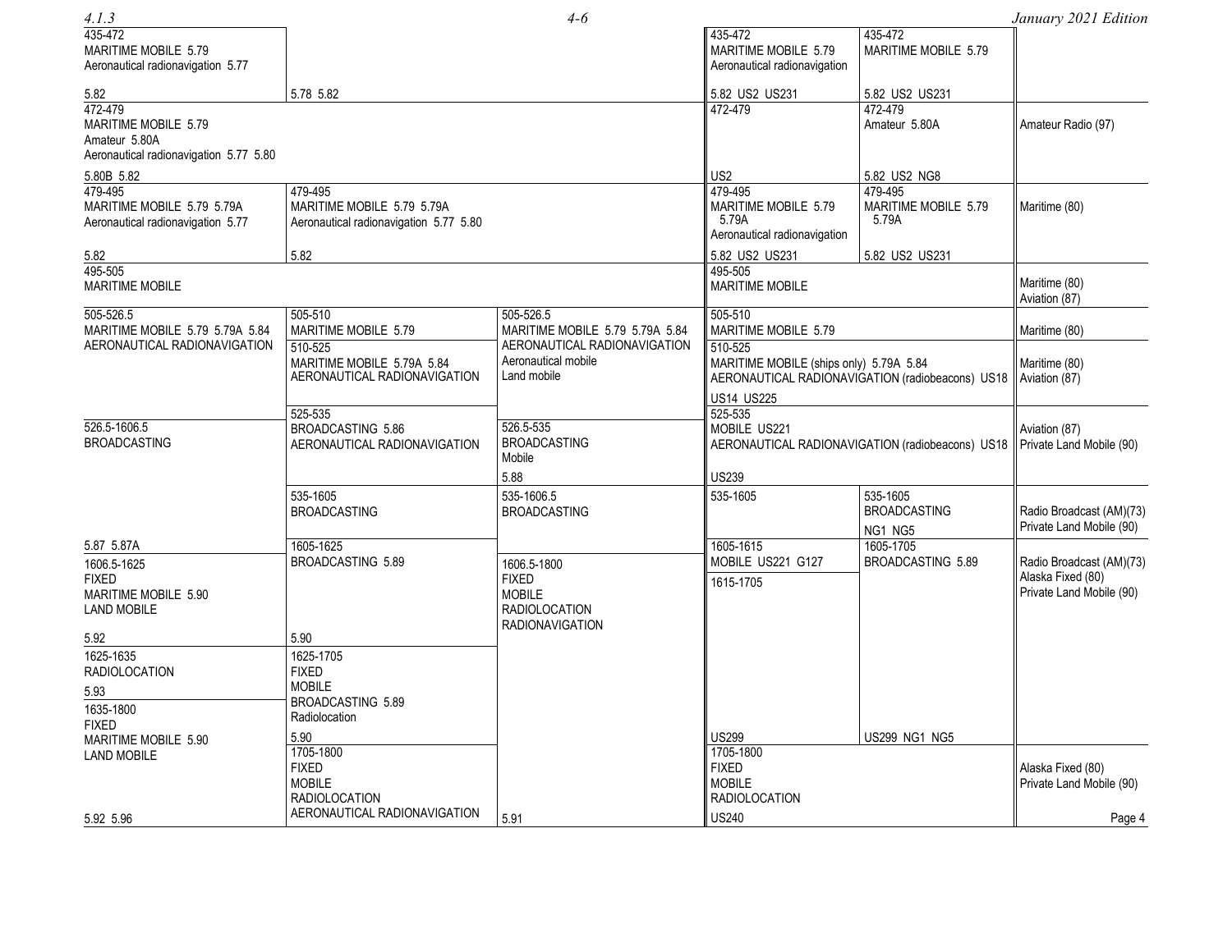| Region 1 Table | Region 2 Table | Region 3 Table | Federal Table | Non-Federal Table | FCC Rule Part(s) |
|---|---|---|---|---|---|
| 435-472<br>MARITIME MOBILE 5.79<br>Aeronautical radionavigation 5.77<br><br>5.82 | 5.78 5.82 | | 435-472<br>MARITIME MOBILE 5.79<br>Aeronautical radionavigation<br><br>5.82 US2 US231 | 435-472<br>MARITIME MOBILE 5.79<br><br>5.82 US2 US231 | |
| 472-479<br>MARITIME MOBILE 5.79<br>Amateur 5.80A<br>Aeronautical radionavigation 5.77 5.80<br><br>5.80B 5.82 | | | 472-479<br><br>US2 | 472-479<br>Amateur 5.80A<br><br>5.82 US2 NG8 | Amateur Radio (97) |
| 479-495<br>MARITIME MOBILE 5.79 5.79A<br>Aeronautical radionavigation 5.77<br><br>5.82 | 479-495<br>MARITIME MOBILE 5.79 5.79A<br>Aeronautical radionavigation 5.77 5.80<br><br>5.82 | | 479-495<br>MARITIME MOBILE 5.79 5.79A<br>Aeronautical radionavigation<br><br>5.82 US2 US231 | 479-495<br>MARITIME MOBILE 5.79 5.79A<br><br>5.82 US2 US231 | Maritime (80) |
| 495-505<br>MARITIME MOBILE | | | 495-505<br>MARITIME MOBILE | | Maritime (80)<br>Aviation (87) |
| 505-526.5<br>MARITIME MOBILE 5.79 5.79A 5.84<br>AERONAUTICAL RADIONAVIGATION | 505-510<br>MARITIME MOBILE 5.79 | 505-526.5<br>MARITIME MOBILE 5.79 5.79A 5.84<br>AERONAUTICAL RADIONAVIGATION<br>Aeronautical mobile<br>Land mobile | 505-510<br>MARITIME MOBILE 5.79 | | Maritime (80) |
| | 510-525<br>MARITIME MOBILE 5.79A 5.84<br>AERONAUTICAL RADIONAVIGATION | | 510-525<br>MARITIME MOBILE (ships only) 5.79A 5.84<br>AERONAUTICAL RADIONAVIGATION (radiobeacons) US18<br><br>US14 US225 | | Maritime (80)<br>Aviation (87) |
| 526.5-1606.5<br>BROADCASTING | 525-535<br>BROADCASTING 5.86<br>AERONAUTICAL RADIONAVIGATION | 526.5-535<br>BROADCASTING<br>Mobile<br><br>5.88 | 525-535<br>MOBILE US221<br>AERONAUTICAL RADIONAVIGATION (radiobeacons) US18<br><br>US239 | | Aviation (87)<br>Private Land Mobile (90) |
| 5.87 5.87A | 535-1605<br>BROADCASTING | 535-1606.5<br>BROADCASTING | 535-1605 | 535-1605<br>BROADCASTING<br><br>NG1 NG5 | Radio Broadcast (AM)(73)<br>Private Land Mobile (90) |
| 1606.5-1625<br>FIXED<br>MARITIME MOBILE 5.90<br>LAND MOBILE<br><br>5.92 | 1605-1625<br>BROADCASTING 5.89<br><br>5.90 | 1606.5-1800<br>FIXED<br>MOBILE<br>RADIOLOCATION<br>RADIONAVIGATION | 1605-1615<br>MOBILE US221 G127 | 1605-1705<br>BROADCASTING 5.89 | Radio Broadcast (AM)(73)<br>Alaska Fixed (80)<br>Private Land Mobile (90) |
| 1625-1635<br>RADIOLOCATION<br><br>5.93 | 1625-1705<br>FIXED<br>MOBILE<br>BROADCASTING 5.89<br>Radiolocation<br><br>5.90 | | 1615-1705<br><br>US299 | US299 NG1 NG5 | |
| 1635-1800<br>FIXED<br>MARITIME MOBILE 5.90<br>LAND MOBILE<br><br>5.92 5.96 | 1705-1800<br>FIXED<br>MOBILE<br>RADIOLOCATION<br>AERONAUTICAL RADIONAVIGATION | 5.91 | 1705-1800<br>FIXED<br>MOBILE<br>RADIOLOCATION<br><br>US240 | | Alaska Fixed (80)<br>Private Land Mobile (90) |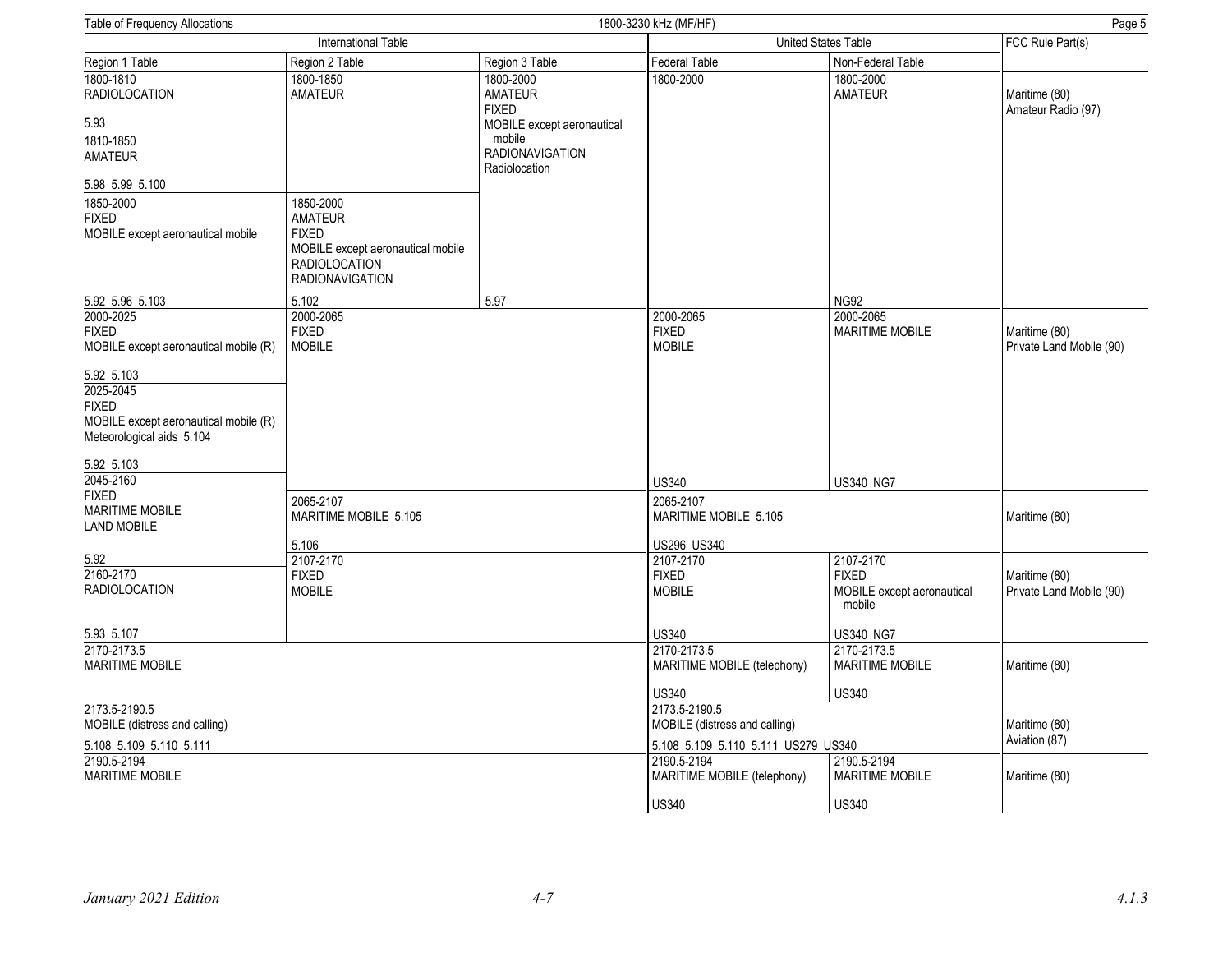Table of Frequency Allocations — 1800-3230 kHz (MF/HF)

| International Table | | | United States Table | | FCC Rule Part(s) |
|---|---|---|---|---|---|
| Region 1 Table | Region 2 Table | Region 3 Table | Federal Table | Non-Federal Table | |
| 1800-1810 RADIOLOCATION 5.93 | 1800-1850 AMATEUR | 1800-2000 AMATEUR FIXED MOBILE except aeronautical mobile RADIONAVIGATION Radiolocation 5.97 | 1800-2000 | 1800-2000 AMATEUR NG92 | Maritime (80) Amateur Radio (97) |
| 1810-1850 AMATEUR 5.98 5.99 5.100 | | | | | |
| 1850-2000 FIXED MOBILE except aeronautical mobile 5.92 5.96 5.103 | 1850-2000 AMATEUR FIXED MOBILE except aeronautical mobile RADIOLOCATION RADIONAVIGATION 5.102 | | | | |
| 2000-2025 FIXED MOBILE except aeronautical mobile (R) 5.92 5.103 | 2000-2065 FIXED MOBILE | | 2000-2065 FIXED MOBILE US340 | 2000-2065 MARITIME MOBILE US340 NG7 | Maritime (80) Private Land Mobile (90) |
| 2025-2045 FIXED MOBILE except aeronautical mobile (R) Meteorological aids 5.104 5.92 5.103 | | | | | |
| 2045-2160 FIXED MARITIME MOBILE LAND MOBILE 5.92 | 2065-2107 MARITIME MOBILE 5.105 5.106 | | 2065-2107 MARITIME MOBILE 5.105 US296 US340 | | Maritime (80) |
| | 2107-2170 FIXED MOBILE | | 2107-2170 FIXED MOBILE US340 | 2107-2170 FIXED MOBILE except aeronautical mobile US340 NG7 | Maritime (80) Private Land Mobile (90) |
| 2160-2170 RADIOLOCATION 5.93 5.107 | | | | | |
| 2170-2173.5 MARITIME MOBILE | | | 2170-2173.5 MARITIME MOBILE (telephony) US340 | 2170-2173.5 MARITIME MOBILE US340 | Maritime (80) |
| 2173.5-2190.5 MOBILE (distress and calling) 5.108 5.109 5.110 5.111 | | | 2173.5-2190.5 MOBILE (distress and calling) 5.108 5.109 5.110 5.111 US279 US340 | | Maritime (80) Aviation (87) |
| 2190.5-2194 MARITIME MOBILE | | | 2190.5-2194 MARITIME MOBILE (telephony) US340 | 2190.5-2194 MARITIME MOBILE US340 | Maritime (80) |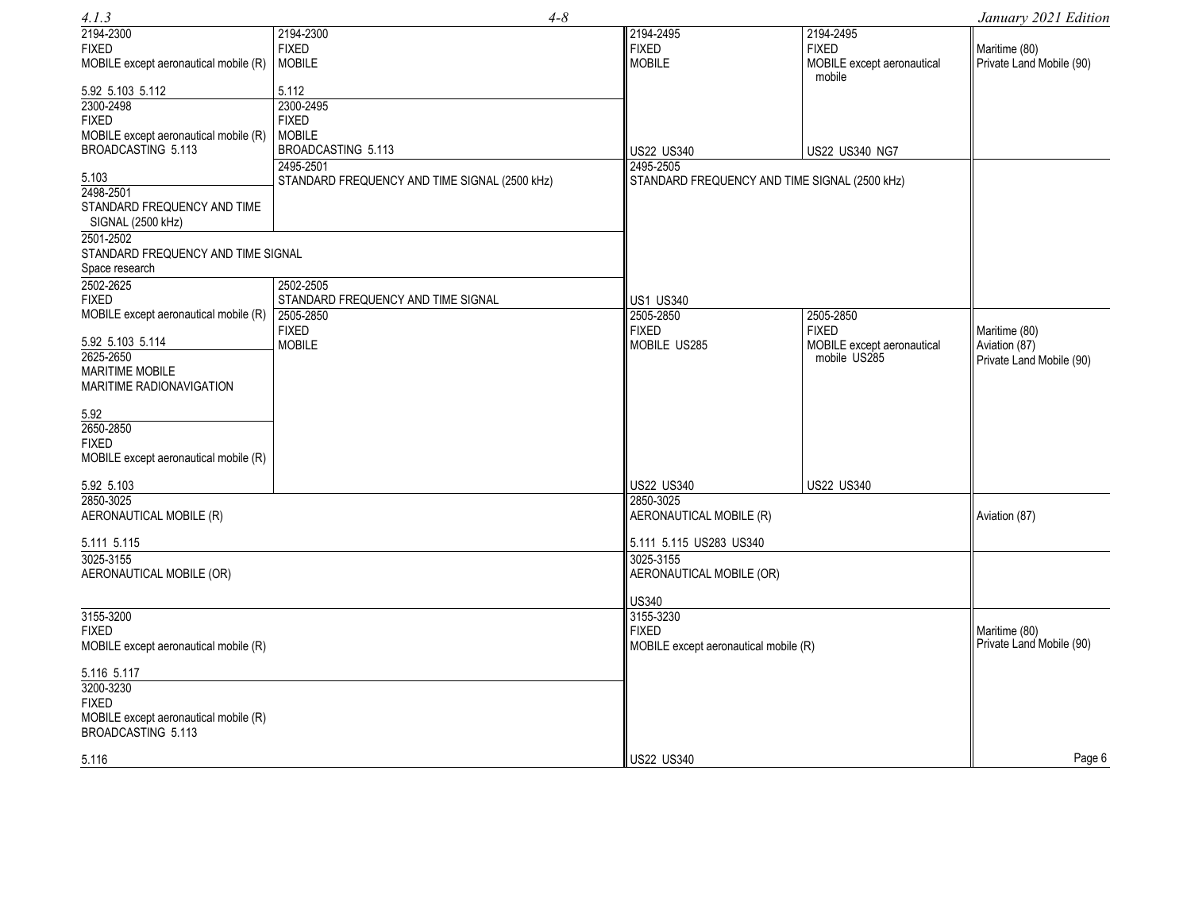| Region 1 Table | Region 2 Table | Federal Table | Non-Federal Table | FCC Rule Part(s) |
|---|---|---|---|---|
| 2194-2300<br>FIXED<br>MOBILE except aeronautical mobile (R)<br><br>5.92 5.103 5.112 | 2194-2300<br>FIXED<br>MOBILE<br><br>5.112 | 2194-2495<br>FIXED<br>MOBILE<br><br>US22 US340 | 2194-2495<br>FIXED<br>MOBILE except aeronautical mobile<br><br>US22 US340 NG7 | Maritime (80)<br>Private Land Mobile (90) |
| 2300-2498<br>FIXED<br>MOBILE except aeronautical mobile (R)<br>BROADCASTING 5.113<br><br>5.103 | 2300-2495<br>FIXED<br>MOBILE<br>BROADCASTING 5.113 | | | |
| 2498-2501<br>STANDARD FREQUENCY AND TIME SIGNAL (2500 kHz) | 2495-2501<br>STANDARD FREQUENCY AND TIME SIGNAL (2500 kHz) | 2495-2505<br>STANDARD FREQUENCY AND TIME SIGNAL (2500 kHz)<br><br>US1 US340 | | |
| 2501-2502<br>STANDARD FREQUENCY AND TIME SIGNAL<br>Space research | | | | |
| 2502-2625<br>FIXED<br>MOBILE except aeronautical mobile (R)<br><br>5.92 5.103 5.114 | 2502-2505<br>STANDARD FREQUENCY AND TIME SIGNAL | | | |
| | 2505-2850<br>FIXED<br>MOBILE | 2505-2850<br>FIXED<br>MOBILE US285<br><br>US22 US340 | 2505-2850<br>FIXED<br>MOBILE except aeronautical mobile US285<br><br>US22 US340 | Maritime (80)<br>Aviation (87)<br>Private Land Mobile (90) |
| 2625-2650<br>MARITIME MOBILE<br>MARITIME RADIONAVIGATION<br><br>5.92 | | | | |
| 2650-2850<br>FIXED<br>MOBILE except aeronautical mobile (R)<br><br>5.92 5.103 | | | | |
| 2850-3025<br>AERONAUTICAL MOBILE (R)<br><br>5.111 5.115 | | 2850-3025<br>AERONAUTICAL MOBILE (R)<br><br>5.111 5.115 US283 US340 | | Aviation (87) |
| 3025-3155<br>AERONAUTICAL MOBILE (OR) | | 3025-3155<br>AERONAUTICAL MOBILE (OR)<br><br>US340 | | |
| 3155-3200<br>FIXED<br>MOBILE except aeronautical mobile (R)<br><br>5.116 5.117 | | 3155-3230<br>FIXED<br>MOBILE except aeronautical mobile (R)<br><br>US22 US340 | | Maritime (80)<br>Private Land Mobile (90) |
| 3200-3230<br>FIXED<br>MOBILE except aeronautical mobile (R)<br>BROADCASTING 5.113<br><br>5.116 | | | | |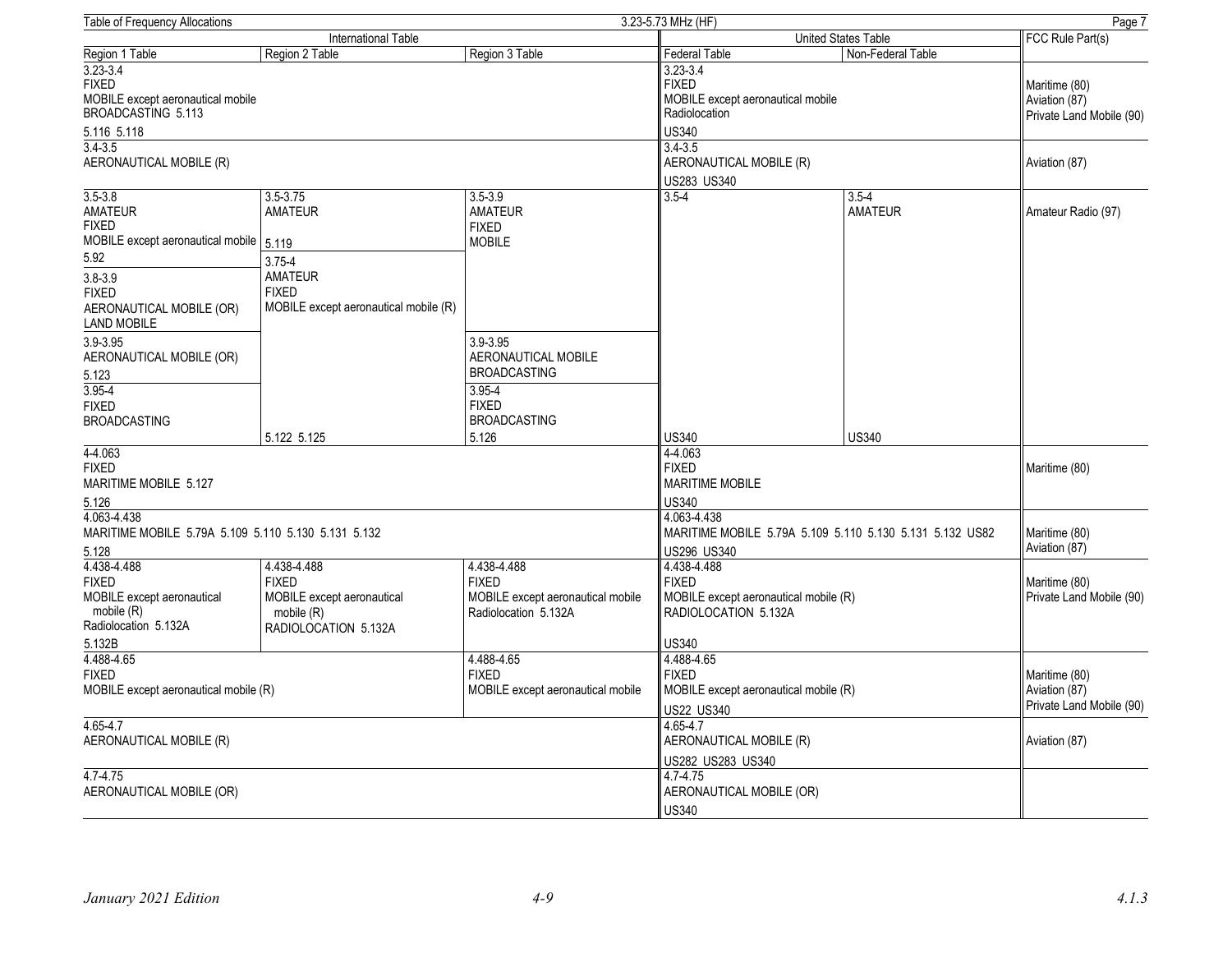| International Table | | | United States Table | | FCC Rule Part(s) |
|---|---|---|---|---|---|
| Region 1 Table | Region 2 Table | Region 3 Table | Federal Table | Non-Federal Table | |
| 3.23-3.4 FIXED MOBILE except aeronautical mobile BROADCASTING 5.113 5.116 5.118 | | | 3.23-3.4 FIXED MOBILE except aeronautical mobile Radiolocation US340 | | Maritime (80) Aviation (87) Private Land Mobile (90) |
| 3.4-3.5 AERONAUTICAL MOBILE (R) | | | 3.4-3.5 AERONAUTICAL MOBILE (R) US283 US340 | | Aviation (87) |
| 3.5-3.8 AMATEUR FIXED MOBILE except aeronautical mobile 5.92 | 3.5-3.75 AMATEUR 5.119 | 3.5-3.9 AMATEUR FIXED MOBILE | 3.5-4 US340 | 3.5-4 AMATEUR US340 | Amateur Radio (97) |
| 3.8-3.9 FIXED AERONAUTICAL MOBILE (OR) LAND MOBILE | 3.75-4 AMATEUR FIXED MOBILE except aeronautical mobile (R) 5.122 5.125 | | | | |
| 3.9-3.95 AERONAUTICAL MOBILE (OR) 5.123 | | 3.9-3.95 AERONAUTICAL MOBILE BROADCASTING | | | |
| 3.95-4 FIXED BROADCASTING | | 3.95-4 FIXED BROADCASTING 5.126 | | | |
| 4-4.063 FIXED MARITIME MOBILE 5.127 5.126 | | | 4-4.063 FIXED MARITIME MOBILE US340 | | Maritime (80) |
| 4.063-4.438 MARITIME MOBILE 5.79A 5.109 5.110 5.130 5.131 5.132 5.128 | | | 4.063-4.438 MARITIME MOBILE 5.79A 5.109 5.110 5.130 5.131 5.132 US82 US296 US340 | | Maritime (80) Aviation (87) |
| 4.438-4.488 FIXED MOBILE except aeronautical mobile (R) Radiolocation 5.132A 5.132B | 4.438-4.488 FIXED MOBILE except aeronautical mobile (R) RADIOLOCATION 5.132A | 4.438-4.488 FIXED MOBILE except aeronautical mobile Radiolocation 5.132A | 4.438-4.488 FIXED MOBILE except aeronautical mobile (R) RADIOLOCATION 5.132A US340 | | Maritime (80) Private Land Mobile (90) |
| 4.488-4.65 FIXED MOBILE except aeronautical mobile (R) | | 4.488-4.65 FIXED MOBILE except aeronautical mobile | 4.488-4.65 FIXED MOBILE except aeronautical mobile (R) US22 US340 | | Maritime (80) Aviation (87) Private Land Mobile (90) |
| 4.65-4.7 AERONAUTICAL MOBILE (R) | | | 4.65-4.7 AERONAUTICAL MOBILE (R) US282 US283 US340 | | Aviation (87) |
| 4.7-4.75 AERONAUTICAL MOBILE (OR) | | | 4.7-4.75 AERONAUTICAL MOBILE (OR) US340 | | |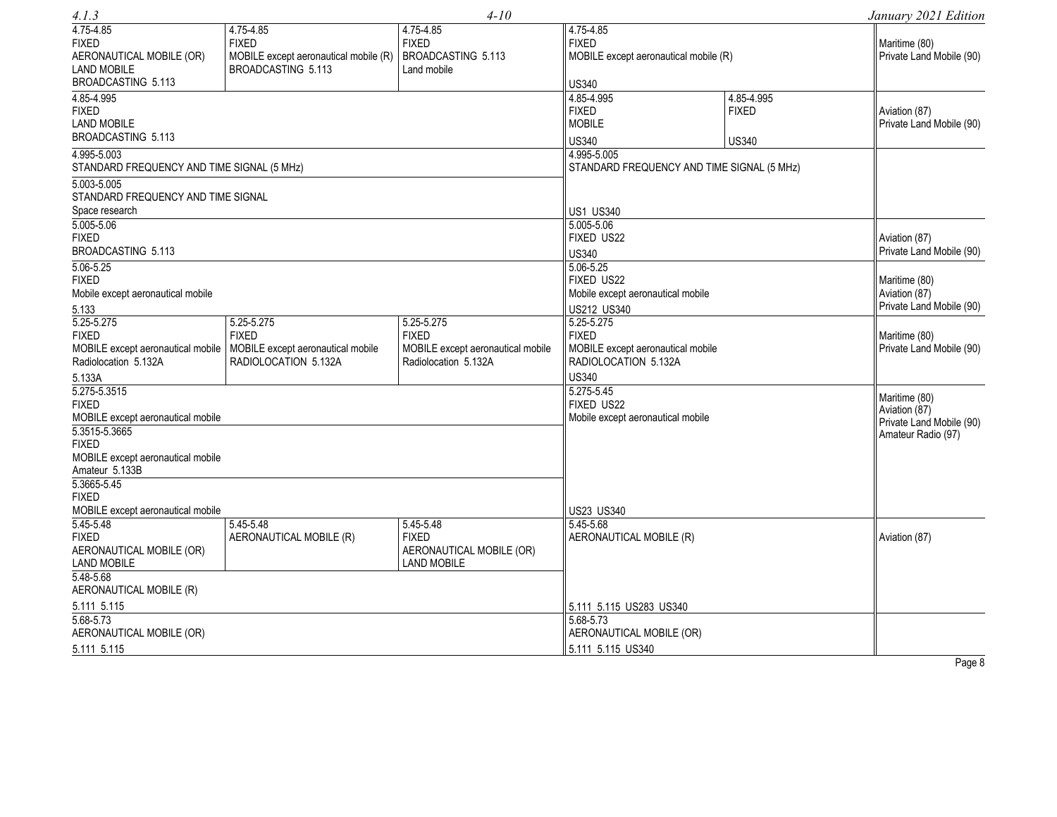| Region 1 Table | Region 2 Table | Region 3 Table | Federal Table | Non-Federal Table | FCC Rule Part(s) |
|---|---|---|---|---|---|
| 4.75-4.85 FIXED AERONAUTICAL MOBILE (OR) LAND MOBILE BROADCASTING 5.113 | 4.75-4.85 FIXED MOBILE except aeronautical mobile (R) BROADCASTING 5.113 | 4.75-4.85 FIXED BROADCASTING 5.113 Land mobile | 4.75-4.85 FIXED MOBILE except aeronautical mobile (R) US340 | | Maritime (80) Private Land Mobile (90) |
| 4.85-4.995 FIXED LAND MOBILE BROADCASTING 5.113 | | | 4.85-4.995 FIXED MOBILE US340 | 4.85-4.995 FIXED US340 | Aviation (87) Private Land Mobile (90) |
| 4.995-5.003 STANDARD FREQUENCY AND TIME SIGNAL (5 MHz) | | | 4.995-5.005 STANDARD FREQUENCY AND TIME SIGNAL (5 MHz) US1 US340 | | |
| 5.003-5.005 STANDARD FREQUENCY AND TIME SIGNAL Space research | | | | | |
| 5.005-5.06 FIXED BROADCASTING 5.113 | | | 5.005-5.06 FIXED US22 US340 | | Aviation (87) Private Land Mobile (90) |
| 5.06-5.25 FIXED Mobile except aeronautical mobile 5.133 | | | 5.06-5.25 FIXED US22 Mobile except aeronautical mobile US212 US340 | | Maritime (80) Aviation (87) Private Land Mobile (90) |
| 5.25-5.275 FIXED MOBILE except aeronautical mobile Radiolocation 5.132A 5.133A | 5.25-5.275 FIXED MOBILE except aeronautical mobile RADIOLOCATION 5.132A | 5.25-5.275 FIXED MOBILE except aeronautical mobile Radiolocation 5.132A | 5.25-5.275 FIXED MOBILE except aeronautical mobile RADIOLOCATION 5.132A US340 | | Maritime (80) Private Land Mobile (90) |
| 5.275-5.3515 FIXED MOBILE except aeronautical mobile | | | 5.275-5.45 FIXED US22 Mobile except aeronautical mobile US23 US340 | | Maritime (80) Aviation (87) Private Land Mobile (90) Amateur Radio (97) |
| 5.3515-5.3665 FIXED MOBILE except aeronautical mobile Amateur 5.133B | | | | | |
| 5.3665-5.45 FIXED MOBILE except aeronautical mobile | | | | | |
| 5.45-5.48 FIXED AERONAUTICAL MOBILE (OR) LAND MOBILE | 5.45-5.48 AERONAUTICAL MOBILE (R) | 5.45-5.48 FIXED AERONAUTICAL MOBILE (OR) LAND MOBILE | 5.45-5.68 AERONAUTICAL MOBILE (R) 5.111 5.115 US283 US340 | | Aviation (87) |
| 5.48-5.68 AERONAUTICAL MOBILE (R) 5.111 5.115 | | | | | |
| 5.68-5.73 AERONAUTICAL MOBILE (OR) 5.111 5.115 | | | 5.68-5.73 AERONAUTICAL MOBILE (OR) 5.111 5.115 US340 | | |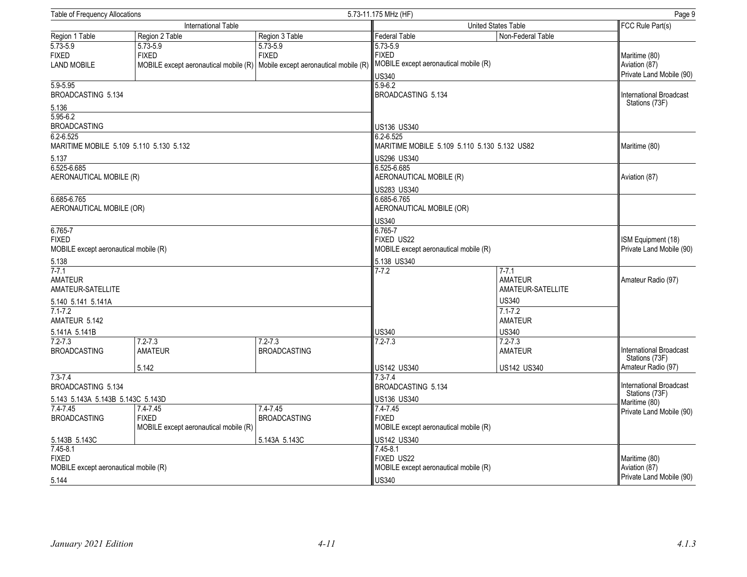| International Table | | | United States Table | | FCC Rule Part(s) |
|---|---|---|---|---|---|
| Region 1 Table | Region 2 Table | Region 3 Table | Federal Table | Non-Federal Table | |
| 5.73-5.9<br>FIXED<br>LAND MOBILE | 5.73-5.9<br>FIXED<br>MOBILE except aeronautical mobile (R) | 5.73-5.9<br>FIXED<br>Mobile except aeronautical mobile (R) | 5.73-5.9<br>FIXED<br>MOBILE except aeronautical mobile (R)<br><br>US340 | | Maritime (80)<br>Aviation (87)<br>Private Land Mobile (90) |
| 5.9-5.95<br>BROADCASTING 5.134<br><br>5.136 | | | 5.9-6.2<br>BROADCASTING 5.134<br><br>US136 US340 | | International Broadcast Stations (73F) |
| 5.95-6.2<br>BROADCASTING | | | | | |
| 6.2-6.525<br>MARITIME MOBILE 5.109 5.110 5.130 5.132<br><br>5.137 | | | 6.2-6.525<br>MARITIME MOBILE 5.109 5.110 5.130 5.132 US82<br><br>US296 US340 | | Maritime (80) |
| 6.525-6.685<br>AERONAUTICAL MOBILE (R) | | | 6.525-6.685<br>AERONAUTICAL MOBILE (R)<br><br>US283 US340 | | Aviation (87) |
| 6.685-6.765<br>AERONAUTICAL MOBILE (OR) | | | 6.685-6.765<br>AERONAUTICAL MOBILE (OR)<br><br>US340 | | |
| 6.765-7<br>FIXED<br>MOBILE except aeronautical mobile (R)<br><br>5.138 | | | 6.765-7<br>FIXED US22<br>MOBILE except aeronautical mobile (R)<br><br>5.138 US340 | | ISM Equipment (18)<br>Private Land Mobile (90) |
| 7-7.1<br>AMATEUR<br>AMATEUR-SATELLITE<br><br>5.140 5.141 5.141A | | | 7-7.2<br><br><br><br><br><br>US340 | 7-7.1<br>AMATEUR<br>AMATEUR-SATELLITE<br><br>US340 | Amateur Radio (97) |
| 7.1-7.2<br>AMATEUR 5.142<br><br>5.141A 5.141B | | | | 7.1-7.2<br>AMATEUR<br><br>US340 | |
| 7.2-7.3<br>BROADCASTING | 7.2-7.3<br>AMATEUR<br><br>5.142 | 7.2-7.3<br>BROADCASTING | 7.2-7.3<br><br><br>US142 US340 | 7.2-7.3<br>AMATEUR<br><br>US142 US340 | International Broadcast Stations (73F)<br>Amateur Radio (97) |
| 7.3-7.4<br>BROADCASTING 5.134<br><br>5.143 5.143A 5.143B 5.143C 5.143D | | | 7.3-7.4<br>BROADCASTING 5.134<br><br>US136 US340 | | International Broadcast Stations (73F)<br>Maritime (80)<br>Private Land Mobile (90) |
| 7.4-7.45<br>BROADCASTING<br><br><br>5.143B 5.143C | 7.4-7.45<br>FIXED<br>MOBILE except aeronautical mobile (R) | 7.4-7.45<br>BROADCASTING<br><br><br>5.143A 5.143C | 7.4-7.45<br>FIXED<br>MOBILE except aeronautical mobile (R)<br><br>US142 US340 | | |
| 7.45-8.1<br>FIXED<br>MOBILE except aeronautical mobile (R)<br><br>5.144 | | | 7.45-8.1<br>FIXED US22<br>MOBILE except aeronautical mobile (R)<br><br>US340 | | Maritime (80)<br>Aviation (87)<br>Private Land Mobile (90) |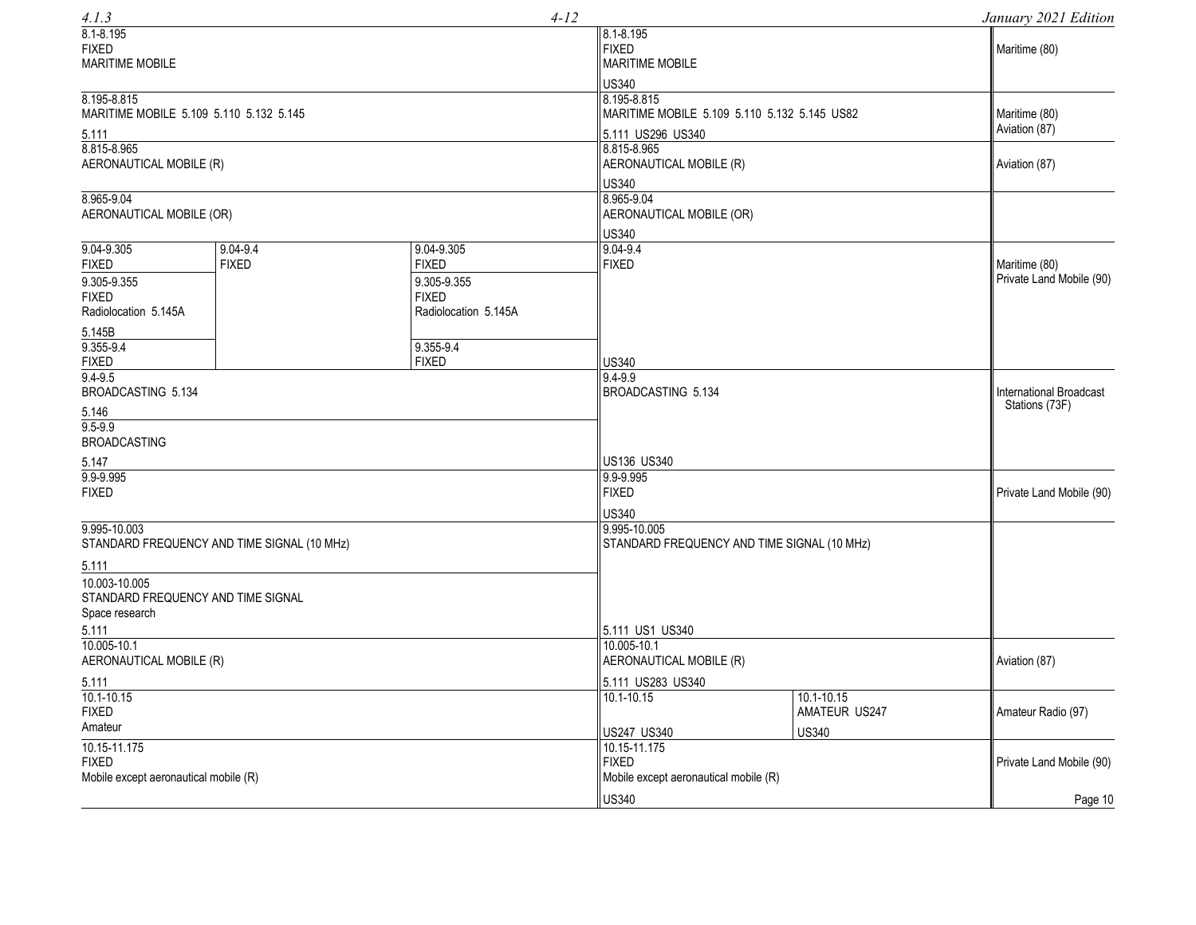| Region 1 Table | Region 2 Table | Region 3 Table | Federal Table | Non-Federal Table | FCC Rule Part(s) |
|---|---|---|---|---|---|
| 8.1-8.195<br>FIXED<br>MARITIME MOBILE | | | 8.1-8.195<br>FIXED<br>MARITIME MOBILE<br><br>US340 | | Maritime (80) |
| 8.195-8.815<br>MARITIME MOBILE 5.109 5.110 5.132 5.145<br><br>5.111 | | | 8.195-8.815<br>MARITIME MOBILE 5.109 5.110 5.132 5.145 US82<br><br>5.111 US296 US340 | | Maritime (80)<br>Aviation (87) |
| 8.815-8.965<br>AERONAUTICAL MOBILE (R) | | | 8.815-8.965<br>AERONAUTICAL MOBILE (R)<br><br>US340 | | Aviation (87) |
| 8.965-9.04<br>AERONAUTICAL MOBILE (OR) | | | 8.965-9.04<br>AERONAUTICAL MOBILE (OR)<br><br>US340 | | |
| 9.04-9.305<br>FIXED | 9.04-9.4<br>FIXED | 9.04-9.305<br>FIXED | 9.04-9.4<br>FIXED<br><br>US340 | | Maritime (80)<br>Private Land Mobile (90) |
| 9.305-9.355<br>FIXED<br>Radiolocation 5.145A<br><br>5.145B | | 9.305-9.355<br>FIXED<br>Radiolocation 5.145A | | | |
| 9.355-9.4<br>FIXED | | 9.355-9.4<br>FIXED | | | |
| 9.4-9.5<br>BROADCASTING 5.134<br><br>5.146 | | | 9.4-9.9<br>BROADCASTING 5.134<br><br>US136 US340 | | International Broadcast Stations (73F) |
| 9.5-9.9<br>BROADCASTING<br><br>5.147 | | | | | |
| 9.9-9.995<br>FIXED | | | 9.9-9.995<br>FIXED<br><br>US340 | | Private Land Mobile (90) |
| 9.995-10.003<br>STANDARD FREQUENCY AND TIME SIGNAL (10 MHz)<br><br>5.111 | | | 9.995-10.005<br>STANDARD FREQUENCY AND TIME SIGNAL (10 MHz)<br><br>5.111 US1 US340 | | |
| 10.003-10.005<br>STANDARD FREQUENCY AND TIME SIGNAL<br>Space research<br><br>5.111 | | | | | |
| 10.005-10.1<br>AERONAUTICAL MOBILE (R)<br><br>5.111 | | | 10.005-10.1<br>AERONAUTICAL MOBILE (R)<br><br>5.111 US283 US340 | | Aviation (87) |
| 10.1-10.15<br>FIXED<br>Amateur | | | 10.1-10.15<br><br>US247 US340 | 10.1-10.15<br>AMATEUR US247<br><br>US340 | Amateur Radio (97) |
| 10.15-11.175<br>FIXED<br>Mobile except aeronautical mobile (R) | | | 10.15-11.175<br>FIXED<br>Mobile except aeronautical mobile (R)<br><br>US340 | | Private Land Mobile (90) |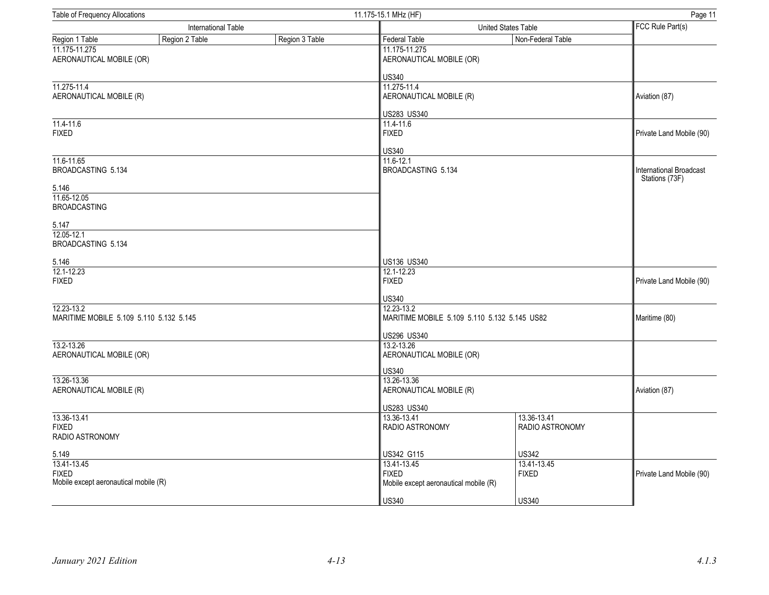| International Table | | | United States Table | | FCC Rule Part(s) |
|---|---|---|---|---|---|
| Region 1 Table | Region 2 Table | Region 3 Table | Federal Table | Non-Federal Table | |
| 11.175-11.275 AERONAUTICAL MOBILE (OR) | | | 11.175-11.275 AERONAUTICAL MOBILE (OR) US340 | | |
| 11.275-11.4 AERONAUTICAL MOBILE (R) | | | 11.275-11.4 AERONAUTICAL MOBILE (R) US283 US340 | | Aviation (87) |
| 11.4-11.6 FIXED | | | 11.4-11.6 FIXED US340 | | Private Land Mobile (90) |
| 11.6-11.65 BROADCASTING 5.134 5.146 | | | 11.6-12.1 BROADCASTING 5.134 US136 US340 | | International Broadcast Stations (73F) |
| 11.65-12.05 BROADCASTING 5.147 | | | | | |
| 12.05-12.1 BROADCASTING 5.134 5.146 | | | | | |
| 12.1-12.23 FIXED | | | 12.1-12.23 FIXED US340 | | Private Land Mobile (90) |
| 12.23-13.2 MARITIME MOBILE 5.109 5.110 5.132 5.145 | | | 12.23-13.2 MARITIME MOBILE 5.109 5.110 5.132 5.145 US82 US296 US340 | | Maritime (80) |
| 13.2-13.26 AERONAUTICAL MOBILE (OR) | | | 13.2-13.26 AERONAUTICAL MOBILE (OR) US340 | | |
| 13.26-13.36 AERONAUTICAL MOBILE (R) | | | 13.26-13.36 AERONAUTICAL MOBILE (R) US283 US340 | | Aviation (87) |
| 13.36-13.41 FIXED RADIO ASTRONOMY 5.149 | | | 13.36-13.41 RADIO ASTRONOMY US342 G115 | 13.36-13.41 RADIO ASTRONOMY US342 | |
| 13.41-13.45 FIXED Mobile except aeronautical mobile (R) | | | 13.41-13.45 FIXED Mobile except aeronautical mobile (R) US340 | 13.41-13.45 FIXED US340 | Private Land Mobile (90) |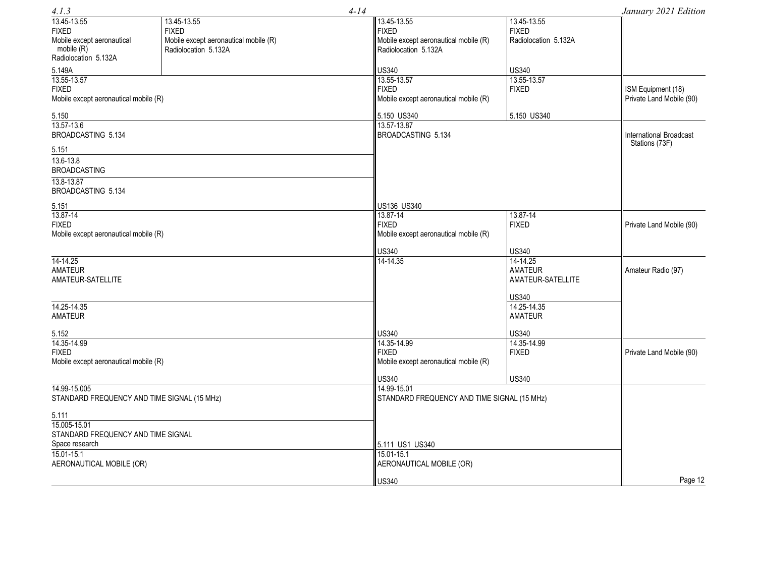| Region 1 | Region 2 / Region 3 | Federal | Non-Federal | FCC Rule Part(s) |
|---|---|---|---|---|
| 13.45-13.55<br>FIXED<br>Mobile except aeronautical mobile (R)<br>Radiolocation 5.132A<br><br>5.149A | 13.45-13.55<br>FIXED<br>Mobile except aeronautical mobile (R)<br>Radiolocation 5.132A | 13.45-13.55<br>FIXED<br>Mobile except aeronautical mobile (R)<br>Radiolocation 5.132A<br><br>US340 | 13.45-13.55<br>FIXED<br>Radiolocation 5.132A<br><br>US340 | |
| 13.55-13.57<br>FIXED<br>Mobile except aeronautical mobile (R)<br><br>5.150 | | 13.55-13.57<br>FIXED<br>Mobile except aeronautical mobile (R)<br><br>5.150 US340 | 13.55-13.57<br>FIXED<br><br>5.150 US340 | ISM Equipment (18)<br>Private Land Mobile (90) |
| 13.57-13.6<br>BROADCASTING 5.134<br><br>5.151 | | 13.57-13.87<br>BROADCASTING 5.134<br><br>US136 US340 | | International Broadcast Stations (73F) |
| 13.6-13.8<br>BROADCASTING | | | | |
| 13.8-13.87<br>BROADCASTING 5.134<br><br>5.151 | | | | |
| 13.87-14<br>FIXED<br>Mobile except aeronautical mobile (R) | | 13.87-14<br>FIXED<br>Mobile except aeronautical mobile (R)<br><br>US340 | 13.87-14<br>FIXED<br><br>US340 | Private Land Mobile (90) |
| 14-14.25<br>AMATEUR<br>AMATEUR-SATELLITE | | 14-14.35<br><br>US340 | 14-14.25<br>AMATEUR<br>AMATEUR-SATELLITE<br><br>US340 | Amateur Radio (97) |
| 14.25-14.35<br>AMATEUR<br><br>5.152 | | | 14.25-14.35<br>AMATEUR<br><br>US340 | |
| 14.35-14.99<br>FIXED<br>Mobile except aeronautical mobile (R) | | 14.35-14.99<br>FIXED<br>Mobile except aeronautical mobile (R)<br><br>US340 | 14.35-14.99<br>FIXED<br><br>US340 | Private Land Mobile (90) |
| 14.99-15.005<br>STANDARD FREQUENCY AND TIME SIGNAL (15 MHz)<br><br>5.111 | | 14.99-15.01<br>STANDARD FREQUENCY AND TIME SIGNAL (15 MHz)<br><br>5.111 US1 US340 | | |
| 15.005-15.01<br>STANDARD FREQUENCY AND TIME SIGNAL<br>Space research | | | | |
| 15.01-15.1<br>AERONAUTICAL MOBILE (OR) | | 15.01-15.1<br>AERONAUTICAL MOBILE (OR)<br><br>US340 | | |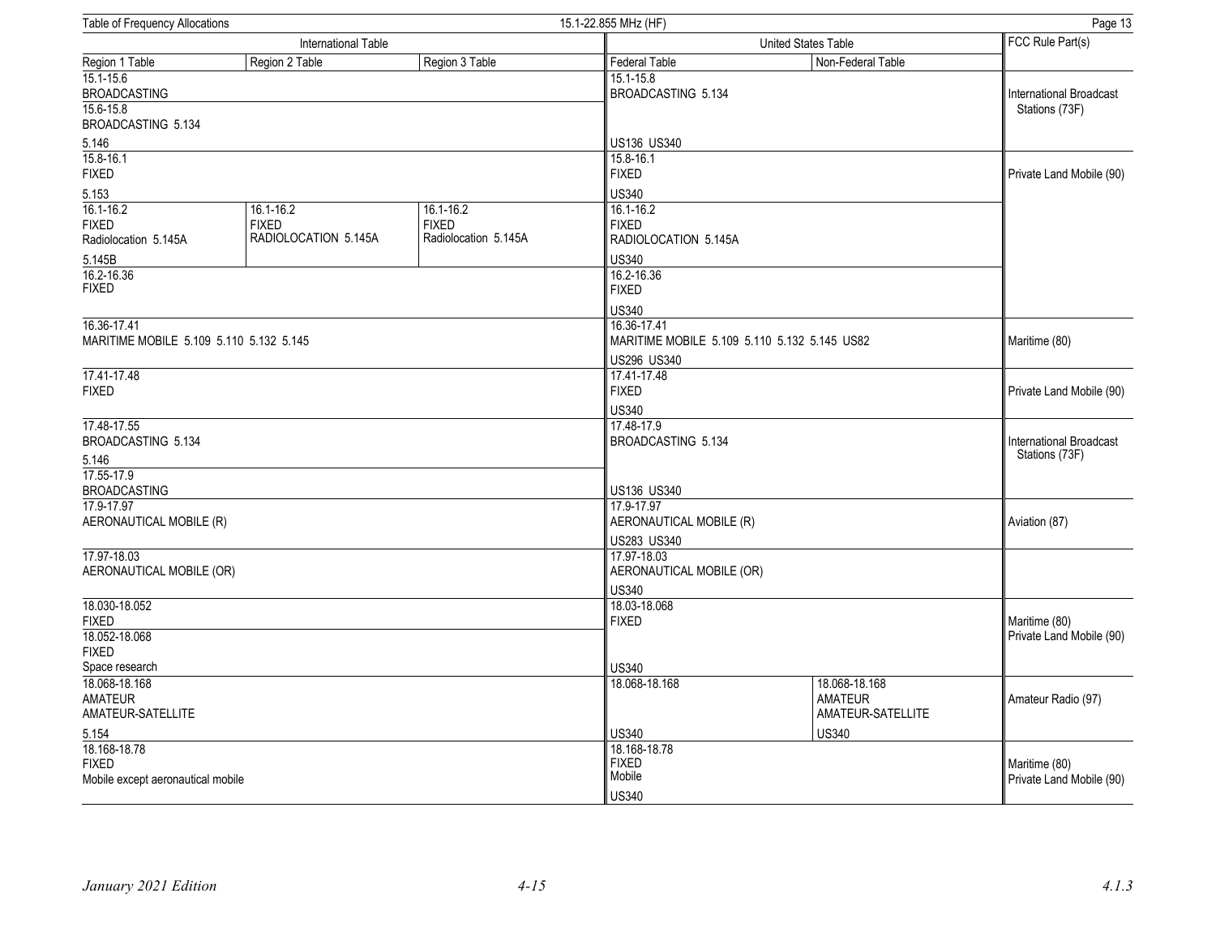| International Table | | | United States Table | | FCC Rule Part(s) |
|---|---|---|---|---|---|
| Region 1 Table | Region 2 Table | Region 3 Table | Federal Table | Non-Federal Table | |
| 15.1-15.6<br>BROADCASTING<br>15.6-15.8<br>BROADCASTING 5.134<br><br>5.146 | | | 15.1-15.8<br>BROADCASTING 5.134<br><br>US136 US340 | | International Broadcast Stations (73F) |
| 15.8-16.1<br>FIXED<br><br>5.153 | | | 15.8-16.1<br>FIXED<br><br>US340 | | Private Land Mobile (90) |
| 16.1-16.2<br>FIXED<br>Radiolocation 5.145A<br><br>5.145B | 16.1-16.2<br>FIXED<br>RADIOLOCATION 5.145A | 16.1-16.2<br>FIXED<br>Radiolocation 5.145A | 16.1-16.2<br>FIXED<br>RADIOLOCATION 5.145A<br><br>US340 | | |
| 16.2-16.36<br>FIXED | | | 16.2-16.36<br>FIXED<br><br>US340 | | |
| 16.36-17.41<br>MARITIME MOBILE 5.109 5.110 5.132 5.145 | | | 16.36-17.41<br>MARITIME MOBILE 5.109 5.110 5.132 5.145 US82<br><br>US296 US340 | | Maritime (80) |
| 17.41-17.48<br>FIXED | | | 17.41-17.48<br>FIXED<br><br>US340 | | Private Land Mobile (90) |
| 17.48-17.55<br>BROADCASTING 5.134<br><br>5.146<br>17.55-17.9<br>BROADCASTING | | | 17.48-17.9<br>BROADCASTING 5.134<br><br>US136 US340 | | International Broadcast Stations (73F) |
| 17.9-17.97<br>AERONAUTICAL MOBILE (R) | | | 17.9-17.97<br>AERONAUTICAL MOBILE (R)<br><br>US283 US340 | | Aviation (87) |
| 17.97-18.03<br>AERONAUTICAL MOBILE (OR) | | | 17.97-18.03<br>AERONAUTICAL MOBILE (OR)<br><br>US340 | | |
| 18.030-18.052<br>FIXED<br>18.052-18.068<br>FIXED<br>Space research | | | 18.03-18.068<br>FIXED<br><br>US340 | | Maritime (80)<br>Private Land Mobile (90) |
| 18.068-18.168<br>AMATEUR<br>AMATEUR-SATELLITE<br><br>5.154 | | | 18.068-18.168<br><br>US340 | 18.068-18.168<br>AMATEUR<br>AMATEUR-SATELLITE<br><br>US340 | Amateur Radio (97) |
| 18.168-18.78<br>FIXED<br>Mobile except aeronautical mobile | | | 18.168-18.78<br>FIXED<br>Mobile<br><br>US340 | | Maritime (80)<br>Private Land Mobile (90) |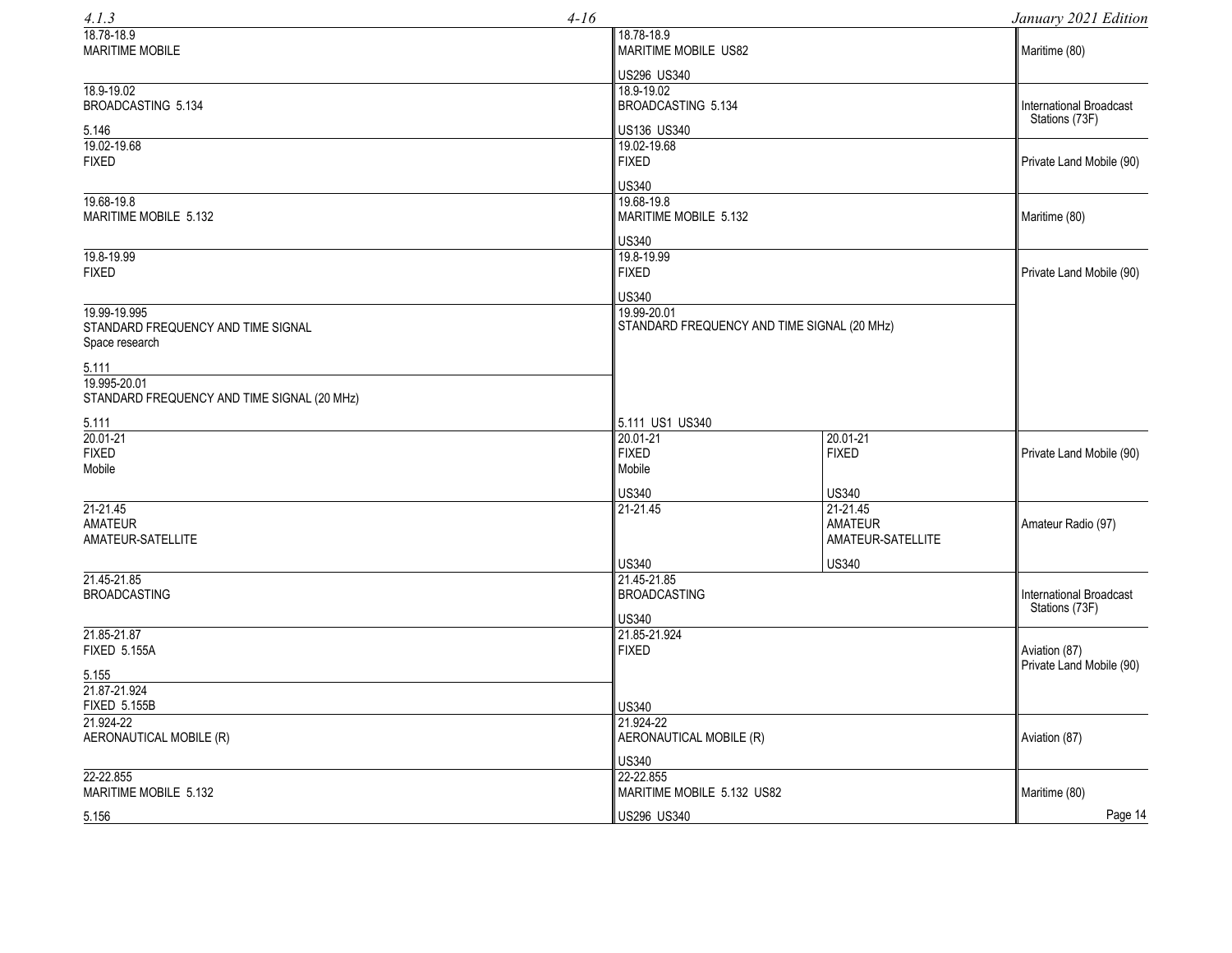| International Table | United States Table (Federal) | United States Table (Non-Federal) | FCC Rule Part(s) |
|---|---|---|---|
| 18.78-18.9<br>MARITIME MOBILE | 18.78-18.9<br>MARITIME MOBILE US82<br><br>US296 US340 | | Maritime (80) |
| 18.9-19.02<br>BROADCASTING 5.134<br><br>5.146 | 18.9-19.02<br>BROADCASTING 5.134<br><br>US136 US340 | | International Broadcast Stations (73F) |
| 19.02-19.68<br>FIXED | 19.02-19.68<br>FIXED<br><br>US340 | | Private Land Mobile (90) |
| 19.68-19.8<br>MARITIME MOBILE 5.132 | 19.68-19.8<br>MARITIME MOBILE 5.132<br><br>US340 | | Maritime (80) |
| 19.8-19.99<br>FIXED | 19.8-19.99<br>FIXED<br><br>US340 | | Private Land Mobile (90) |
| 19.99-19.995<br>STANDARD FREQUENCY AND TIME SIGNAL<br>Space research<br><br>5.111<br>19.995-20.01<br>STANDARD FREQUENCY AND TIME SIGNAL (20 MHz)<br><br>5.111 | 19.99-20.01<br>STANDARD FREQUENCY AND TIME SIGNAL (20 MHz)<br><br>5.111 US1 US340 | | |
| 20.01-21<br>FIXED<br>Mobile | 20.01-21<br>FIXED<br>Mobile<br><br>US340 | 20.01-21<br>FIXED<br><br>US340 | Private Land Mobile (90) |
| 21-21.45<br>AMATEUR<br>AMATEUR-SATELLITE | 21-21.45<br><br>US340 | 21-21.45<br>AMATEUR<br>AMATEUR-SATELLITE<br><br>US340 | Amateur Radio (97) |
| 21.45-21.85<br>BROADCASTING | 21.45-21.85<br>BROADCASTING<br><br>US340 | | International Broadcast Stations (73F) |
| 21.85-21.87<br>FIXED 5.155A<br><br>5.155<br>21.87-21.924<br>FIXED 5.155B | 21.85-21.924<br>FIXED<br><br>US340 | | Aviation (87)<br>Private Land Mobile (90) |
| 21.924-22<br>AERONAUTICAL MOBILE (R) | 21.924-22<br>AERONAUTICAL MOBILE (R)<br><br>US340 | | Aviation (87) |
| 22-22.855<br>MARITIME MOBILE 5.132<br><br>5.156 | 22-22.855<br>MARITIME MOBILE 5.132 US82<br><br>US296 US340 | | Maritime (80) |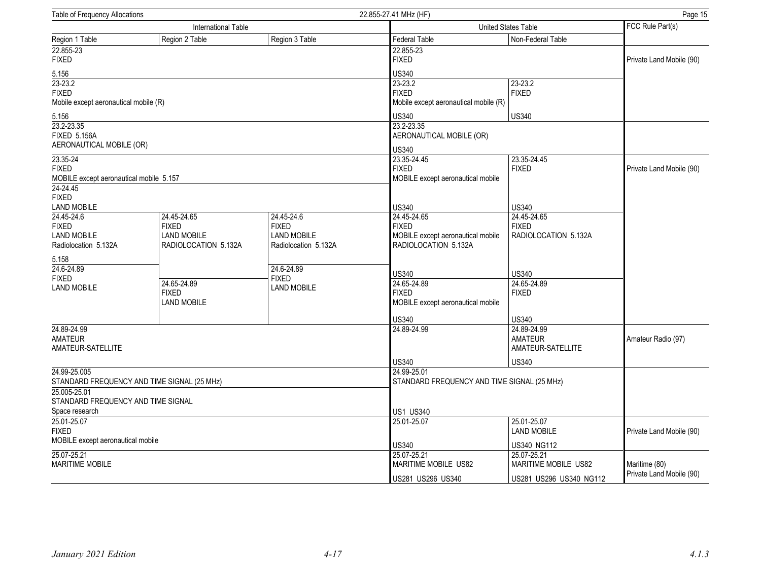| International Table | | | United States Table | | FCC Rule Part(s) |
|---|---|---|---|---|---|
| Region 1 Table | Region 2 Table | Region 3 Table | Federal Table | Non-Federal Table | |
| 22.855-23 FIXED 5.156 | | | 22.855-23 FIXED US340 | | Private Land Mobile (90) |
| 23-23.2 FIXED Mobile except aeronautical mobile (R) 5.156 | | | 23-23.2 FIXED Mobile except aeronautical mobile (R) US340 | 23-23.2 FIXED US340 | |
| 23.2-23.35 FIXED 5.156A AERONAUTICAL MOBILE (OR) | | | 23.2-23.35 AERONAUTICAL MOBILE (OR) US340 | | |
| 23.35-24 FIXED MOBILE except aeronautical mobile 5.157 | | | 23.35-24.45 FIXED MOBILE except aeronautical mobile US340 | 23.35-24.45 FIXED US340 | Private Land Mobile (90) |
| 24-24.45 FIXED LAND MOBILE | | | | | |
| 24.45-24.6 FIXED LAND MOBILE Radiolocation 5.132A 5.158 | 24.45-24.65 FIXED LAND MOBILE RADIOLOCATION 5.132A | 24.45-24.6 FIXED LAND MOBILE Radiolocation 5.132A | 24.45-24.65 FIXED MOBILE except aeronautical mobile RADIOLOCATION 5.132A US340 | 24.45-24.65 FIXED RADIOLOCATION 5.132A US340 | |
| 24.6-24.89 FIXED LAND MOBILE | 24.65-24.89 FIXED LAND MOBILE | 24.6-24.89 FIXED LAND MOBILE | 24.65-24.89 FIXED MOBILE except aeronautical mobile US340 | 24.65-24.89 FIXED US340 | |
| 24.89-24.99 AMATEUR AMATEUR-SATELLITE | | | 24.89-24.99 US340 | 24.89-24.99 AMATEUR AMATEUR-SATELLITE US340 | Amateur Radio (97) |
| 24.99-25.005 STANDARD FREQUENCY AND TIME SIGNAL (25 MHz) | | | 24.99-25.01 STANDARD FREQUENCY AND TIME SIGNAL (25 MHz) US1 US340 | | |
| 25.005-25.01 STANDARD FREQUENCY AND TIME SIGNAL Space research | | | | | |
| 25.01-25.07 FIXED MOBILE except aeronautical mobile | | | 25.01-25.07 US340 | 25.01-25.07 LAND MOBILE US340 NG112 | Private Land Mobile (90) |
| 25.07-25.21 MARITIME MOBILE | | | 25.07-25.21 MARITIME MOBILE US82 US281 US296 US340 | 25.07-25.21 MARITIME MOBILE US82 US281 US296 US340 NG112 | Maritime (80) Private Land Mobile (90) |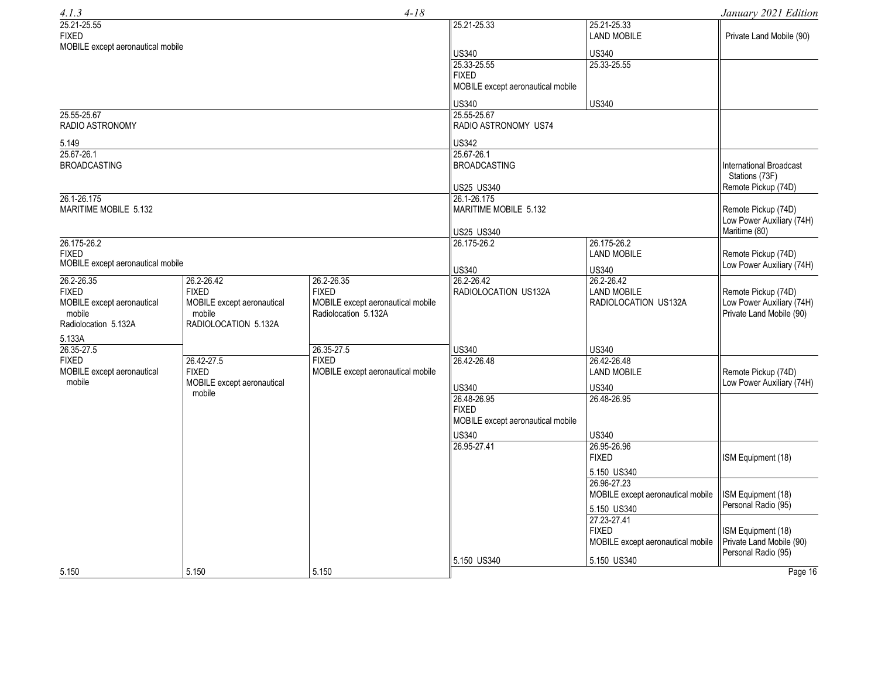| Region 1 Table | Region 2 Table | Region 3 Table | Federal Table | Non-Federal Table | FCC Rule Part(s) |
|---|---|---|---|---|---|
| 25.21-25.55 FIXED MOBILE except aeronautical mobile | | | 25.21-25.33 US340 | 25.21-25.33 LAND MOBILE US340 | Private Land Mobile (90) |
| | | | 25.33-25.55 FIXED MOBILE except aeronautical mobile US340 | 25.33-25.55 US340 | |
| 25.55-25.67 RADIO ASTRONOMY 5.149 | | | 25.55-25.67 RADIO ASTRONOMY US74 US342 | | |
| 25.67-26.1 BROADCASTING | | | 25.67-26.1 BROADCASTING US25 US340 | | International Broadcast Stations (73F) Remote Pickup (74D) |
| 26.1-26.175 MARITIME MOBILE 5.132 | | | 26.1-26.175 MARITIME MOBILE 5.132 US25 US340 | | Remote Pickup (74D) Low Power Auxiliary (74H) Maritime (80) |
| 26.175-26.2 FIXED MOBILE except aeronautical mobile | | | 26.175-26.2 US340 | 26.175-26.2 LAND MOBILE US340 | Remote Pickup (74D) Low Power Auxiliary (74H) |
| 26.2-26.35 FIXED MOBILE except aeronautical mobile Radiolocation 5.132A 5.133A | 26.2-26.42 FIXED MOBILE except aeronautical mobile RADIOLOCATION 5.132A | 26.2-26.35 FIXED MOBILE except aeronautical mobile Radiolocation 5.132A | 26.2-26.42 RADIOLOCATION US132A US340 | 26.2-26.42 LAND MOBILE RADIOLOCATION US132A US340 | Remote Pickup (74D) Low Power Auxiliary (74H) Private Land Mobile (90) |
| 26.35-27.5 FIXED MOBILE except aeronautical mobile 5.150 | 26.42-27.5 FIXED MOBILE except aeronautical mobile 5.150 | 26.35-27.5 FIXED MOBILE except aeronautical mobile 5.150 | 26.42-26.48 US340 | 26.42-26.48 LAND MOBILE US340 | Remote Pickup (74D) Low Power Auxiliary (74H) |
| | | | 26.48-26.95 FIXED MOBILE except aeronautical mobile US340 | 26.48-26.95 US340 | |
| | | | 26.95-27.41 5.150 US340 | 26.95-26.96 FIXED 5.150 US340 | ISM Equipment (18) |
| | | | | 26.96-27.23 MOBILE except aeronautical mobile 5.150 US340 | ISM Equipment (18) Personal Radio (95) |
| | | | | 27.23-27.41 FIXED MOBILE except aeronautical mobile 5.150 US340 | ISM Equipment (18) Private Land Mobile (90) Personal Radio (95) |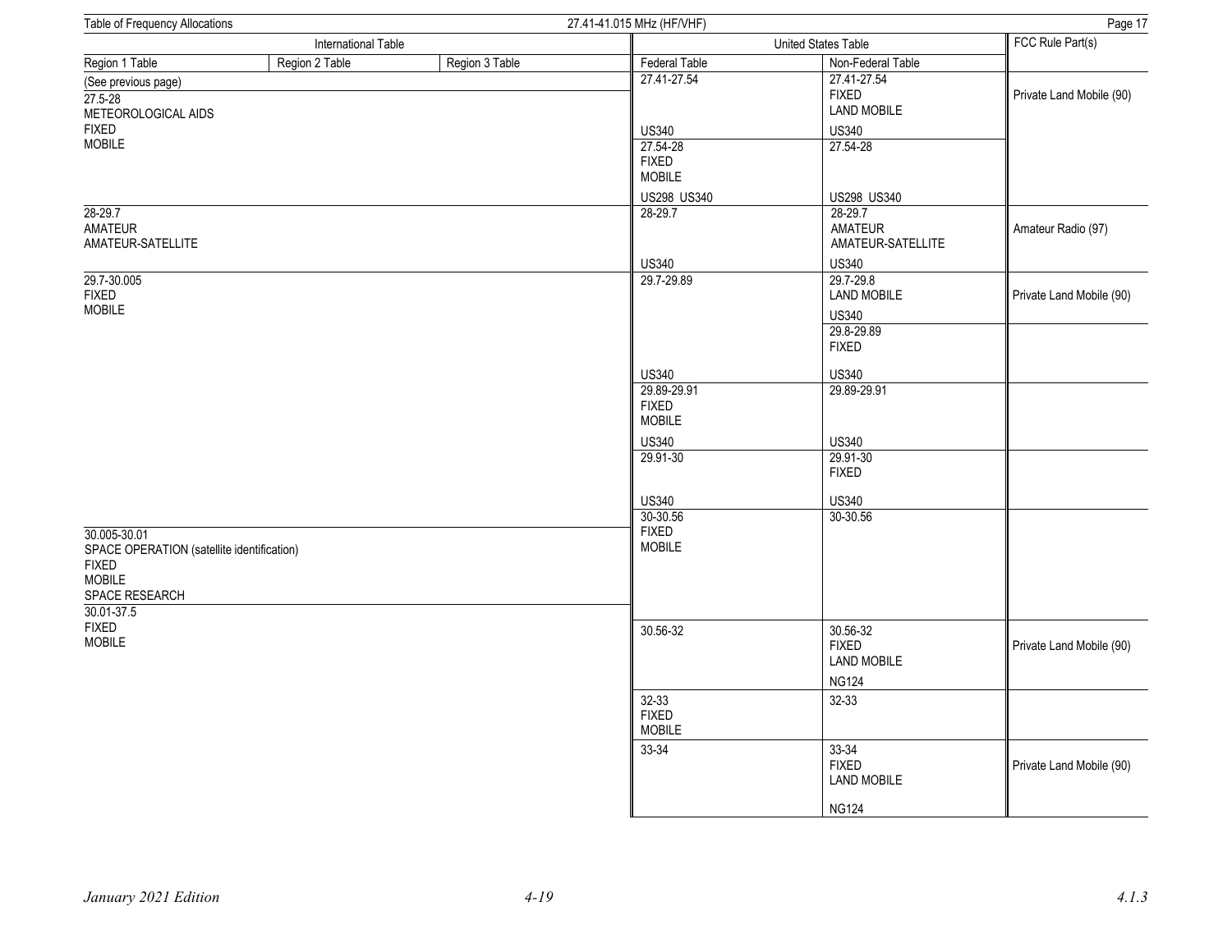Table of Frequency Allocations 27.41-41.015 MHz (HF/VHF)

| International Table | | | United States Table | | FCC Rule Part(s) |
|---|---|---|---|---|---|
| Region 1 Table | Region 2 Table | Region 3 Table | Federal Table | Non-Federal Table | |
| (See previous page) | | | 27.41-27.54<br><br>US340 | 27.41-27.54<br>FIXED<br>LAND MOBILE<br><br>US340 | Private Land Mobile (90) |
| 27.5-28<br>METEOROLOGICAL AIDS<br>FIXED<br>MOBILE | | | 27.54-28<br>FIXED<br>MOBILE<br><br>US298 US340 | 27.54-28<br><br>US298 US340 | |
| 28-29.7<br>AMATEUR<br>AMATEUR-SATELLITE | | | 28-29.7<br><br>US340 | 28-29.7<br>AMATEUR<br>AMATEUR-SATELLITE<br><br>US340 | Amateur Radio (97) |
| 29.7-30.005<br>FIXED<br>MOBILE | | | 29.7-29.89<br><br>US340 | 29.7-29.8<br>LAND MOBILE<br><br>US340 | Private Land Mobile (90) |
| | | | | 29.8-29.89<br>FIXED<br><br>US340 | |
| | | | 29.89-29.91<br>FIXED<br>MOBILE<br><br>US340 | 29.89-29.91<br><br>US340 | |
| | | | 29.91-30<br><br>US340 | 29.91-30<br>FIXED<br><br>US340 | |
| 30.005-30.01<br>SPACE OPERATION (satellite identification)<br>FIXED<br>MOBILE<br>SPACE RESEARCH | | | 30-30.56<br>FIXED<br>MOBILE | 30-30.56 | |
| 30.01-37.5<br>FIXED<br>MOBILE | | | 30.56-32 | 30.56-32<br>FIXED<br>LAND MOBILE<br><br>NG124 | Private Land Mobile (90) |
| | | | 32-33<br>FIXED<br>MOBILE | 32-33 | |
| | | | 33-34 | 33-34<br>FIXED<br>LAND MOBILE<br><br>NG124 | Private Land Mobile (90) |

January 2021 Edition 4-19 4.1.3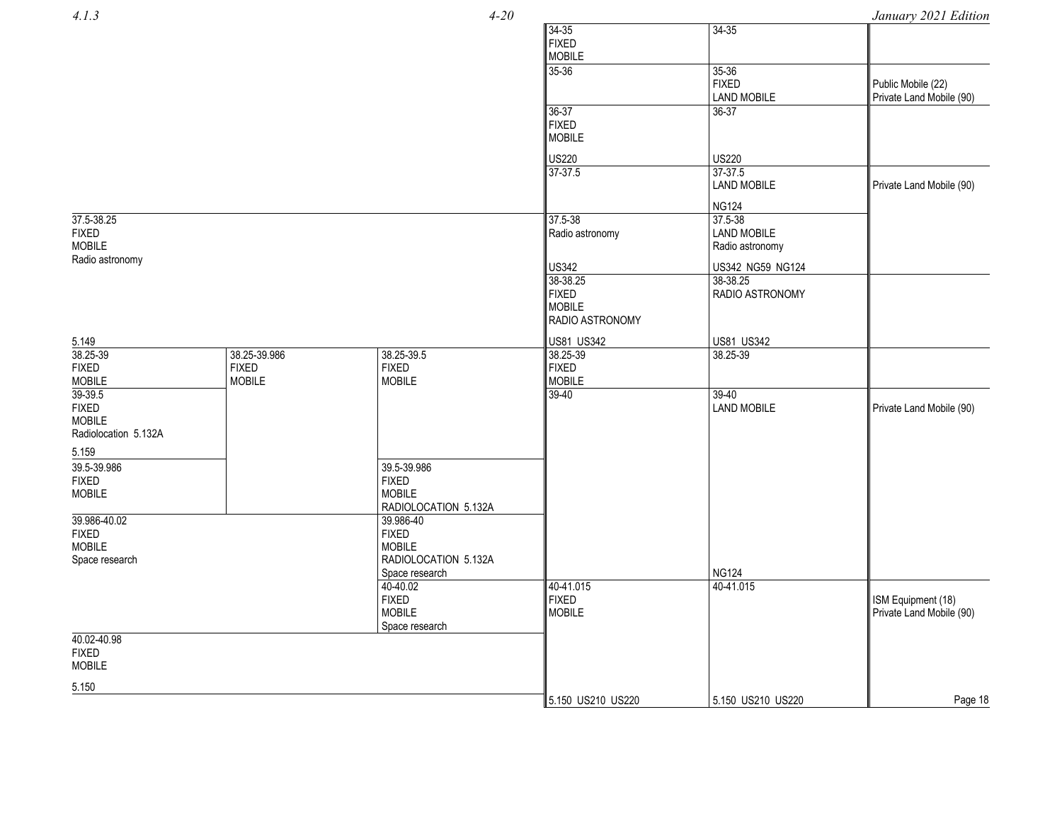| Region 1 Table | Region 2 Table | Region 3 Table | Federal Table | Non-Federal Table | FCC Rule Part(s) |
|---|---|---|---|---|---|
| | | | 34-35<br>FIXED<br>MOBILE | 34-35 | |
| | | | 35-36 | 35-36<br>FIXED<br>LAND MOBILE | Public Mobile (22)<br>Private Land Mobile (90) |
| | | | 36-37<br>FIXED<br>MOBILE<br><br>US220 | 36-37<br><br><br><br>US220 | |
| | | | 37-37.5 | 37-37.5<br>LAND MOBILE<br><br>NG124 | Private Land Mobile (90) |
| 37.5-38.25<br>FIXED<br>MOBILE<br>Radio astronomy<br><br>5.149 | | | 37.5-38<br>Radio astronomy<br><br>US342 | 37.5-38<br>LAND MOBILE<br>Radio astronomy<br><br>US342 NG59 NG124 | |
| | | | 38-38.25<br>FIXED<br>MOBILE<br>RADIO ASTRONOMY<br><br>US81 US342 | 38-38.25<br>RADIO ASTRONOMY<br><br><br><br>US81 US342 | |
| 38.25-39<br>FIXED<br>MOBILE | 38.25-39.986<br>FIXED<br>MOBILE | 38.25-39.5<br>FIXED<br>MOBILE | 38.25-39<br>FIXED<br>MOBILE | 38.25-39 | |
| 39-39.5<br>FIXED<br>MOBILE<br>Radiolocation 5.132A<br><br>5.159 | | | 39-40 | 39-40<br>LAND MOBILE<br><br><br><br><br><br><br><br><br><br><br><br><br>NG124 | Private Land Mobile (90) |
| 39.5-39.986<br>FIXED<br>MOBILE | | 39.5-39.986<br>FIXED<br>MOBILE<br>RADIOLOCATION 5.132A | | | |
| 39.986-40.02<br>FIXED<br>MOBILE<br>Space research | | 39.986-40<br>FIXED<br>MOBILE<br>RADIOLOCATION 5.132A<br>Space research | | | |
| | | 40-40.02<br>FIXED<br>MOBILE<br>Space research | 40-41.015<br>FIXED<br>MOBILE<br><br><br><br><br><br><br><br>5.150 US210 US220 | 40-41.015<br><br><br><br><br><br><br><br><br><br>5.150 US210 US220 | ISM Equipment (18)<br>Private Land Mobile (90) |
| 40.02-40.98<br>FIXED<br>MOBILE<br><br>5.150 | | | | | |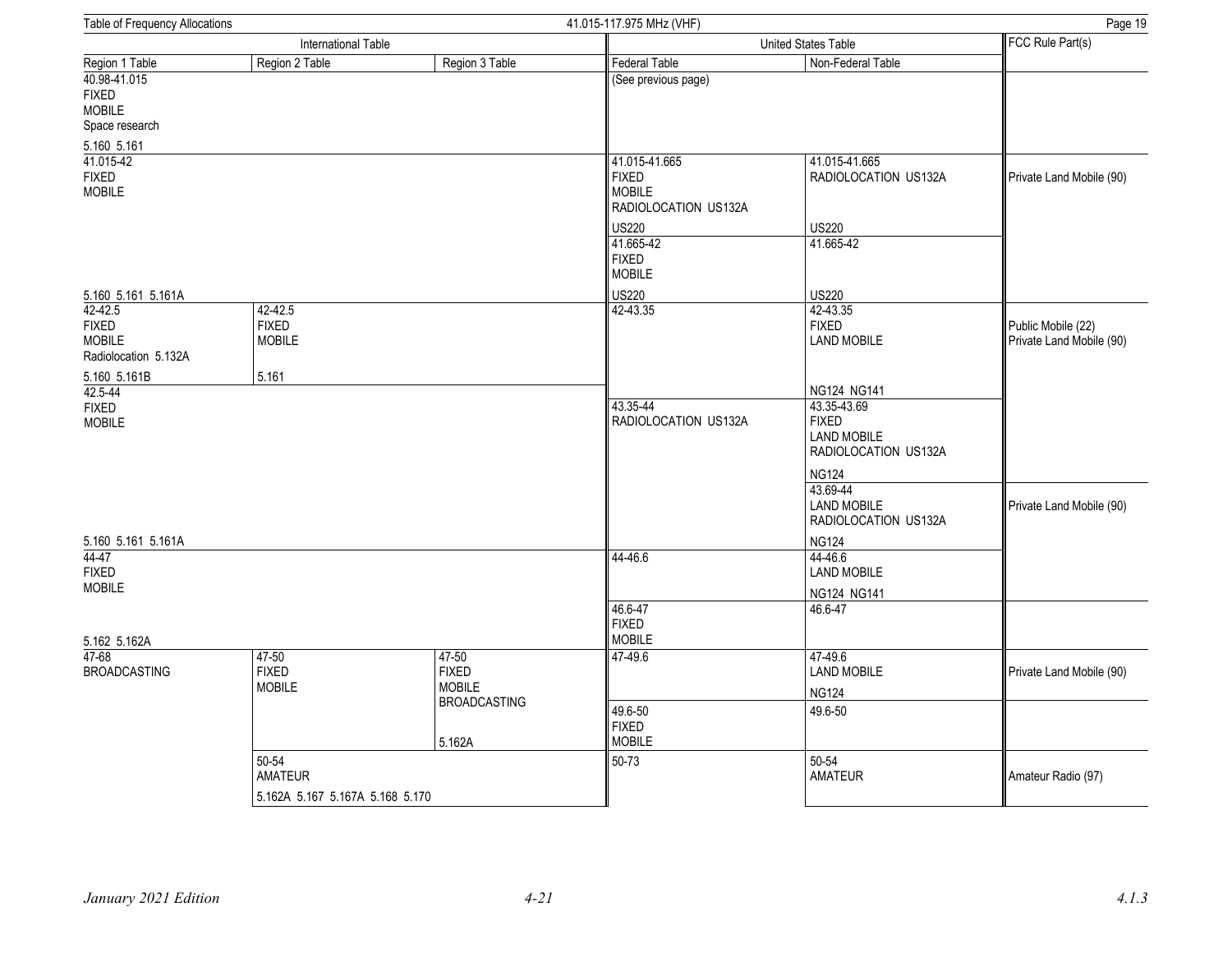| International Table | | | United States Table | | FCC Rule Part(s) |
|---|---|---|---|---|---|
| Region 1 Table | Region 2 Table | Region 3 Table | Federal Table | Non-Federal Table | |
| 40.98-41.015 FIXED MOBILE Space research 5.160 5.161 | | | (See previous page) | | |
| 41.015-42 FIXED MOBILE 5.160 5.161 5.161A | | | 41.015-41.665 FIXED MOBILE RADIOLOCATION US132A US220 | 41.015-41.665 RADIOLOCATION US132A US220 | Private Land Mobile (90) |
| | | | 41.665-42 FIXED MOBILE US220 | 41.665-42 US220 | |
| 42-42.5 FIXED MOBILE Radiolocation 5.132A 5.160 5.161B | 42-42.5 FIXED MOBILE 5.161 | | 42-43.35 | 42-43.35 FIXED LAND MOBILE NG124 NG141 | Public Mobile (22) Private Land Mobile (90) |
| 42.5-44 FIXED MOBILE 5.160 5.161 5.161A | | | 43.35-44 RADIOLOCATION US132A | 43.35-43.69 FIXED LAND MOBILE RADIOLOCATION US132A NG124 | |
| | | | | 43.69-44 LAND MOBILE RADIOLOCATION US132A NG124 | Private Land Mobile (90) |
| 44-47 FIXED MOBILE 5.162 5.162A | | | 44-46.6 | 44-46.6 LAND MOBILE NG124 NG141 | |
| | | | 46.6-47 FIXED MOBILE | 46.6-47 | |
| 47-68 BROADCASTING | 47-50 FIXED MOBILE | 47-50 FIXED MOBILE BROADCASTING 5.162A | 47-49.6 | 47-49.6 LAND MOBILE NG124 | Private Land Mobile (90) |
| | | | 49.6-50 FIXED MOBILE | 49.6-50 | |
| | 50-54 AMATEUR 5.162A 5.167 5.167A 5.168 5.170 | | 50-73 | 50-54 AMATEUR | Amateur Radio (97) |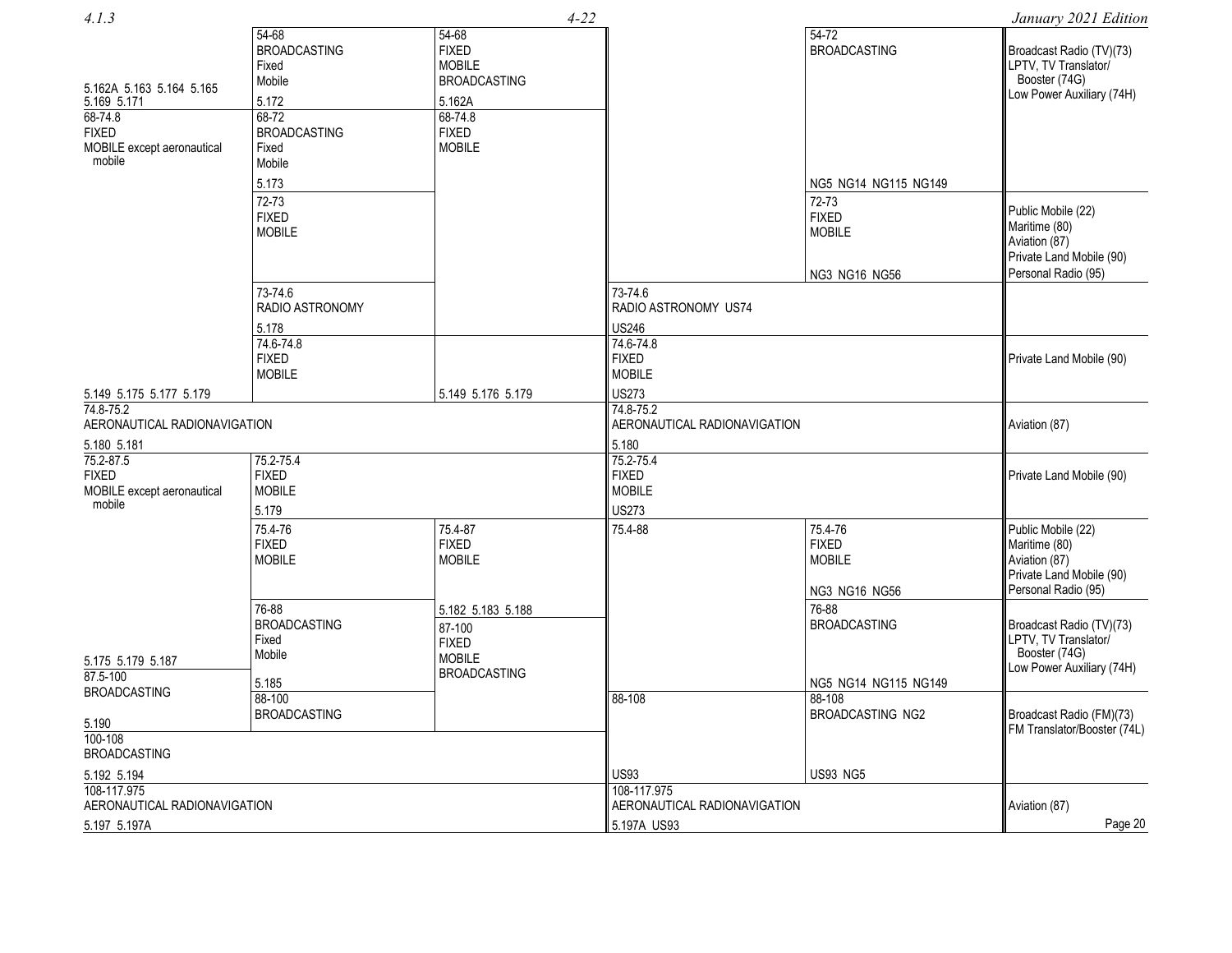| Region 1 Table | Region 2 Table | Region 3 Table | Federal Table | Non-Federal Table | FCC Rule Part(s) |
| --- | --- | --- | --- | --- | --- |
| (continued) 5.162A 5.163 5.164 5.165 5.169 5.171 | 54-68 BROADCASTING Fixed Mobile 5.172 | 54-68 FIXED MOBILE BROADCASTING 5.162A | | 54-72 BROADCASTING NG5 NG14 NG115 NG149 | Broadcast Radio (TV)(73) LPTV, TV Translator/ Booster (74G) Low Power Auxiliary (74H) |
| 68-74.8 FIXED MOBILE except aeronautical mobile | 68-72 BROADCASTING Fixed Mobile 5.173 | 68-74.8 FIXED MOBILE | | | |
| | 72-73 FIXED MOBILE | | | 72-73 FIXED MOBILE NG3 NG16 NG56 | Public Mobile (22) Maritime (80) Aviation (87) Private Land Mobile (90) Personal Radio (95) |
| | 73-74.6 RADIO ASTRONOMY 5.178 | | 73-74.6 RADIO ASTRONOMY US74 US246 | | |
| 5.149 5.175 5.177 5.179 | 74.6-74.8 FIXED MOBILE | 5.149 5.176 5.179 | 74.6-74.8 FIXED MOBILE US273 | | Private Land Mobile (90) |
| 74.8-75.2 AERONAUTICAL RADIONAVIGATION 5.180 5.181 | | | 74.8-75.2 AERONAUTICAL RADIONAVIGATION 5.180 | | Aviation (87) |
| 75.2-87.5 FIXED MOBILE except aeronautical mobile | 75.2-75.4 FIXED MOBILE 5.179 | | 75.2-75.4 FIXED MOBILE US273 | | Private Land Mobile (90) |
| | 75.4-76 FIXED MOBILE | 75.4-87 FIXED MOBILE 5.182 5.183 5.188 | 75.4-88 | 75.4-76 FIXED MOBILE NG3 NG16 NG56 | Public Mobile (22) Maritime (80) Aviation (87) Private Land Mobile (90) Personal Radio (95) |
| 5.175 5.179 5.187 | 76-88 BROADCASTING Fixed Mobile 5.185 | 87-100 FIXED MOBILE BROADCASTING | | 76-88 BROADCASTING NG5 NG14 NG115 NG149 | Broadcast Radio (TV)(73) LPTV, TV Translator/ Booster (74G) Low Power Auxiliary (74H) |
| 87.5-100 BROADCASTING 5.190 | 88-100 BROADCASTING | | 88-108 US93 | 88-108 BROADCASTING NG2 US93 NG5 | Broadcast Radio (FM)(73) FM Translator/Booster (74L) |
| 100-108 BROADCASTING 5.192 5.194 | | | | | |
| 108-117.975 AERONAUTICAL RADIONAVIGATION 5.197 5.197A | | | 108-117.975 AERONAUTICAL RADIONAVIGATION 5.197A US93 | | Aviation (87) |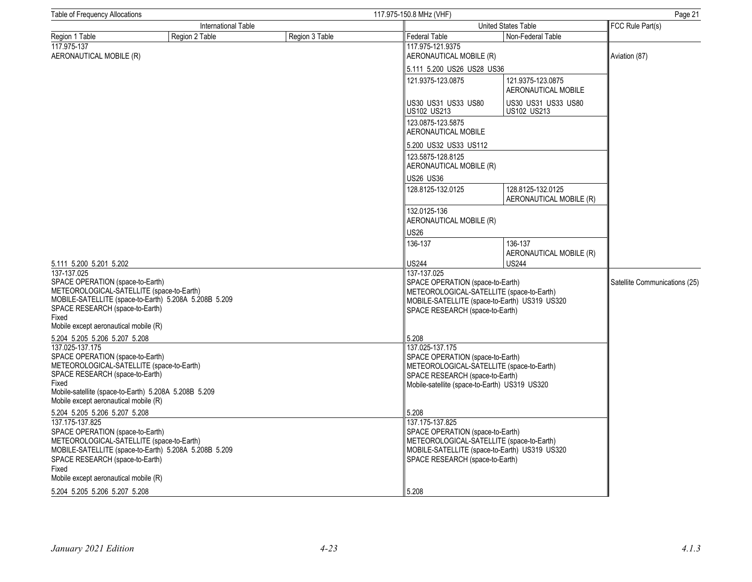| Region 1 Table | Region 2 Table | Region 3 Table | Federal Table | Non-Federal Table | FCC Rule Part(s) |
|---|---|---|---|---|---|
| 117.975-137 AERONAUTICAL MOBILE (R) | | | 117.975-121.9375 AERONAUTICAL MOBILE (R) 5.111 5.200 US26 US28 US36 | | Aviation (87) |
| | | | 121.9375-123.0875 US30 US31 US33 US80 US102 US213 | 121.9375-123.0875 AERONAUTICAL MOBILE US30 US31 US33 US80 US102 US213 | |
| | | | 123.0875-123.5875 AERONAUTICAL MOBILE 5.200 US32 US33 US112 | | |
| | | | 123.5875-128.8125 AERONAUTICAL MOBILE (R) US26 US36 | | |
| | | | 128.8125-132.0125 | 128.8125-132.0125 AERONAUTICAL MOBILE (R) | |
| | | | 132.0125-136 AERONAUTICAL MOBILE (R) US26 | | |
| 5.111 5.200 5.201 5.202 | | | 136-137 US244 | 136-137 AERONAUTICAL MOBILE (R) US244 | |
| 137-137.025 SPACE OPERATION (space-to-Earth) METEOROLOGICAL-SATELLITE (space-to-Earth) MOBILE-SATELLITE (space-to-Earth) 5.208A 5.208B 5.209 SPACE RESEARCH (space-to-Earth) Fixed Mobile except aeronautical mobile (R) 5.204 5.205 5.206 5.207 5.208 | | | 137-137.025 SPACE OPERATION (space-to-Earth) METEOROLOGICAL-SATELLITE (space-to-Earth) MOBILE-SATELLITE (space-to-Earth) US319 US320 SPACE RESEARCH (space-to-Earth) 5.208 | | Satellite Communications (25) |
| 137.025-137.175 SPACE OPERATION (space-to-Earth) METEOROLOGICAL-SATELLITE (space-to-Earth) SPACE RESEARCH (space-to-Earth) Fixed Mobile-satellite (space-to-Earth) 5.208A 5.208B 5.209 Mobile except aeronautical mobile (R) 5.204 5.205 5.206 5.207 5.208 | | | 137.025-137.175 SPACE OPERATION (space-to-Earth) METEOROLOGICAL-SATELLITE (space-to-Earth) SPACE RESEARCH (space-to-Earth) Mobile-satellite (space-to-Earth) US319 US320 5.208 | | |
| 137.175-137.825 SPACE OPERATION (space-to-Earth) METEOROLOGICAL-SATELLITE (space-to-Earth) MOBILE-SATELLITE (space-to-Earth) 5.208A 5.208B 5.209 SPACE RESEARCH (space-to-Earth) Fixed Mobile except aeronautical mobile (R) 5.204 5.205 5.206 5.207 5.208 | | | 137.175-137.825 SPACE OPERATION (space-to-Earth) METEOROLOGICAL-SATELLITE (space-to-Earth) MOBILE-SATELLITE (space-to-Earth) US319 US320 SPACE RESEARCH (space-to-Earth) 5.208 | | |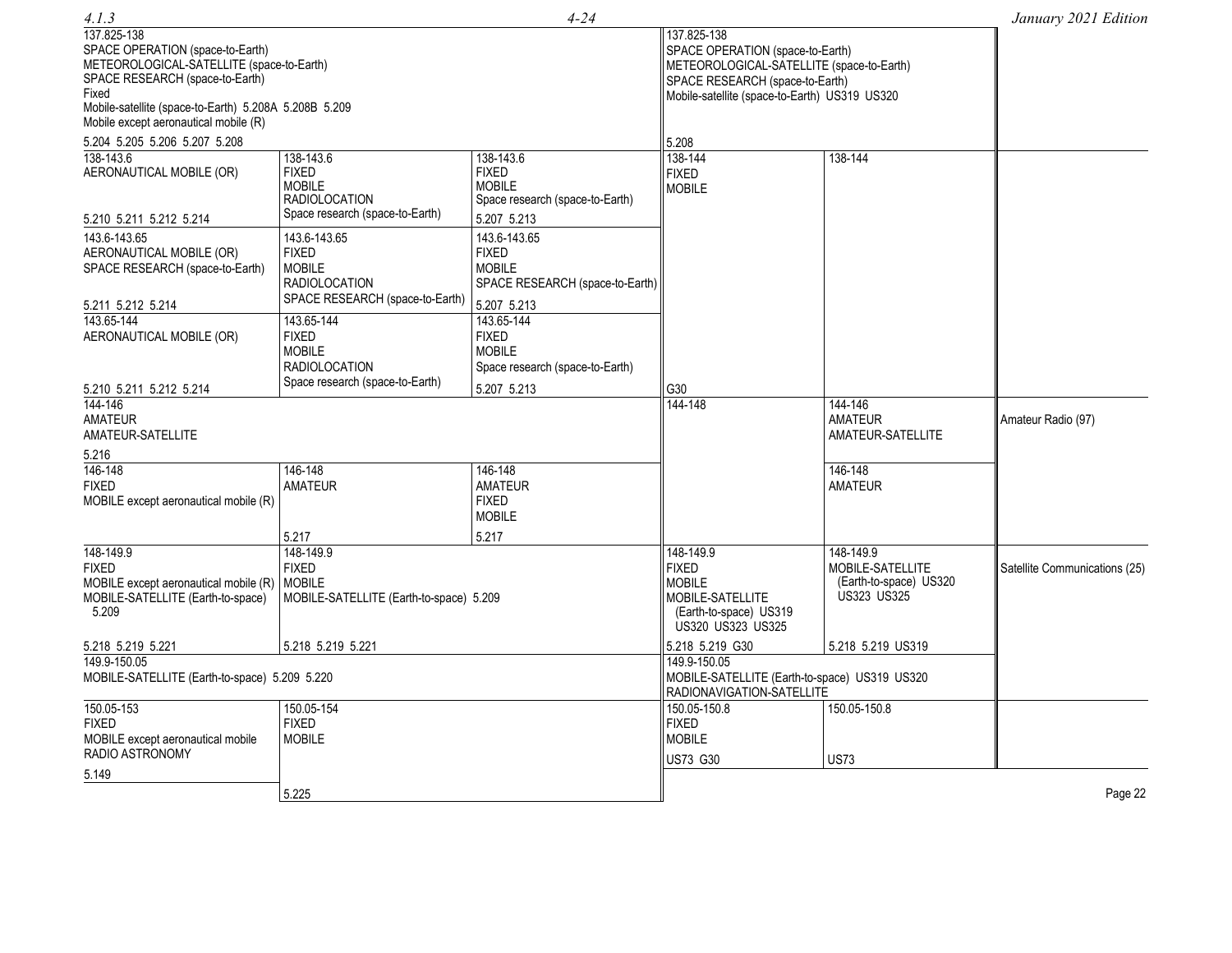| Region 1 Table | Region 2 Table | Region 3 Table | Federal Table | Non-Federal Table | FCC Rule Part(s) |
|---|---|---|---|---|---|
| 137.825-138<br>SPACE OPERATION (space-to-Earth)<br>METEOROLOGICAL-SATELLITE (space-to-Earth)<br>SPACE RESEARCH (space-to-Earth)<br>Fixed<br>Mobile-satellite (space-to-Earth) 5.208A 5.208B 5.209<br>Mobile except aeronautical mobile (R)<br><br>5.204 5.205 5.206 5.207 5.208 | | | 137.825-138<br>SPACE OPERATION (space-to-Earth)<br>METEOROLOGICAL-SATELLITE (space-to-Earth)<br>SPACE RESEARCH (space-to-Earth)<br>Mobile-satellite (space-to-Earth) US319 US320<br><br>5.208 | | |
| 138-143.6<br>AERONAUTICAL MOBILE (OR)<br><br>5.210 5.211 5.212 5.214 | 138-143.6<br>FIXED<br>MOBILE<br>RADIOLOCATION<br>Space research (space-to-Earth) | 138-143.6<br>FIXED<br>MOBILE<br>Space research (space-to-Earth)<br><br>5.207 5.213 | 138-144<br>FIXED<br>MOBILE<br><br>G30 | 138-144 | |
| 143.6-143.65<br>AERONAUTICAL MOBILE (OR)<br>SPACE RESEARCH (space-to-Earth)<br><br>5.211 5.212 5.214 | 143.6-143.65<br>FIXED<br>MOBILE<br>RADIOLOCATION<br>SPACE RESEARCH (space-to-Earth) | 143.6-143.65<br>FIXED<br>MOBILE<br>SPACE RESEARCH (space-to-Earth)<br><br>5.207 5.213 | | | |
| 143.65-144<br>AERONAUTICAL MOBILE (OR)<br><br>5.210 5.211 5.212 5.214 | 143.65-144<br>FIXED<br>MOBILE<br>RADIOLOCATION<br>Space research (space-to-Earth) | 143.65-144<br>FIXED<br>MOBILE<br>Space research (space-to-Earth)<br><br>5.207 5.213 | | | |
| 144-146<br>AMATEUR<br>AMATEUR-SATELLITE<br><br>5.216 | | | 144-148 | 144-146<br>AMATEUR<br>AMATEUR-SATELLITE | Amateur Radio (97) |
| 146-148<br>FIXED<br>MOBILE except aeronautical mobile (R) | 146-148<br>AMATEUR<br><br>5.217 | 146-148<br>AMATEUR<br>FIXED<br>MOBILE<br><br>5.217 | | 146-148<br>AMATEUR | |
| 148-149.9<br>FIXED<br>MOBILE except aeronautical mobile (R)<br>MOBILE-SATELLITE (Earth-to-space) 5.209<br><br>5.218 5.219 5.221 | 148-149.9<br>FIXED<br>MOBILE<br>MOBILE-SATELLITE (Earth-to-space) 5.209<br><br>5.218 5.219 5.221 | | 148-149.9<br>FIXED<br>MOBILE<br>MOBILE-SATELLITE (Earth-to-space) US319 US320 US323 US325<br><br>5.218 5.219 G30 | 148-149.9<br>MOBILE-SATELLITE (Earth-to-space) US320 US323 US325<br><br>5.218 5.219 US319 | Satellite Communications (25) |
| 149.9-150.05<br>MOBILE-SATELLITE (Earth-to-space) 5.209 5.220 | | | 149.9-150.05<br>MOBILE-SATELLITE (Earth-to-space) US319 US320<br>RADIONAVIGATION-SATELLITE | | |
| 150.05-153<br>FIXED<br>MOBILE except aeronautical mobile<br>RADIO ASTRONOMY<br><br>5.149 | 150.05-154<br>FIXED<br>MOBILE<br><br>5.225 | | 150.05-150.8<br>FIXED<br>MOBILE<br><br>US73 G30 | 150.05-150.8<br><br>US73 | |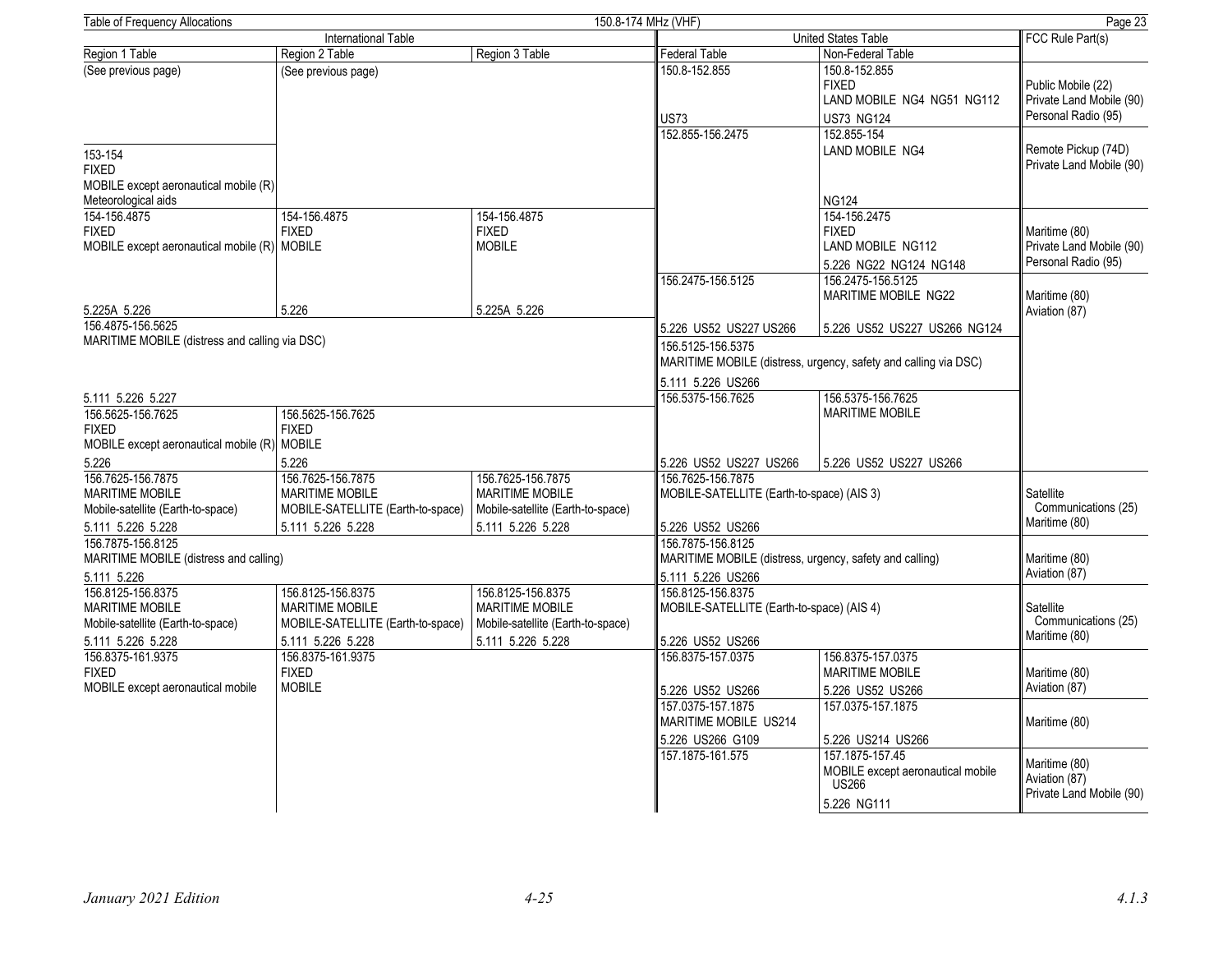Table of Frequency Allocations — 150.8-174 MHz (VHF)

| International Table | | | United States Table | | FCC Rule Part(s) |
|---|---|---|---|---|---|
| Region 1 Table | Region 2 Table | Region 3 Table | Federal Table | Non-Federal Table | |
| (See previous page) | (See previous page) | | 150.8-152.855<br><br>US73 | 150.8-152.855<br>FIXED<br>LAND MOBILE NG4 NG51 NG112<br>US73 NG124 | Public Mobile (22)<br>Private Land Mobile (90)<br>Personal Radio (95) |
| 153-154<br>FIXED<br>MOBILE except aeronautical mobile (R)<br>Meteorological aids | | | 152.855-156.2475 | 152.855-154<br>LAND MOBILE NG4<br><br>NG124 | Remote Pickup (74D)<br>Private Land Mobile (90) |
| 154-156.4875<br>FIXED<br>MOBILE except aeronautical mobile (R)<br><br>5.225A 5.226 | 154-156.4875<br>FIXED<br>MOBILE<br><br>5.226 | 154-156.4875<br>FIXED<br>MOBILE<br><br>5.225A 5.226 | | 154-156.2475<br>FIXED<br>LAND MOBILE NG112<br>5.226 NG22 NG124 NG148 | Maritime (80)<br>Private Land Mobile (90)<br>Personal Radio (95) |
| | | | 156.2475-156.5125<br><br>5.226 US52 US227 US266 | 156.2475-156.5125<br>MARITIME MOBILE NG22<br><br>5.226 US52 US227 US266 NG124 | Maritime (80)<br>Aviation (87) |
| 156.4875-156.5625<br>MARITIME MOBILE (distress and calling via DSC)<br><br>5.111 5.226 5.227 | | | 156.5125-156.5375<br>MARITIME MOBILE (distress, urgency, safety and calling via DSC)<br><br>5.111 5.226 US266 | | |
| 156.5625-156.7625<br>FIXED<br>MOBILE except aeronautical mobile (R)<br>5.226 | 156.5625-156.7625<br>FIXED<br>MOBILE<br>5.226 | | 156.5375-156.7625<br><br>5.226 US52 US227 US266 | 156.5375-156.7625<br>MARITIME MOBILE<br><br>5.226 US52 US227 US266 | |
| 156.7625-156.7875<br>MARITIME MOBILE<br>Mobile-satellite (Earth-to-space)<br>5.111 5.226 5.228 | 156.7625-156.7875<br>MARITIME MOBILE<br>MOBILE-SATELLITE (Earth-to-space)<br>5.111 5.226 5.228 | 156.7625-156.7875<br>MARITIME MOBILE<br>Mobile-satellite (Earth-to-space)<br>5.111 5.226 5.228 | 156.7625-156.7875<br>MOBILE-SATELLITE (Earth-to-space) (AIS 3)<br>5.226 US52 US266 | | Satellite Communications (25)<br>Maritime (80) |
| 156.7875-156.8125<br>MARITIME MOBILE (distress and calling)<br>5.111 5.226 | | | 156.7875-156.8125<br>MARITIME MOBILE (distress, urgency, safety and calling)<br>5.111 5.226 US266 | | Maritime (80)<br>Aviation (87) |
| 156.8125-156.8375<br>MARITIME MOBILE<br>Mobile-satellite (Earth-to-space)<br>5.111 5.226 5.228 | 156.8125-156.8375<br>MARITIME MOBILE<br>MOBILE-SATELLITE (Earth-to-space)<br>5.111 5.226 5.228 | 156.8125-156.8375<br>MARITIME MOBILE<br>Mobile-satellite (Earth-to-space)<br>5.111 5.226 5.228 | 156.8125-156.8375<br>MOBILE-SATELLITE (Earth-to-space) (AIS 4)<br>5.226 US52 US266 | | Satellite Communications (25)<br>Maritime (80) |
| 156.8375-161.9375<br>FIXED<br>MOBILE except aeronautical mobile | 156.8375-161.9375<br>FIXED<br>MOBILE | | 156.8375-157.0375<br><br>5.226 US52 US266 | 156.8375-157.0375<br>MARITIME MOBILE<br>5.226 US52 US266 | Maritime (80)<br>Aviation (87) |
| | | | 157.0375-157.1875<br>MARITIME MOBILE US214<br>5.226 US266 G109 | 157.0375-157.1875<br><br>5.226 US214 US266 | Maritime (80) |
| | | | 157.1875-161.575 | 157.1875-157.45<br>MOBILE except aeronautical mobile US266<br>5.226 NG111 | Maritime (80)<br>Aviation (87)<br>Private Land Mobile (90) |

January 2021 Edition — 4-25 — 4.1.3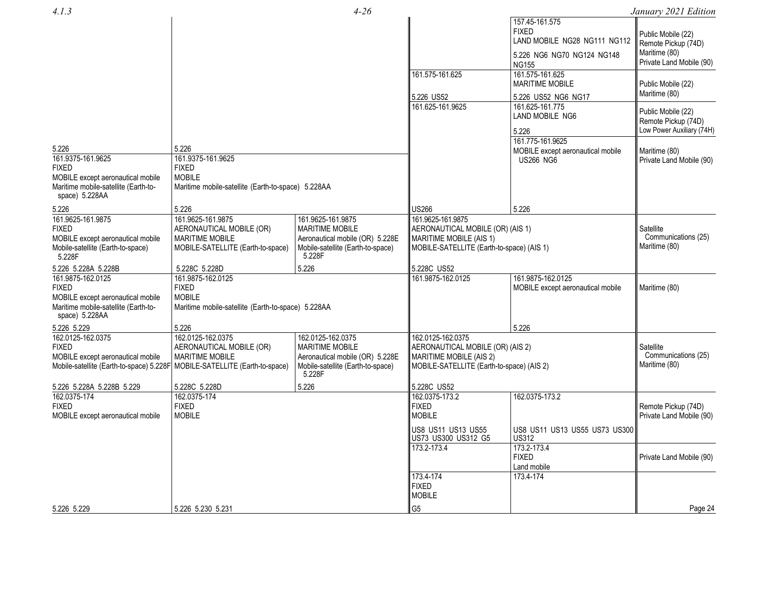| Region 1 Table | Region 2 Table | Region 3 Table | Federal Table | Non-Federal Table | FCC Rule Part(s) |
|---|---|---|---|---|---|
| | | | | 157.45-161.575 FIXED LAND MOBILE NG28 NG111 NG112 5.226 NG6 NG70 NG124 NG148 NG155 | Public Mobile (22) Remote Pickup (74D) Maritime (80) Private Land Mobile (90) |
| | | | 161.575-161.625 5.226 US52 | 161.575-161.625 MARITIME MOBILE 5.226 US52 NG6 NG17 | Public Mobile (22) Maritime (80) |
| | | | 161.625-161.9625 | 161.625-161.775 LAND MOBILE NG6 5.226 | Public Mobile (22) Remote Pickup (74D) Low Power Auxiliary (74H) |
| 5.226 | 5.226 | | | 161.775-161.9625 MOBILE except aeronautical mobile US266 NG6 | Maritime (80) Private Land Mobile (90) |
| 161.9375-161.9625 FIXED MOBILE except aeronautical mobile Maritime mobile-satellite (Earth-to-space) 5.228AA 5.226 | 161.9375-161.9625 FIXED MOBILE Maritime mobile-satellite (Earth-to-space) 5.228AA 5.226 | | US266 | 5.226 | |
| 161.9625-161.9875 FIXED MOBILE except aeronautical mobile Mobile-satellite (Earth-to-space) 5.228F 5.226 5.228A 5.228B | 161.9625-161.9875 AERONAUTICAL MOBILE (OR) MARITIME MOBILE MOBILE-SATELLITE (Earth-to-space) 5.228C 5.228D | 161.9625-161.9875 MARITIME MOBILE Aeronautical mobile (OR) 5.228E Mobile-satellite (Earth-to-space) 5.228F 5.226 | 161.9625-161.9875 AERONAUTICAL MOBILE (OR) (AIS 1) MARITIME MOBILE (AIS 1) MOBILE-SATELLITE (Earth-to-space) (AIS 1) 5.228C US52 | | Satellite Communications (25) Maritime (80) |
| 161.9875-162.0125 FIXED MOBILE except aeronautical mobile Maritime mobile-satellite (Earth-to-space) 5.228AA 5.226 5.229 | 161.9875-162.0125 FIXED MOBILE Maritime mobile-satellite (Earth-to-space) 5.228AA 5.226 | | 161.9875-162.0125 | 161.9875-162.0125 MOBILE except aeronautical mobile 5.226 | Maritime (80) |
| 162.0125-162.0375 FIXED MOBILE except aeronautical mobile Mobile-satellite (Earth-to-space) 5.228F 5.226 5.228A 5.228B 5.229 | 162.0125-162.0375 AERONAUTICAL MOBILE (OR) MARITIME MOBILE MOBILE-SATELLITE (Earth-to-space) 5.228C 5.228D | 162.0125-162.0375 MARITIME MOBILE Aeronautical mobile (OR) 5.228E Mobile-satellite (Earth-to-space) 5.228F 5.226 | 162.0125-162.0375 AERONAUTICAL MOBILE (OR) (AIS 2) MARITIME MOBILE (AIS 2) MOBILE-SATELLITE (Earth-to-space) (AIS 2) 5.228C US52 | | Satellite Communications (25) Maritime (80) |
| 162.0375-174 FIXED MOBILE except aeronautical mobile | 162.0375-174 FIXED MOBILE | | 162.0375-173.2 FIXED MOBILE US8 US11 US13 US55 US73 US300 US312 G5 | 162.0375-173.2 US8 US11 US13 US55 US73 US300 US312 | Remote Pickup (74D) Private Land Mobile (90) |
| | | | 173.2-173.4 | 173.2-173.4 FIXED Land mobile | Private Land Mobile (90) |
| 5.226 5.229 | 5.226 5.230 5.231 | | 173.4-174 FIXED MOBILE G5 | 173.4-174 | |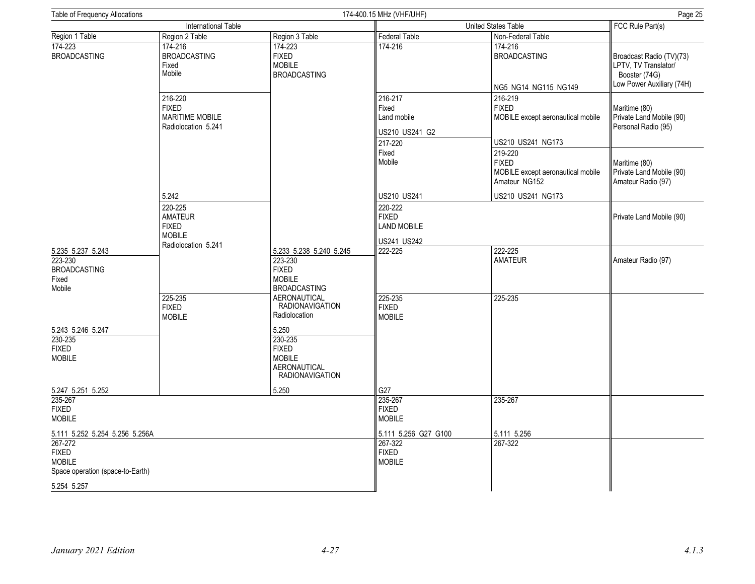| International Table | | | United States Table | | FCC Rule Part(s) |
|---|---|---|---|---|---|
| Region 1 Table | Region 2 Table | Region 3 Table | Federal Table | Non-Federal Table | |
| 174-223 BROADCASTING | 174-216 BROADCASTING Fixed Mobile | 174-223 FIXED MOBILE BROADCASTING | 174-216 | 174-216 BROADCASTING NG5 NG14 NG115 NG149 | Broadcast Radio (TV)(73) LPTV, TV Translator/ Booster (74G) Low Power Auxiliary (74H) |
| | 216-220 FIXED MARITIME MOBILE Radiolocation 5.241 | | 216-217 Fixed Land mobile US210 US241 G2 | 216-219 FIXED MOBILE except aeronautical mobile US210 US241 NG173 | Maritime (80) Private Land Mobile (90) Personal Radio (95) |
| | 5.242 | | 217-220 Fixed Mobile US210 US241 | 219-220 FIXED MOBILE except aeronautical mobile Amateur NG152 US210 US241 NG173 | Maritime (80) Private Land Mobile (90) Amateur Radio (97) |
| 5.235 5.237 5.243 | 220-225 AMATEUR FIXED MOBILE Radiolocation 5.241 | 5.233 5.238 5.240 5.245 | 220-222 FIXED LAND MOBILE US241 US242 | | Private Land Mobile (90) |
| 223-230 BROADCASTING Fixed Mobile | | 223-230 FIXED MOBILE BROADCASTING AERONAUTICAL RADIONAVIGATION Radiolocation 5.250 | 222-225 | 222-225 AMATEUR | Amateur Radio (97) |
| 5.243 5.246 5.247 | 225-235 FIXED MOBILE | | 225-235 FIXED MOBILE | 225-235 | |
| 230-235 FIXED MOBILE 5.247 5.251 5.252 | | 230-235 FIXED MOBILE AERONAUTICAL RADIONAVIGATION 5.250 | G27 | | |
| 235-267 FIXED MOBILE 5.111 5.252 5.254 5.256 5.256A | | | 235-267 FIXED MOBILE 5.111 5.256 G27 G100 | 235-267 5.111 5.256 | |
| 267-272 FIXED MOBILE Space operation (space-to-Earth) 5.254 5.257 | | | 267-322 FIXED MOBILE | 267-322 | |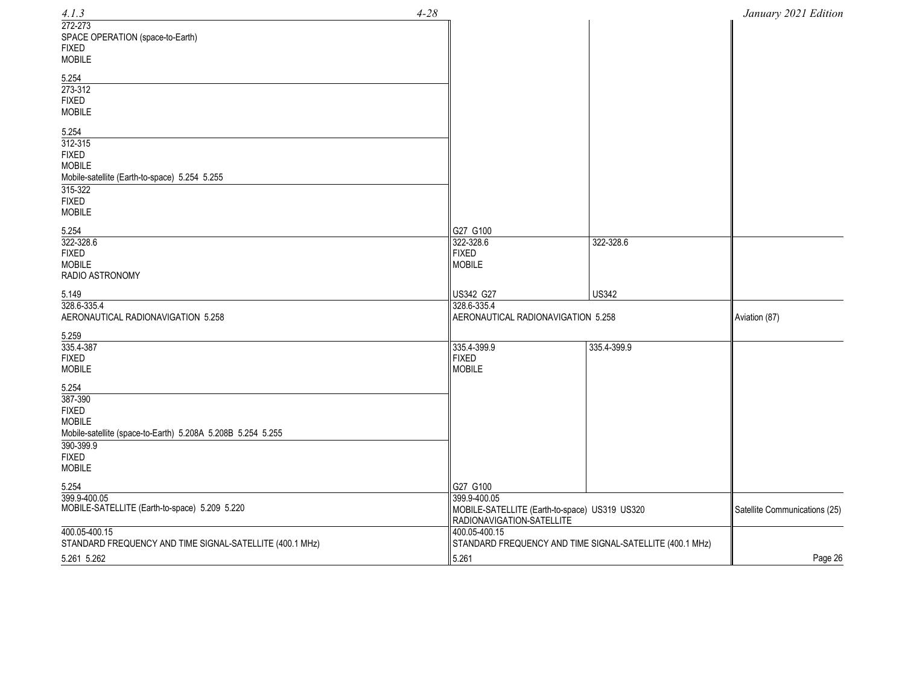| International Table | United States Table – Federal | United States Table – Non-Federal | FCC Rule Part(s) |
|---|---|---|---|
| 272-273<br>SPACE OPERATION (space-to-Earth)<br>FIXED<br>MOBILE<br><br>5.254 | | | |
| 273-312<br>FIXED<br>MOBILE<br><br>5.254 | | | |
| 312-315<br>FIXED<br>MOBILE<br>Mobile-satellite (Earth-to-space) 5.254 5.255 | | | |
| 315-322<br>FIXED<br>MOBILE<br><br>5.254 | G27 G100 | | |
| 322-328.6<br>FIXED<br>MOBILE<br>RADIO ASTRONOMY<br><br>5.149 | 322-328.6<br>FIXED<br>MOBILE<br><br>US342 G27 | 322-328.6<br><br>US342 | |
| 328.6-335.4<br>AERONAUTICAL RADIONAVIGATION 5.258<br><br>5.259 | 328.6-335.4<br>AERONAUTICAL RADIONAVIGATION 5.258 | | Aviation (87) |
| 335.4-387<br>FIXED<br>MOBILE<br><br>5.254 | 335.4-399.9<br>FIXED<br>MOBILE | 335.4-399.9 | |
| 387-390<br>FIXED<br>MOBILE<br>Mobile-satellite (space-to-Earth) 5.208A 5.208B 5.254 5.255 | | | |
| 390-399.9<br>FIXED<br>MOBILE<br><br>5.254 | G27 G100 | | |
| 399.9-400.05<br>MOBILE-SATELLITE (Earth-to-space) 5.209 5.220 | 399.9-400.05<br>MOBILE-SATELLITE (Earth-to-space) US319 US320<br>RADIONAVIGATION-SATELLITE | | Satellite Communications (25) |
| 400.05-400.15<br>STANDARD FREQUENCY AND TIME SIGNAL-SATELLITE (400.1 MHz)<br><br>5.261 5.262 | 400.05-400.15<br>STANDARD FREQUENCY AND TIME SIGNAL-SATELLITE (400.1 MHz)<br><br>5.261 | | |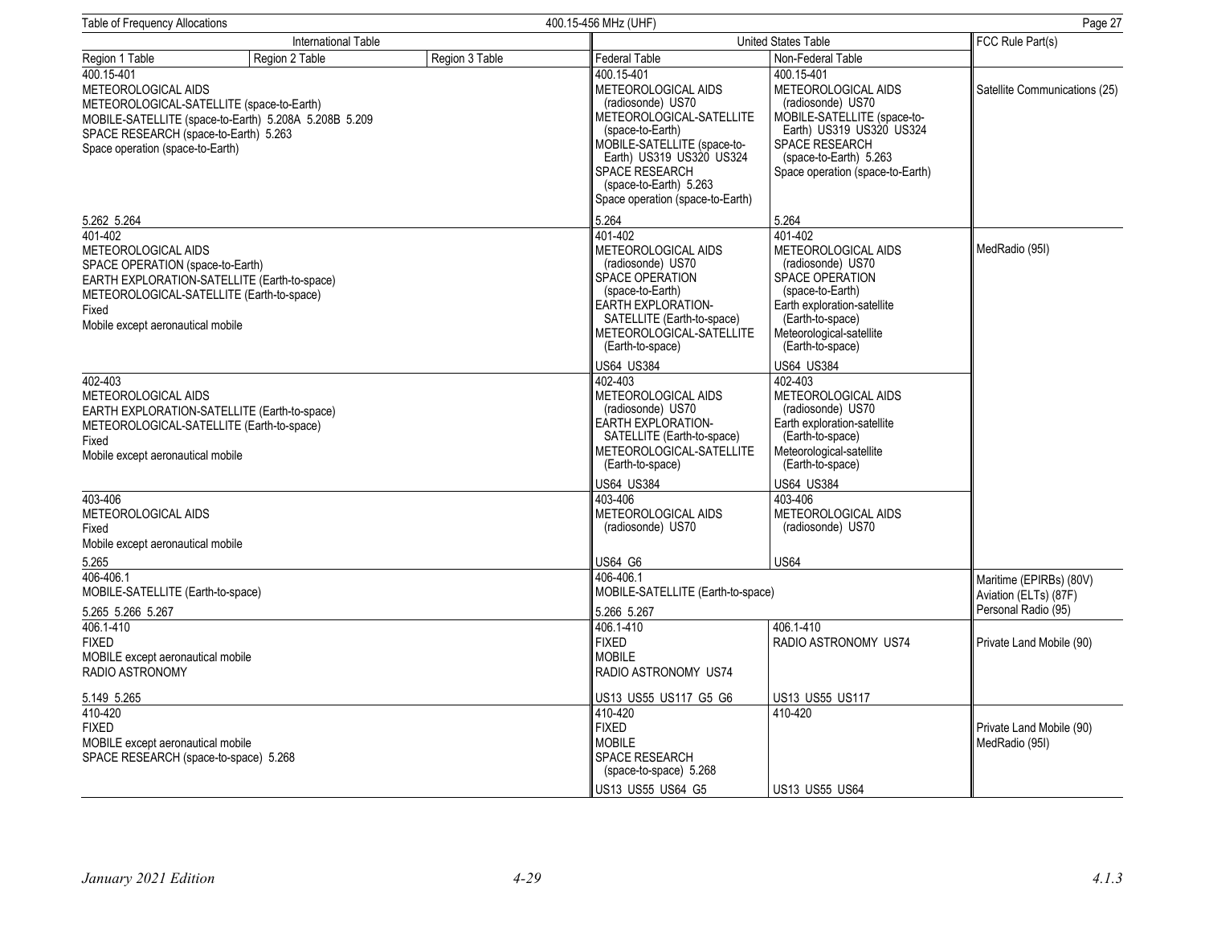Table of Frequency Allocations — 400.15-456 MHz (UHF)

| International Table | | | United States Table | | FCC Rule Part(s) |
|---|---|---|---|---|---|
| Region 1 Table | Region 2 Table | Region 3 Table | Federal Table | Non-Federal Table | |
| 400.15-401<br>METEOROLOGICAL AIDS<br>METEOROLOGICAL-SATELLITE (space-to-Earth)<br>MOBILE-SATELLITE (space-to-Earth) 5.208A 5.208B 5.209<br>SPACE RESEARCH (space-to-Earth) 5.263<br>Space operation (space-to-Earth)<br><br>5.262 5.264 | | | 400.15-401<br>METEOROLOGICAL AIDS (radiosonde) US70<br>METEOROLOGICAL-SATELLITE (space-to-Earth)<br>MOBILE-SATELLITE (space-to-Earth) US319 US320 US324<br>SPACE RESEARCH (space-to-Earth) 5.263<br>Space operation (space-to-Earth)<br><br>5.264 | 400.15-401<br>METEOROLOGICAL AIDS (radiosonde) US70<br>MOBILE-SATELLITE (space-to-Earth) US319 US320 US324<br>SPACE RESEARCH (space-to-Earth) 5.263<br>Space operation (space-to-Earth)<br><br>5.264 | Satellite Communications (25) |
| 401-402<br>METEOROLOGICAL AIDS<br>SPACE OPERATION (space-to-Earth)<br>EARTH EXPLORATION-SATELLITE (Earth-to-space)<br>METEOROLOGICAL-SATELLITE (Earth-to-space)<br>Fixed<br>Mobile except aeronautical mobile | | | 401-402<br>METEOROLOGICAL AIDS (radiosonde) US70<br>SPACE OPERATION (space-to-Earth)<br>EARTH EXPLORATION-SATELLITE (Earth-to-space)<br>METEOROLOGICAL-SATELLITE (Earth-to-space)<br><br>US64 US384 | 401-402<br>METEOROLOGICAL AIDS (radiosonde) US70<br>SPACE OPERATION (space-to-Earth)<br>Earth exploration-satellite (Earth-to-space)<br>Meteorological-satellite (Earth-to-space)<br><br>US64 US384 | MedRadio (95I) |
| 402-403<br>METEOROLOGICAL AIDS<br>EARTH EXPLORATION-SATELLITE (Earth-to-space)<br>METEOROLOGICAL-SATELLITE (Earth-to-space)<br>Fixed<br>Mobile except aeronautical mobile | | | 402-403<br>METEOROLOGICAL AIDS (radiosonde) US70<br>EARTH EXPLORATION-SATELLITE (Earth-to-space)<br>METEOROLOGICAL-SATELLITE (Earth-to-space)<br><br>US64 US384 | 402-403<br>METEOROLOGICAL AIDS (radiosonde) US70<br>Earth exploration-satellite (Earth-to-space)<br>Meteorological-satellite (Earth-to-space)<br><br>US64 US384 | |
| 403-406<br>METEOROLOGICAL AIDS<br>Fixed<br>Mobile except aeronautical mobile<br><br>5.265 | | | 403-406<br>METEOROLOGICAL AIDS (radiosonde) US70<br><br>US64 G6 | 403-406<br>METEOROLOGICAL AIDS (radiosonde) US70<br><br>US64 | |
| 406-406.1<br>MOBILE-SATELLITE (Earth-to-space)<br><br>5.265 5.266 5.267 | | | 406-406.1<br>MOBILE-SATELLITE (Earth-to-space)<br><br>5.266 5.267 | | Maritime (EPIRBs) (80V)<br>Aviation (ELTs) (87F)<br>Personal Radio (95) |
| 406.1-410<br>FIXED<br>MOBILE except aeronautical mobile<br>RADIO ASTRONOMY<br><br>5.149 5.265 | | | 406.1-410<br>FIXED<br>MOBILE<br>RADIO ASTRONOMY US74<br><br>US13 US55 US117 G5 G6 | 406.1-410<br>RADIO ASTRONOMY US74<br><br>US13 US55 US117 | Private Land Mobile (90) |
| 410-420<br>FIXED<br>MOBILE except aeronautical mobile<br>SPACE RESEARCH (space-to-space) 5.268 | | | 410-420<br>FIXED<br>MOBILE<br>SPACE RESEARCH (space-to-space) 5.268<br><br>US13 US55 US64 G5 | 410-420<br><br>US13 US55 US64 | Private Land Mobile (90)<br>MedRadio (95I) |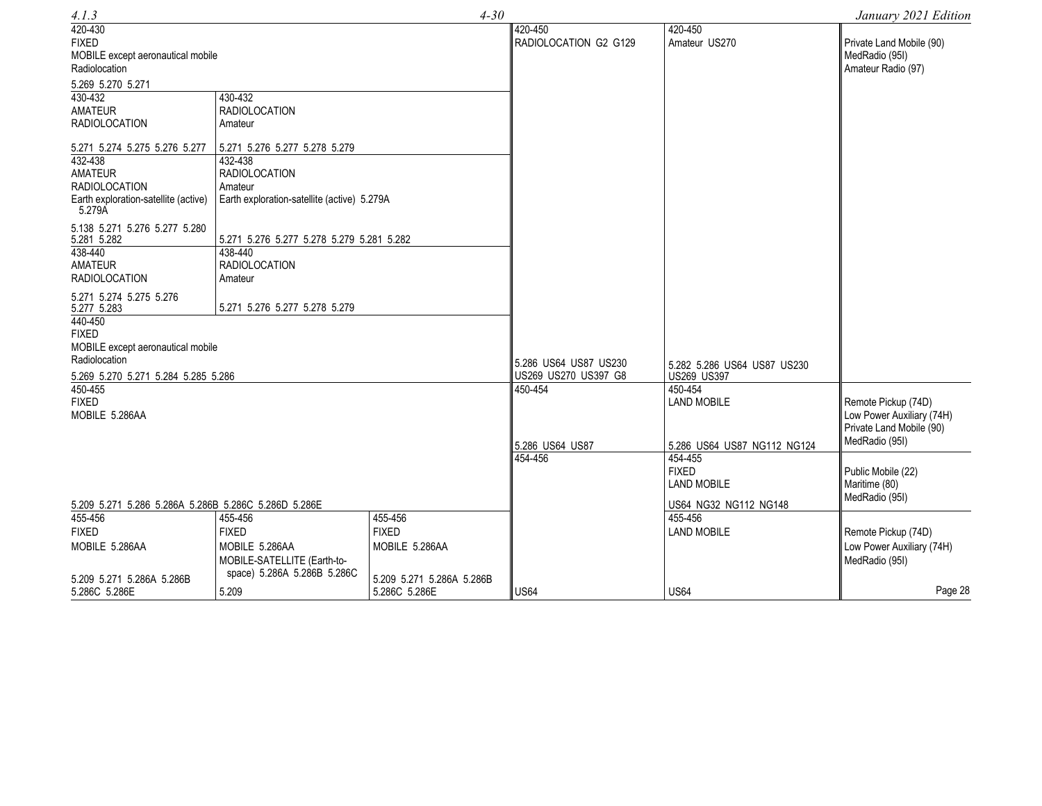| Region 1 Table | Region 2 Table | Region 3 Table | Federal Table | Non-Federal Table | FCC Rule Part(s) |
|---|---|---|---|---|---|
| 420-430<br>FIXED<br>MOBILE except aeronautical mobile<br>Radiolocation<br><br>5.269 5.270 5.271 | | | 420-450<br>RADIOLOCATION G2 G129<br><br>5.286 US64 US87 US230 US269 US270 US397 G8 | 420-450<br>Amateur US270<br><br>5.282 5.286 US64 US87 US230 US269 US397 | Private Land Mobile (90)<br>MedRadio (95I)<br>Amateur Radio (97) |
| 430-432<br>AMATEUR<br>RADIOLOCATION<br><br>5.271 5.274 5.275 5.276 5.277 | 430-432<br>RADIOLOCATION<br>Amateur<br><br>5.271 5.276 5.277 5.278 5.279 | | | | |
| 432-438<br>AMATEUR<br>RADIOLOCATION<br>Earth exploration-satellite (active) 5.279A<br><br>5.138 5.271 5.276 5.277 5.280 5.281 5.282 | 432-438<br>RADIOLOCATION<br>Amateur<br>Earth exploration-satellite (active) 5.279A<br><br>5.271 5.276 5.277 5.278 5.279 5.281 5.282 | | | | |
| 438-440<br>AMATEUR<br>RADIOLOCATION<br><br>5.271 5.274 5.275 5.276 5.277 5.283 | 438-440<br>RADIOLOCATION<br>Amateur<br><br>5.271 5.276 5.277 5.278 5.279 | | | | |
| 440-450<br>FIXED<br>MOBILE except aeronautical mobile<br>Radiolocation<br><br>5.269 5.270 5.271 5.284 5.285 5.286 | | | | | |
| 450-455<br>FIXED<br>MOBILE 5.286AA<br><br>5.209 5.271 5.286 5.286A 5.286B 5.286C 5.286D 5.286E | | | 450-454<br><br>5.286 US64 US87 | 450-454<br>LAND MOBILE<br><br>5.286 US64 US87 NG112 NG124 | Remote Pickup (74D)<br>Low Power Auxiliary (74H)<br>Private Land Mobile (90)<br>MedRadio (95I) |
| | | | 454-456 | 454-455<br>FIXED<br>LAND MOBILE<br><br>US64 NG32 NG112 NG148 | Public Mobile (22)<br>Maritime (80)<br>MedRadio (95I) |
| 455-456<br>FIXED<br>MOBILE 5.286AA<br><br>5.209 5.271 5.286A 5.286B 5.286C 5.286E | 455-456<br>FIXED<br>MOBILE 5.286AA<br>MOBILE-SATELLITE (Earth-to-space) 5.286A 5.286B 5.286C<br><br>5.209 | 455-456<br>FIXED<br>MOBILE 5.286AA<br><br>5.209 5.271 5.286A 5.286B 5.286C 5.286E | US64 | 455-456<br>LAND MOBILE<br><br>US64 | Remote Pickup (74D)<br>Low Power Auxiliary (74H)<br>MedRadio (95I) |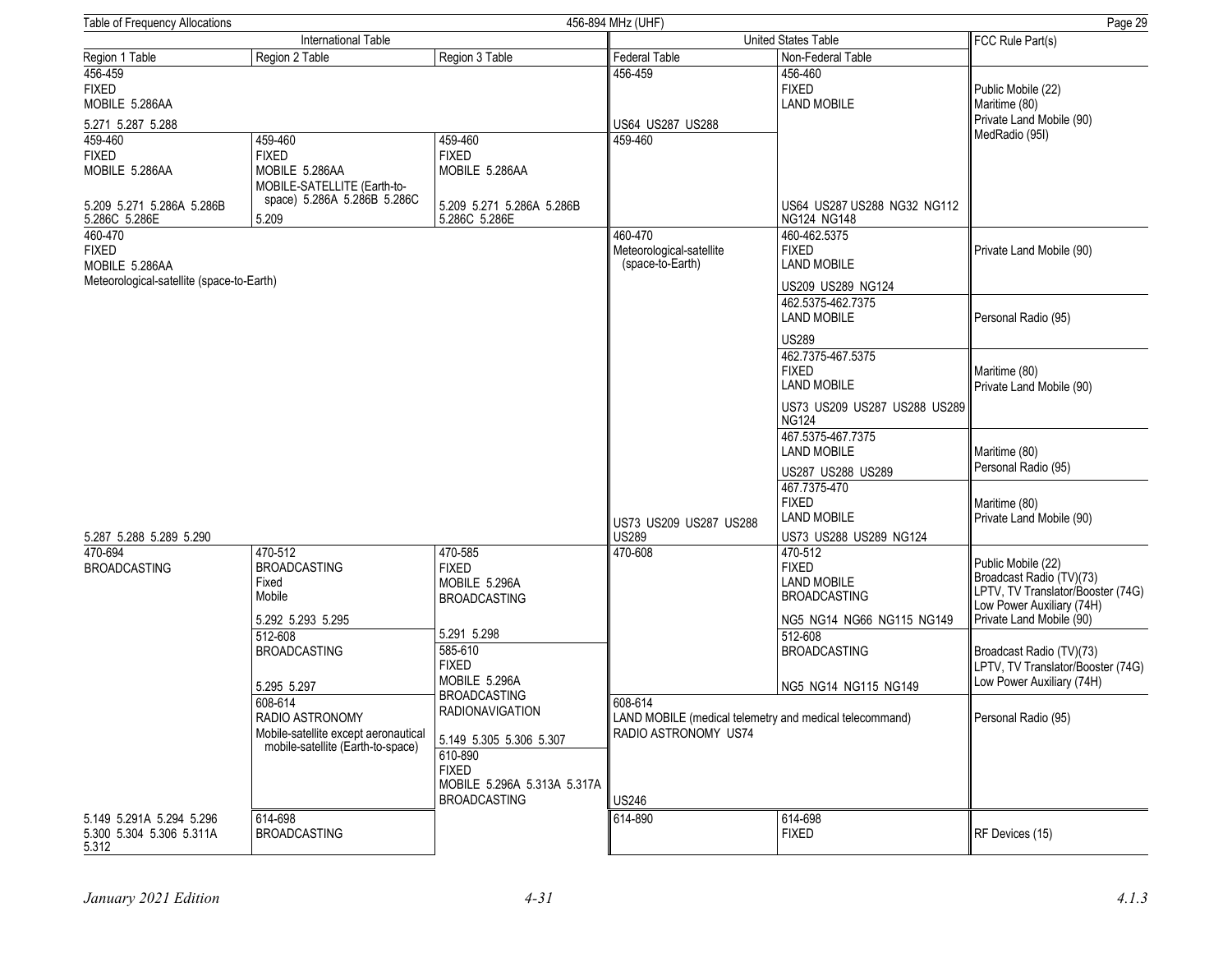Table of Frequency Allocations — 456-894 MHz (UHF)

| International Table | | | United States Table | | FCC Rule Part(s) |
|---|---|---|---|---|---|
| Region 1 Table | Region 2 Table | Region 3 Table | Federal Table | Non-Federal Table | |
| 456-459<br>FIXED<br>MOBILE 5.286AA<br><br>5.271 5.287 5.288 | | | 456-459<br><br>US64 US287 US288 | 456-460<br>FIXED<br>LAND MOBILE<br><br>US64 US287 US288 NG32 NG112 NG124 NG148 | Public Mobile (22)<br>Maritime (80)<br>Private Land Mobile (90)<br>MedRadio (95I) |
| 459-460<br>FIXED<br>MOBILE 5.286AA<br><br>5.209 5.271 5.286A 5.286B 5.286C 5.286E | 459-460<br>FIXED<br>MOBILE 5.286AA<br>MOBILE-SATELLITE (Earth-to-space) 5.286A 5.286B 5.286C<br>5.209 | 459-460<br>FIXED<br>MOBILE 5.286AA<br><br>5.209 5.271 5.286A 5.286B 5.286C 5.286E | 459-460 | | |
| 460-470<br>FIXED<br>MOBILE 5.286AA<br>Meteorological-satellite (space-to-Earth)<br><br>5.287 5.288 5.289 5.290 | | | 460-470<br>Meteorological-satellite (space-to-Earth)<br><br>US73 US209 US287 US288 US289 | 460-462.5375<br>FIXED<br>LAND MOBILE<br><br>US209 US289 NG124 | Private Land Mobile (90) |
| | | | | 462.5375-462.7375<br>LAND MOBILE<br><br>US289 | Personal Radio (95) |
| | | | | 462.7375-467.5375<br>FIXED<br>LAND MOBILE<br><br>US73 US209 US287 US288 US289 NG124 | Maritime (80)<br>Private Land Mobile (90) |
| | | | | 467.5375-467.7375<br>LAND MOBILE<br><br>US287 US288 US289 | Maritime (80)<br>Personal Radio (95) |
| | | | | 467.7375-470<br>FIXED<br>LAND MOBILE<br><br>US73 US288 US289 NG124 | Maritime (80)<br>Private Land Mobile (90) |
| 470-694<br>BROADCASTING | 470-512<br>BROADCASTING<br>Fixed<br>Mobile<br><br>5.292 5.293 5.295 | 470-585<br>FIXED<br>MOBILE 5.296A<br>BROADCASTING<br><br>5.291 5.298 | 470-608 | 470-512<br>FIXED<br>LAND MOBILE<br>BROADCASTING<br><br>NG5 NG14 NG66 NG115 NG149 | Public Mobile (22)<br>Broadcast Radio (TV)(73)<br>LPTV, TV Translator/Booster (74G)<br>Low Power Auxiliary (74H)<br>Private Land Mobile (90) |
| | 512-608<br>BROADCASTING<br><br>5.295 5.297 | 585-610<br>FIXED<br>MOBILE 5.296A<br>BROADCASTING<br>RADIONAVIGATION<br><br>5.149 5.305 5.306 5.307 | | 512-608<br>BROADCASTING<br><br>NG5 NG14 NG115 NG149 | Broadcast Radio (TV)(73)<br>LPTV, TV Translator/Booster (74G)<br>Low Power Auxiliary (74H) |
| | 608-614<br>RADIO ASTRONOMY<br>Mobile-satellite except aeronautical mobile-satellite (Earth-to-space) | 610-890<br>FIXED<br>MOBILE 5.296A 5.313A 5.317A<br>BROADCASTING | 608-614<br>LAND MOBILE (medical telemetry and medical telecommand)<br>RADIO ASTRONOMY US74<br><br>US246 | | Personal Radio (95) |
| 5.149 5.291A 5.294 5.296 5.300 5.304 5.306 5.311A 5.312 | 614-698<br>BROADCASTING | | 614-890 | 614-698<br>FIXED | RF Devices (15) |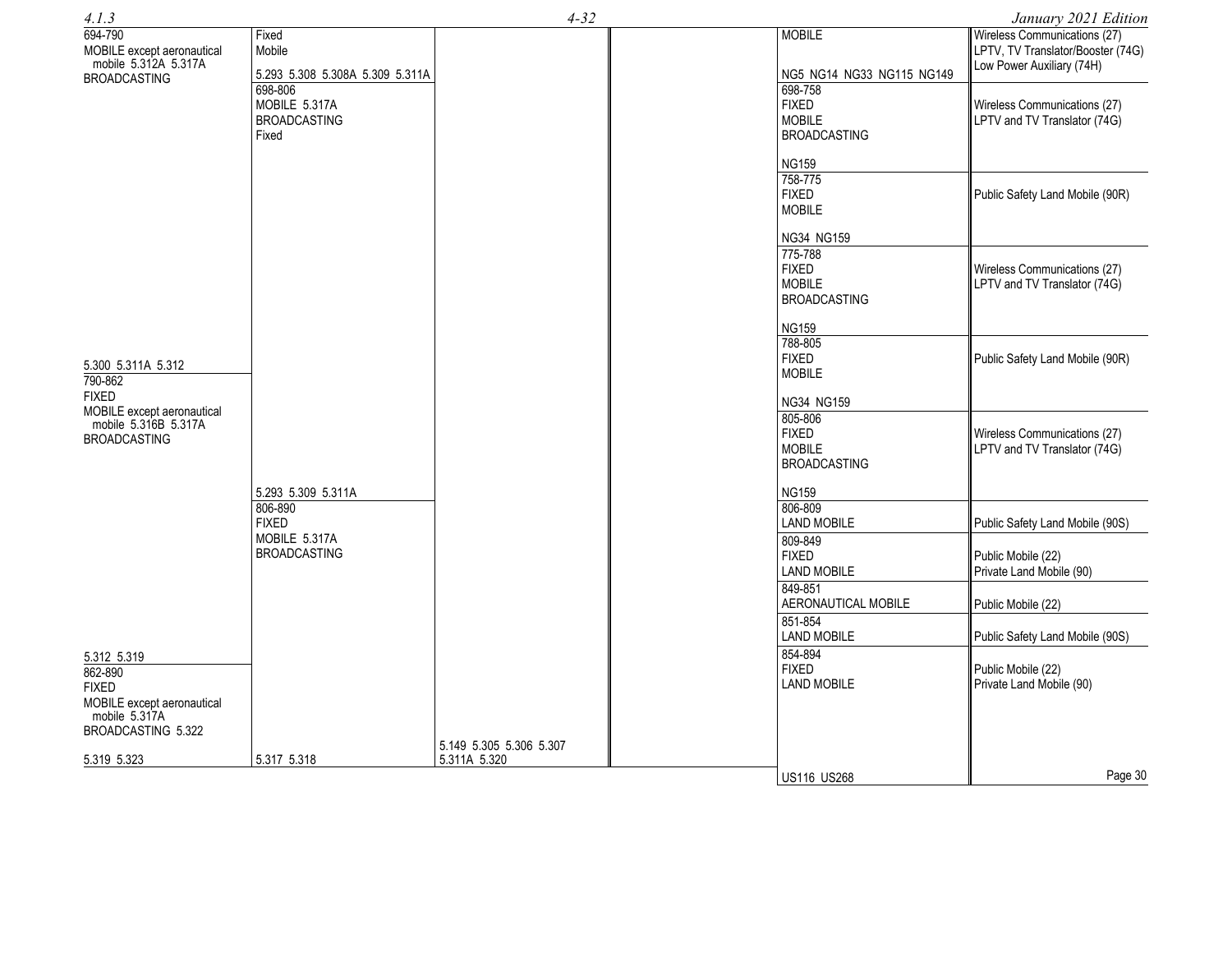| Region 1 | Region 2 | Region 3 | Federal | Non-Federal | FCC Rule Part(s) |
|---|---|---|---|---|---|
| 694-790<br>MOBILE except aeronautical mobile 5.312A 5.317A<br>BROADCASTING<br><br>5.300 5.311A 5.312 | Fixed<br>Mobile<br><br>5.293 5.308 5.308A 5.309 5.311A | | | MOBILE<br><br>NG5 NG14 NG33 NG115 NG149 | Wireless Communications (27)<br>LPTV, TV Translator/Booster (74G)<br>Low Power Auxiliary (74H) |
| | 698-806<br>MOBILE 5.317A<br>BROADCASTING<br>Fixed | | | 698-758<br>FIXED<br>MOBILE<br>BROADCASTING<br><br>NG159 | Wireless Communications (27)<br>LPTV and TV Translator (74G) |
| | | | | 758-775<br>FIXED<br>MOBILE<br><br>NG34 NG159 | Public Safety Land Mobile (90R) |
| | | | | 775-788<br>FIXED<br>MOBILE<br>BROADCASTING<br><br>NG159 | Wireless Communications (27)<br>LPTV and TV Translator (74G) |
| 790-862<br>FIXED<br>MOBILE except aeronautical mobile 5.316B 5.317A<br>BROADCASTING<br><br>5.312 5.319 | | | | 788-805<br>FIXED<br>MOBILE<br><br>NG34 NG159 | Public Safety Land Mobile (90R) |
| | 5.293 5.309 5.311A | | | 805-806<br>FIXED<br>MOBILE<br>BROADCASTING<br><br>NG159 | Wireless Communications (27)<br>LPTV and TV Translator (74G) |
| | 806-890<br>FIXED<br>MOBILE 5.317A<br>BROADCASTING<br><br>5.317 5.318 | | | 806-809<br>LAND MOBILE | Public Safety Land Mobile (90S) |
| | | | | 809-849<br>FIXED<br>LAND MOBILE | Public Mobile (22)<br>Private Land Mobile (90) |
| | | | | 849-851<br>AERONAUTICAL MOBILE | Public Mobile (22) |
| | | | | 851-854<br>LAND MOBILE | Public Safety Land Mobile (90S) |
| 862-890<br>FIXED<br>MOBILE except aeronautical mobile 5.317A<br>BROADCASTING 5.322<br><br>5.319 5.323 | | 5.149 5.305 5.306 5.307 5.311A 5.320 | | 854-894<br>FIXED<br>LAND MOBILE<br><br>US116 US268 | Public Mobile (22)<br>Private Land Mobile (90) |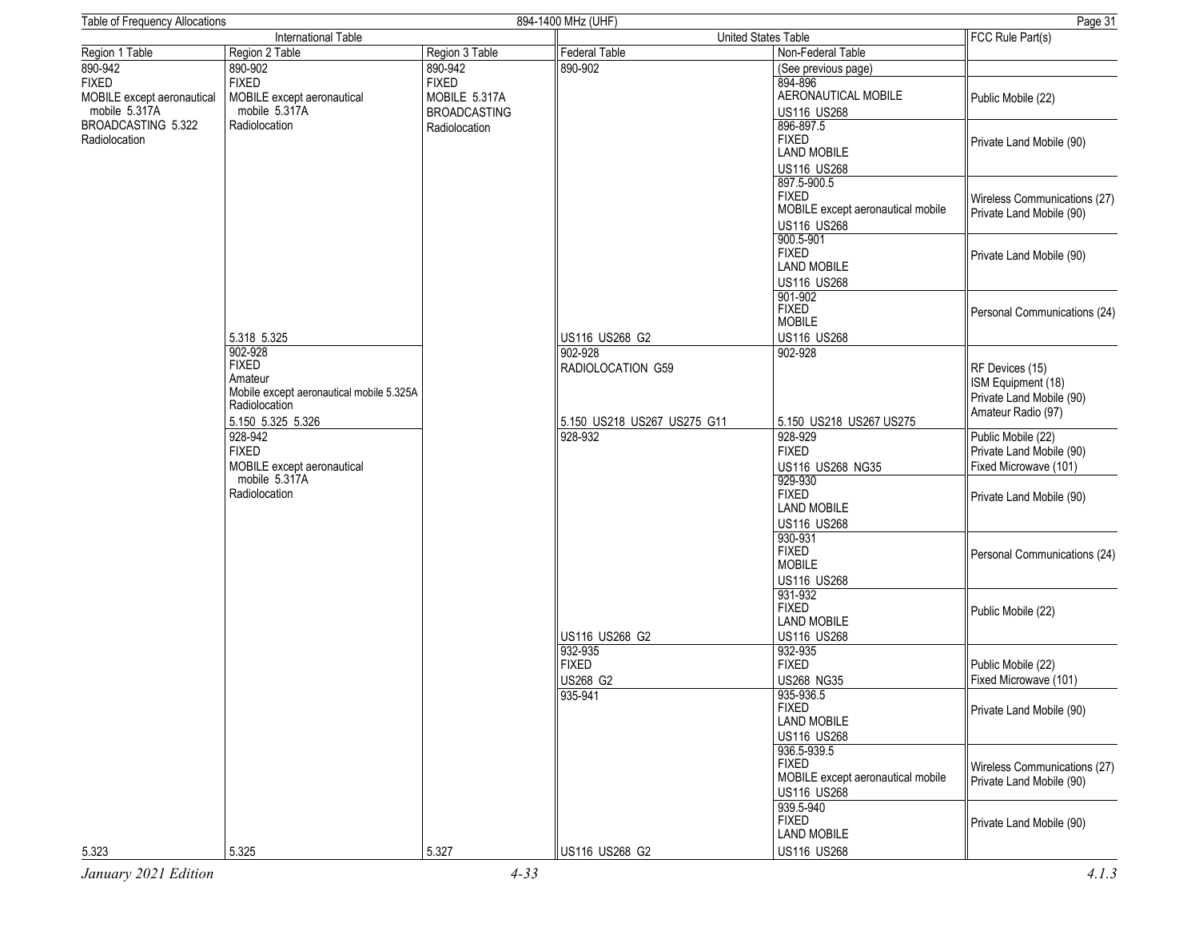| International Table | | | United States Table | | FCC Rule Part(s) |
|---|---|---|---|---|---|
| Region 1 Table | Region 2 Table | Region 3 Table | Federal Table | Non-Federal Table | |
| 890-942<br>FIXED<br>MOBILE except aeronautical mobile 5.317A<br>BROADCASTING 5.322<br>Radiolocation | 890-902<br>FIXED<br>MOBILE except aeronautical mobile 5.317A<br>Radiolocation | 890-942<br>FIXED<br>MOBILE 5.317A<br>BROADCASTING<br>Radiolocation | 890-902 | (See previous page) | |
| | | | | 894-896<br>AERONAUTICAL MOBILE<br>US116 US268 | Public Mobile (22) |
| | | | | 896-897.5<br>FIXED<br>LAND MOBILE<br>US116 US268 | Private Land Mobile (90) |
| | | | | 897.5-900.5<br>FIXED<br>MOBILE except aeronautical mobile<br>US116 US268 | Wireless Communications (27)<br>Private Land Mobile (90) |
| | | | | 900.5-901<br>FIXED<br>LAND MOBILE<br>US116 US268 | Private Land Mobile (90) |
| | 5.318 5.325 | | US116 US268 G2 | 901-902<br>FIXED<br>MOBILE<br>US116 US268 | Personal Communications (24) |
| | 902-928<br>FIXED<br>Amateur<br>Mobile except aeronautical mobile 5.325A<br>Radiolocation<br>5.150 5.325 5.326 | | 902-928<br>RADIOLOCATION G59<br>5.150 US218 US267 US275 G11 | 902-928<br>5.150 US218 US267 US275 | RF Devices (15)<br>ISM Equipment (18)<br>Private Land Mobile (90)<br>Amateur Radio (97) |
| | 928-942<br>FIXED<br>MOBILE except aeronautical mobile 5.317A<br>Radiolocation | | 928-932 | 928-929<br>FIXED<br>US116 US268 NG35 | Public Mobile (22)<br>Private Land Mobile (90)<br>Fixed Microwave (101) |
| | | | | 929-930<br>FIXED<br>LAND MOBILE<br>US116 US268 | Private Land Mobile (90) |
| | | | | 930-931<br>FIXED<br>MOBILE<br>US116 US268 | Personal Communications (24) |
| | | | US116 US268 G2 | 931-932<br>FIXED<br>LAND MOBILE<br>US116 US268 | Public Mobile (22) |
| | | | 932-935<br>FIXED<br>US268 G2 | 932-935<br>FIXED<br>US268 NG35 | Public Mobile (22)<br>Fixed Microwave (101) |
| | | | 935-941 | 935-936.5<br>FIXED<br>LAND MOBILE<br>US116 US268 | Private Land Mobile (90) |
| | | | | 936.5-939.5<br>FIXED<br>MOBILE except aeronautical mobile<br>US116 US268 | Wireless Communications (27)<br>Private Land Mobile (90) |
| 5.323 | 5.325 | 5.327 | US116 US268 G2 | 939.5-940<br>FIXED<br>LAND MOBILE<br>US116 US268 | Private Land Mobile (90) |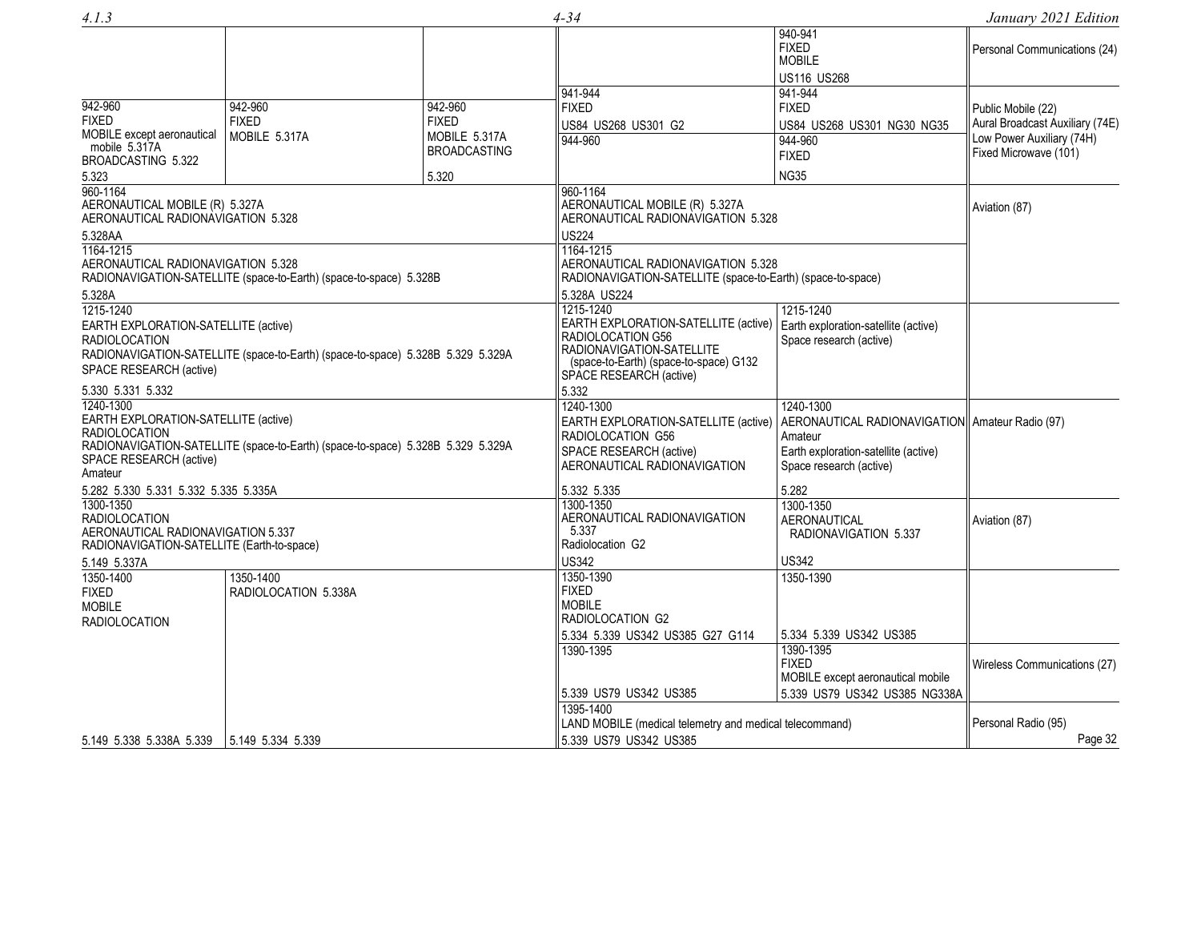| Region 1 Table | Region 2 Table | Region 3 Table | Federal Table | Non-Federal Table | FCC Rule Part(s) |
|---|---|---|---|---|---|
| | | | | 940-941<br>FIXED<br>MOBILE<br>US116 US268 | Personal Communications (24) |
| 942-960<br>FIXED<br>MOBILE except aeronautical mobile 5.317A<br>BROADCASTING 5.322<br>5.323 | 942-960<br>FIXED<br>MOBILE 5.317A | 942-960<br>FIXED<br>MOBILE 5.317A<br>BROADCASTING<br>5.320 | 941-944<br>FIXED<br>US84 US268 US301 G2 | 941-944<br>FIXED<br>US84 US268 US301 NG30 NG35 | Public Mobile (22)<br>Aural Broadcast Auxiliary (74E)<br>Low Power Auxiliary (74H)<br>Fixed Microwave (101) |
| | | | 944-960 | 944-960<br>FIXED<br>NG35 | |
| 960-1164<br>AERONAUTICAL MOBILE (R) 5.327A<br>AERONAUTICAL RADIONAVIGATION 5.328<br>5.328AA | | | 960-1164<br>AERONAUTICAL MOBILE (R) 5.327A<br>AERONAUTICAL RADIONAVIGATION 5.328<br>US224 | | Aviation (87) |
| 1164-1215<br>AERONAUTICAL RADIONAVIGATION 5.328<br>RADIONAVIGATION-SATELLITE (space-to-Earth) (space-to-space) 5.328B<br>5.328A | | | 1164-1215<br>AERONAUTICAL RADIONAVIGATION 5.328<br>RADIONAVIGATION-SATELLITE (space-to-Earth) (space-to-space)<br>5.328A US224 | | |
| 1215-1240<br>EARTH EXPLORATION-SATELLITE (active)<br>RADIOLOCATION<br>RADIONAVIGATION-SATELLITE (space-to-Earth) (space-to-space) 5.328B 5.329 5.329A<br>SPACE RESEARCH (active)<br>5.330 5.331 5.332 | | | 1215-1240<br>EARTH EXPLORATION-SATELLITE (active)<br>RADIOLOCATION G56<br>RADIONAVIGATION-SATELLITE (space-to-Earth) (space-to-space) G132<br>SPACE RESEARCH (active)<br>5.332 | 1215-1240<br>Earth exploration-satellite (active)<br>Space research (active) | |
| 1240-1300<br>EARTH EXPLORATION-SATELLITE (active)<br>RADIOLOCATION<br>RADIONAVIGATION-SATELLITE (space-to-Earth) (space-to-space) 5.328B 5.329 5.329A<br>SPACE RESEARCH (active)<br>Amateur<br>5.282 5.330 5.331 5.332 5.335 5.335A | | | 1240-1300<br>EARTH EXPLORATION-SATELLITE (active)<br>RADIOLOCATION G56<br>SPACE RESEARCH (active)<br>AERONAUTICAL RADIONAVIGATION<br>5.332 5.335 | 1240-1300<br>AERONAUTICAL RADIONAVIGATION<br>Amateur<br>Earth exploration-satellite (active)<br>Space research (active)<br>5.282 | Amateur Radio (97) |
| 1300-1350<br>RADIOLOCATION<br>AERONAUTICAL RADIONAVIGATION 5.337<br>RADIONAVIGATION-SATELLITE (Earth-to-space)<br>5.149 5.337A | | | 1300-1350<br>AERONAUTICAL RADIONAVIGATION 5.337<br>Radiolocation G2<br>US342 | 1300-1350<br>AERONAUTICAL RADIONAVIGATION 5.337<br>US342 | Aviation (87) |
| 1350-1400<br>FIXED<br>MOBILE<br>RADIOLOCATION | 1350-1400<br>RADIOLOCATION 5.338A | | 1350-1390<br>FIXED<br>MOBILE<br>RADIOLOCATION G2<br>5.334 5.339 US342 US385 G27 G114 | 1350-1390<br>5.334 5.339 US342 US385 | |
| | | | 1390-1395<br>5.339 US79 US342 US385 | 1390-1395<br>FIXED<br>MOBILE except aeronautical mobile<br>5.339 US79 US342 US385 NG338A | Wireless Communications (27) |
| 5.149 5.338 5.338A 5.339 | 5.149 5.334 5.339 | | 1395-1400<br>LAND MOBILE (medical telemetry and medical telecommand)<br>5.339 US79 US342 US385 | | Personal Radio (95) |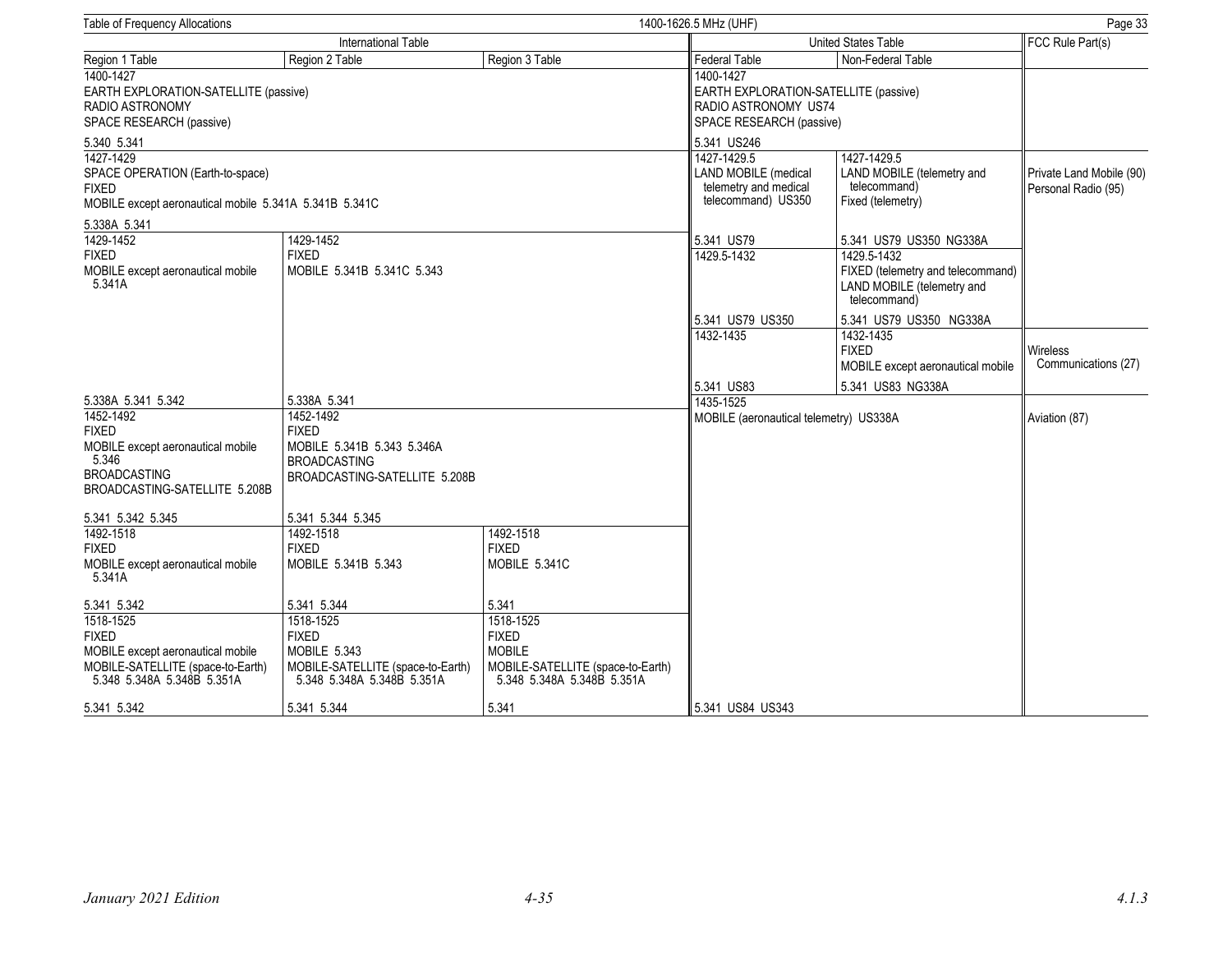| International Table | | | United States Table | | FCC Rule Part(s) |
|---|---|---|---|---|---|
| Region 1 Table | Region 2 Table | Region 3 Table | Federal Table | Non-Federal Table | |
| 1400-1427 EARTH EXPLORATION-SATELLITE (passive) RADIO ASTRONOMY SPACE RESEARCH (passive) 5.340 5.341 | | | 1400-1427 EARTH EXPLORATION-SATELLITE (passive) RADIO ASTRONOMY US74 SPACE RESEARCH (passive) 5.341 US246 | | |
| 1427-1429 SPACE OPERATION (Earth-to-space) FIXED MOBILE except aeronautical mobile 5.341A 5.341B 5.341C 5.338A 5.341 | | | 1427-1429.5 LAND MOBILE (medical telemetry and medical telecommand) US350 5.341 US79 | 1427-1429.5 LAND MOBILE (telemetry and telecommand) Fixed (telemetry) 5.341 US79 US350 NG338A | Private Land Mobile (90) Personal Radio (95) |
| 1429-1452 FIXED MOBILE except aeronautical mobile 5.341A 5.338A 5.341 5.342 | 1429-1452 FIXED MOBILE 5.341B 5.341C 5.343 5.338A 5.341 | | 1429.5-1432 5.341 US79 US350 | 1429.5-1432 FIXED (telemetry and telecommand) LAND MOBILE (telemetry and telecommand) 5.341 US79 US350 NG338A | |
| | | | 1432-1435 5.341 US83 | 1432-1435 FIXED MOBILE except aeronautical mobile 5.341 US83 NG338A | Wireless Communications (27) |
| 1452-1492 FIXED MOBILE except aeronautical mobile 5.346 BROADCASTING BROADCASTING-SATELLITE 5.208B 5.341 5.342 5.345 | 1452-1492 FIXED MOBILE 5.341B 5.343 5.346A BROADCASTING BROADCASTING-SATELLITE 5.208B 5.341 5.344 5.345 | | 1435-1525 MOBILE (aeronautical telemetry) US338A 5.341 US84 US343 | | Aviation (87) |
| 1492-1518 FIXED MOBILE except aeronautical mobile 5.341A 5.341 5.342 | 1492-1518 FIXED MOBILE 5.341B 5.343 5.341 5.344 | 1492-1518 FIXED MOBILE 5.341C 5.341 | | | |
| 1518-1525 FIXED MOBILE except aeronautical mobile MOBILE-SATELLITE (space-to-Earth) 5.348 5.348A 5.348B 5.351A 5.341 5.342 | 1518-1525 FIXED MOBILE 5.343 MOBILE-SATELLITE (space-to-Earth) 5.348 5.348A 5.348B 5.351A 5.341 5.344 | 1518-1525 FIXED MOBILE MOBILE-SATELLITE (space-to-Earth) 5.348 5.348A 5.348B 5.351A 5.341 | | | |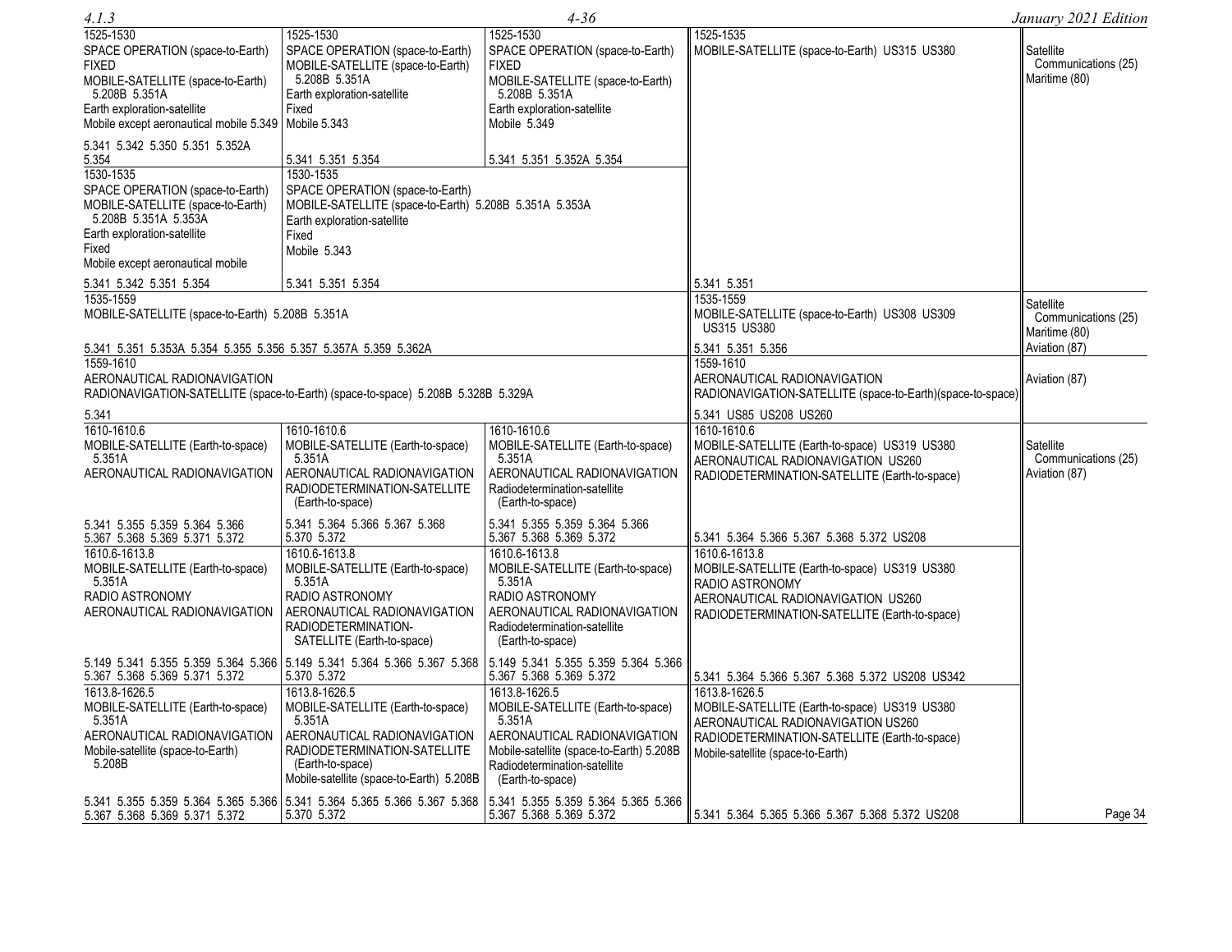| Region 1 | Region 2 | Region 3 | United States | FCC Rule Part(s) |
|---|---|---|---|---|
| 1525-1530<br>SPACE OPERATION (space-to-Earth)<br>FIXED<br>MOBILE-SATELLITE (space-to-Earth) 5.208B 5.351A<br>Earth exploration-satellite<br>Mobile except aeronautical mobile 5.349<br><br>5.341 5.342 5.350 5.351 5.352A 5.354 | 1525-1530<br>SPACE OPERATION (space-to-Earth)<br>MOBILE-SATELLITE (space-to-Earth) 5.208B 5.351A<br>Earth exploration-satellite<br>Fixed<br>Mobile 5.343<br><br>5.341 5.351 5.354 | 1525-1530<br>SPACE OPERATION (space-to-Earth)<br>FIXED<br>MOBILE-SATELLITE (space-to-Earth) 5.208B 5.351A<br>Earth exploration-satellite<br>Mobile 5.349<br><br>5.341 5.351 5.352A 5.354 | 1525-1535<br>MOBILE-SATELLITE (space-to-Earth) US315 US380 | Satellite Communications (25)<br>Maritime (80) |
| 1530-1535<br>SPACE OPERATION (space-to-Earth)<br>MOBILE-SATELLITE (space-to-Earth) 5.208B 5.351A 5.353A<br>Earth exploration-satellite<br>Fixed<br>Mobile except aeronautical mobile<br><br>5.341 5.342 5.351 5.354 | 1530-1535<br>SPACE OPERATION (space-to-Earth)<br>MOBILE-SATELLITE (space-to-Earth) 5.208B 5.351A 5.353A<br>Earth exploration-satellite<br>Fixed<br>Mobile 5.343<br><br>5.341 5.351 5.354 | | 5.341 5.351 | |
| 1535-1559<br>MOBILE-SATELLITE (space-to-Earth) 5.208B 5.351A<br><br>5.341 5.351 5.353A 5.354 5.355 5.356 5.357 5.357A 5.359 5.362A | | | 1535-1559<br>MOBILE-SATELLITE (space-to-Earth) US308 US309 US315 US380<br><br>5.341 5.351 5.356 | Satellite Communications (25)<br>Maritime (80)<br>Aviation (87) |
| 1559-1610<br>AERONAUTICAL RADIONAVIGATION<br>RADIONAVIGATION-SATELLITE (space-to-Earth) (space-to-space) 5.208B 5.328B 5.329A<br><br>5.341 | | | 1559-1610<br>AERONAUTICAL RADIONAVIGATION<br>RADIONAVIGATION-SATELLITE (space-to-Earth)(space-to-space)<br><br>5.341 US85 US208 US260 | Aviation (87) |
| 1610-1610.6<br>MOBILE-SATELLITE (Earth-to-space) 5.351A<br>AERONAUTICAL RADIONAVIGATION<br><br>5.341 5.355 5.359 5.364 5.366 5.367 5.368 5.369 5.371 5.372 | 1610-1610.6<br>MOBILE-SATELLITE (Earth-to-space) 5.351A<br>AERONAUTICAL RADIONAVIGATION<br>RADIODETERMINATION-SATELLITE (Earth-to-space)<br><br>5.341 5.364 5.366 5.367 5.368 5.370 5.372 | 1610-1610.6<br>MOBILE-SATELLITE (Earth-to-space) 5.351A<br>AERONAUTICAL RADIONAVIGATION<br>Radiodetermination-satellite (Earth-to-space)<br><br>5.341 5.355 5.359 5.364 5.366 5.367 5.368 5.369 5.372 | 1610-1610.6<br>MOBILE-SATELLITE (Earth-to-space) US319 US380<br>AERONAUTICAL RADIONAVIGATION US260<br>RADIODETERMINATION-SATELLITE (Earth-to-space)<br><br>5.341 5.364 5.366 5.367 5.368 5.372 US208 | Satellite Communications (25)<br>Aviation (87) |
| 1610.6-1613.8<br>MOBILE-SATELLITE (Earth-to-space) 5.351A<br>RADIO ASTRONOMY<br>AERONAUTICAL RADIONAVIGATION<br><br>5.149 5.341 5.355 5.359 5.364 5.366 5.367 5.368 5.369 5.371 5.372 | 1610.6-1613.8<br>MOBILE-SATELLITE (Earth-to-space) 5.351A<br>RADIO ASTRONOMY<br>AERONAUTICAL RADIONAVIGATION<br>RADIODETERMINATION-SATELLITE (Earth-to-space)<br><br>5.149 5.341 5.364 5.366 5.367 5.368 5.370 5.372 | 1610.6-1613.8<br>MOBILE-SATELLITE (Earth-to-space) 5.351A<br>RADIO ASTRONOMY<br>AERONAUTICAL RADIONAVIGATION<br>Radiodetermination-satellite (Earth-to-space)<br><br>5.149 5.341 5.355 5.359 5.364 5.366 5.367 5.368 5.369 5.372 | 1610.6-1613.8<br>MOBILE-SATELLITE (Earth-to-space) US319 US380<br>RADIO ASTRONOMY<br>AERONAUTICAL RADIONAVIGATION US260<br>RADIODETERMINATION-SATELLITE (Earth-to-space)<br><br>5.341 5.364 5.366 5.367 5.368 5.372 US208 US342 | |
| 1613.8-1626.5<br>MOBILE-SATELLITE (Earth-to-space) 5.351A<br>AERONAUTICAL RADIONAVIGATION<br>Mobile-satellite (space-to-Earth) 5.208B<br><br>5.341 5.355 5.359 5.364 5.365 5.366 5.367 5.368 5.369 5.371 5.372 | 1613.8-1626.5<br>MOBILE-SATELLITE (Earth-to-space) 5.351A<br>AERONAUTICAL RADIONAVIGATION<br>RADIODETERMINATION-SATELLITE (Earth-to-space)<br>Mobile-satellite (space-to-Earth) 5.208B<br><br>5.341 5.364 5.365 5.366 5.367 5.368 5.370 5.372 | 1613.8-1626.5<br>MOBILE-SATELLITE (Earth-to-space) 5.351A<br>AERONAUTICAL RADIONAVIGATION<br>Mobile-satellite (space-to-Earth) 5.208B<br>Radiodetermination-satellite (Earth-to-space)<br><br>5.341 5.355 5.359 5.364 5.365 5.366 5.367 5.368 5.369 5.372 | 1613.8-1626.5<br>MOBILE-SATELLITE (Earth-to-space) US319 US380<br>AERONAUTICAL RADIONAVIGATION US260<br>RADIODETERMINATION-SATELLITE (Earth-to-space)<br>Mobile-satellite (space-to-Earth)<br><br>5.341 5.364 5.365 5.366 5.367 5.368 5.372 US208 | |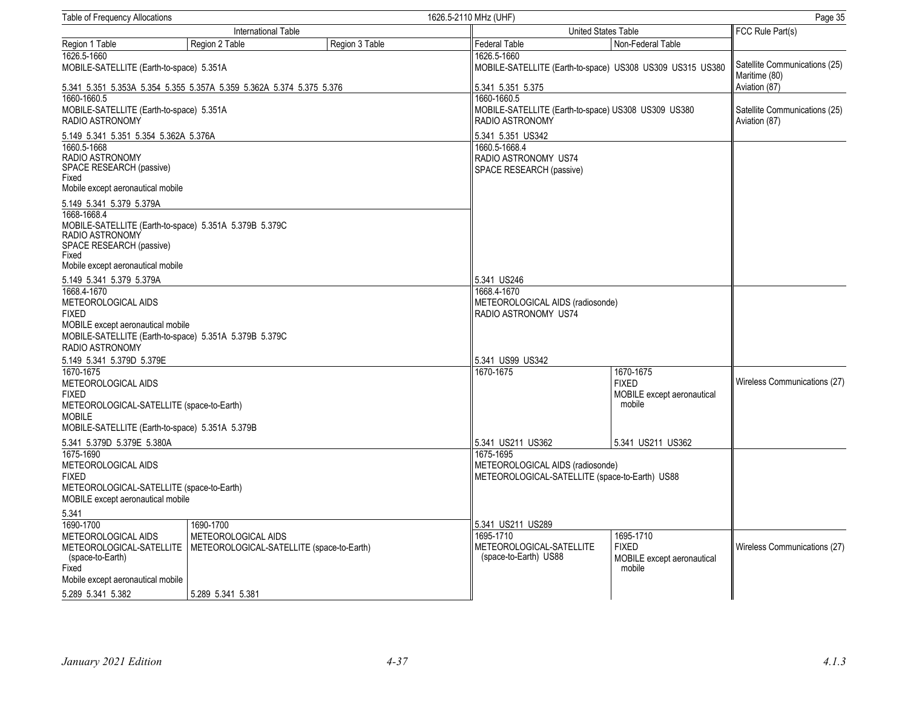| International Table | | | United States Table | | FCC Rule Part(s) |
|---|---|---|---|---|---|
| Region 1 Table | Region 2 Table | Region 3 Table | Federal Table | Non-Federal Table | |
| 1626.5-1660<br>MOBILE-SATELLITE (Earth-to-space) 5.351A<br><br>5.341 5.351 5.353A 5.354 5.355 5.357A 5.359 5.362A 5.374 5.375 5.376 | | | 1626.5-1660<br>MOBILE-SATELLITE (Earth-to-space) US308 US309 US315 US380<br><br>5.341 5.351 5.375 | | Satellite Communications (25)<br>Maritime (80)<br>Aviation (87) |
| 1660-1660.5<br>MOBILE-SATELLITE (Earth-to-space) 5.351A<br>RADIO ASTRONOMY<br><br>5.149 5.341 5.351 5.354 5.362A 5.376A | | | 1660-1660.5<br>MOBILE-SATELLITE (Earth-to-space) US308 US309 US380<br>RADIO ASTRONOMY<br><br>5.341 5.351 US342 | | Satellite Communications (25)<br>Aviation (87) |
| 1660.5-1668<br>RADIO ASTRONOMY<br>SPACE RESEARCH (passive)<br>Fixed<br>Mobile except aeronautical mobile<br><br>5.149 5.341 5.379 5.379A | | | 1660.5-1668.4<br>RADIO ASTRONOMY US74<br>SPACE RESEARCH (passive)<br><br>5.341 US246 | | |
| 1668-1668.4<br>MOBILE-SATELLITE (Earth-to-space) 5.351A 5.379B 5.379C<br>RADIO ASTRONOMY<br>SPACE RESEARCH (passive)<br>Fixed<br>Mobile except aeronautical mobile<br><br>5.149 5.341 5.379 5.379A | | | | | |
| 1668.4-1670<br>METEOROLOGICAL AIDS<br>FIXED<br>MOBILE except aeronautical mobile<br>MOBILE-SATELLITE (Earth-to-space) 5.351A 5.379B 5.379C<br>RADIO ASTRONOMY<br><br>5.149 5.341 5.379D 5.379E | | | 1668.4-1670<br>METEOROLOGICAL AIDS (radiosonde)<br>RADIO ASTRONOMY US74<br><br>5.341 US99 US342 | | |
| 1670-1675<br>METEOROLOGICAL AIDS<br>FIXED<br>METEOROLOGICAL-SATELLITE (space-to-Earth)<br>MOBILE<br>MOBILE-SATELLITE (Earth-to-space) 5.351A 5.379B<br><br>5.341 5.379D 5.379E 5.380A | | | 1670-1675<br><br>5.341 US211 US362 | 1670-1675<br>FIXED<br>MOBILE except aeronautical mobile<br><br>5.341 US211 US362 | Wireless Communications (27) |
| 1675-1690<br>METEOROLOGICAL AIDS<br>FIXED<br>METEOROLOGICAL-SATELLITE (space-to-Earth)<br>MOBILE except aeronautical mobile<br><br>5.341 | | | 1675-1695<br>METEOROLOGICAL AIDS (radiosonde)<br>METEOROLOGICAL-SATELLITE (space-to-Earth) US88<br><br>5.341 US211 US289 | | |
| 1690-1700<br>METEOROLOGICAL AIDS<br>METEOROLOGICAL-SATELLITE (space-to-Earth)<br>Fixed<br>Mobile except aeronautical mobile<br><br>5.289 5.341 5.382 | 1690-1700<br>METEOROLOGICAL AIDS<br>METEOROLOGICAL-SATELLITE (space-to-Earth)<br><br>5.289 5.341 5.381 | | 1695-1710<br>METEOROLOGICAL-SATELLITE (space-to-Earth) US88 | 1695-1710<br>FIXED<br>MOBILE except aeronautical mobile | Wireless Communications (27) |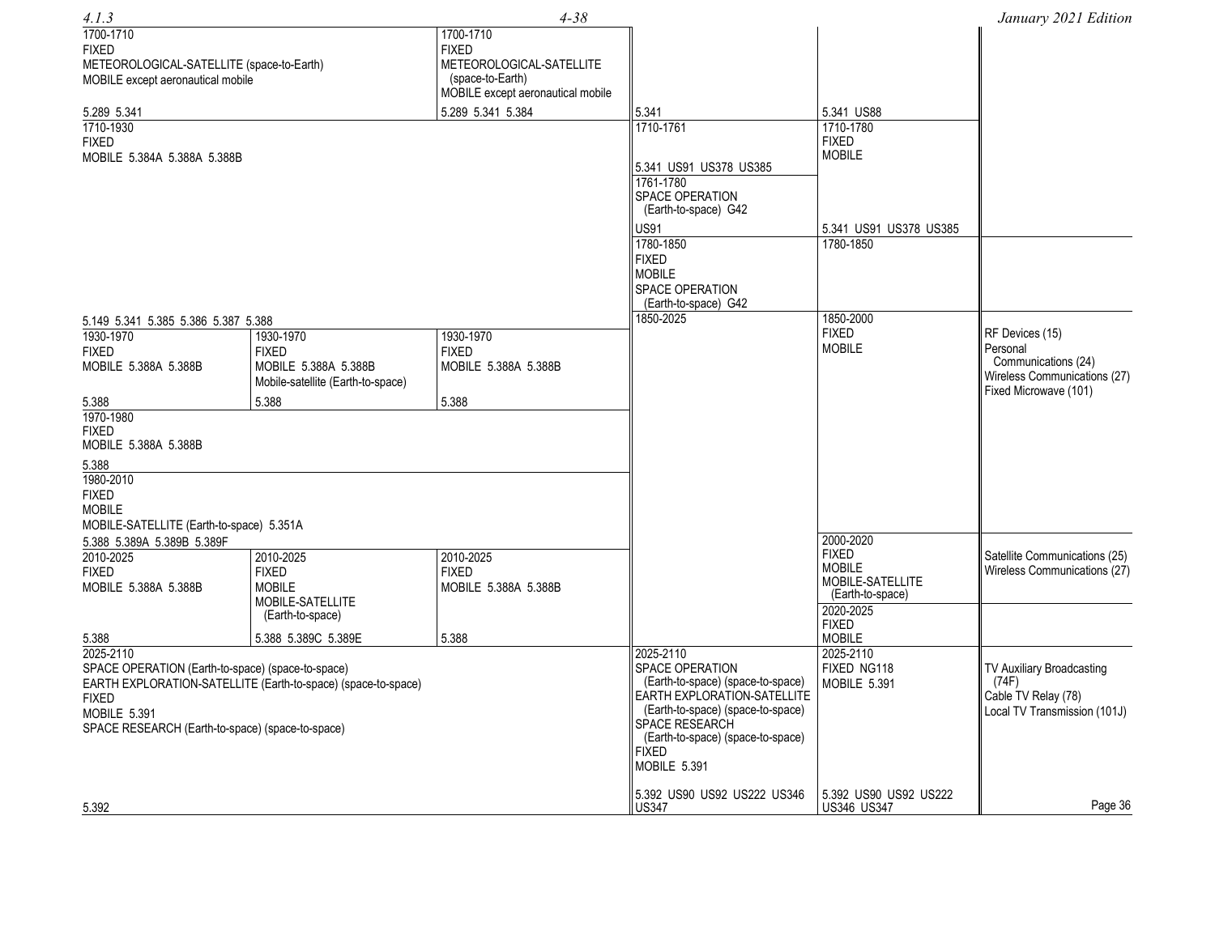| Region 1 Table | Region 2 Table | Region 3 Table | Federal Table | Non-Federal Table | FCC Rule Part(s) |
| --- | --- | --- | --- | --- | --- |
| 1700-1710 FIXED METEOROLOGICAL-SATELLITE (space-to-Earth) MOBILE except aeronautical mobile 5.289 5.341 | | 1700-1710 FIXED METEOROLOGICAL-SATELLITE (space-to-Earth) MOBILE except aeronautical mobile 5.289 5.341 5.384 | 5.341 | 5.341 US88 | |
| 1710-1930 FIXED MOBILE 5.384A 5.388A 5.388B 5.149 5.341 5.385 5.386 5.387 5.388 | | | 1710-1761 5.341 US91 US378 US385 | 1710-1780 FIXED MOBILE | |
| | | | 1761-1780 SPACE OPERATION (Earth-to-space) G42 US91 | 5.341 US91 US378 US385 | |
| | | | 1780-1850 FIXED MOBILE SPACE OPERATION (Earth-to-space) G42 | 1780-1850 | |
| 1930-1970 FIXED MOBILE 5.388A 5.388B 5.388 | 1930-1970 FIXED MOBILE 5.388A 5.388B Mobile-satellite (Earth-to-space) 5.388 | 1930-1970 FIXED MOBILE 5.388A 5.388B 5.388 | 1850-2025 | 1850-2000 FIXED MOBILE | RF Devices (15) Personal Communications (24) Wireless Communications (27) Fixed Microwave (101) |
| 1970-1980 FIXED MOBILE 5.388A 5.388B 5.388 | | | | | |
| 1980-2010 FIXED MOBILE MOBILE-SATELLITE (Earth-to-space) 5.351A 5.388 5.389A 5.389B 5.389F | | | | | |
| 2010-2025 FIXED MOBILE 5.388A 5.388B 5.388 | 2010-2025 FIXED MOBILE MOBILE-SATELLITE (Earth-to-space) 5.388 5.389C 5.389E | 2010-2025 FIXED MOBILE 5.388A 5.388B 5.388 | | 2000-2020 FIXED MOBILE MOBILE-SATELLITE (Earth-to-space) | Satellite Communications (25) Wireless Communications (27) |
| | | | | 2020-2025 FIXED MOBILE | |
| 2025-2110 SPACE OPERATION (Earth-to-space) (space-to-space) EARTH EXPLORATION-SATELLITE (Earth-to-space) (space-to-space) FIXED MOBILE 5.391 SPACE RESEARCH (Earth-to-space) (space-to-space) 5.392 | | | 2025-2110 SPACE OPERATION (Earth-to-space) (space-to-space) EARTH EXPLORATION-SATELLITE (Earth-to-space) (space-to-space) SPACE RESEARCH (Earth-to-space) (space-to-space) FIXED MOBILE 5.391 5.392 US90 US92 US222 US346 US347 | 2025-2110 FIXED NG118 MOBILE 5.391 5.392 US90 US92 US222 US346 US347 | TV Auxiliary Broadcasting (74F) Cable TV Relay (78) Local TV Transmission (101J) |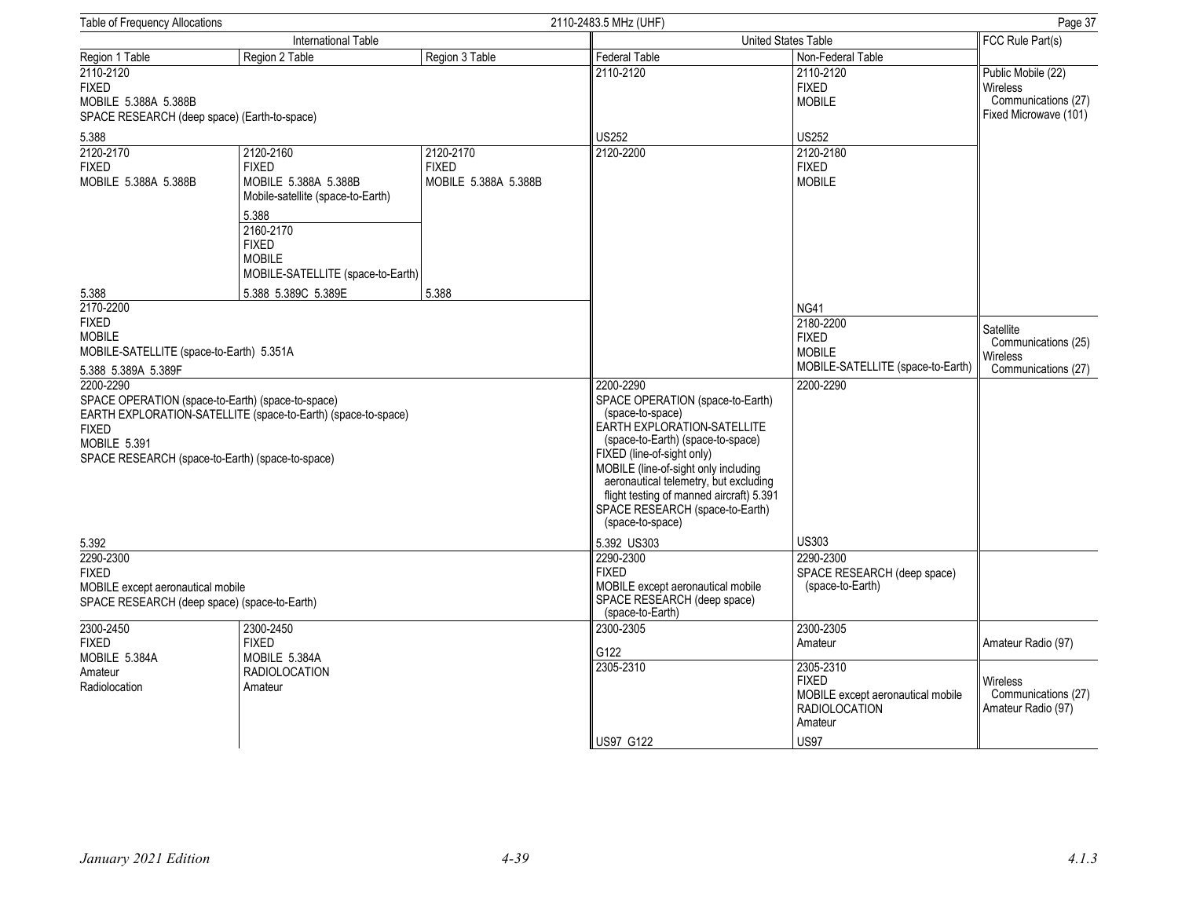Table of Frequency Allocations — 2110-2483.5 MHz (UHF)

| International Table | | | United States Table | | FCC Rule Part(s) |
|---|---|---|---|---|---|
| Region 1 Table | Region 2 Table | Region 3 Table | Federal Table | Non-Federal Table | |
| 2110-2120 FIXED MOBILE 5.388A 5.388B SPACE RESEARCH (deep space) (Earth-to-space) 5.388 | | | 2110-2120 US252 | 2110-2120 FIXED MOBILE US252 | Public Mobile (22) Wireless Communications (27) Fixed Microwave (101) |
| 2120-2170 FIXED MOBILE 5.388A 5.388B 5.388 | 2120-2160 FIXED MOBILE 5.388A 5.388B Mobile-satellite (space-to-Earth) 5.388 | 2120-2170 FIXED MOBILE 5.388A 5.388B 5.388 | 2120-2200 | 2120-2180 FIXED MOBILE NG41 | |
| | 2160-2170 FIXED MOBILE MOBILE-SATELLITE (space-to-Earth) 5.388 5.389C 5.389E | | | | |
| 2170-2200 FIXED MOBILE MOBILE-SATELLITE (space-to-Earth) 5.351A 5.388 5.389A 5.389F | | | | 2180-2200 FIXED MOBILE MOBILE-SATELLITE (space-to-Earth) | Satellite Communications (25) Wireless Communications (27) |
| 2200-2290 SPACE OPERATION (space-to-Earth) (space-to-space) EARTH EXPLORATION-SATELLITE (space-to-Earth) (space-to-space) FIXED MOBILE 5.391 SPACE RESEARCH (space-to-Earth) (space-to-space) 5.392 | | | 2200-2290 SPACE OPERATION (space-to-Earth) (space-to-space) EARTH EXPLORATION-SATELLITE (space-to-Earth) (space-to-space) FIXED (line-of-sight only) MOBILE (line-of-sight only including aeronautical telemetry, but excluding flight testing of manned aircraft) 5.391 SPACE RESEARCH (space-to-Earth) (space-to-space) 5.392 US303 | 2200-2290 US303 | |
| 2290-2300 FIXED MOBILE except aeronautical mobile SPACE RESEARCH (deep space) (space-to-Earth) | | | 2290-2300 FIXED MOBILE except aeronautical mobile SPACE RESEARCH (deep space) (space-to-Earth) | 2290-2300 SPACE RESEARCH (deep space) (space-to-Earth) | |
| 2300-2450 FIXED MOBILE 5.384A Amateur Radiolocation | 2300-2450 FIXED MOBILE 5.384A RADIOLOCATION Amateur | | 2300-2305 G122 | 2300-2305 Amateur | Amateur Radio (97) |
| | | | 2305-2310 US97 G122 | 2305-2310 FIXED MOBILE except aeronautical mobile RADIOLOCATION Amateur US97 | Wireless Communications (27) Amateur Radio (97) |

January 2021 Edition — 4-39 — 4.1.3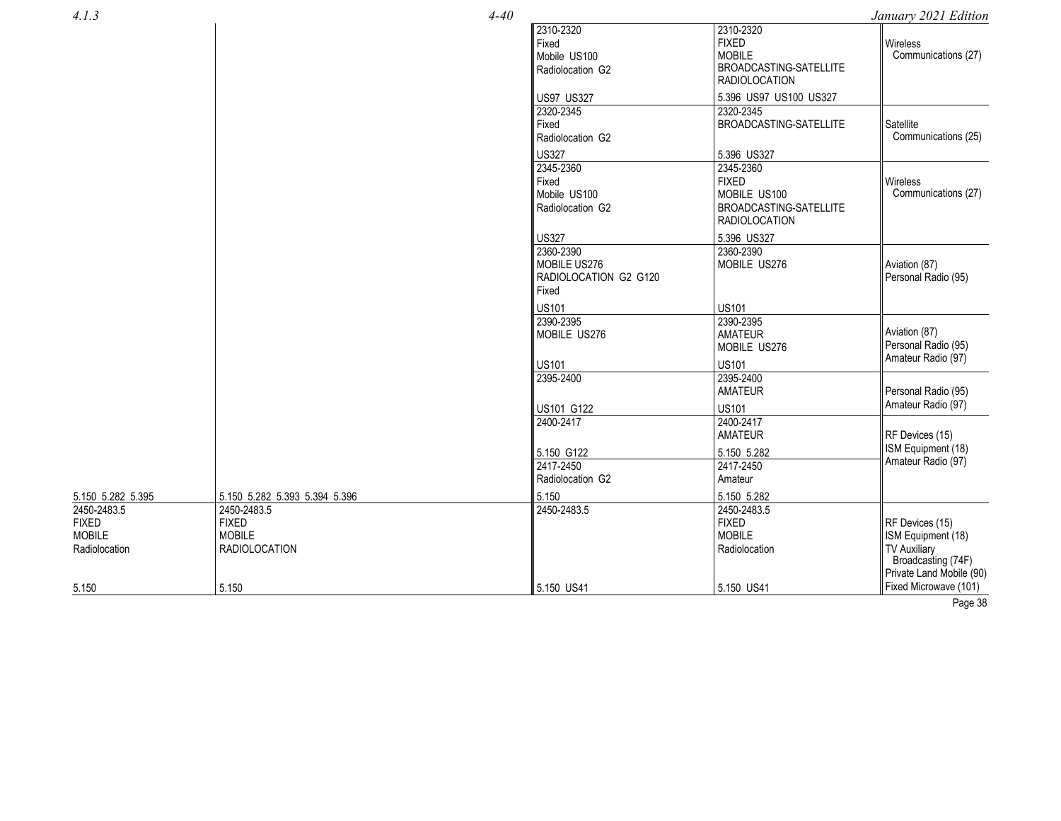| Region 1 Table | Region 2 Table | Federal Table | Non-Federal Table | FCC Rule Part(s) |
|---|---|---|---|---|
| | | 2310-2320<br>Fixed<br>Mobile US100<br>Radiolocation G2<br><br>US97 US327 | 2310-2320<br>FIXED<br>MOBILE<br>BROADCASTING-SATELLITE<br>RADIOLOCATION<br><br>5.396 US97 US100 US327 | Wireless Communications (27) |
| | | 2320-2345<br>Fixed<br>Radiolocation G2<br><br>US327 | 2320-2345<br>BROADCASTING-SATELLITE<br><br>5.396 US327 | Satellite Communications (25) |
| | | 2345-2360<br>Fixed<br>Mobile US100<br>Radiolocation G2<br><br>US327 | 2345-2360<br>FIXED<br>MOBILE US100<br>BROADCASTING-SATELLITE<br>RADIOLOCATION<br><br>5.396 US327 | Wireless Communications (27) |
| | | 2360-2390<br>MOBILE US276<br>RADIOLOCATION G2 G120<br>Fixed<br><br>US101 | 2360-2390<br>MOBILE US276<br><br>US101 | Aviation (87)<br>Personal Radio (95) |
| | | 2390-2395<br>MOBILE US276<br><br>US101 | 2390-2395<br>AMATEUR<br>MOBILE US276<br><br>US101 | Aviation (87)<br>Personal Radio (95)<br>Amateur Radio (97) |
| | | 2395-2400<br><br>US101 G122 | 2395-2400<br>AMATEUR<br><br>US101 | Personal Radio (95)<br>Amateur Radio (97) |
| | | 2400-2417<br><br>5.150 G122 | 2400-2417<br>AMATEUR<br><br>5.150 5.282 | RF Devices (15)<br>ISM Equipment (18)<br>Amateur Radio (97) |
| 5.150 5.282 5.395 | 5.150 5.282 5.393 5.394 5.396 | 2417-2450<br>Radiolocation G2<br><br>5.150 | 2417-2450<br>Amateur<br><br>5.150 5.282 | |
| 2450-2483.5<br>FIXED<br>MOBILE<br>Radiolocation<br><br>5.150 | 2450-2483.5<br>FIXED<br>MOBILE<br>RADIOLOCATION<br><br>5.150 | 2450-2483.5<br><br>5.150 US41 | 2450-2483.5<br>FIXED<br>MOBILE<br>Radiolocation<br><br>5.150 US41 | RF Devices (15)<br>ISM Equipment (18)<br>TV Auxiliary Broadcasting (74F)<br>Private Land Mobile (90)<br>Fixed Microwave (101) |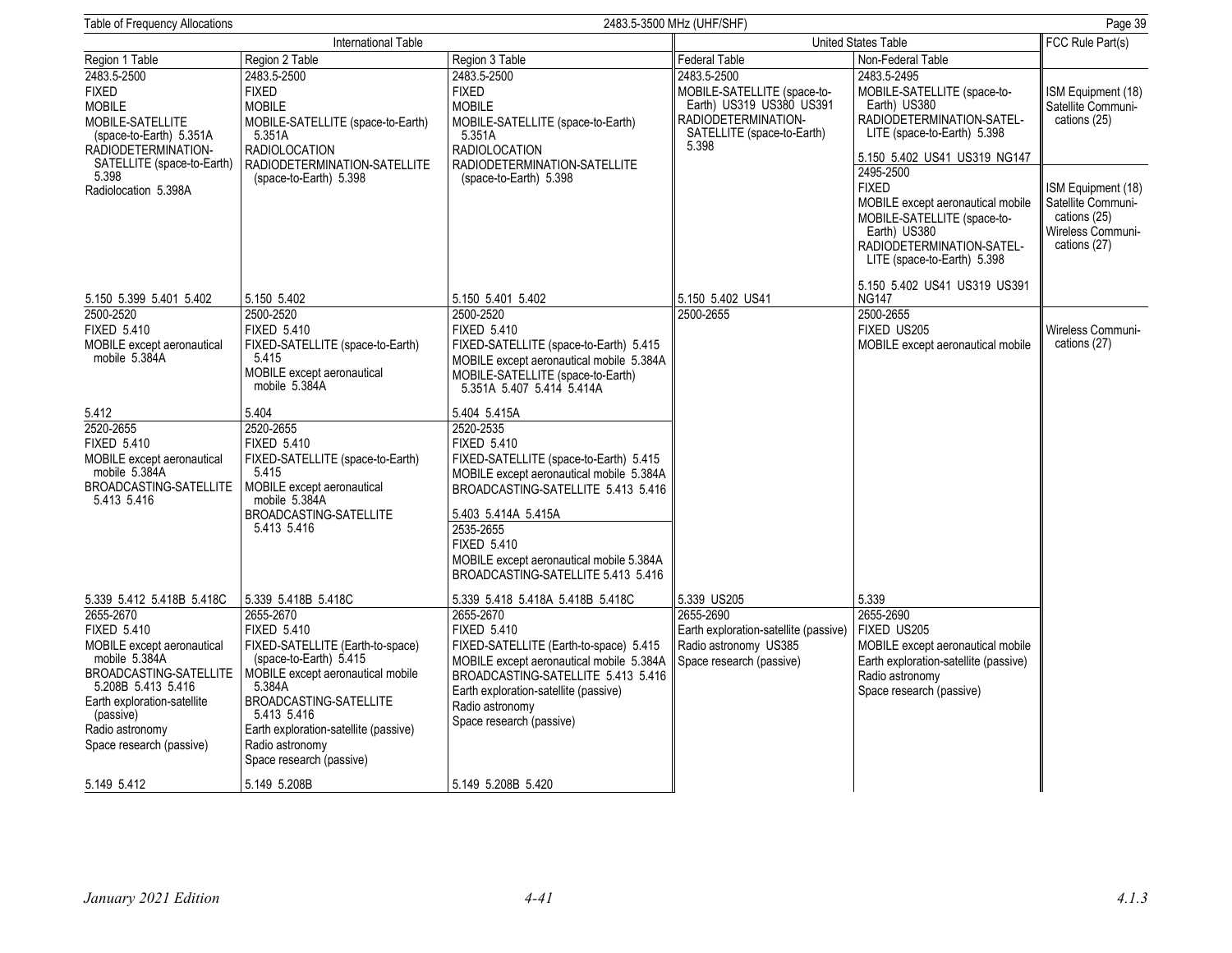Table of Frequency Allocations — 2483.5-3500 MHz (UHF/SHF)

| International Table | | | United States Table | | FCC Rule Part(s) |
|---|---|---|---|---|---|
| Region 1 Table | Region 2 Table | Region 3 Table | Federal Table | Non-Federal Table | |
| 2483.5-2500<br>FIXED<br>MOBILE<br>MOBILE-SATELLITE (space-to-Earth) 5.351A<br>RADIODETERMINATION-SATELLITE (space-to-Earth) 5.398<br>Radiolocation 5.398A<br><br>5.150 5.399 5.401 5.402 | 2483.5-2500<br>FIXED<br>MOBILE<br>MOBILE-SATELLITE (space-to-Earth) 5.351A<br>RADIOLOCATION<br>RADIODETERMINATION-SATELLITE (space-to-Earth) 5.398<br><br>5.150 5.402 | 2483.5-2500<br>FIXED<br>MOBILE<br>MOBILE-SATELLITE (space-to-Earth) 5.351A<br>RADIOLOCATION<br>RADIODETERMINATION-SATELLITE (space-to-Earth) 5.398<br><br>5.150 5.401 5.402 | 2483.5-2500<br>MOBILE-SATELLITE (space-to-Earth) US319 US380 US391<br>RADIODETERMINATION-SATELLITE (space-to-Earth) 5.398<br><br>5.150 5.402 US41 | 2483.5-2495<br>MOBILE-SATELLITE (space-to-Earth) US380<br>RADIODETERMINATION-SATELLITE (space-to-Earth) 5.398<br>5.150 5.402 US41 US319 NG147 | ISM Equipment (18)<br>Satellite Communications (25) |
| | | | | 2495-2500<br>FIXED<br>MOBILE except aeronautical mobile<br>MOBILE-SATELLITE (space-to-Earth) US380<br>RADIODETERMINATION-SATELLITE (space-to-Earth) 5.398<br><br>5.150 5.402 US41 US319 US391 NG147 | ISM Equipment (18)<br>Satellite Communications (25)<br>Wireless Communications (27) |
| 2500-2520<br>FIXED 5.410<br>MOBILE except aeronautical mobile 5.384A<br><br>5.412 | 2500-2520<br>FIXED 5.410<br>FIXED-SATELLITE (space-to-Earth) 5.415<br>MOBILE except aeronautical mobile 5.384A<br><br>5.404 | 2500-2520<br>FIXED 5.410<br>FIXED-SATELLITE (space-to-Earth) 5.415<br>MOBILE except aeronautical mobile 5.384A<br>MOBILE-SATELLITE (space-to-Earth) 5.351A 5.407 5.414 5.414A<br><br>5.404 5.415A | 2500-2655 | 2500-2655<br>FIXED US205<br>MOBILE except aeronautical mobile | Wireless Communications (27) |
| 2520-2655<br>FIXED 5.410<br>MOBILE except aeronautical mobile 5.384A<br>BROADCASTING-SATELLITE 5.413 5.416<br><br>5.339 5.412 5.418B 5.418C | 2520-2655<br>FIXED 5.410<br>FIXED-SATELLITE (space-to-Earth) 5.415<br>MOBILE except aeronautical mobile 5.384A<br>BROADCASTING-SATELLITE 5.413 5.416<br><br>5.339 5.418B 5.418C | 2520-2535<br>FIXED 5.410<br>FIXED-SATELLITE (space-to-Earth) 5.415<br>MOBILE except aeronautical mobile 5.384A<br>BROADCASTING-SATELLITE 5.413 5.416<br>5.403 5.414A 5.415A<br>2535-2655<br>FIXED 5.410<br>MOBILE except aeronautical mobile 5.384A<br>BROADCASTING-SATELLITE 5.413 5.416<br><br>5.339 5.418 5.418A 5.418B 5.418C | 5.339 US205 | 5.339 | |
| 2655-2670<br>FIXED 5.410<br>MOBILE except aeronautical mobile 5.384A<br>BROADCASTING-SATELLITE 5.208B 5.413 5.416<br>Earth exploration-satellite (passive)<br>Radio astronomy<br>Space research (passive)<br><br>5.149 5.412 | 2655-2670<br>FIXED 5.410<br>FIXED-SATELLITE (Earth-to-space) (space-to-Earth) 5.415<br>MOBILE except aeronautical mobile 5.384A<br>BROADCASTING-SATELLITE 5.413 5.416<br>Earth exploration-satellite (passive)<br>Radio astronomy<br>Space research (passive)<br><br>5.149 5.208B | 2655-2670<br>FIXED 5.410<br>FIXED-SATELLITE (Earth-to-space) 5.415<br>MOBILE except aeronautical mobile 5.384A<br>BROADCASTING-SATELLITE 5.413 5.416<br>Earth exploration-satellite (passive)<br>Radio astronomy<br>Space research (passive)<br><br>5.149 5.208B 5.420 | 2655-2690<br>Earth exploration-satellite (passive)<br>Radio astronomy US385<br>Space research (passive) | 2655-2690<br>FIXED US205<br>MOBILE except aeronautical mobile<br>Earth exploration-satellite (passive)<br>Radio astronomy<br>Space research (passive) | |

*January 2021 Edition* — *4.1.3*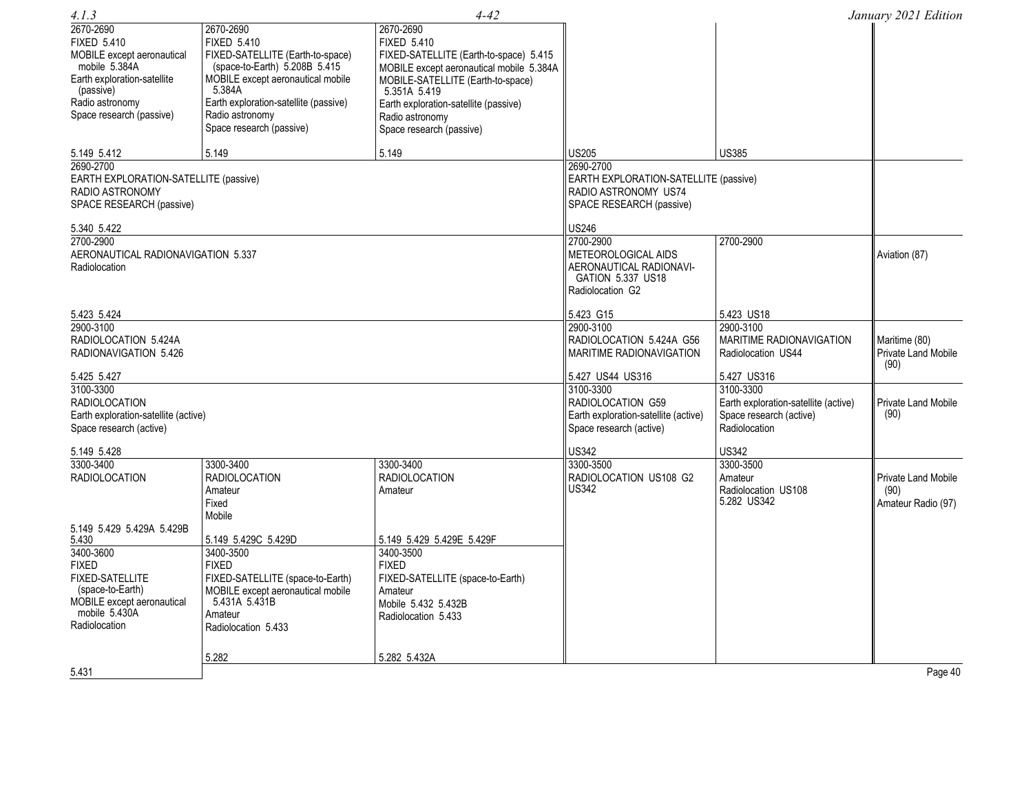| Region 1 Table | Region 2 Table | Region 3 Table | Federal Table | Non-Federal Table | FCC Rule Part(s) |
|---|---|---|---|---|---|
| 2670-2690<br>FIXED 5.410<br>MOBILE except aeronautical mobile 5.384A<br>Earth exploration-satellite (passive)<br>Radio astronomy<br>Space research (passive)<br><br>5.149 5.412 | 2670-2690<br>FIXED 5.410<br>FIXED-SATELLITE (Earth-to-space) (space-to-Earth) 5.208B 5.415<br>MOBILE except aeronautical mobile 5.384A<br>Earth exploration-satellite (passive)<br>Radio astronomy<br>Space research (passive)<br><br>5.149 | 2670-2690<br>FIXED 5.410<br>FIXED-SATELLITE (Earth-to-space) 5.415<br>MOBILE except aeronautical mobile 5.384A<br>MOBILE-SATELLITE (Earth-to-space) 5.351A 5.419<br>Earth exploration-satellite (passive)<br>Radio astronomy<br>Space research (passive)<br><br>5.149 | <br><br><br><br><br><br><br><br>US205 | <br><br><br><br><br><br><br><br>US385 | |
| 2690-2700<br>EARTH EXPLORATION-SATELLITE (passive)<br>RADIO ASTRONOMY<br>SPACE RESEARCH (passive)<br><br>5.340 5.422 | | | 2690-2700<br>EARTH EXPLORATION-SATELLITE (passive)<br>RADIO ASTRONOMY US74<br>SPACE RESEARCH (passive)<br><br>US246 | | |
| 2700-2900<br>AERONAUTICAL RADIONAVIGATION 5.337<br>Radiolocation<br><br>5.423 5.424 | | | 2700-2900<br>METEOROLOGICAL AIDS<br>AERONAUTICAL RADIONAVIGATION 5.337 US18<br>Radiolocation G2<br><br>5.423 G15 | 2700-2900<br><br><br><br><br>5.423 US18 | Aviation (87) |
| 2900-3100<br>RADIOLOCATION 5.424A<br>RADIONAVIGATION 5.426<br><br>5.425 5.427 | | | 2900-3100<br>RADIOLOCATION 5.424A G56<br>MARITIME RADIONAVIGATION<br><br>5.427 US44 US316 | 2900-3100<br>MARITIME RADIONAVIGATION<br>Radiolocation US44<br><br>5.427 US316 | Maritime (80)<br>Private Land Mobile (90) |
| 3100-3300<br>RADIOLOCATION<br>Earth exploration-satellite (active)<br>Space research (active)<br><br>5.149 5.428 | | | 3100-3300<br>RADIOLOCATION G59<br>Earth exploration-satellite (active)<br>Space research (active)<br><br>US342 | 3100-3300<br>Earth exploration-satellite (active)<br>Space research (active)<br>Radiolocation<br><br>US342 | Private Land Mobile (90) |
| 3300-3400<br>RADIOLOCATION<br><br>5.149 5.429 5.429A 5.429B 5.430 | 3300-3400<br>RADIOLOCATION<br>Amateur<br>Fixed<br>Mobile<br><br>5.149 5.429C 5.429D | 3300-3400<br>RADIOLOCATION<br>Amateur<br><br>5.149 5.429 5.429E 5.429F | 3300-3500<br>RADIOLOCATION US108 G2<br>US342 | 3300-3500<br>Amateur<br>Radiolocation US108<br>5.282 US342 | Private Land Mobile (90)<br>Amateur Radio (97) |
| 3400-3600<br>FIXED<br>FIXED-SATELLITE (space-to-Earth)<br>MOBILE except aeronautical mobile 5.430A<br>Radiolocation<br><br>5.431 | 3400-3500<br>FIXED<br>FIXED-SATELLITE (space-to-Earth)<br>MOBILE except aeronautical mobile 5.431A 5.431B<br>Amateur<br>Radiolocation 5.433<br><br>5.282 | 3400-3500<br>FIXED<br>FIXED-SATELLITE (space-to-Earth)<br>Amateur<br>Mobile 5.432 5.432B<br>Radiolocation 5.433<br><br>5.282 5.432A | | | |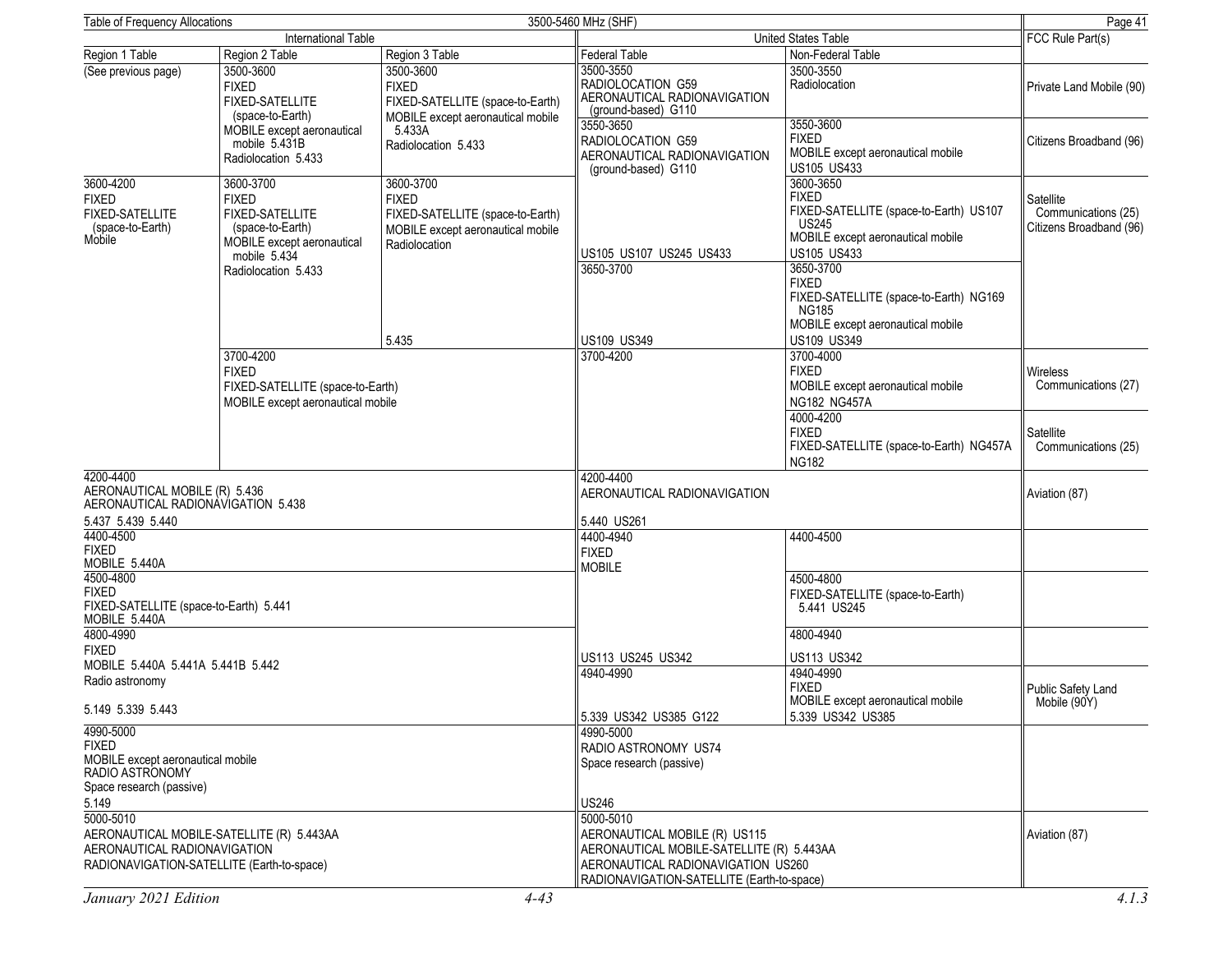Table of Frequency Allocations — 3500-5460 MHz (SHF)

| International Table | | | United States Table | | FCC Rule Part(s) |
|---|---|---|---|---|---|
| Region 1 Table | Region 2 Table | Region 3 Table | Federal Table | Non-Federal Table | |
| (See previous page) | 3500-3600 FIXED FIXED-SATELLITE (space-to-Earth) MOBILE except aeronautical mobile 5.431B Radiolocation 5.433 | 3500-3600 FIXED FIXED-SATELLITE (space-to-Earth) MOBILE except aeronautical mobile 5.433A Radiolocation 5.433 | 3500-3550 RADIOLOCATION G59 AERONAUTICAL RADIONAVIGATION (ground-based) G110 | 3500-3550 Radiolocation | Private Land Mobile (90) |
| | | | 3550-3650 RADIOLOCATION G59 AERONAUTICAL RADIONAVIGATION (ground-based) G110 | 3550-3600 FIXED MOBILE except aeronautical mobile US105 US433 | Citizens Broadband (96) |
| 3600-4200 FIXED FIXED-SATELLITE (space-to-Earth) Mobile | 3600-3700 FIXED FIXED-SATELLITE (space-to-Earth) MOBILE except aeronautical mobile 5.434 Radiolocation 5.433 | 3600-3700 FIXED FIXED-SATELLITE (space-to-Earth) MOBILE except aeronautical mobile Radiolocation 5.435 | US105 US107 US245 US433 | 3600-3650 FIXED FIXED-SATELLITE (space-to-Earth) US107 US245 MOBILE except aeronautical mobile US105 US433 | Satellite Communications (25) Citizens Broadband (96) |
| | | | 3650-3700 US109 US349 | 3650-3700 FIXED FIXED-SATELLITE (space-to-Earth) NG169 NG185 MOBILE except aeronautical mobile US109 US349 | |
| | 3700-4200 FIXED FIXED-SATELLITE (space-to-Earth) MOBILE except aeronautical mobile | | 3700-4200 | 3700-4000 FIXED MOBILE except aeronautical mobile NG182 NG457A | Wireless Communications (27) |
| | | | | 4000-4200 FIXED FIXED-SATELLITE (space-to-Earth) NG457A NG182 | Satellite Communications (25) |
| 4200-4400 AERONAUTICAL MOBILE (R) 5.436 AERONAUTICAL RADIONAVIGATION 5.438 5.437 5.439 5.440 | | | 4200-4400 AERONAUTICAL RADIONAVIGATION 5.440 US261 | | Aviation (87) |
| 4400-4500 FIXED MOBILE 5.440A | | | 4400-4940 FIXED MOBILE | 4400-4500 | |
| 4500-4800 FIXED FIXED-SATELLITE (space-to-Earth) 5.441 MOBILE 5.440A | | | | 4500-4800 FIXED-SATELLITE (space-to-Earth) 5.441 US245 | |
| 4800-4990 FIXED MOBILE 5.440A 5.441A 5.441B 5.442 Radio astronomy 5.149 5.339 5.443 | | | US113 US245 US342 | 4800-4940 US113 US342 | |
| | | | 4940-4990 5.339 US342 US385 G122 | 4940-4990 FIXED MOBILE except aeronautical mobile 5.339 US342 US385 | Public Safety Land Mobile (90Y) |
| 4990-5000 FIXED MOBILE except aeronautical mobile RADIO ASTRONOMY Space research (passive) 5.149 | | | 4990-5000 RADIO ASTRONOMY US74 Space research (passive) US246 | | |
| 5000-5010 AERONAUTICAL MOBILE-SATELLITE (R) 5.443AA AERONAUTICAL RADIONAVIGATION RADIONAVIGATION-SATELLITE (Earth-to-space) | | | 5000-5010 AERONAUTICAL MOBILE (R) US115 AERONAUTICAL MOBILE-SATELLITE (R) 5.443AA AERONAUTICAL RADIONAVIGATION US260 RADIONAVIGATION-SATELLITE (Earth-to-space) | | Aviation (87) |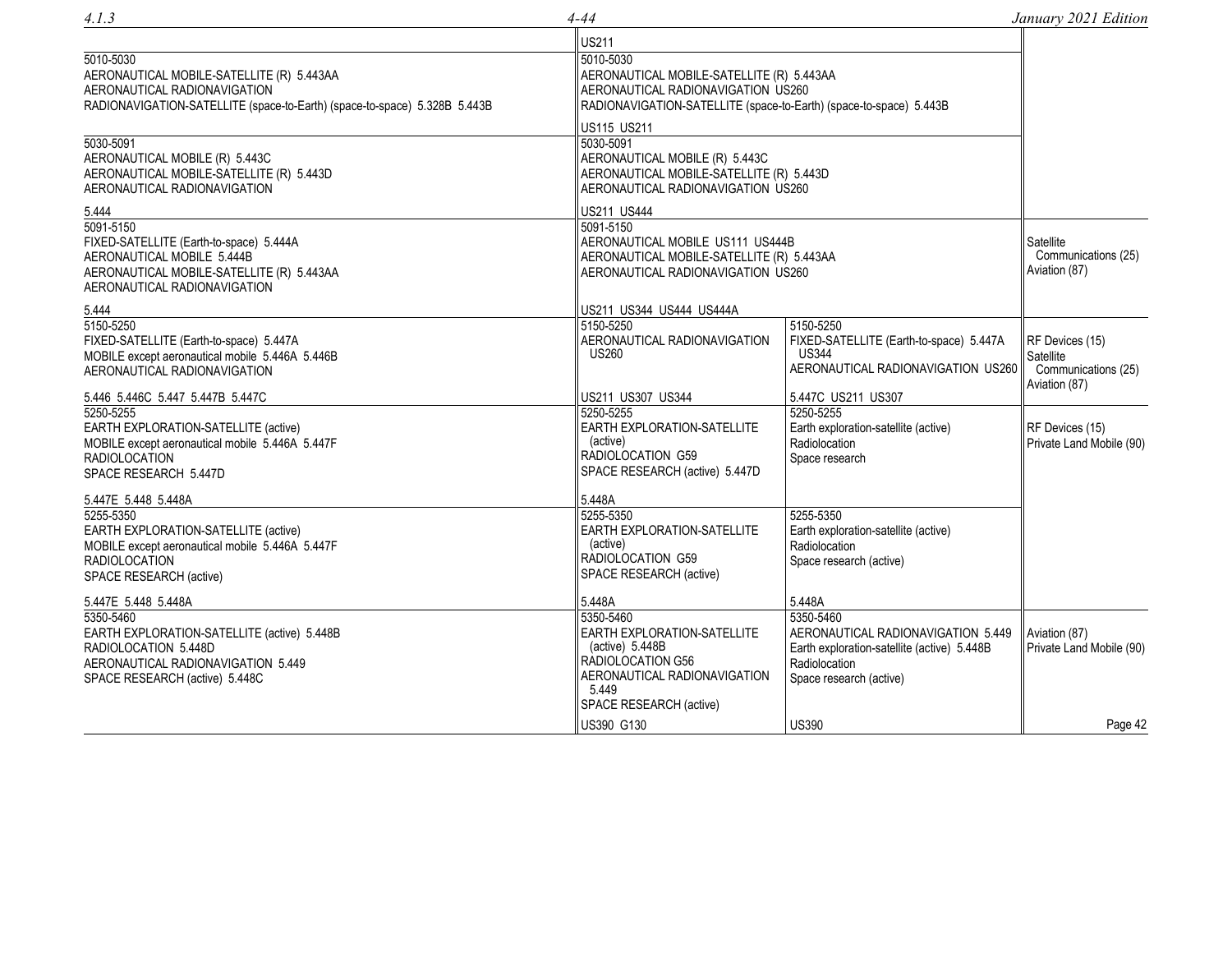| International Table | United States Table (Federal) | United States Table (Non-Federal) | FCC Rule Part(s) |
|---|---|---|---|
| | US211 | | |
| 5010-5030<br>AERONAUTICAL MOBILE-SATELLITE (R) 5.443AA<br>AERONAUTICAL RADIONAVIGATION<br>RADIONAVIGATION-SATELLITE (space-to-Earth) (space-to-space) 5.328B 5.443B | 5010-5030<br>AERONAUTICAL MOBILE-SATELLITE (R) 5.443AA<br>AERONAUTICAL RADIONAVIGATION US260<br>RADIONAVIGATION-SATELLITE (space-to-Earth) (space-to-space) 5.443B<br><br>US115 US211 | | |
| 5030-5091<br>AERONAUTICAL MOBILE (R) 5.443C<br>AERONAUTICAL MOBILE-SATELLITE (R) 5.443D<br>AERONAUTICAL RADIONAVIGATION<br><br>5.444 | 5030-5091<br>AERONAUTICAL MOBILE (R) 5.443C<br>AERONAUTICAL MOBILE-SATELLITE (R) 5.443D<br>AERONAUTICAL RADIONAVIGATION US260<br><br>US211 US444 | | |
| 5091-5150<br>FIXED-SATELLITE (Earth-to-space) 5.444A<br>AERONAUTICAL MOBILE 5.444B<br>AERONAUTICAL MOBILE-SATELLITE (R) 5.443AA<br>AERONAUTICAL RADIONAVIGATION<br><br>5.444 | 5091-5150<br>AERONAUTICAL MOBILE US111 US444B<br>AERONAUTICAL MOBILE-SATELLITE (R) 5.443AA<br>AERONAUTICAL RADIONAVIGATION US260<br><br>US211 US344 US444 US444A | | Satellite Communications (25)<br>Aviation (87) |
| 5150-5250<br>FIXED-SATELLITE (Earth-to-space) 5.447A<br>MOBILE except aeronautical mobile 5.446A 5.446B<br>AERONAUTICAL RADIONAVIGATION<br><br>5.446 5.446C 5.447 5.447B 5.447C | 5150-5250<br>AERONAUTICAL RADIONAVIGATION US260<br><br>US211 US307 US344 | 5150-5250<br>FIXED-SATELLITE (Earth-to-space) 5.447A US344<br>AERONAUTICAL RADIONAVIGATION US260<br><br>5.447C US211 US307 | RF Devices (15)<br>Satellite Communications (25)<br>Aviation (87) |
| 5250-5255<br>EARTH EXPLORATION-SATELLITE (active)<br>MOBILE except aeronautical mobile 5.446A 5.447F<br>RADIOLOCATION<br>SPACE RESEARCH 5.447D<br><br>5.447E 5.448 5.448A | 5250-5255<br>EARTH EXPLORATION-SATELLITE (active)<br>RADIOLOCATION G59<br>SPACE RESEARCH (active) 5.447D<br><br>5.448A | 5250-5255<br>Earth exploration-satellite (active)<br>Radiolocation<br>Space research | RF Devices (15)<br>Private Land Mobile (90) |
| 5255-5350<br>EARTH EXPLORATION-SATELLITE (active)<br>MOBILE except aeronautical mobile 5.446A 5.447F<br>RADIOLOCATION<br>SPACE RESEARCH (active)<br><br>5.447E 5.448 5.448A | 5255-5350<br>EARTH EXPLORATION-SATELLITE (active)<br>RADIOLOCATION G59<br>SPACE RESEARCH (active)<br><br>5.448A | 5255-5350<br>Earth exploration-satellite (active)<br>Radiolocation<br>Space research (active)<br><br>5.448A | |
| 5350-5460<br>EARTH EXPLORATION-SATELLITE (active) 5.448B<br>RADIOLOCATION 5.448D<br>AERONAUTICAL RADIONAVIGATION 5.449<br>SPACE RESEARCH (active) 5.448C | 5350-5460<br>EARTH EXPLORATION-SATELLITE (active) 5.448B<br>RADIOLOCATION G56<br>AERONAUTICAL RADIONAVIGATION 5.449<br>SPACE RESEARCH (active)<br><br>US390 G130 | 5350-5460<br>AERONAUTICAL RADIONAVIGATION 5.449<br>Earth exploration-satellite (active) 5.448B<br>Radiolocation<br>Space research (active)<br><br>US390 | Aviation (87)<br>Private Land Mobile (90) |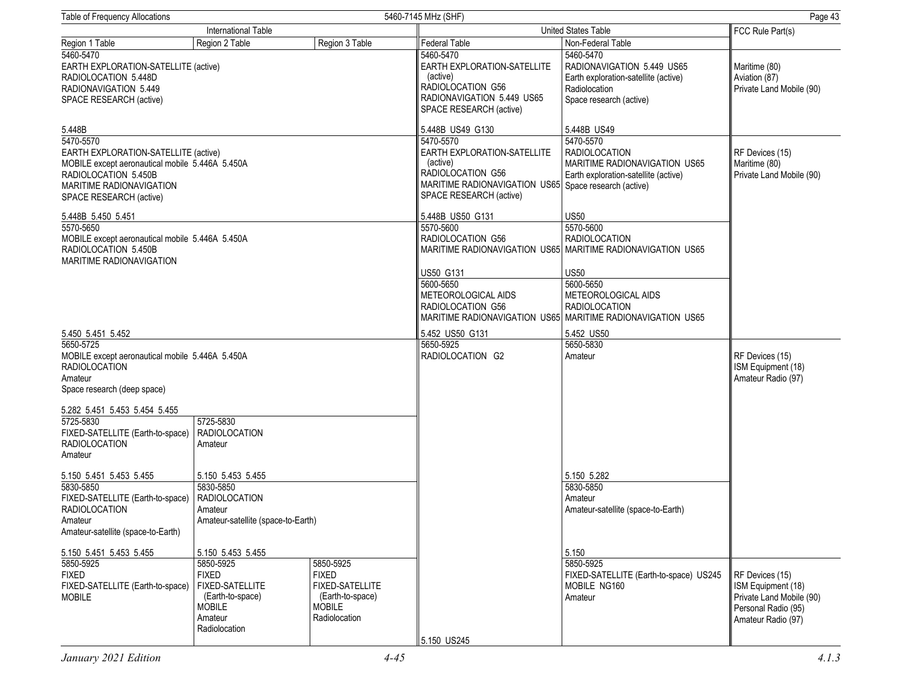Table of Frequency Allocations — 5460-7145 MHz (SHF)

| International Table | | | United States Table | | FCC Rule Part(s) |
|---|---|---|---|---|---|
| Region 1 Table | Region 2 Table | Region 3 Table | Federal Table | Non-Federal Table | |
| 5460-5470<br>EARTH EXPLORATION-SATELLITE (active)<br>RADIOLOCATION 5.448D<br>RADIONAVIGATION 5.449<br>SPACE RESEARCH (active)<br><br>5.448B | | | 5460-5470<br>EARTH EXPLORATION-SATELLITE (active)<br>RADIOLOCATION G56<br>RADIONAVIGATION 5.449 US65<br>SPACE RESEARCH (active)<br><br>5.448B US49 G130 | 5460-5470<br>RADIONAVIGATION 5.449 US65<br>Earth exploration-satellite (active)<br>Radiolocation<br>Space research (active)<br><br>5.448B US49 | Maritime (80)<br>Aviation (87)<br>Private Land Mobile (90) |
| 5470-5570<br>EARTH EXPLORATION-SATELLITE (active)<br>MOBILE except aeronautical mobile 5.446A 5.450A<br>RADIOLOCATION 5.450B<br>MARITIME RADIONAVIGATION<br>SPACE RESEARCH (active)<br><br>5.448B 5.450 5.451 | | | 5470-5570<br>EARTH EXPLORATION-SATELLITE (active)<br>RADIOLOCATION G56<br>MARITIME RADIONAVIGATION US65<br>SPACE RESEARCH (active)<br><br>5.448B US50 G131 | 5470-5570<br>RADIOLOCATION<br>MARITIME RADIONAVIGATION US65<br>Earth exploration-satellite (active)<br>Space research (active)<br><br>US50 | RF Devices (15)<br>Maritime (80)<br>Private Land Mobile (90) |
| 5570-5650<br>MOBILE except aeronautical mobile 5.446A 5.450A<br>RADIOLOCATION 5.450B<br>MARITIME RADIONAVIGATION<br><br>5.450 5.451 5.452 | | | 5570-5600<br>RADIOLOCATION G56<br>MARITIME RADIONAVIGATION US65<br><br>US50 G131 | 5570-5600<br>RADIOLOCATION<br>MARITIME RADIONAVIGATION US65<br><br>US50 | |
| | | | 5600-5650<br>METEOROLOGICAL AIDS<br>RADIOLOCATION G56<br>MARITIME RADIONAVIGATION US65<br><br>5.452 US50 G131 | 5600-5650<br>METEOROLOGICAL AIDS<br>RADIOLOCATION<br>MARITIME RADIONAVIGATION US65<br><br>5.452 US50 | |
| 5650-5725<br>MOBILE except aeronautical mobile 5.446A 5.450A<br>RADIOLOCATION<br>Amateur<br>Space research (deep space)<br><br>5.282 5.451 5.453 5.454 5.455 | | | 5650-5925<br>RADIOLOCATION G2 | 5650-5830<br>Amateur | RF Devices (15)<br>ISM Equipment (18)<br>Amateur Radio (97) |
| 5725-5830<br>FIXED-SATELLITE (Earth-to-space)<br>RADIOLOCATION<br>Amateur<br><br>5.150 5.451 5.453 5.455 | 5725-5830<br>RADIOLOCATION<br>Amateur<br><br>5.150 5.453 5.455 | | | 5.150 5.282 | |
| 5830-5850<br>FIXED-SATELLITE (Earth-to-space)<br>RADIOLOCATION<br>Amateur<br>Amateur-satellite (space-to-Earth)<br><br>5.150 5.451 5.453 5.455 | 5830-5850<br>RADIOLOCATION<br>Amateur<br>Amateur-satellite (space-to-Earth)<br><br>5.150 5.453 5.455 | | | 5830-5850<br>Amateur<br>Amateur-satellite (space-to-Earth)<br><br>5.150 | |
| 5850-5925<br>FIXED<br>FIXED-SATELLITE (Earth-to-space)<br>MOBILE | 5850-5925<br>FIXED<br>FIXED-SATELLITE (Earth-to-space)<br>MOBILE<br>Amateur<br>Radiolocation | 5850-5925<br>FIXED<br>FIXED-SATELLITE (Earth-to-space)<br>MOBILE<br>Radiolocation | 5.150 US245 | 5850-5925<br>FIXED-SATELLITE (Earth-to-space) US245<br>MOBILE NG160<br>Amateur | RF Devices (15)<br>ISM Equipment (18)<br>Private Land Mobile (90)<br>Personal Radio (95)<br>Amateur Radio (97) |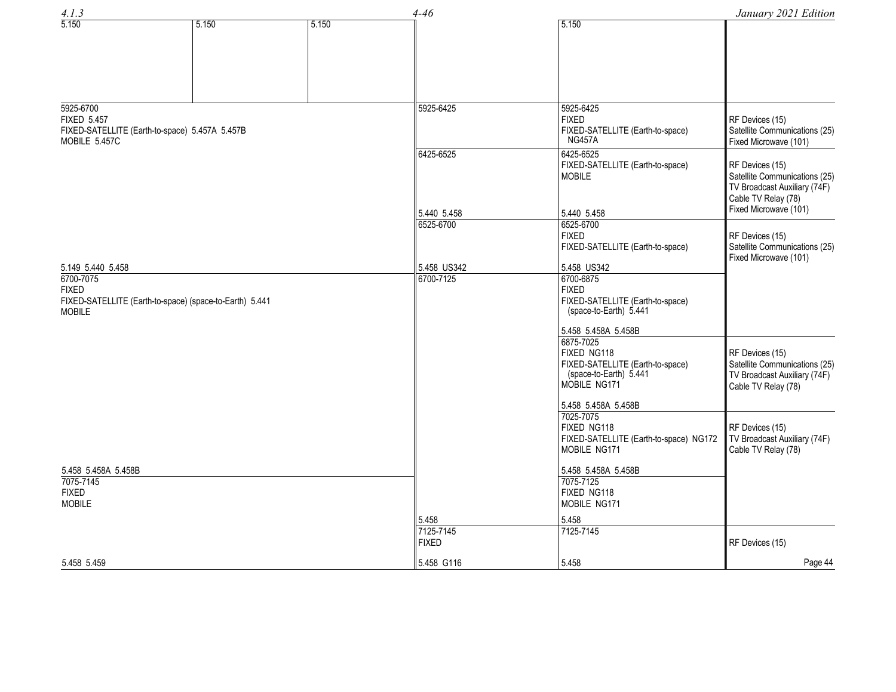| International Table | | | United States Table | | FCC Rule Part(s) |
|---|---|---|---|---|---|
| Region 1 Table | Region 2 Table | Region 3 Table | Federal Table | Non-Federal Table | |
| 5.150 | 5.150 | 5.150 | | 5.150 | |
| 5925-6700<br>FIXED 5.457<br>FIXED-SATELLITE (Earth-to-space) 5.457A 5.457B<br>MOBILE 5.457C<br><br>5.149 5.440 5.458 | | | 5925-6425 | 5925-6425<br>FIXED<br>FIXED-SATELLITE (Earth-to-space) NG457A | RF Devices (15)<br>Satellite Communications (25)<br>Fixed Microwave (101) |
| | | | 6425-6525<br><br>5.440 5.458 | 6425-6525<br>FIXED-SATELLITE (Earth-to-space)<br>MOBILE<br><br>5.440 5.458 | RF Devices (15)<br>Satellite Communications (25)<br>TV Broadcast Auxiliary (74F)<br>Cable TV Relay (78)<br>Fixed Microwave (101) |
| | | | 6525-6700<br><br>5.458 US342 | 6525-6700<br>FIXED<br>FIXED-SATELLITE (Earth-to-space)<br><br>5.458 US342 | RF Devices (15)<br>Satellite Communications (25)<br>Fixed Microwave (101) |
| 6700-7075<br>FIXED<br>FIXED-SATELLITE (Earth-to-space) (space-to-Earth) 5.441<br>MOBILE<br><br>5.458 5.458A 5.458B | | | 6700-7125 | 6700-6875<br>FIXED<br>FIXED-SATELLITE (Earth-to-space) (space-to-Earth) 5.441<br><br>5.458 5.458A 5.458B | |
| | | | | 6875-7025<br>FIXED NG118<br>FIXED-SATELLITE (Earth-to-space) (space-to-Earth) 5.441<br>MOBILE NG171<br><br>5.458 5.458A 5.458B | RF Devices (15)<br>Satellite Communications (25)<br>TV Broadcast Auxiliary (74F)<br>Cable TV Relay (78) |
| | | | | 7025-7075<br>FIXED NG118<br>FIXED-SATELLITE (Earth-to-space) NG172<br>MOBILE NG171<br><br>5.458 5.458A 5.458B | RF Devices (15)<br>TV Broadcast Auxiliary (74F)<br>Cable TV Relay (78) |
| 7075-7145<br>FIXED<br>MOBILE<br><br>5.458 5.459 | | | 5.458 | 7075-7125<br>FIXED NG118<br>MOBILE NG171<br><br>5.458 | |
| | | | 7125-7145<br>FIXED<br><br>5.458 G116 | 7125-7145<br><br>5.458 | RF Devices (15) |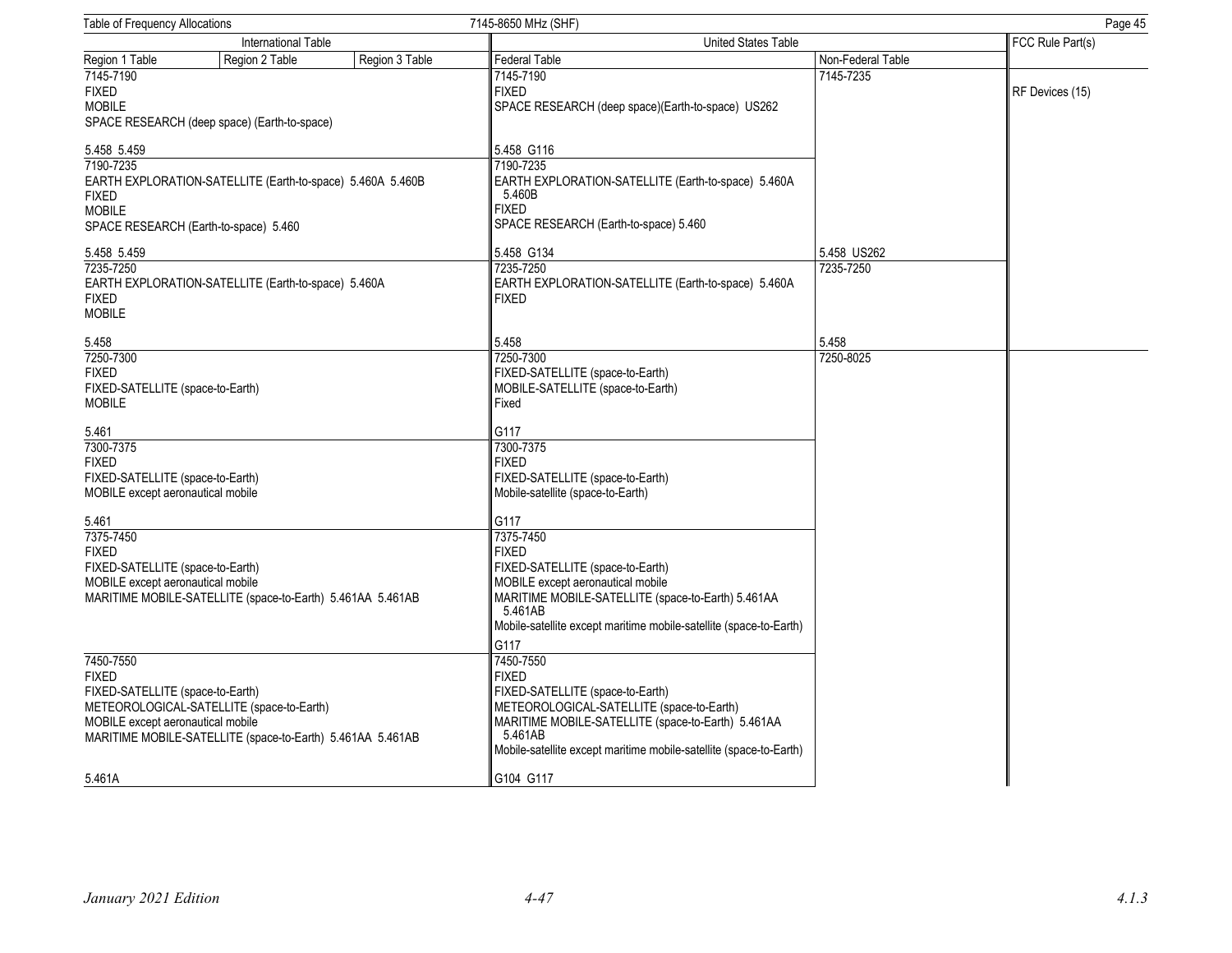| International Table | | | United States Table | | FCC Rule Part(s) |
|---|---|---|---|---|---|
| Region 1 Table | Region 2 Table | Region 3 Table | Federal Table | Non-Federal Table | |
| 7145-7190<br>FIXED<br>MOBILE<br>SPACE RESEARCH (deep space) (Earth-to-space)<br><br>5.458 5.459 | | | 7145-7190<br>FIXED<br>SPACE RESEARCH (deep space)(Earth-to-space) US262<br><br>5.458 G116 | 7145-7235 | RF Devices (15) |
| 7190-7235<br>EARTH EXPLORATION-SATELLITE (Earth-to-space) 5.460A 5.460B<br>FIXED<br>MOBILE<br>SPACE RESEARCH (Earth-to-space) 5.460<br><br>5.458 5.459 | | | 7190-7235<br>EARTH EXPLORATION-SATELLITE (Earth-to-space) 5.460A 5.460B<br>FIXED<br>SPACE RESEARCH (Earth-to-space) 5.460<br><br>5.458 G134 | 5.458 US262 | |
| 7235-7250<br>EARTH EXPLORATION-SATELLITE (Earth-to-space) 5.460A<br>FIXED<br>MOBILE<br><br>5.458 | | | 7235-7250<br>EARTH EXPLORATION-SATELLITE (Earth-to-space) 5.460A<br>FIXED<br><br>5.458 | 7235-7250<br><br>5.458 | |
| 7250-7300<br>FIXED<br>FIXED-SATELLITE (space-to-Earth)<br>MOBILE<br><br>5.461 | | | 7250-7300<br>FIXED-SATELLITE (space-to-Earth)<br>MOBILE-SATELLITE (space-to-Earth)<br>Fixed<br><br>G117 | 7250-8025 | |
| 7300-7375<br>FIXED<br>FIXED-SATELLITE (space-to-Earth)<br>MOBILE except aeronautical mobile<br><br>5.461 | | | 7300-7375<br>FIXED<br>FIXED-SATELLITE (space-to-Earth)<br>Mobile-satellite (space-to-Earth)<br><br>G117 | | |
| 7375-7450<br>FIXED<br>FIXED-SATELLITE (space-to-Earth)<br>MOBILE except aeronautical mobile<br>MARITIME MOBILE-SATELLITE (space-to-Earth) 5.461AA 5.461AB | | | 7375-7450<br>FIXED<br>FIXED-SATELLITE (space-to-Earth)<br>MOBILE except aeronautical mobile<br>MARITIME MOBILE-SATELLITE (space-to-Earth) 5.461AA 5.461AB<br>Mobile-satellite except maritime mobile-satellite (space-to-Earth)<br><br>G117 | | |
| 7450-7550<br>FIXED<br>FIXED-SATELLITE (space-to-Earth)<br>METEOROLOGICAL-SATELLITE (space-to-Earth)<br>MOBILE except aeronautical mobile<br>MARITIME MOBILE-SATELLITE (space-to-Earth) 5.461AA 5.461AB<br><br>5.461A | | | 7450-7550<br>FIXED<br>FIXED-SATELLITE (space-to-Earth)<br>METEOROLOGICAL-SATELLITE (space-to-Earth)<br>MARITIME MOBILE-SATELLITE (space-to-Earth) 5.461AA 5.461AB<br>Mobile-satellite except maritime mobile-satellite (space-to-Earth)<br><br>G104 G117 | | |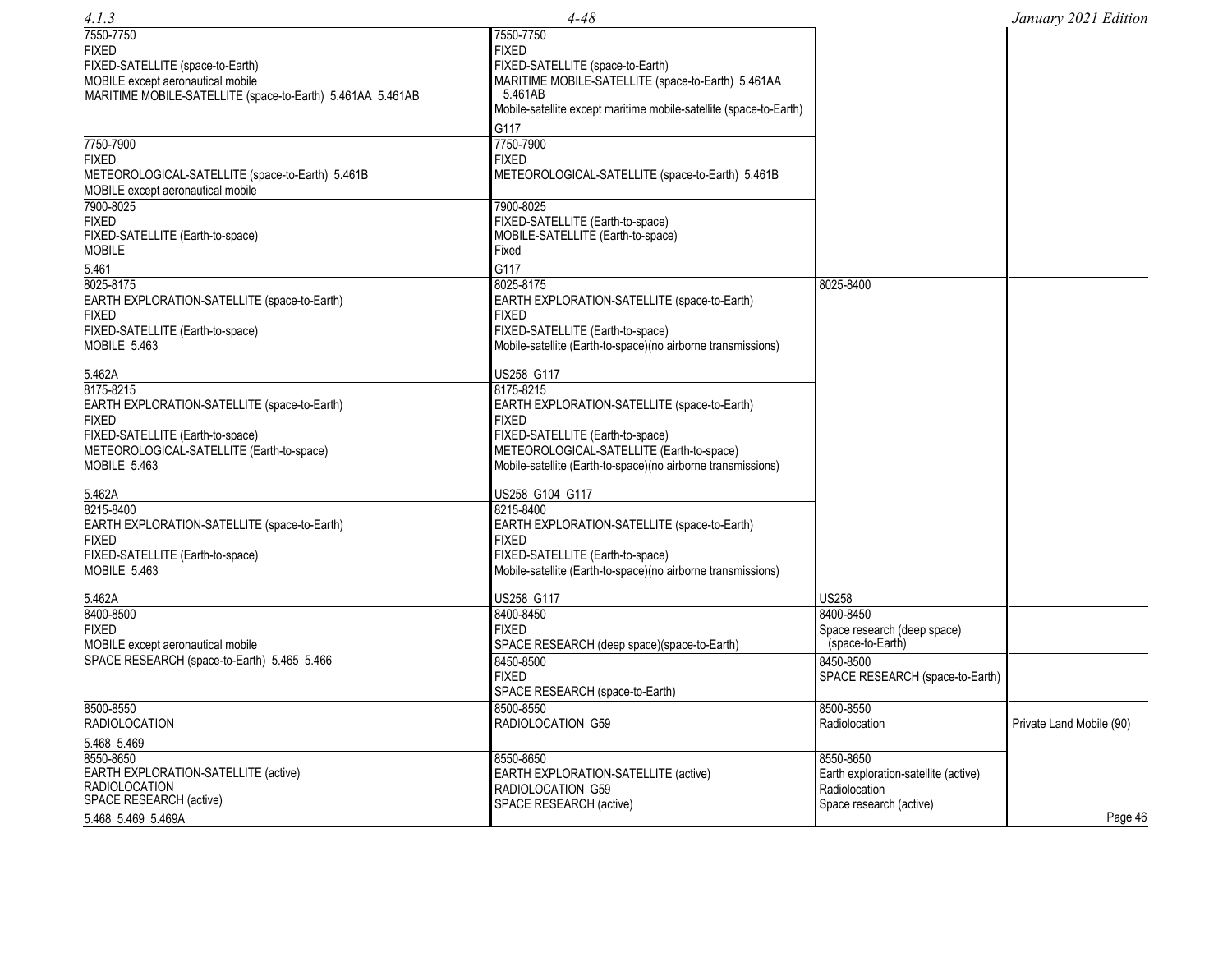| International Table | United States Federal Table | United States Non-Federal Table | FCC Rule Part(s) |
|---|---|---|---|
| 7550-7750<br>FIXED<br>FIXED-SATELLITE (space-to-Earth)<br>MOBILE except aeronautical mobile<br>MARITIME MOBILE-SATELLITE (space-to-Earth) 5.461AA 5.461AB | 7550-7750<br>FIXED<br>FIXED-SATELLITE (space-to-Earth)<br>MARITIME MOBILE-SATELLITE (space-to-Earth) 5.461AA 5.461AB<br>Mobile-satellite except maritime mobile-satellite (space-to-Earth)<br><br>G117 | | |
| 7750-7900<br>FIXED<br>METEOROLOGICAL-SATELLITE (space-to-Earth) 5.461B<br>MOBILE except aeronautical mobile | 7750-7900<br>FIXED<br>METEOROLOGICAL-SATELLITE (space-to-Earth) 5.461B | | |
| 7900-8025<br>FIXED<br>FIXED-SATELLITE (Earth-to-space)<br>MOBILE<br><br>5.461 | 7900-8025<br>FIXED-SATELLITE (Earth-to-space)<br>MOBILE-SATELLITE (Earth-to-space)<br>Fixed<br><br>G117 | | |
| 8025-8175<br>EARTH EXPLORATION-SATELLITE (space-to-Earth)<br>FIXED<br>FIXED-SATELLITE (Earth-to-space)<br>MOBILE 5.463<br><br>5.462A | 8025-8175<br>EARTH EXPLORATION-SATELLITE (space-to-Earth)<br>FIXED<br>FIXED-SATELLITE (Earth-to-space)<br>Mobile-satellite (Earth-to-space)(no airborne transmissions)<br><br>US258 G117 | 8025-8400 | |
| 8175-8215<br>EARTH EXPLORATION-SATELLITE (space-to-Earth)<br>FIXED<br>FIXED-SATELLITE (Earth-to-space)<br>METEOROLOGICAL-SATELLITE (Earth-to-space)<br>MOBILE 5.463<br><br>5.462A | 8175-8215<br>EARTH EXPLORATION-SATELLITE (space-to-Earth)<br>FIXED<br>FIXED-SATELLITE (Earth-to-space)<br>METEOROLOGICAL-SATELLITE (Earth-to-space)<br>Mobile-satellite (Earth-to-space)(no airborne transmissions)<br><br>US258 G104 G117 | | |
| 8215-8400<br>EARTH EXPLORATION-SATELLITE (space-to-Earth)<br>FIXED<br>FIXED-SATELLITE (Earth-to-space)<br>MOBILE 5.463<br><br>5.462A | 8215-8400<br>EARTH EXPLORATION-SATELLITE (space-to-Earth)<br>FIXED<br>FIXED-SATELLITE (Earth-to-space)<br>Mobile-satellite (Earth-to-space)(no airborne transmissions)<br><br>US258 G117 | US258 | |
| 8400-8500<br>FIXED<br>MOBILE except aeronautical mobile<br>SPACE RESEARCH (space-to-Earth) 5.465 5.466 | 8400-8450<br>FIXED<br>SPACE RESEARCH (deep space)(space-to-Earth) | 8400-8450<br>Space research (deep space) (space-to-Earth) | |
| | 8450-8500<br>FIXED<br>SPACE RESEARCH (space-to-Earth) | 8450-8500<br>SPACE RESEARCH (space-to-Earth) | |
| 8500-8550<br>RADIOLOCATION<br><br>5.468 5.469 | 8500-8550<br>RADIOLOCATION G59 | 8500-8550<br>Radiolocation | Private Land Mobile (90) |
| 8550-8650<br>EARTH EXPLORATION-SATELLITE (active)<br>RADIOLOCATION<br>SPACE RESEARCH (active)<br><br>5.468 5.469 5.469A | 8550-8650<br>EARTH EXPLORATION-SATELLITE (active)<br>RADIOLOCATION G59<br>SPACE RESEARCH (active) | 8550-8650<br>Earth exploration-satellite (active)<br>Radiolocation<br>Space research (active) | |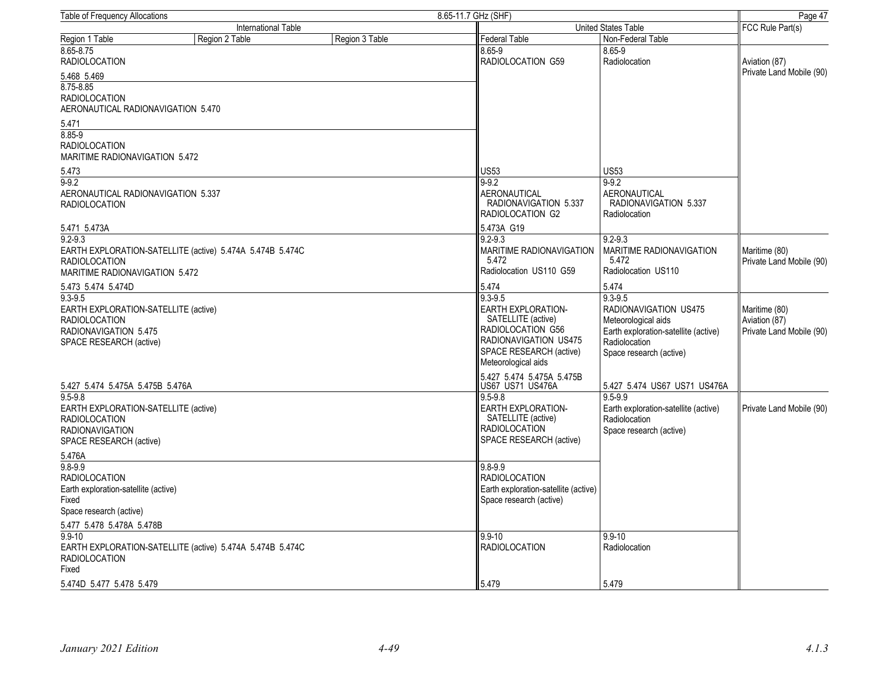Table of Frequency Allocations — 8.65-11.7 GHz (SHF)

| International Table | | | United States Table | | FCC Rule Part(s) |
|---|---|---|---|---|---|
| Region 1 Table | Region 2 Table | Region 3 Table | Federal Table | Non-Federal Table | |
| 8.65-8.75 RADIOLOCATION 5.468 5.469 | | | 8.65-9 RADIOLOCATION G59 US53 | 8.65-9 Radiolocation US53 | Aviation (87) Private Land Mobile (90) |
| 8.75-8.85 RADIOLOCATION AERONAUTICAL RADIONAVIGATION 5.470 5.471 | | | | | |
| 8.85-9 RADIOLOCATION MARITIME RADIONAVIGATION 5.472 5.473 | | | | | |
| 9-9.2 AERONAUTICAL RADIONAVIGATION 5.337 RADIOLOCATION 5.471 5.473A | | | 9-9.2 AERONAUTICAL RADIONAVIGATION 5.337 RADIOLOCATION G2 5.473A G19 | 9-9.2 AERONAUTICAL RADIONAVIGATION 5.337 Radiolocation | |
| 9.2-9.3 EARTH EXPLORATION-SATELLITE (active) 5.474A 5.474B 5.474C RADIOLOCATION MARITIME RADIONAVIGATION 5.472 5.473 5.474 5.474D | | | 9.2-9.3 MARITIME RADIONAVIGATION 5.472 Radiolocation US110 G59 5.474 | 9.2-9.3 MARITIME RADIONAVIGATION 5.472 Radiolocation US110 5.474 | Maritime (80) Private Land Mobile (90) |
| 9.3-9.5 EARTH EXPLORATION-SATELLITE (active) RADIOLOCATION RADIONAVIGATION 5.475 SPACE RESEARCH (active) 5.427 5.474 5.475A 5.475B 5.476A | | | 9.3-9.5 EARTH EXPLORATION-SATELLITE (active) RADIOLOCATION G56 RADIONAVIGATION US475 SPACE RESEARCH (active) Meteorological aids 5.427 5.474 5.475A 5.475B US67 US71 US476A | 9.3-9.5 RADIONAVIGATION US475 Meteorological aids Earth exploration-satellite (active) Radiolocation Space research (active) 5.427 5.474 US67 US71 US476A | Maritime (80) Aviation (87) Private Land Mobile (90) |
| 9.5-9.8 EARTH EXPLORATION-SATELLITE (active) RADIOLOCATION RADIONAVIGATION SPACE RESEARCH (active) 5.476A | | | 9.5-9.8 EARTH EXPLORATION-SATELLITE (active) RADIOLOCATION SPACE RESEARCH (active) | 9.5-9.9 Earth exploration-satellite (active) Radiolocation Space research (active) | Private Land Mobile (90) |
| 9.8-9.9 RADIOLOCATION Earth exploration-satellite (active) Fixed Space research (active) 5.477 5.478 5.478A 5.478B | | | 9.8-9.9 RADIOLOCATION Earth exploration-satellite (active) Space research (active) | | |
| 9.9-10 EARTH EXPLORATION-SATELLITE (active) 5.474A 5.474B 5.474C RADIOLOCATION Fixed 5.474D 5.477 5.478 5.479 | | | 9.9-10 RADIOLOCATION 5.479 | 9.9-10 Radiolocation 5.479 | |

January 2021 Edition — 4-49 — 4.1.3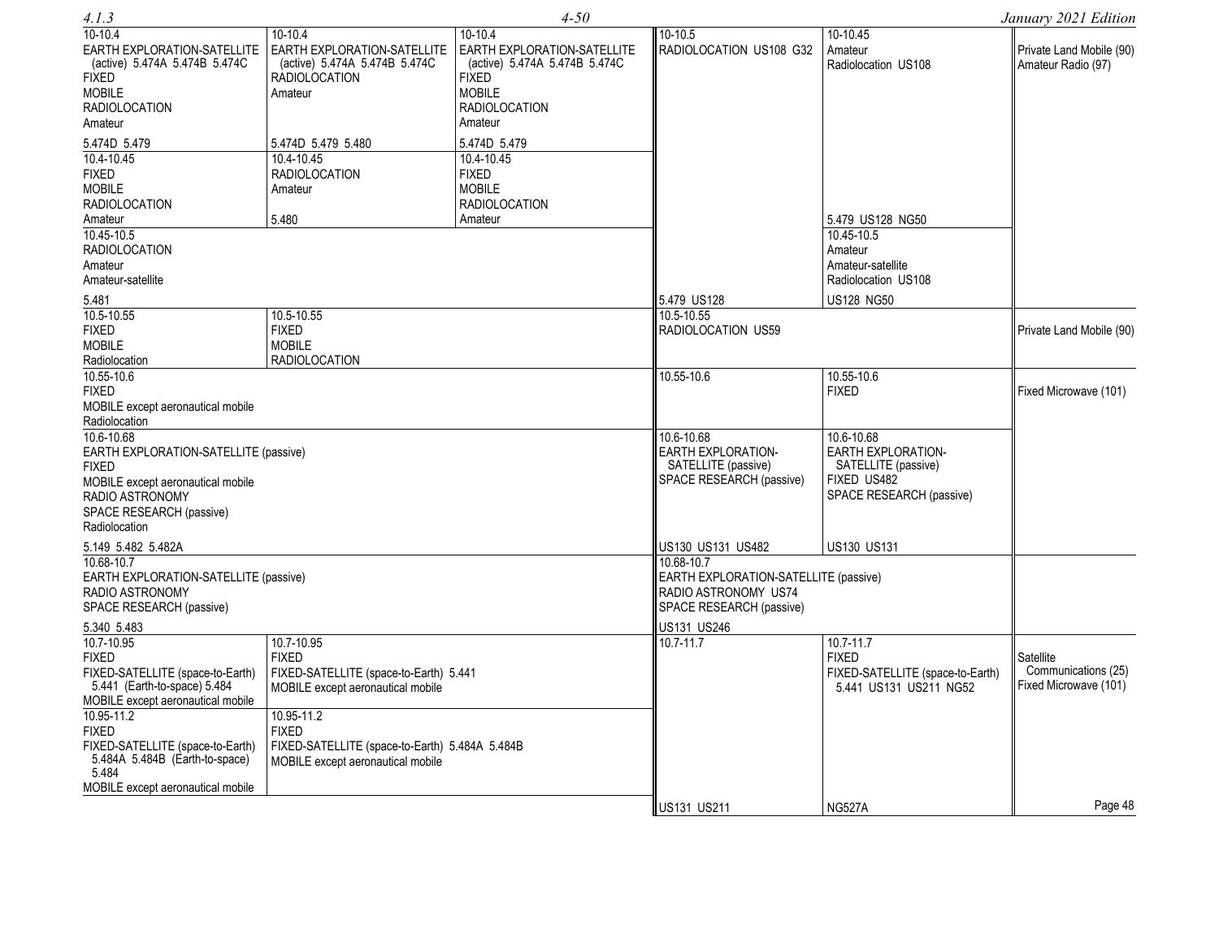| Region 1 Table | Region 2 Table | Region 3 Table | Federal Table | Non-Federal Table | FCC Rule Part(s) |
|---|---|---|---|---|---|
| 10-10.4<br>EARTH EXPLORATION-SATELLITE (active) 5.474A 5.474B 5.474C<br>FIXED<br>MOBILE<br>RADIOLOCATION<br>Amateur<br><br>5.474D 5.479 | 10-10.4<br>EARTH EXPLORATION-SATELLITE (active) 5.474A 5.474B 5.474C<br>RADIOLOCATION<br>Amateur<br><br>5.474D 5.479 5.480 | 10-10.4<br>EARTH EXPLORATION-SATELLITE (active) 5.474A 5.474B 5.474C<br>FIXED<br>MOBILE<br>RADIOLOCATION<br>Amateur<br><br>5.474D 5.479 | 10-10.5<br>RADIOLOCATION US108 G32 | 10-10.45<br>Amateur<br>Radiolocation US108 | Private Land Mobile (90)<br>Amateur Radio (97) |
| 10.4-10.45<br>FIXED<br>MOBILE<br>RADIOLOCATION<br>Amateur | 10.4-10.45<br>RADIOLOCATION<br>Amateur<br><br>5.480 | 10.4-10.45<br>FIXED<br>MOBILE<br>RADIOLOCATION<br>Amateur | | 5.479 US128 NG50 | |
| 10.45-10.5<br>RADIOLOCATION<br>Amateur<br>Amateur-satellite<br><br>5.481 | | | 5.479 US128 | 10.45-10.5<br>Amateur<br>Amateur-satellite<br>Radiolocation US108<br><br>US128 NG50 | |
| 10.5-10.55<br>FIXED<br>MOBILE<br>Radiolocation | 10.5-10.55<br>FIXED<br>MOBILE<br>RADIOLOCATION | | 10.5-10.55<br>RADIOLOCATION US59 | | Private Land Mobile (90) |
| 10.55-10.6<br>FIXED<br>MOBILE except aeronautical mobile<br>Radiolocation | | | 10.55-10.6 | 10.55-10.6<br>FIXED | Fixed Microwave (101) |
| 10.6-10.68<br>EARTH EXPLORATION-SATELLITE (passive)<br>FIXED<br>MOBILE except aeronautical mobile<br>RADIO ASTRONOMY<br>SPACE RESEARCH (passive)<br>Radiolocation<br><br>5.149 5.482 5.482A | | | 10.6-10.68<br>EARTH EXPLORATION-SATELLITE (passive)<br>SPACE RESEARCH (passive)<br><br>US130 US131 US482 | 10.6-10.68<br>EARTH EXPLORATION-SATELLITE (passive)<br>FIXED US482<br>SPACE RESEARCH (passive)<br><br>US130 US131 | |
| 10.68-10.7<br>EARTH EXPLORATION-SATELLITE (passive)<br>RADIO ASTRONOMY<br>SPACE RESEARCH (passive)<br><br>5.340 5.483 | | | 10.68-10.7<br>EARTH EXPLORATION-SATELLITE (passive)<br>RADIO ASTRONOMY US74<br>SPACE RESEARCH (passive)<br><br>US131 US246 | | |
| 10.7-10.95<br>FIXED<br>FIXED-SATELLITE (space-to-Earth) 5.441 (Earth-to-space) 5.484<br>MOBILE except aeronautical mobile | 10.7-10.95<br>FIXED<br>FIXED-SATELLITE (space-to-Earth) 5.441<br>MOBILE except aeronautical mobile | | 10.7-11.7 | 10.7-11.7<br>FIXED<br>FIXED-SATELLITE (space-to-Earth) 5.441 US131 US211 NG52 | Satellite Communications (25)<br>Fixed Microwave (101) |
| 10.95-11.2<br>FIXED<br>FIXED-SATELLITE (space-to-Earth) 5.484A 5.484B (Earth-to-space) 5.484<br>MOBILE except aeronautical mobile | 10.95-11.2<br>FIXED<br>FIXED-SATELLITE (space-to-Earth) 5.484A 5.484B<br>MOBILE except aeronautical mobile | | US131 US211 | NG527A | |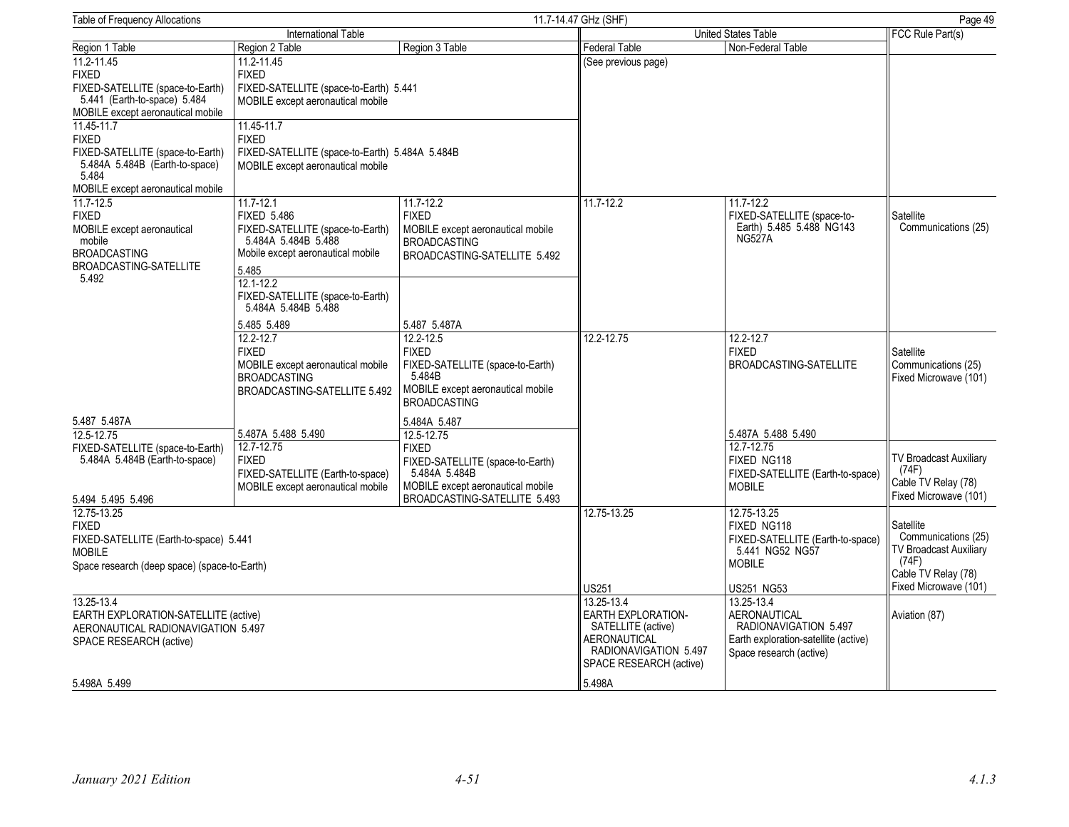| International Table | | | United States Table | | FCC Rule Part(s) |
|---|---|---|---|---|---|
| Region 1 Table | Region 2 Table | Region 3 Table | Federal Table | Non-Federal Table | |
| 11.2-11.45 FIXED FIXED-SATELLITE (space-to-Earth) 5.441 (Earth-to-space) 5.484 MOBILE except aeronautical mobile | 11.2-11.45 FIXED FIXED-SATELLITE (space-to-Earth) 5.441 MOBILE except aeronautical mobile | | (See previous page) | | |
| 11.45-11.7 FIXED FIXED-SATELLITE (space-to-Earth) 5.484A 5.484B (Earth-to-space) 5.484 MOBILE except aeronautical mobile | 11.45-11.7 FIXED FIXED-SATELLITE (space-to-Earth) 5.484A 5.484B MOBILE except aeronautical mobile | | | | |
| 11.7-12.5 FIXED MOBILE except aeronautical mobile BROADCASTING BROADCASTING-SATELLITE 5.492 | 11.7-12.1 FIXED 5.486 FIXED-SATELLITE (space-to-Earth) 5.484A 5.484B 5.488 Mobile except aeronautical mobile 5.485 | 11.7-12.2 FIXED MOBILE except aeronautical mobile BROADCASTING BROADCASTING-SATELLITE 5.492 5.487 5.487A | 11.7-12.2 | 11.7-12.2 FIXED-SATELLITE (space-to-Earth) 5.485 5.488 NG143 NG527A | Satellite Communications (25) |
| | 12.1-12.2 FIXED-SATELLITE (space-to-Earth) 5.484A 5.484B 5.488 5.485 5.489 | | | | |
| 5.487 5.487A | 12.2-12.7 FIXED MOBILE except aeronautical mobile BROADCASTING BROADCASTING-SATELLITE 5.492 5.487A 5.488 5.490 | 12.2-12.5 FIXED FIXED-SATELLITE (space-to-Earth) 5.484B MOBILE except aeronautical mobile BROADCASTING 5.484A 5.487 | 12.2-12.75 | 12.2-12.7 FIXED BROADCASTING-SATELLITE 5.487A 5.488 5.490 | Satellite Communications (25) Fixed Microwave (101) |
| 12.5-12.75 FIXED-SATELLITE (space-to-Earth) 5.484A 5.484B (Earth-to-space) 5.494 5.495 5.496 | 12.7-12.75 FIXED FIXED-SATELLITE (Earth-to-space) MOBILE except aeronautical mobile | 12.5-12.75 FIXED FIXED-SATELLITE (space-to-Earth) 5.484A 5.484B MOBILE except aeronautical mobile BROADCASTING-SATELLITE 5.493 | | 12.7-12.75 FIXED NG118 FIXED-SATELLITE (Earth-to-space) MOBILE | TV Broadcast Auxiliary (74F) Cable TV Relay (78) Fixed Microwave (101) |
| 12.75-13.25 FIXED FIXED-SATELLITE (Earth-to-space) 5.441 MOBILE Space research (deep space) (space-to-Earth) | | | 12.75-13.25 US251 | 12.75-13.25 FIXED NG118 FIXED-SATELLITE (Earth-to-space) 5.441 NG52 NG57 MOBILE US251 NG53 | Satellite Communications (25) TV Broadcast Auxiliary (74F) Cable TV Relay (78) Fixed Microwave (101) |
| 13.25-13.4 EARTH EXPLORATION-SATELLITE (active) AERONAUTICAL RADIONAVIGATION 5.497 SPACE RESEARCH (active) 5.498A 5.499 | | | 13.25-13.4 EARTH EXPLORATION-SATELLITE (active) AERONAUTICAL RADIONAVIGATION 5.497 SPACE RESEARCH (active) 5.498A | 13.25-13.4 AERONAUTICAL RADIONAVIGATION 5.497 Earth exploration-satellite (active) Space research (active) | Aviation (87) |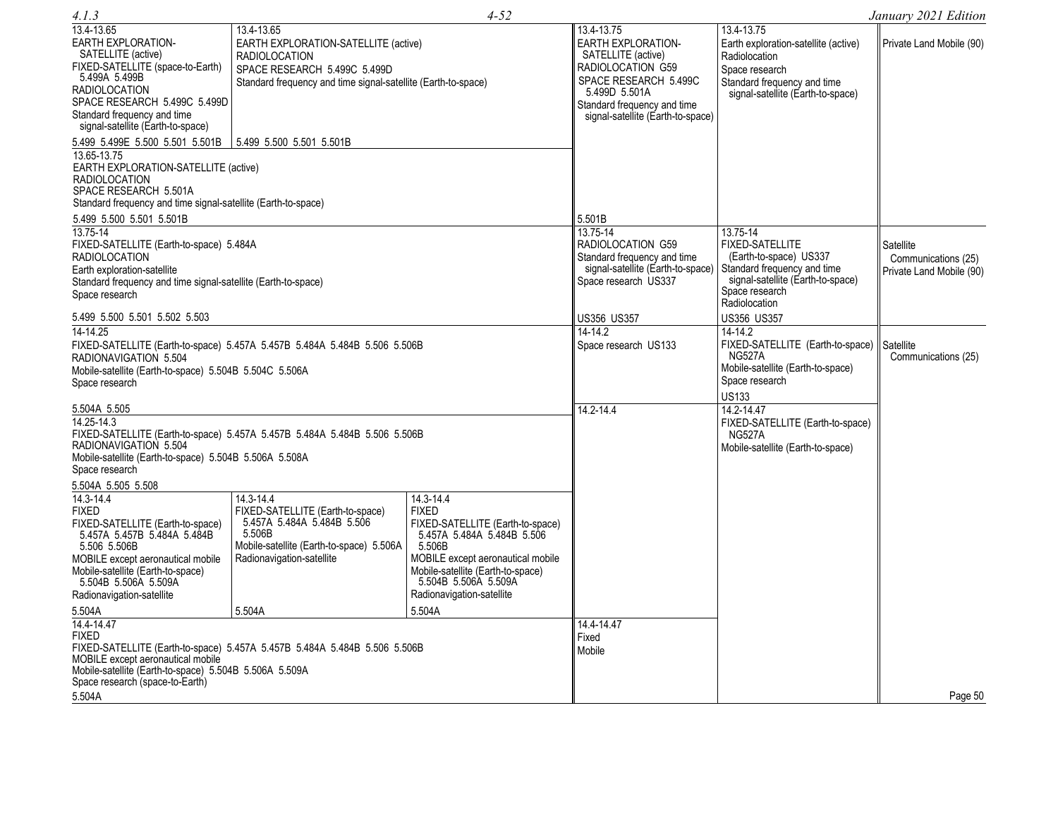| International Region 1 Table | International Region 2 Table | International Region 3 Table | Federal Table | Non-Federal Table | FCC Rule Part(s) |
|---|---|---|---|---|---|
| 13.4-13.65<br>EARTH EXPLORATION-SATELLITE (active)<br>FIXED-SATELLITE (space-to-Earth) 5.499A 5.499B<br>RADIOLOCATION<br>SPACE RESEARCH 5.499C 5.499D<br>Standard frequency and time signal-satellite (Earth-to-space)<br>5.499 5.499E 5.500 5.501 5.501B | 13.4-13.65<br>EARTH EXPLORATION-SATELLITE (active)<br>RADIOLOCATION<br>SPACE RESEARCH 5.499C 5.499D<br>Standard frequency and time signal-satellite (Earth-to-space)<br>5.499 5.500 5.501 5.501B | | 13.4-13.75<br>EARTH EXPLORATION-SATELLITE (active)<br>RADIOLOCATION G59<br>SPACE RESEARCH 5.499C 5.499D 5.501A<br>Standard frequency and time signal-satellite (Earth-to-space)<br>5.501B | 13.4-13.75<br>Earth exploration-satellite (active)<br>Radiolocation<br>Space research<br>Standard frequency and time signal-satellite (Earth-to-space) | Private Land Mobile (90) |
| 13.65-13.75<br>EARTH EXPLORATION-SATELLITE (active)<br>RADIOLOCATION<br>SPACE RESEARCH 5.501A<br>Standard frequency and time signal-satellite (Earth-to-space)<br>5.499 5.500 5.501 5.501B | | | | | |
| 13.75-14<br>FIXED-SATELLITE (Earth-to-space) 5.484A<br>RADIOLOCATION<br>Earth exploration-satellite<br>Standard frequency and time signal-satellite (Earth-to-space)<br>Space research<br>5.499 5.500 5.501 5.502 5.503 | | | 13.75-14<br>RADIOLOCATION G59<br>Standard frequency and time signal-satellite (Earth-to-space)<br>Space research US337<br>US356 US357 | 13.75-14<br>FIXED-SATELLITE (Earth-to-space) US337<br>Standard frequency and time signal-satellite (Earth-to-space)<br>Space research<br>Radiolocation<br>US356 US357 | Satellite Communications (25)<br>Private Land Mobile (90) |
| 14-14.25<br>FIXED-SATELLITE (Earth-to-space) 5.457A 5.457B 5.484A 5.484B 5.506 5.506B<br>RADIONAVIGATION 5.504<br>Mobile-satellite (Earth-to-space) 5.504B 5.504C 5.506A<br>Space research<br>5.504A 5.505 | | | 14-14.2<br>Space research US133 | 14-14.2<br>FIXED-SATELLITE (Earth-to-space) NG527A<br>Mobile-satellite (Earth-to-space)<br>Space research<br>US133 | Satellite Communications (25) |
| 14.25-14.3<br>FIXED-SATELLITE (Earth-to-space) 5.457A 5.457B 5.484A 5.484B 5.506 5.506B<br>RADIONAVIGATION 5.504<br>Mobile-satellite (Earth-to-space) 5.504B 5.506A 5.508A<br>Space research<br>5.504A 5.505 5.508 | | | 14.2-14.4 | 14.2-14.47<br>FIXED-SATELLITE (Earth-to-space) NG527A<br>Mobile-satellite (Earth-to-space) | |
| 14.3-14.4<br>FIXED<br>FIXED-SATELLITE (Earth-to-space) 5.457A 5.457B 5.484A 5.484B 5.506 5.506B<br>MOBILE except aeronautical mobile<br>Mobile-satellite (Earth-to-space) 5.504B 5.506A 5.509A<br>Radionavigation-satellite<br>5.504A | 14.3-14.4<br>FIXED-SATELLITE (Earth-to-space) 5.457A 5.484A 5.484B 5.506 5.506B<br>Mobile-satellite (Earth-to-space) 5.506A<br>Radionavigation-satellite<br>5.504A | 14.3-14.4<br>FIXED<br>FIXED-SATELLITE (Earth-to-space) 5.457A 5.484A 5.484B 5.506 5.506B<br>MOBILE except aeronautical mobile<br>Mobile-satellite (Earth-to-space) 5.504B 5.506A 5.509A<br>Radionavigation-satellite<br>5.504A | | | |
| 14.4-14.47<br>FIXED<br>FIXED-SATELLITE (Earth-to-space) 5.457A 5.457B 5.484A 5.484B 5.506 5.506B<br>MOBILE except aeronautical mobile<br>Mobile-satellite (Earth-to-space) 5.504B 5.506A 5.509A<br>Space research (space-to-Earth)<br>5.504A | | | 14.4-14.47<br>Fixed<br>Mobile | | |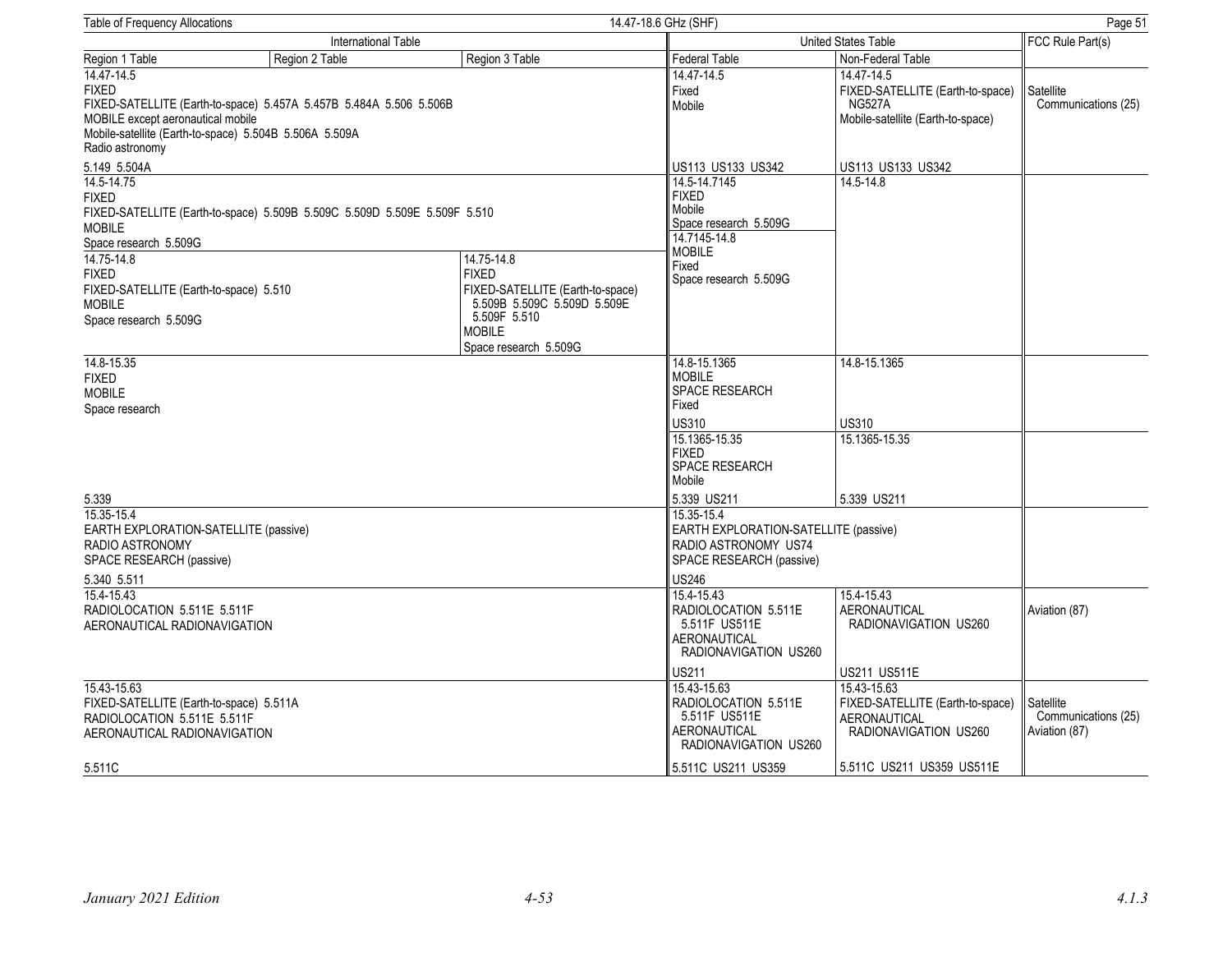| International Table | | | United States Table | | FCC Rule Part(s) |
|---|---|---|---|---|---|
| Region 1 Table | Region 2 Table | Region 3 Table | Federal Table | Non-Federal Table | |
| 14.47-14.5<br>FIXED<br>FIXED-SATELLITE (Earth-to-space) 5.457A 5.457B 5.484A 5.506 5.506B<br>MOBILE except aeronautical mobile<br>Mobile-satellite (Earth-to-space) 5.504B 5.506A 5.509A<br>Radio astronomy<br><br>5.149 5.504A | | | 14.47-14.5<br>Fixed<br>Mobile<br><br>US113 US133 US342 | 14.47-14.5<br>FIXED-SATELLITE (Earth-to-space) NG527A<br>Mobile-satellite (Earth-to-space)<br><br>US113 US133 US342 | Satellite Communications (25) |
| 14.5-14.75<br>FIXED<br>FIXED-SATELLITE (Earth-to-space) 5.509B 5.509C 5.509D 5.509E 5.509F 5.510<br>MOBILE<br>Space research 5.509G | | | 14.5-14.7145<br>FIXED<br>Mobile<br>Space research 5.509G | 14.5-14.8 | |
| 14.75-14.8<br>FIXED<br>FIXED-SATELLITE (Earth-to-space) 5.510<br>MOBILE<br>Space research 5.509G | | 14.75-14.8<br>FIXED<br>FIXED-SATELLITE (Earth-to-space) 5.509B 5.509C 5.509D 5.509E 5.509F 5.510<br>MOBILE<br>Space research 5.509G | 14.7145-14.8<br>MOBILE<br>Fixed<br>Space research 5.509G | | |
| 14.8-15.35<br>FIXED<br>MOBILE<br>Space research<br><br>5.339 | | | 14.8-15.1365<br>MOBILE<br>SPACE RESEARCH<br>Fixed<br><br>US310 | 14.8-15.1365<br><br>US310 | |
| | | | 15.1365-15.35<br>FIXED<br>SPACE RESEARCH<br>Mobile<br><br>5.339 US211 | 15.1365-15.35<br><br>5.339 US211 | |
| 15.35-15.4<br>EARTH EXPLORATION-SATELLITE (passive)<br>RADIO ASTRONOMY<br>SPACE RESEARCH (passive)<br><br>5.340 5.511 | | | 15.35-15.4<br>EARTH EXPLORATION-SATELLITE (passive)<br>RADIO ASTRONOMY US74<br>SPACE RESEARCH (passive)<br><br>US246 | | |
| 15.4-15.43<br>RADIOLOCATION 5.511E 5.511F<br>AERONAUTICAL RADIONAVIGATION | | | 15.4-15.43<br>RADIOLOCATION 5.511E 5.511F US511E<br>AERONAUTICAL RADIONAVIGATION US260<br><br>US211 | 15.4-15.43<br>AERONAUTICAL RADIONAVIGATION US260<br><br>US211 US511E | Aviation (87) |
| 15.43-15.63<br>FIXED-SATELLITE (Earth-to-space) 5.511A<br>RADIOLOCATION 5.511E 5.511F<br>AERONAUTICAL RADIONAVIGATION<br><br>5.511C | | | 15.43-15.63<br>RADIOLOCATION 5.511E 5.511F US511E<br>AERONAUTICAL RADIONAVIGATION US260<br><br>5.511C US211 US359 | 15.43-15.63<br>FIXED-SATELLITE (Earth-to-space)<br>AERONAUTICAL RADIONAVIGATION US260<br><br>5.511C US211 US359 US511E | Satellite Communications (25)<br>Aviation (87) |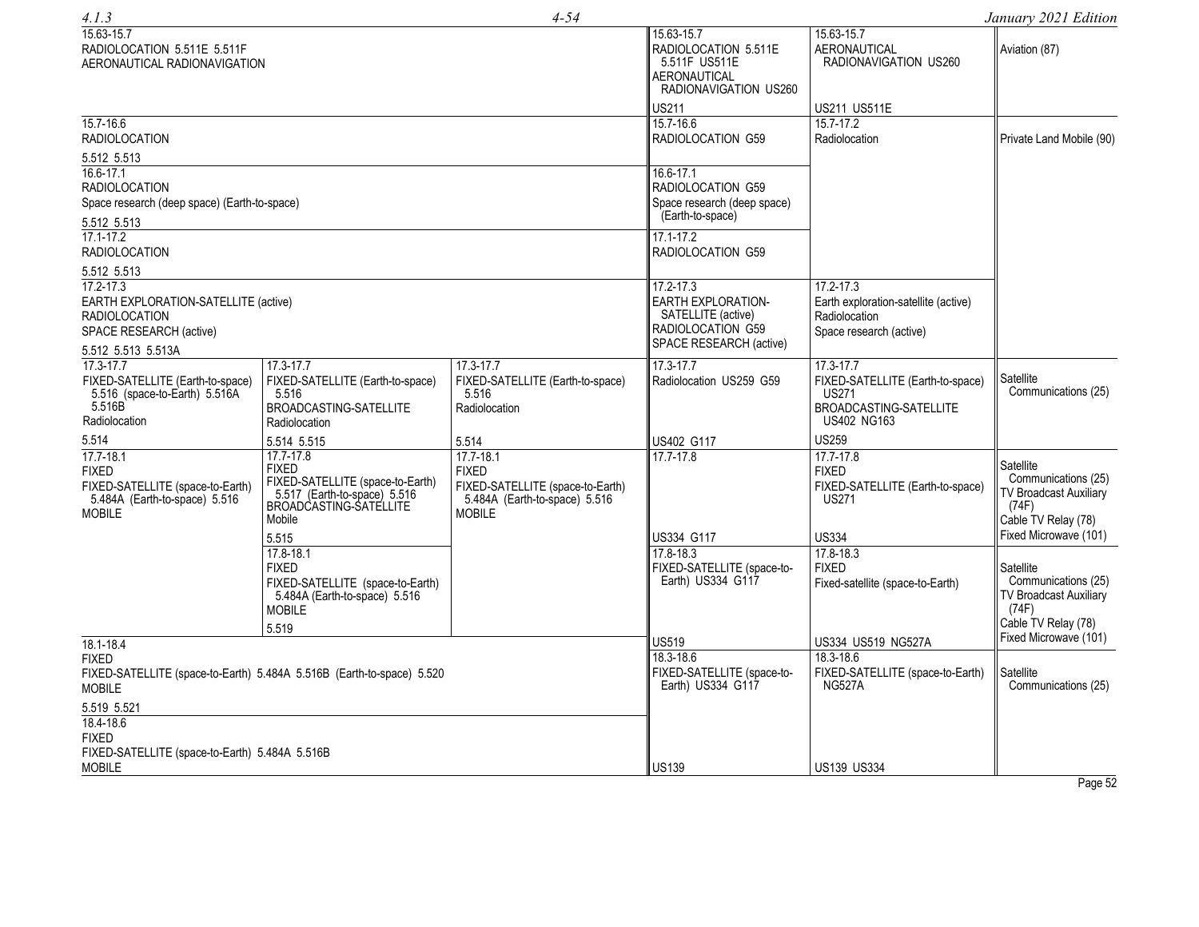| Region 1 Table | Region 2 Table | Region 3 Table | Federal Table | Non-Federal Table | FCC Rule Part(s) |
|---|---|---|---|---|---|
| 15.63-15.7<br>RADIOLOCATION 5.511E 5.511F<br>AERONAUTICAL RADIONAVIGATION | | | 15.63-15.7<br>RADIOLOCATION 5.511E 5.511F US511E<br>AERONAUTICAL RADIONAVIGATION US260<br><br>US211 | 15.63-15.7<br>AERONAUTICAL RADIONAVIGATION US260<br><br>US211 US511E | Aviation (87) |
| 15.7-16.6<br>RADIOLOCATION<br><br>5.512 5.513 | | | 15.7-16.6<br>RADIOLOCATION G59 | 15.7-17.2<br>Radiolocation | Private Land Mobile (90) |
| 16.6-17.1<br>RADIOLOCATION<br>Space research (deep space) (Earth-to-space)<br><br>5.512 5.513 | | | 16.6-17.1<br>RADIOLOCATION G59<br>Space research (deep space) (Earth-to-space) | | |
| 17.1-17.2<br>RADIOLOCATION<br><br>5.512 5.513 | | | 17.1-17.2<br>RADIOLOCATION G59 | | |
| 17.2-17.3<br>EARTH EXPLORATION-SATELLITE (active)<br>RADIOLOCATION<br>SPACE RESEARCH (active)<br><br>5.512 5.513 5.513A | | | 17.2-17.3<br>EARTH EXPLORATION-SATELLITE (active)<br>RADIOLOCATION G59<br>SPACE RESEARCH (active) | 17.2-17.3<br>Earth exploration-satellite (active)<br>Radiolocation<br>Space research (active) | |
| 17.3-17.7<br>FIXED-SATELLITE (Earth-to-space) 5.516 (space-to-Earth) 5.516A 5.516B<br>Radiolocation<br><br>5.514 | 17.3-17.7<br>FIXED-SATELLITE (Earth-to-space) 5.516<br>BROADCASTING-SATELLITE<br>Radiolocation<br><br>5.514 5.515 | 17.3-17.7<br>FIXED-SATELLITE (Earth-to-space) 5.516<br>Radiolocation<br><br>5.514 | 17.3-17.7<br>Radiolocation US259 G59<br><br>US402 G117 | 17.3-17.7<br>FIXED-SATELLITE (Earth-to-space) US271<br>BROADCASTING-SATELLITE US402 NG163<br><br>US259 | Satellite Communications (25) |
| 17.7-18.1<br>FIXED<br>FIXED-SATELLITE (space-to-Earth) 5.484A (Earth-to-space) 5.516<br>MOBILE | 17.7-17.8<br>FIXED<br>FIXED-SATELLITE (space-to-Earth) 5.517 (Earth-to-space) 5.516<br>BROADCASTING-SATELLITE<br>Mobile<br><br>5.515 | 17.7-18.1<br>FIXED<br>FIXED-SATELLITE (space-to-Earth) 5.484A (Earth-to-space) 5.516<br>MOBILE | 17.7-17.8<br><br>US334 G117 | 17.7-17.8<br>FIXED<br>FIXED-SATELLITE (Earth-to-space) US271<br><br>US334 | Satellite Communications (25)<br>TV Broadcast Auxiliary (74F)<br>Cable TV Relay (78)<br>Fixed Microwave (101) |
| | 17.8-18.1<br>FIXED<br>FIXED-SATELLITE (space-to-Earth) 5.484A (Earth-to-space) 5.516<br>MOBILE<br><br>5.519 | | 17.8-18.3<br>FIXED-SATELLITE (space-to-Earth) US334 G117<br><br>US519 | 17.8-18.3<br>FIXED<br>Fixed-satellite (space-to-Earth)<br><br>US334 US519 NG527A | Satellite Communications (25)<br>TV Broadcast Auxiliary (74F)<br>Cable TV Relay (78)<br>Fixed Microwave (101) |
| 18.1-18.4<br>FIXED<br>FIXED-SATELLITE (space-to-Earth) 5.484A 5.516B (Earth-to-space) 5.520<br>MOBILE<br><br>5.519 5.521 | | | 18.3-18.6<br>FIXED-SATELLITE (space-to-Earth) US334 G117<br><br>US139 | 18.3-18.6<br>FIXED-SATELLITE (space-to-Earth) NG527A<br><br>US139 US334 | Satellite Communications (25) |
| 18.4-18.6<br>FIXED<br>FIXED-SATELLITE (space-to-Earth) 5.484A 5.516B<br>MOBILE | | | | | |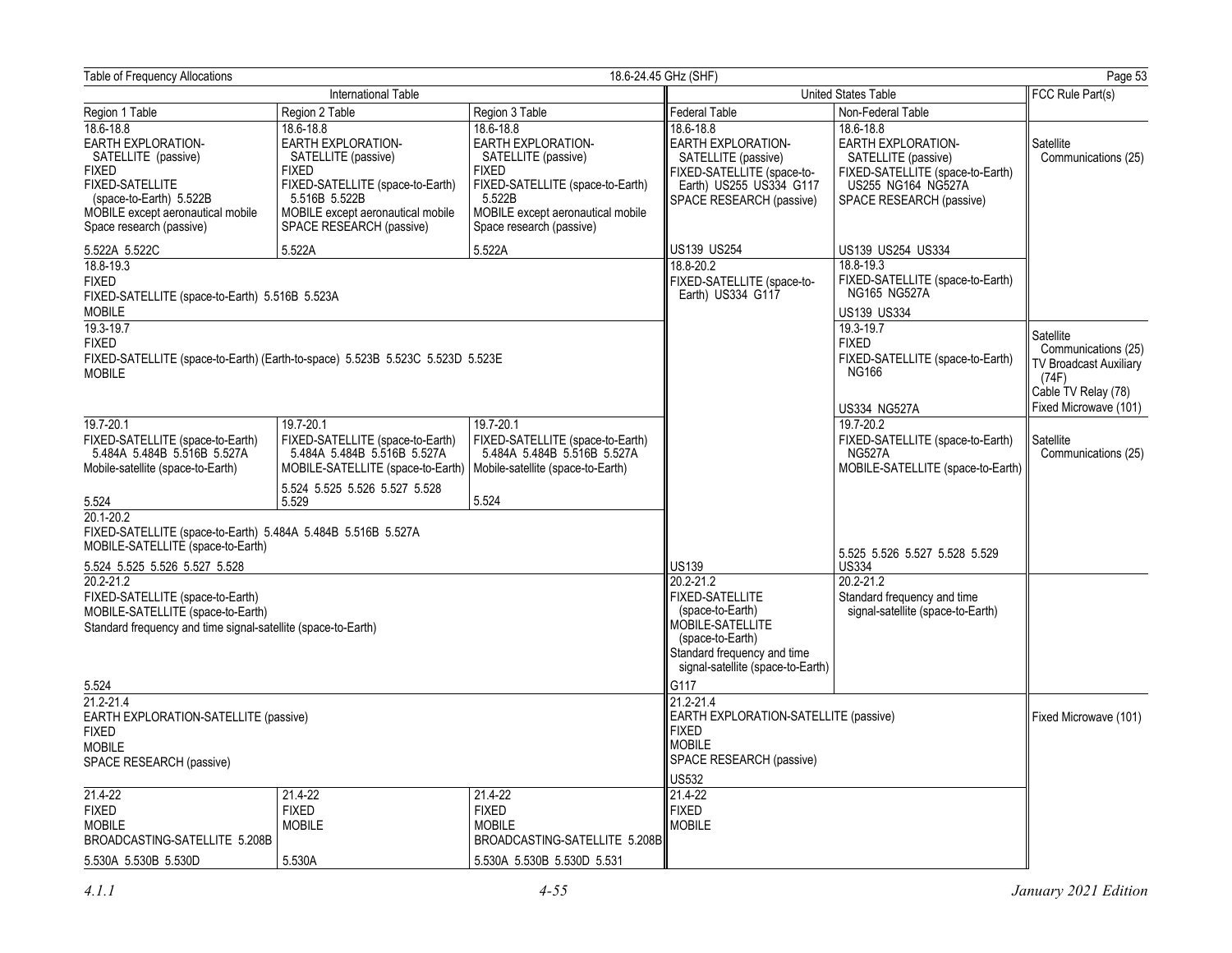Table of Frequency Allocations — 18.6-24.45 GHz (SHF)

| International Table | | | United States Table | | FCC Rule Part(s) |
|---|---|---|---|---|---|
| Region 1 Table | Region 2 Table | Region 3 Table | Federal Table | Non-Federal Table | |
| 18.6-18.8<br>EARTH EXPLORATION-SATELLITE (passive)<br>FIXED<br>FIXED-SATELLITE (space-to-Earth) 5.522B<br>MOBILE except aeronautical mobile<br>Space research (passive)<br><br>5.522A 5.522C | 18.6-18.8<br>EARTH EXPLORATION-SATELLITE (passive)<br>FIXED<br>FIXED-SATELLITE (space-to-Earth) 5.516B 5.522B<br>MOBILE except aeronautical mobile<br>SPACE RESEARCH (passive)<br><br>5.522A | 18.6-18.8<br>EARTH EXPLORATION-SATELLITE (passive)<br>FIXED<br>FIXED-SATELLITE (space-to-Earth) 5.522B<br>MOBILE except aeronautical mobile<br>Space research (passive)<br><br>5.522A | 18.6-18.8<br>EARTH EXPLORATION-SATELLITE (passive)<br>FIXED-SATELLITE (space-to-Earth) US255 US334 G117<br>SPACE RESEARCH (passive)<br><br>US139 US254 | 18.6-18.8<br>EARTH EXPLORATION-SATELLITE (passive)<br>FIXED-SATELLITE (space-to-Earth) US255 NG164 NG527A<br>SPACE RESEARCH (passive)<br><br>US139 US254 US334 | Satellite Communications (25) |
| 18.8-19.3<br>FIXED<br>FIXED-SATELLITE (space-to-Earth) 5.516B 5.523A<br>MOBILE | | | 18.8-20.2<br>FIXED-SATELLITE (space-to-Earth) US334 G117<br><br>US139 | 18.8-19.3<br>FIXED-SATELLITE (space-to-Earth) NG165 NG527A<br><br>US139 US334 | |
| 19.3-19.7<br>FIXED<br>FIXED-SATELLITE (space-to-Earth) (Earth-to-space) 5.523B 5.523C 5.523D 5.523E<br>MOBILE | | | | 19.3-19.7<br>FIXED<br>FIXED-SATELLITE (space-to-Earth) NG166<br><br>US334 NG527A | Satellite Communications (25)<br>TV Broadcast Auxiliary (74F)<br>Cable TV Relay (78)<br>Fixed Microwave (101) |
| 19.7-20.1<br>FIXED-SATELLITE (space-to-Earth) 5.484A 5.484B 5.516B 5.527A<br>Mobile-satellite (space-to-Earth)<br><br>5.524 | 19.7-20.1<br>FIXED-SATELLITE (space-to-Earth) 5.484A 5.484B 5.516B 5.527A<br>MOBILE-SATELLITE (space-to-Earth)<br><br>5.524 5.525 5.526 5.527 5.528 5.529 | 19.7-20.1<br>FIXED-SATELLITE (space-to-Earth) 5.484A 5.484B 5.516B 5.527A<br>Mobile-satellite (space-to-Earth)<br><br>5.524 | | 19.7-20.2<br>FIXED-SATELLITE (space-to-Earth) NG527A<br>MOBILE-SATELLITE (space-to-Earth)<br><br>5.525 5.526 5.527 5.528 5.529 US334 | Satellite Communications (25) |
| 20.1-20.2<br>FIXED-SATELLITE (space-to-Earth) 5.484A 5.484B 5.516B 5.527A<br>MOBILE-SATELLITE (space-to-Earth)<br><br>5.524 5.525 5.526 5.527 5.528 | | | | | |
| 20.2-21.2<br>FIXED-SATELLITE (space-to-Earth)<br>MOBILE-SATELLITE (space-to-Earth)<br>Standard frequency and time signal-satellite (space-to-Earth)<br><br>5.524 | | | 20.2-21.2<br>FIXED-SATELLITE (space-to-Earth)<br>MOBILE-SATELLITE (space-to-Earth)<br>Standard frequency and time signal-satellite (space-to-Earth)<br><br>G117 | 20.2-21.2<br>Standard frequency and time signal-satellite (space-to-Earth) | |
| 21.2-21.4<br>EARTH EXPLORATION-SATELLITE (passive)<br>FIXED<br>MOBILE<br>SPACE RESEARCH (passive) | | | 21.2-21.4<br>EARTH EXPLORATION-SATELLITE (passive)<br>FIXED<br>MOBILE<br>SPACE RESEARCH (passive)<br><br>US532 | | Fixed Microwave (101) |
| 21.4-22<br>FIXED<br>MOBILE<br>BROADCASTING-SATELLITE 5.208B<br><br>5.530A 5.530B 5.530D | 21.4-22<br>FIXED<br>MOBILE<br><br>5.530A | 21.4-22<br>FIXED<br>MOBILE<br>BROADCASTING-SATELLITE 5.208B<br><br>5.530A 5.530B 5.530D 5.531 | 21.4-22<br>FIXED<br>MOBILE | | |

*4.1.1* — 4-55 — *January 2021 Edition*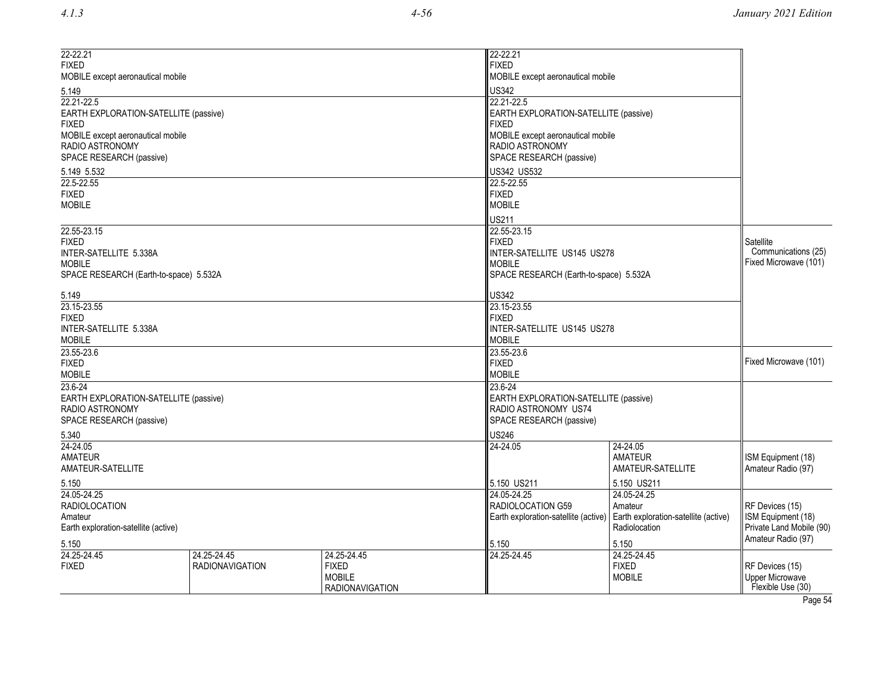| International Table | | | United States Table | | FCC Rule Part(s) |
|---|---|---|---|---|---|
| 22-22.21<br>FIXED<br>MOBILE except aeronautical mobile<br><br>5.149 | | | 22-22.21<br>FIXED<br>MOBILE except aeronautical mobile<br><br>US342 | | |
| 22.21-22.5<br>EARTH EXPLORATION-SATELLITE (passive)<br>FIXED<br>MOBILE except aeronautical mobile<br>RADIO ASTRONOMY<br>SPACE RESEARCH (passive)<br><br>5.149 5.532 | | | 22.21-22.5<br>EARTH EXPLORATION-SATELLITE (passive)<br>FIXED<br>MOBILE except aeronautical mobile<br>RADIO ASTRONOMY<br>SPACE RESEARCH (passive)<br><br>US342 US532 | | |
| 22.5-22.55<br>FIXED<br>MOBILE | | | 22.5-22.55<br>FIXED<br>MOBILE<br><br>US211 | | |
| 22.55-23.15<br>FIXED<br>INTER-SATELLITE 5.338A<br>MOBILE<br>SPACE RESEARCH (Earth-to-space) 5.532A<br><br>5.149 | | | 22.55-23.15<br>FIXED<br>INTER-SATELLITE US145 US278<br>MOBILE<br>SPACE RESEARCH (Earth-to-space) 5.532A<br><br>US342 | | Satellite Communications (25)<br>Fixed Microwave (101) |
| 23.15-23.55<br>FIXED<br>INTER-SATELLITE 5.338A<br>MOBILE | | | 23.15-23.55<br>FIXED<br>INTER-SATELLITE US145 US278<br>MOBILE | | |
| 23.55-23.6<br>FIXED<br>MOBILE | | | 23.55-23.6<br>FIXED<br>MOBILE | | Fixed Microwave (101) |
| 23.6-24<br>EARTH EXPLORATION-SATELLITE (passive)<br>RADIO ASTRONOMY<br>SPACE RESEARCH (passive)<br><br>5.340 | | | 23.6-24<br>EARTH EXPLORATION-SATELLITE (passive)<br>RADIO ASTRONOMY US74<br>SPACE RESEARCH (passive)<br><br>US246 | | |
| 24-24.05<br>AMATEUR<br>AMATEUR-SATELLITE<br><br>5.150 | | | 24-24.05<br><br>5.150 US211 | 24-24.05<br>AMATEUR<br>AMATEUR-SATELLITE<br><br>5.150 US211 | ISM Equipment (18)<br>Amateur Radio (97) |
| 24.05-24.25<br>RADIOLOCATION<br>Amateur<br>Earth exploration-satellite (active)<br><br>5.150 | | | 24.05-24.25<br>RADIOLOCATION G59<br>Earth exploration-satellite (active)<br><br>5.150 | 24.05-24.25<br>Amateur<br>Earth exploration-satellite (active)<br>Radiolocation<br><br>5.150 | RF Devices (15)<br>ISM Equipment (18)<br>Private Land Mobile (90)<br>Amateur Radio (97) |
| 24.25-24.45<br>FIXED | 24.25-24.45<br>RADIONAVIGATION | 24.25-24.45<br>FIXED<br>MOBILE<br>RADIONAVIGATION | 24.25-24.45 | 24.25-24.45<br>FIXED<br>MOBILE | RF Devices (15)<br>Upper Microwave Flexible Use (30) |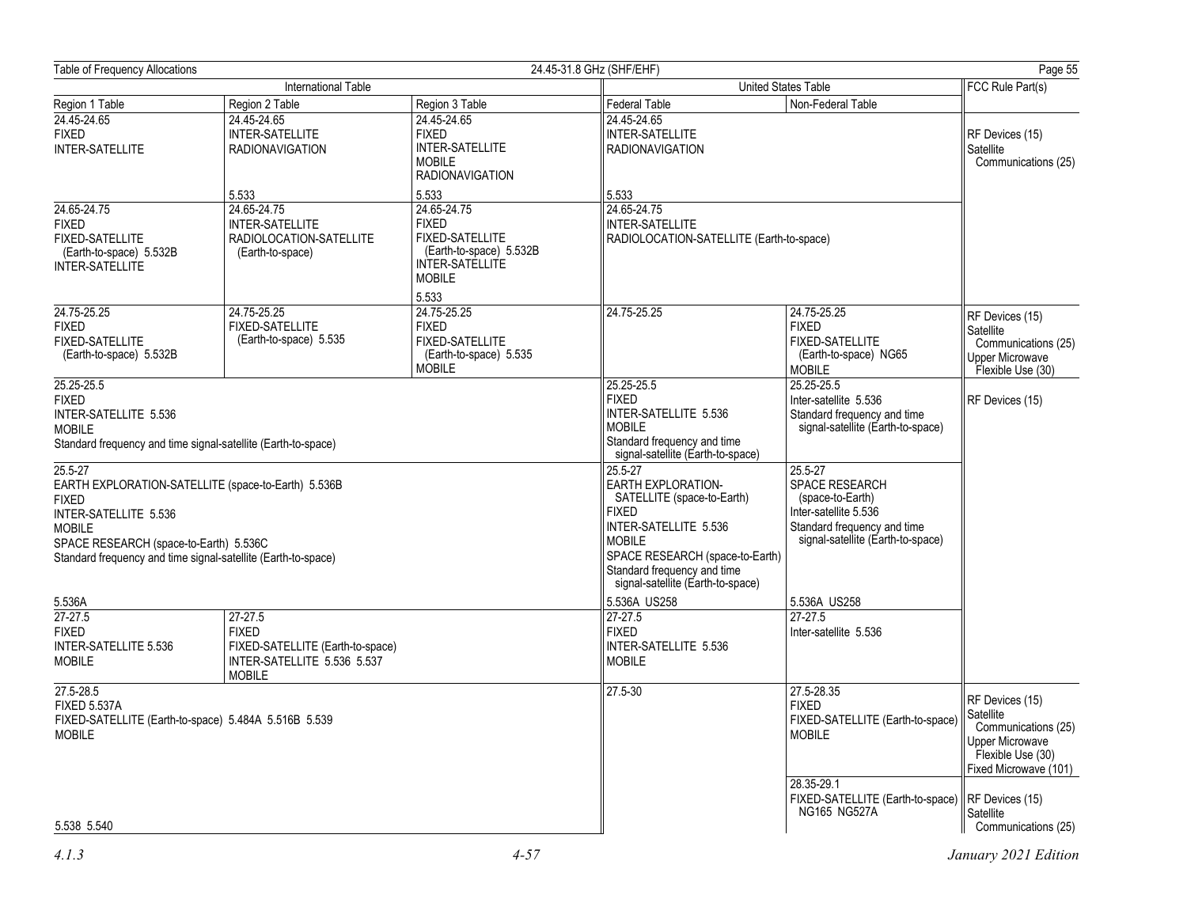| International Table | | | United States Table | | FCC Rule Part(s) |
|---|---|---|---|---|---|
| Region 1 Table | Region 2 Table | Region 3 Table | Federal Table | Non-Federal Table | |
| 24.45-24.65 FIXED INTER-SATELLITE | 24.45-24.65 INTER-SATELLITE RADIONAVIGATION 5.533 | 24.45-24.65 FIXED INTER-SATELLITE MOBILE RADIONAVIGATION 5.533 | 24.45-24.65 INTER-SATELLITE RADIONAVIGATION 5.533 | | RF Devices (15) Satellite Communications (25) |
| 24.65-24.75 FIXED FIXED-SATELLITE (Earth-to-space) 5.532B INTER-SATELLITE | 24.65-24.75 INTER-SATELLITE RADIOLOCATION-SATELLITE (Earth-to-space) | 24.65-24.75 FIXED FIXED-SATELLITE (Earth-to-space) 5.532B INTER-SATELLITE MOBILE 5.533 | 24.65-24.75 INTER-SATELLITE RADIOLOCATION-SATELLITE (Earth-to-space) | | |
| 24.75-25.25 FIXED FIXED-SATELLITE (Earth-to-space) 5.532B | 24.75-25.25 FIXED-SATELLITE (Earth-to-space) 5.535 | 24.75-25.25 FIXED FIXED-SATELLITE (Earth-to-space) 5.535 MOBILE | 24.75-25.25 | 24.75-25.25 FIXED FIXED-SATELLITE (Earth-to-space) NG65 MOBILE | RF Devices (15) Satellite Communications (25) Upper Microwave Flexible Use (30) |
| 25.25-25.5 FIXED INTER-SATELLITE 5.536 MOBILE Standard frequency and time signal-satellite (Earth-to-space) | | | 25.25-25.5 FIXED INTER-SATELLITE 5.536 MOBILE Standard frequency and time signal-satellite (Earth-to-space) | 25.25-25.5 Inter-satellite 5.536 Standard frequency and time signal-satellite (Earth-to-space) | RF Devices (15) |
| 25.5-27 EARTH EXPLORATION-SATELLITE (space-to-Earth) 5.536B FIXED INTER-SATELLITE 5.536 MOBILE SPACE RESEARCH (space-to-Earth) 5.536C Standard frequency and time signal-satellite (Earth-to-space) 5.536A | | | 25.5-27 EARTH EXPLORATION-SATELLITE (space-to-Earth) FIXED INTER-SATELLITE 5.536 MOBILE SPACE RESEARCH (space-to-Earth) Standard frequency and time signal-satellite (Earth-to-space) 5.536A US258 | 25.5-27 SPACE RESEARCH (space-to-Earth) Inter-satellite 5.536 Standard frequency and time signal-satellite (Earth-to-space) 5.536A US258 | |
| 27-27.5 FIXED INTER-SATELLITE 5.536 MOBILE | 27-27.5 FIXED FIXED-SATELLITE (Earth-to-space) INTER-SATELLITE 5.536 5.537 MOBILE | | 27-27.5 FIXED INTER-SATELLITE 5.536 MOBILE | 27-27.5 Inter-satellite 5.536 | |
| 27.5-28.5 FIXED 5.537A FIXED-SATELLITE (Earth-to-space) 5.484A 5.516B 5.539 MOBILE 5.538 5.540 | | | 27.5-30 | 27.5-28.35 FIXED FIXED-SATELLITE (Earth-to-space) MOBILE | RF Devices (15) Satellite Communications (25) Upper Microwave Flexible Use (30) Fixed Microwave (101) |
| | | | | 28.35-29.1 FIXED-SATELLITE (Earth-to-space) NG165 NG527A | RF Devices (15) Satellite Communications (25) |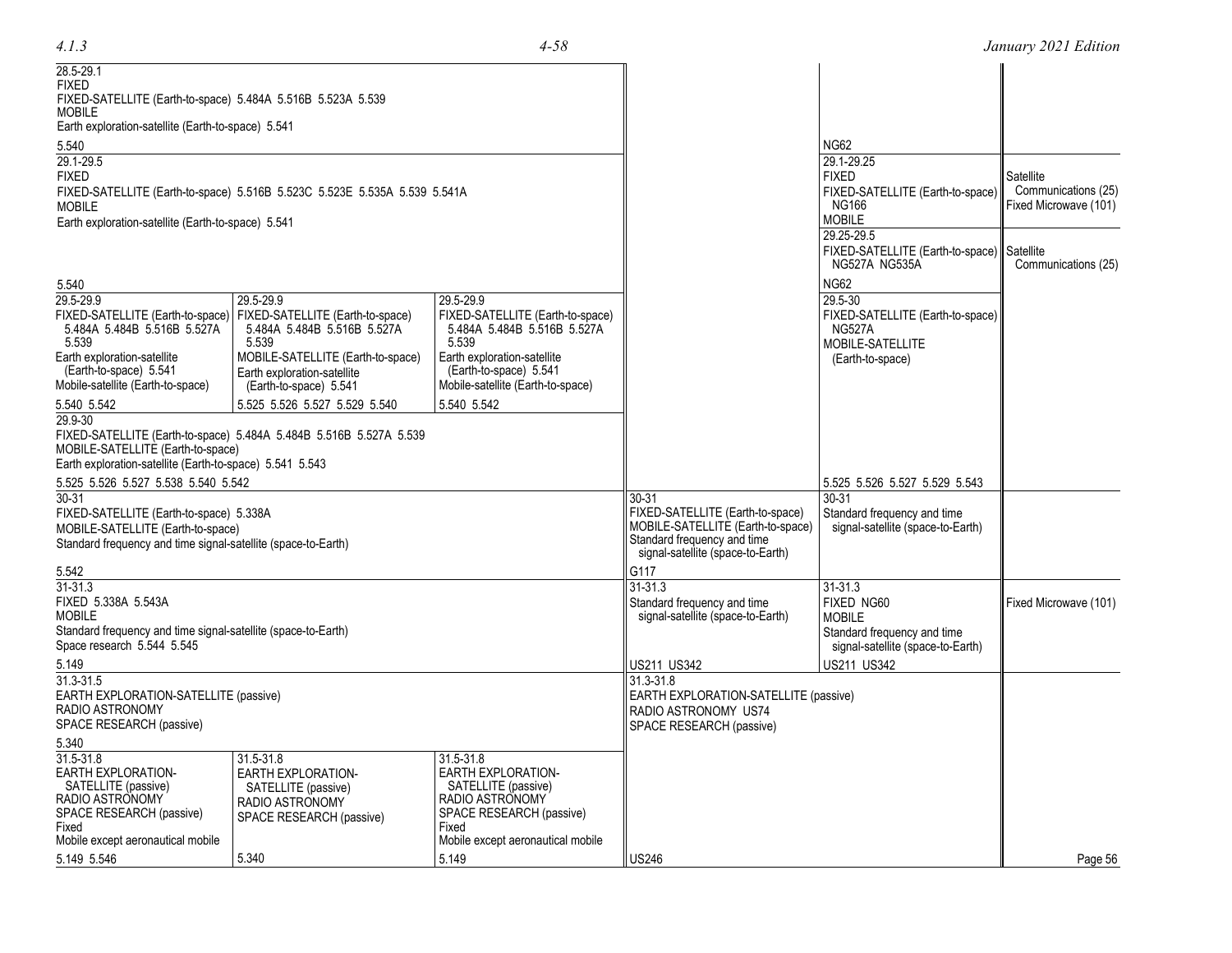| Region 1 Table | Region 2 Table | Region 3 Table | Federal Table | Non-Federal Table | FCC Rule Part(s) |
|---|---|---|---|---|---|
| 28.5-29.1<br>FIXED<br>FIXED-SATELLITE (Earth-to-space) 5.484A 5.516B 5.523A 5.539<br>MOBILE<br>Earth exploration-satellite (Earth-to-space) 5.541<br>5.540 | | | | NG62 | |
| 29.1-29.5<br>FIXED<br>FIXED-SATELLITE (Earth-to-space) 5.516B 5.523C 5.523E 5.535A 5.539 5.541A<br>MOBILE<br>Earth exploration-satellite (Earth-to-space) 5.541<br>5.540 | | | | 29.1-29.25<br>FIXED<br>FIXED-SATELLITE (Earth-to-space) NG166<br>MOBILE | Satellite Communications (25)<br>Fixed Microwave (101) |
| | | | | 29.25-29.5<br>FIXED-SATELLITE (Earth-to-space) NG527A NG535A<br>NG62 | Satellite Communications (25) |
| 29.5-29.9<br>FIXED-SATELLITE (Earth-to-space) 5.484A 5.484B 5.516B 5.527A 5.539<br>Earth exploration-satellite (Earth-to-space) 5.541<br>Mobile-satellite (Earth-to-space)<br>5.540 5.542 | 29.5-29.9<br>FIXED-SATELLITE (Earth-to-space) 5.484A 5.484B 5.516B 5.527A 5.539<br>MOBILE-SATELLITE (Earth-to-space)<br>Earth exploration-satellite (Earth-to-space) 5.541<br>5.525 5.526 5.527 5.529 5.540 | 29.5-29.9<br>FIXED-SATELLITE (Earth-to-space) 5.484A 5.484B 5.516B 5.527A 5.539<br>Earth exploration-satellite (Earth-to-space) 5.541<br>Mobile-satellite (Earth-to-space)<br>5.540 5.542 | | 29.5-30<br>FIXED-SATELLITE (Earth-to-space) NG527A<br>MOBILE-SATELLITE (Earth-to-space)<br>5.525 5.526 5.527 5.529 5.543 | |
| 29.9-30<br>FIXED-SATELLITE (Earth-to-space) 5.484A 5.484B 5.516B 5.527A 5.539<br>MOBILE-SATELLITE (Earth-to-space)<br>Earth exploration-satellite (Earth-to-space) 5.541 5.543<br>5.525 5.526 5.527 5.538 5.540 5.542 | | | | | |
| 30-31<br>FIXED-SATELLITE (Earth-to-space) 5.338A<br>MOBILE-SATELLITE (Earth-to-space)<br>Standard frequency and time signal-satellite (space-to-Earth)<br>5.542 | | | 30-31<br>FIXED-SATELLITE (Earth-to-space)<br>MOBILE-SATELLITE (Earth-to-space)<br>Standard frequency and time signal-satellite (space-to-Earth)<br>G117 | 30-31<br>Standard frequency and time signal-satellite (space-to-Earth) | |
| 31-31.3<br>FIXED 5.338A 5.543A<br>MOBILE<br>Standard frequency and time signal-satellite (space-to-Earth)<br>Space research 5.544 5.545<br>5.149 | | | 31-31.3<br>Standard frequency and time signal-satellite (space-to-Earth)<br>US211 US342 | 31-31.3<br>FIXED NG60<br>MOBILE<br>Standard frequency and time signal-satellite (space-to-Earth)<br>US211 US342 | Fixed Microwave (101) |
| 31.3-31.5<br>EARTH EXPLORATION-SATELLITE (passive)<br>RADIO ASTRONOMY<br>SPACE RESEARCH (passive)<br>5.340 | | | 31.3-31.8<br>EARTH EXPLORATION-SATELLITE (passive)<br>RADIO ASTRONOMY US74<br>SPACE RESEARCH (passive)<br>US246 | | |
| 31.5-31.8<br>EARTH EXPLORATION-SATELLITE (passive)<br>RADIO ASTRONOMY<br>SPACE RESEARCH (passive)<br>Fixed<br>Mobile except aeronautical mobile<br>5.149 5.546 | 31.5-31.8<br>EARTH EXPLORATION-SATELLITE (passive)<br>RADIO ASTRONOMY<br>SPACE RESEARCH (passive)<br>5.340 | 31.5-31.8<br>EARTH EXPLORATION-SATELLITE (passive)<br>RADIO ASTRONOMY<br>SPACE RESEARCH (passive)<br>Fixed<br>Mobile except aeronautical mobile<br>5.149 | | | |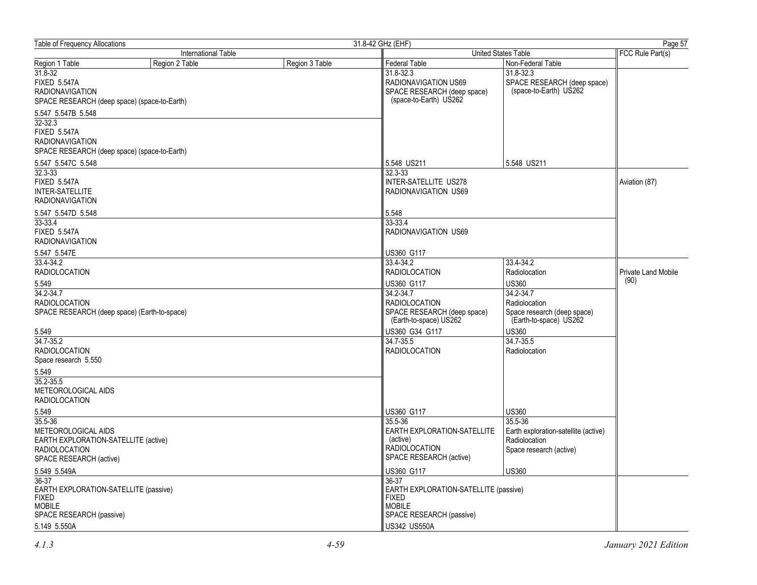| International Table | | | United States Table | | FCC Rule Part(s) |
|---|---|---|---|---|---|
| Region 1 Table | Region 2 Table | Region 3 Table | Federal Table | Non-Federal Table | |
| 31.8-32<br>FIXED 5.547A<br>RADIONAVIGATION<br>SPACE RESEARCH (deep space) (space-to-Earth)<br><br>5.547 5.547B 5.548 | | | 31.8-32.3<br>RADIONAVIGATION US69<br>SPACE RESEARCH (deep space) (space-to-Earth) US262<br><br>5.548 US211 | 31.8-32.3<br>SPACE RESEARCH (deep space) (space-to-Earth) US262<br><br>5.548 US211 | |
| 32-32.3<br>FIXED 5.547A<br>RADIONAVIGATION<br>SPACE RESEARCH (deep space) (space-to-Earth)<br><br>5.547 5.547C 5.548 | | | | | |
| 32.3-33<br>FIXED 5.547A<br>INTER-SATELLITE<br>RADIONAVIGATION<br><br>5.547 5.547D 5.548 | | | 32.3-33<br>INTER-SATELLITE US278<br>RADIONAVIGATION US69<br><br>5.548 | | Aviation (87) |
| 33-33.4<br>FIXED 5.547A<br>RADIONAVIGATION<br><br>5.547 5.547E | | | 33-33.4<br>RADIONAVIGATION US69<br><br>US360 G117 | | |
| 33.4-34.2<br>RADIOLOCATION<br><br>5.549 | | | 33.4-34.2<br>RADIOLOCATION<br><br>US360 G117 | 33.4-34.2<br>Radiolocation<br><br>US360 | Private Land Mobile (90) |
| 34.2-34.7<br>RADIOLOCATION<br>SPACE RESEARCH (deep space) (Earth-to-space)<br><br>5.549 | | | 34.2-34.7<br>RADIOLOCATION<br>SPACE RESEARCH (deep space) (Earth-to-space) US262<br><br>US360 G34 G117 | 34.2-34.7<br>Radiolocation<br>Space research (deep space) (Earth-to-space) US262<br><br>US360 | |
| 34.7-35.2<br>RADIOLOCATION<br>Space research 5.550<br><br>5.549 | | | 34.7-35.5<br>RADIOLOCATION<br><br>US360 G117 | 34.7-35.5<br>Radiolocation<br><br>US360 | |
| 35.2-35.5<br>METEOROLOGICAL AIDS<br>RADIOLOCATION<br><br>5.549 | | | | | |
| 35.5-36<br>METEOROLOGICAL AIDS<br>EARTH EXPLORATION-SATELLITE (active)<br>RADIOLOCATION<br>SPACE RESEARCH (active)<br><br>5.549 5.549A | | | 35.5-36<br>EARTH EXPLORATION-SATELLITE (active)<br>RADIOLOCATION<br>SPACE RESEARCH (active)<br><br>US360 G117 | 35.5-36<br>Earth exploration-satellite (active)<br>Radiolocation<br>Space research (active)<br><br>US360 | |
| 36-37<br>EARTH EXPLORATION-SATELLITE (passive)<br>FIXED<br>MOBILE<br>SPACE RESEARCH (passive)<br><br>5.149 5.550A | | | 36-37<br>EARTH EXPLORATION-SATELLITE (passive)<br>FIXED<br>MOBILE<br>SPACE RESEARCH (passive)<br><br>US342 US550A | | |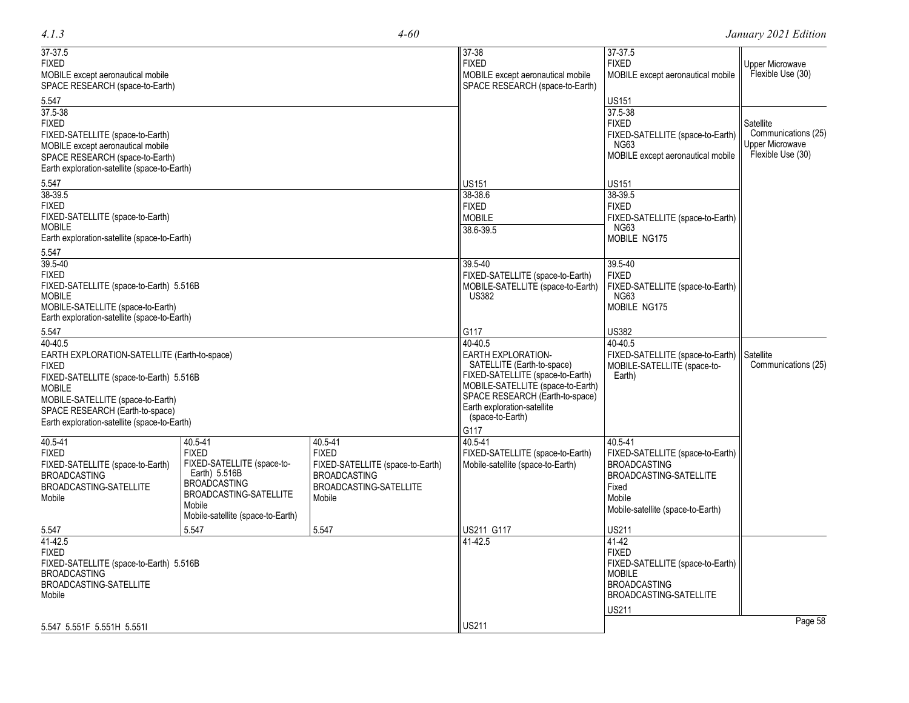| International Table | | | United States Table | | FCC Rule Part(s) |
|---|---|---|---|---|---|
| Region 1 Table | Region 2 Table | Region 3 Table | Federal Table | Non-Federal Table | |
| 37-37.5<br>FIXED<br>MOBILE except aeronautical mobile<br>SPACE RESEARCH (space-to-Earth)<br><br>5.547 | | | 37-38<br>FIXED<br>MOBILE except aeronautical mobile<br>SPACE RESEARCH (space-to-Earth)<br><br>US151 | 37-37.5<br>FIXED<br>MOBILE except aeronautical mobile<br><br>US151 | Upper Microwave Flexible Use (30) |
| 37.5-38<br>FIXED<br>FIXED-SATELLITE (space-to-Earth)<br>MOBILE except aeronautical mobile<br>SPACE RESEARCH (space-to-Earth)<br>Earth exploration-satellite (space-to-Earth)<br><br>5.547 | | | | 37.5-38<br>FIXED<br>FIXED-SATELLITE (space-to-Earth) NG63<br>MOBILE except aeronautical mobile<br><br>US151 | Satellite Communications (25)<br>Upper Microwave Flexible Use (30) |
| 38-39.5<br>FIXED<br>FIXED-SATELLITE (space-to-Earth)<br>MOBILE<br>Earth exploration-satellite (space-to-Earth)<br><br>5.547 | | | 38-38.6<br>FIXED<br>MOBILE<br><br>38.6-39.5 | 38-39.5<br>FIXED<br>FIXED-SATELLITE (space-to-Earth) NG63<br>MOBILE NG175 | |
| 39.5-40<br>FIXED<br>FIXED-SATELLITE (space-to-Earth) 5.516B<br>MOBILE<br>MOBILE-SATELLITE (space-to-Earth)<br>Earth exploration-satellite (space-to-Earth)<br><br>5.547 | | | 39.5-40<br>FIXED-SATELLITE (space-to-Earth)<br>MOBILE-SATELLITE (space-to-Earth) US382<br><br>G117 | 39.5-40<br>FIXED<br>FIXED-SATELLITE (space-to-Earth) NG63<br>MOBILE NG175<br><br>US382 | |
| 40-40.5<br>EARTH EXPLORATION-SATELLITE (Earth-to-space)<br>FIXED<br>FIXED-SATELLITE (space-to-Earth) 5.516B<br>MOBILE<br>MOBILE-SATELLITE (space-to-Earth)<br>SPACE RESEARCH (Earth-to-space)<br>Earth exploration-satellite (space-to-Earth) | | | 40-40.5<br>EARTH EXPLORATION-SATELLITE (Earth-to-space)<br>FIXED-SATELLITE (space-to-Earth)<br>MOBILE-SATELLITE (space-to-Earth)<br>SPACE RESEARCH (Earth-to-space)<br>Earth exploration-satellite (space-to-Earth)<br><br>G117 | 40-40.5<br>FIXED-SATELLITE (space-to-Earth)<br>MOBILE-SATELLITE (space-to-Earth) | Satellite Communications (25) |
| 40.5-41<br>FIXED<br>FIXED-SATELLITE (space-to-Earth)<br>BROADCASTING<br>BROADCASTING-SATELLITE<br>Mobile<br><br>5.547 | 40.5-41<br>FIXED<br>FIXED-SATELLITE (space-to-Earth) 5.516B<br>BROADCASTING<br>BROADCASTING-SATELLITE<br>Mobile<br>Mobile-satellite (space-to-Earth)<br><br>5.547 | 40.5-41<br>FIXED<br>FIXED-SATELLITE (space-to-Earth)<br>BROADCASTING<br>BROADCASTING-SATELLITE<br>Mobile<br><br>5.547 | 40.5-41<br>FIXED-SATELLITE (space-to-Earth)<br>Mobile-satellite (space-to-Earth)<br><br>US211 G117 | 40.5-41<br>FIXED-SATELLITE (space-to-Earth)<br>BROADCASTING<br>BROADCASTING-SATELLITE<br>Fixed<br>Mobile<br>Mobile-satellite (space-to-Earth)<br><br>US211 | |
| 41-42.5<br>FIXED<br>FIXED-SATELLITE (space-to-Earth) 5.516B<br>BROADCASTING<br>BROADCASTING-SATELLITE<br>Mobile<br><br>5.547 5.551F 5.551H 5.551I | | | 41-42.5<br><br>US211 | 41-42<br>FIXED<br>FIXED-SATELLITE (space-to-Earth)<br>MOBILE<br>BROADCASTING<br>BROADCASTING-SATELLITE<br><br>US211 | |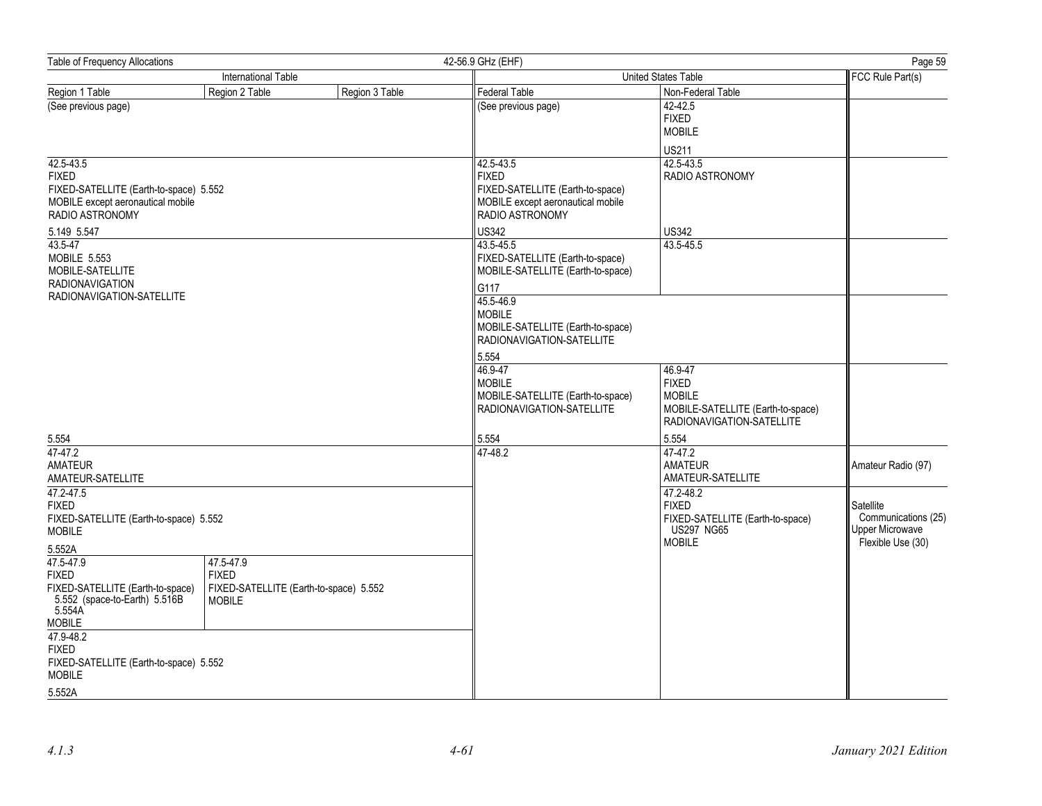Table of Frequency Allocations — 42-56.9 GHz (EHF)

| International Table | | | United States Table | | FCC Rule Part(s) |
|---|---|---|---|---|---|
| Region 1 Table | Region 2 Table | Region 3 Table | Federal Table | Non-Federal Table | |
| (See previous page) | | | (See previous page) | 42-42.5<br>FIXED<br>MOBILE<br><br>US211 | |
| 42.5-43.5<br>FIXED<br>FIXED-SATELLITE (Earth-to-space) 5.552<br>MOBILE except aeronautical mobile<br>RADIO ASTRONOMY<br><br>5.149 5.547 | | | 42.5-43.5<br>FIXED<br>FIXED-SATELLITE (Earth-to-space)<br>MOBILE except aeronautical mobile<br>RADIO ASTRONOMY<br><br>US342 | 42.5-43.5<br>RADIO ASTRONOMY<br><br>US342 | |
| 43.5-47<br>MOBILE 5.553<br>MOBILE-SATELLITE<br>RADIONAVIGATION<br>RADIONAVIGATION-SATELLITE<br><br>5.554 | | | 43.5-45.5<br>FIXED-SATELLITE (Earth-to-space)<br>MOBILE-SATELLITE (Earth-to-space)<br><br>G117 | 43.5-45.5 | |
| | | | 45.5-46.9<br>MOBILE<br>MOBILE-SATELLITE (Earth-to-space)<br>RADIONAVIGATION-SATELLITE<br><br>5.554 | | |
| | | | 46.9-47<br>MOBILE<br>MOBILE-SATELLITE (Earth-to-space)<br>RADIONAVIGATION-SATELLITE<br><br>5.554 | 46.9-47<br>FIXED<br>MOBILE<br>MOBILE-SATELLITE (Earth-to-space)<br>RADIONAVIGATION-SATELLITE<br><br>5.554 | |
| 47-47.2<br>AMATEUR<br>AMATEUR-SATELLITE | | | 47-48.2 | 47-47.2<br>AMATEUR<br>AMATEUR-SATELLITE | Amateur Radio (97) |
| 47.2-47.5<br>FIXED<br>FIXED-SATELLITE (Earth-to-space) 5.552<br>MOBILE<br><br>5.552A | | | | 47.2-48.2<br>FIXED<br>FIXED-SATELLITE (Earth-to-space) US297 NG65<br>MOBILE | Satellite Communications (25)<br>Upper Microwave Flexible Use (30) |
| 47.5-47.9<br>FIXED<br>FIXED-SATELLITE (Earth-to-space) 5.552 (space-to-Earth) 5.516B 5.554A<br>MOBILE | 47.5-47.9<br>FIXED<br>FIXED-SATELLITE (Earth-to-space) 5.552<br>MOBILE | | | | |
| 47.9-48.2<br>FIXED<br>FIXED-SATELLITE (Earth-to-space) 5.552<br>MOBILE<br><br>5.552A | | | | | |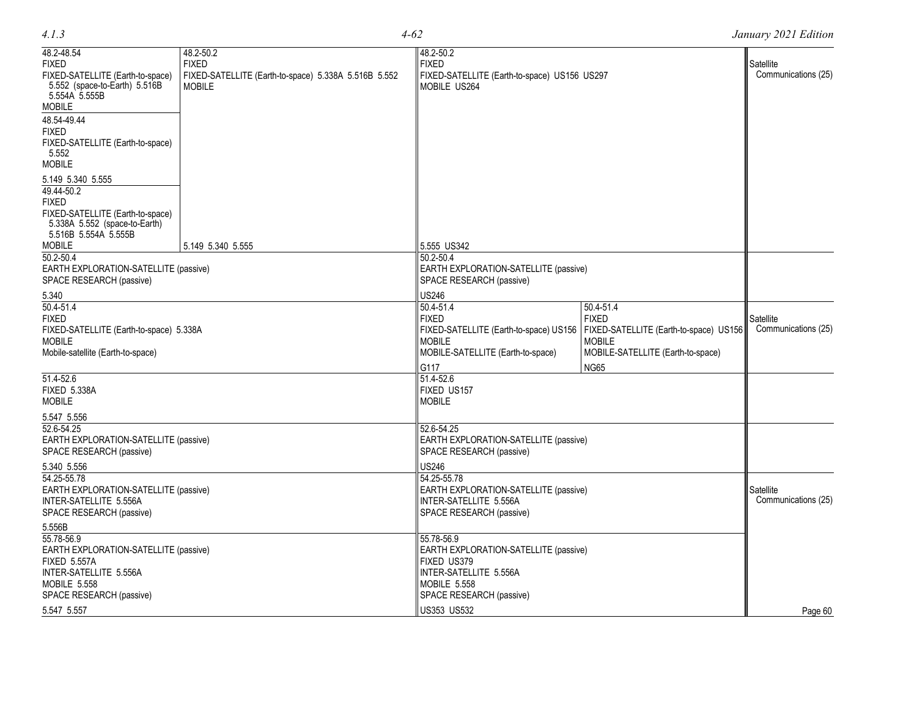| International Table | | United States Table | | FCC Rule Part(s) |
|---|---|---|---|---|
| Region 1 Table | Region 2 Table / Region 3 Table | Federal Table | Non-Federal Table | |
| 48.2-48.54<br>FIXED<br>FIXED-SATELLITE (Earth-to-space) 5.552 (space-to-Earth) 5.516B 5.554A 5.555B<br>MOBILE<br><br>48.54-49.44<br>FIXED<br>FIXED-SATELLITE (Earth-to-space) 5.552<br>MOBILE<br><br>5.149 5.340 5.555<br><br>49.44-50.2<br>FIXED<br>FIXED-SATELLITE (Earth-to-space) 5.338A 5.552 (space-to-Earth) 5.516B 5.554A 5.555B<br>MOBILE | 48.2-50.2<br>FIXED<br>FIXED-SATELLITE (Earth-to-space) 5.338A 5.516B 5.552<br>MOBILE<br><br>5.149 5.340 5.555 | 48.2-50.2<br>FIXED<br>FIXED-SATELLITE (Earth-to-space) US156 US297<br>MOBILE US264<br><br>5.555 US342 | | Satellite Communications (25) |
| 50.2-50.4<br>EARTH EXPLORATION-SATELLITE (passive)<br>SPACE RESEARCH (passive)<br><br>5.340 | | 50.2-50.4<br>EARTH EXPLORATION-SATELLITE (passive)<br>SPACE RESEARCH (passive)<br><br>US246 | | |
| 50.4-51.4<br>FIXED<br>FIXED-SATELLITE (Earth-to-space) 5.338A<br>MOBILE<br>Mobile-satellite (Earth-to-space) | | 50.4-51.4<br>FIXED<br>FIXED-SATELLITE (Earth-to-space) US156<br>MOBILE<br>MOBILE-SATELLITE (Earth-to-space)<br><br>G117 | 50.4-51.4<br>FIXED<br>FIXED-SATELLITE (Earth-to-space) US156<br>MOBILE<br>MOBILE-SATELLITE (Earth-to-space)<br><br>NG65 | Satellite Communications (25) |
| 51.4-52.6<br>FIXED 5.338A<br>MOBILE<br><br>5.547 5.556 | | 51.4-52.6<br>FIXED US157<br>MOBILE | | |
| 52.6-54.25<br>EARTH EXPLORATION-SATELLITE (passive)<br>SPACE RESEARCH (passive)<br><br>5.340 5.556 | | 52.6-54.25<br>EARTH EXPLORATION-SATELLITE (passive)<br>SPACE RESEARCH (passive)<br><br>US246 | | |
| 54.25-55.78<br>EARTH EXPLORATION-SATELLITE (passive)<br>INTER-SATELLITE 5.556A<br>SPACE RESEARCH (passive)<br><br>5.556B | | 54.25-55.78<br>EARTH EXPLORATION-SATELLITE (passive)<br>INTER-SATELLITE 5.556A<br>SPACE RESEARCH (passive) | | Satellite Communications (25) |
| 55.78-56.9<br>EARTH EXPLORATION-SATELLITE (passive)<br>FIXED 5.557A<br>INTER-SATELLITE 5.556A<br>MOBILE 5.558<br>SPACE RESEARCH (passive)<br><br>5.547 5.557 | | 55.78-56.9<br>EARTH EXPLORATION-SATELLITE (passive)<br>FIXED US379<br>INTER-SATELLITE 5.556A<br>MOBILE 5.558<br>SPACE RESEARCH (passive)<br><br>US353 US532 | | |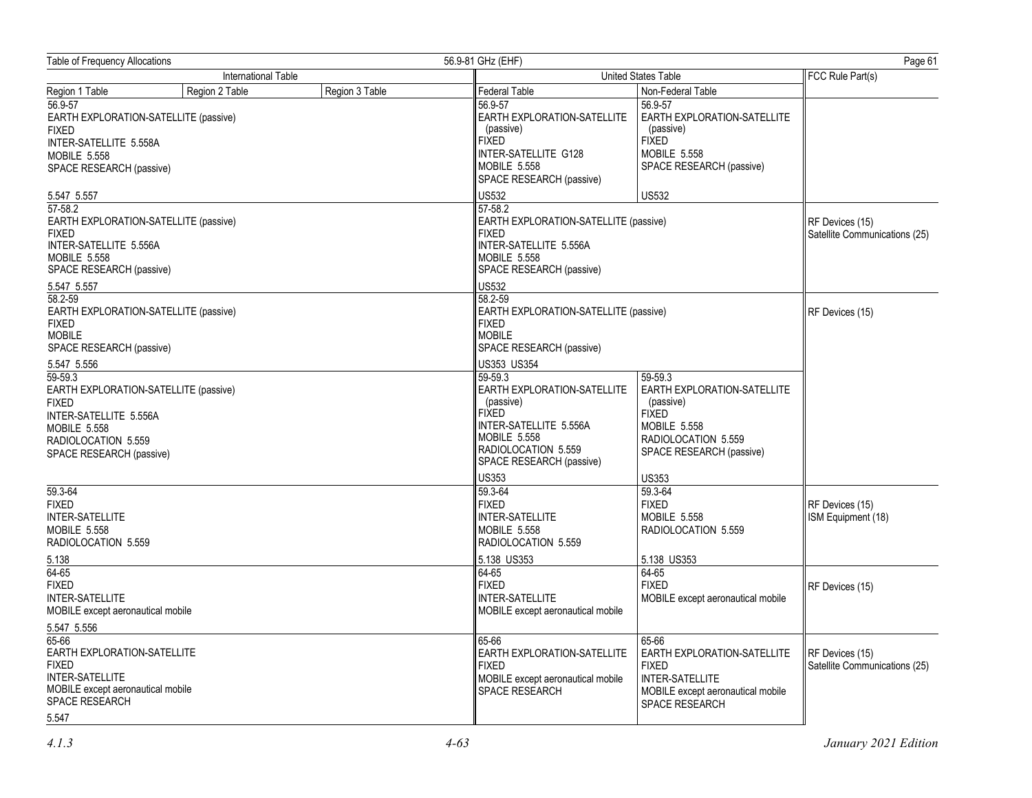| International Table | | | United States Table | | FCC Rule Part(s) |
|---|---|---|---|---|---|
| Region 1 Table | Region 2 Table | Region 3 Table | Federal Table | Non-Federal Table | |
| 56.9-57<br>EARTH EXPLORATION-SATELLITE (passive)<br>FIXED<br>INTER-SATELLITE 5.558A<br>MOBILE 5.558<br>SPACE RESEARCH (passive)<br><br>5.547 5.557 | | | 56.9-57<br>EARTH EXPLORATION-SATELLITE (passive)<br>FIXED<br>INTER-SATELLITE G128<br>MOBILE 5.558<br>SPACE RESEARCH (passive)<br><br>US532 | 56.9-57<br>EARTH EXPLORATION-SATELLITE (passive)<br>FIXED<br>MOBILE 5.558<br>SPACE RESEARCH (passive)<br><br>US532 | |
| 57-58.2<br>EARTH EXPLORATION-SATELLITE (passive)<br>FIXED<br>INTER-SATELLITE 5.556A<br>MOBILE 5.558<br>SPACE RESEARCH (passive)<br><br>5.547 5.557 | | | 57-58.2<br>EARTH EXPLORATION-SATELLITE (passive)<br>FIXED<br>INTER-SATELLITE 5.556A<br>MOBILE 5.558<br>SPACE RESEARCH (passive)<br><br>US532 | | RF Devices (15)<br>Satellite Communications (25) |
| 58.2-59<br>EARTH EXPLORATION-SATELLITE (passive)<br>FIXED<br>MOBILE<br>SPACE RESEARCH (passive)<br><br>5.547 5.556 | | | 58.2-59<br>EARTH EXPLORATION-SATELLITE (passive)<br>FIXED<br>MOBILE<br>SPACE RESEARCH (passive)<br><br>US353 US354 | | RF Devices (15) |
| 59-59.3<br>EARTH EXPLORATION-SATELLITE (passive)<br>FIXED<br>INTER-SATELLITE 5.556A<br>MOBILE 5.558<br>RADIOLOCATION 5.559<br>SPACE RESEARCH (passive) | | | 59-59.3<br>EARTH EXPLORATION-SATELLITE (passive)<br>FIXED<br>INTER-SATELLITE 5.556A<br>MOBILE 5.558<br>RADIOLOCATION 5.559<br>SPACE RESEARCH (passive)<br><br>US353 | 59-59.3<br>EARTH EXPLORATION-SATELLITE (passive)<br>FIXED<br>MOBILE 5.558<br>RADIOLOCATION 5.559<br>SPACE RESEARCH (passive)<br><br>US353 | |
| 59.3-64<br>FIXED<br>INTER-SATELLITE<br>MOBILE 5.558<br>RADIOLOCATION 5.559<br><br>5.138 | | | 59.3-64<br>FIXED<br>INTER-SATELLITE<br>MOBILE 5.558<br>RADIOLOCATION 5.559<br><br>5.138 US353 | 59.3-64<br>FIXED<br>MOBILE 5.558<br>RADIOLOCATION 5.559<br><br>5.138 US353 | RF Devices (15)<br>ISM Equipment (18) |
| 64-65<br>FIXED<br>INTER-SATELLITE<br>MOBILE except aeronautical mobile<br><br>5.547 5.556 | | | 64-65<br>FIXED<br>INTER-SATELLITE<br>MOBILE except aeronautical mobile | 64-65<br>FIXED<br>MOBILE except aeronautical mobile | RF Devices (15) |
| 65-66<br>EARTH EXPLORATION-SATELLITE<br>FIXED<br>INTER-SATELLITE<br>MOBILE except aeronautical mobile<br>SPACE RESEARCH<br><br>5.547 | | | 65-66<br>EARTH EXPLORATION-SATELLITE<br>FIXED<br>MOBILE except aeronautical mobile<br>SPACE RESEARCH | 65-66<br>EARTH EXPLORATION-SATELLITE<br>FIXED<br>INTER-SATELLITE<br>MOBILE except aeronautical mobile<br>SPACE RESEARCH | RF Devices (15)<br>Satellite Communications (25) |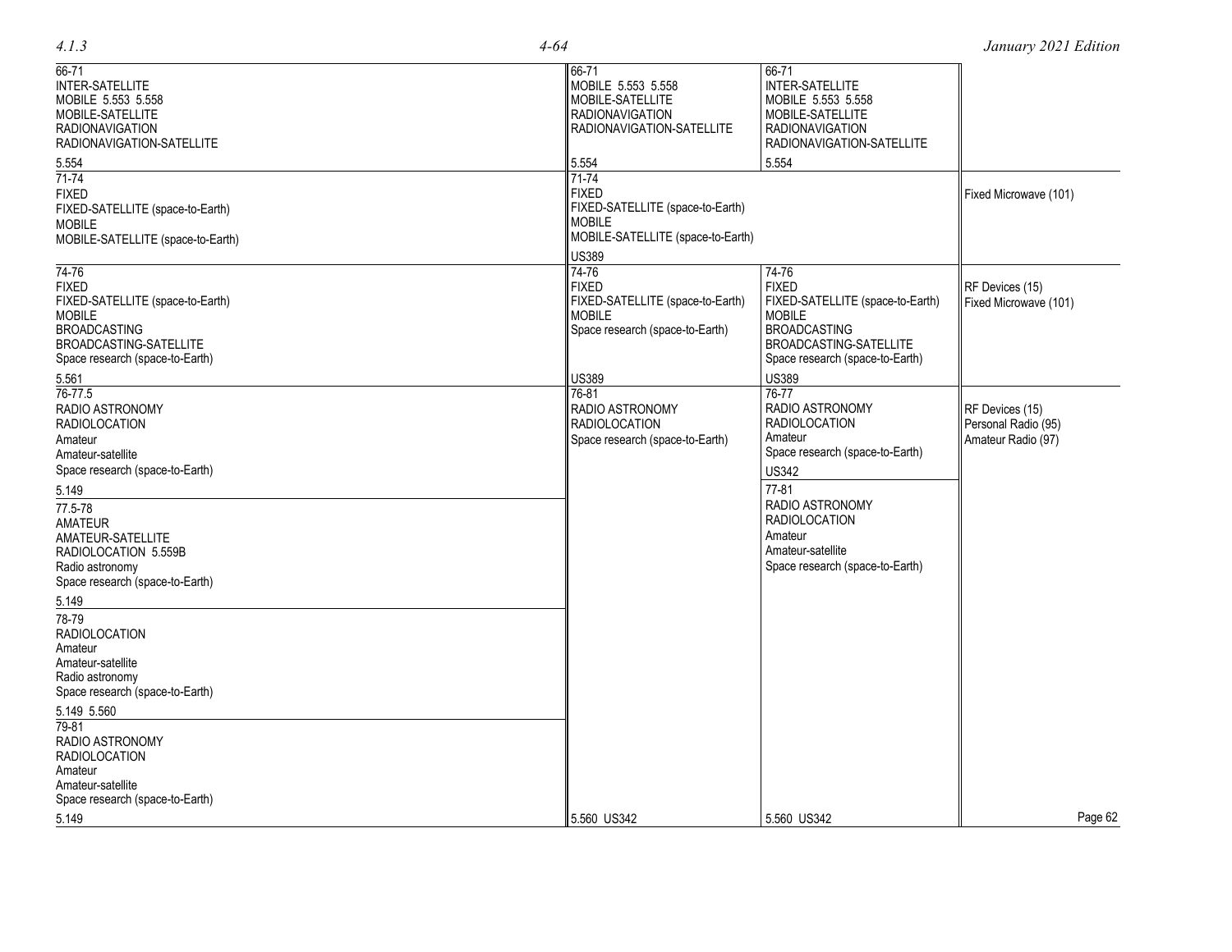| International Table | United States Table Federal | United States Table Non-Federal | FCC Rule Part(s) |
|---|---|---|---|
| 66-71<br>INTER-SATELLITE<br>MOBILE 5.553 5.558<br>MOBILE-SATELLITE<br>RADIONAVIGATION<br>RADIONAVIGATION-SATELLITE<br><br>5.554 | 66-71<br>MOBILE 5.553 5.558<br>MOBILE-SATELLITE<br>RADIONAVIGATION<br>RADIONAVIGATION-SATELLITE<br><br>5.554 | 66-71<br>INTER-SATELLITE<br>MOBILE 5.553 5.558<br>MOBILE-SATELLITE<br>RADIONAVIGATION<br>RADIONAVIGATION-SATELLITE<br><br>5.554 | |
| 71-74<br>FIXED<br>FIXED-SATELLITE (space-to-Earth)<br>MOBILE<br>MOBILE-SATELLITE (space-to-Earth) | 71-74<br>FIXED<br>FIXED-SATELLITE (space-to-Earth)<br>MOBILE<br>MOBILE-SATELLITE (space-to-Earth)<br><br>US389 | | Fixed Microwave (101) |
| 74-76<br>FIXED<br>FIXED-SATELLITE (space-to-Earth)<br>MOBILE<br>BROADCASTING<br>BROADCASTING-SATELLITE<br>Space research (space-to-Earth)<br><br>5.561 | 74-76<br>FIXED<br>FIXED-SATELLITE (space-to-Earth)<br>MOBILE<br>Space research (space-to-Earth)<br><br>US389 | 74-76<br>FIXED<br>FIXED-SATELLITE (space-to-Earth)<br>MOBILE<br>BROADCASTING<br>BROADCASTING-SATELLITE<br>Space research (space-to-Earth)<br><br>US389 | RF Devices (15)<br>Fixed Microwave (101) |
| 76-77.5<br>RADIO ASTRONOMY<br>RADIOLOCATION<br>Amateur<br>Amateur-satellite<br>Space research (space-to-Earth)<br><br>5.149<br><br>77.5-78<br>AMATEUR<br>AMATEUR-SATELLITE<br>RADIOLOCATION 5.559B<br>Radio astronomy<br>Space research (space-to-Earth)<br><br>5.149<br><br>78-79<br>RADIOLOCATION<br>Amateur<br>Amateur-satellite<br>Radio astronomy<br>Space research (space-to-Earth)<br><br>5.149 5.560<br><br>79-81<br>RADIO ASTRONOMY<br>RADIOLOCATION<br>Amateur<br>Amateur-satellite<br>Space research (space-to-Earth)<br><br>5.149 | 76-81<br>RADIO ASTRONOMY<br>RADIOLOCATION<br>Space research (space-to-Earth)<br><br>5.560 US342 | 76-77<br>RADIO ASTRONOMY<br>RADIOLOCATION<br>Amateur<br>Space research (space-to-Earth)<br><br>US342<br><br>77-81<br>RADIO ASTRONOMY<br>RADIOLOCATION<br>Amateur<br>Amateur-satellite<br>Space research (space-to-Earth)<br><br>5.560 US342 | RF Devices (15)<br>Personal Radio (95)<br>Amateur Radio (97) |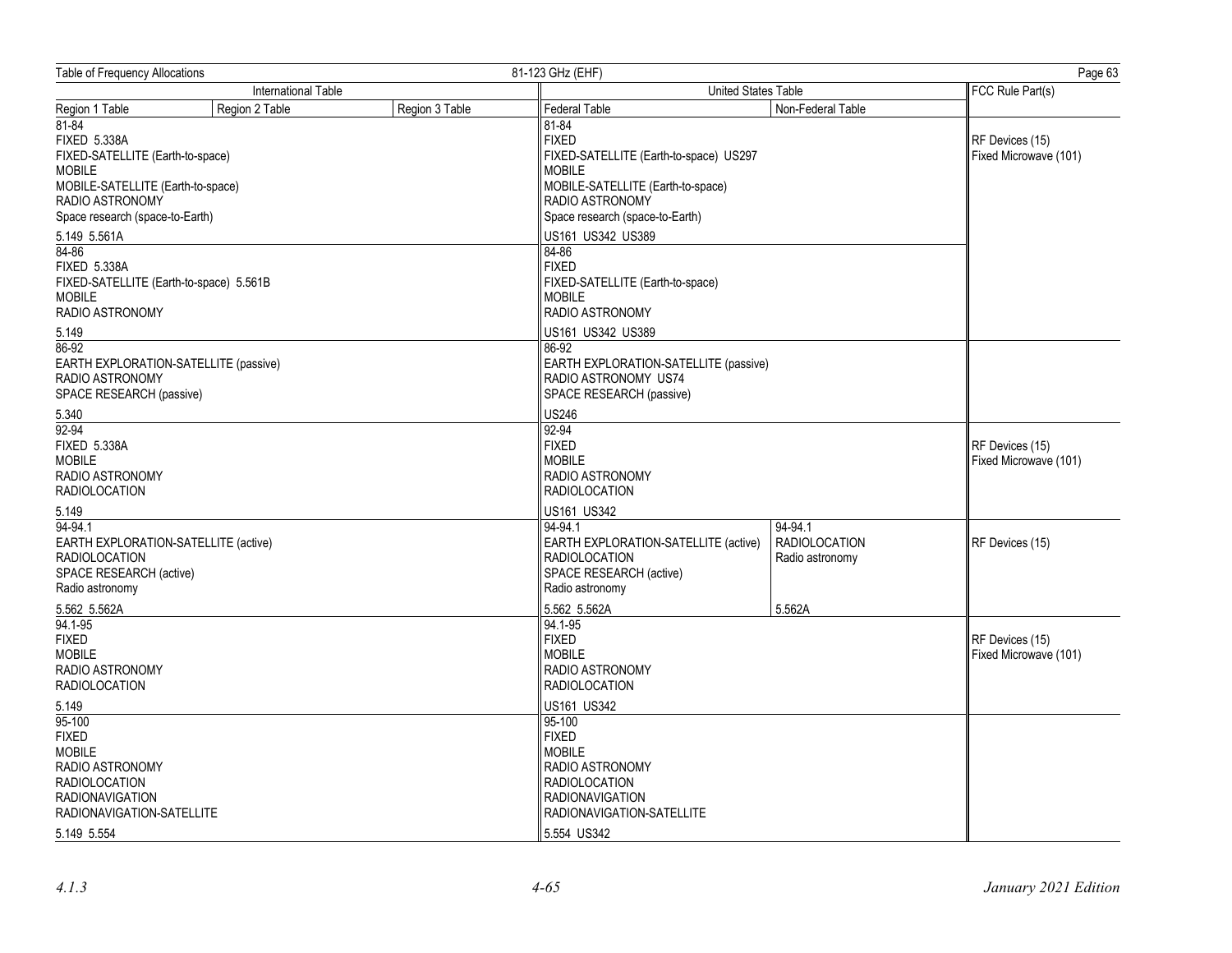Table of Frequency Allocations — 81-123 GHz (EHF)

| International Table | | | United States Table | | FCC Rule Part(s) |
|---|---|---|---|---|---|
| Region 1 Table | Region 2 Table | Region 3 Table | Federal Table | Non-Federal Table | |
| 81-84<br>FIXED 5.338A<br>FIXED-SATELLITE (Earth-to-space)<br>MOBILE<br>MOBILE-SATELLITE (Earth-to-space)<br>RADIO ASTRONOMY<br>Space research (space-to-Earth)<br><br>5.149 5.561A | | | 81-84<br>FIXED<br>FIXED-SATELLITE (Earth-to-space) US297<br>MOBILE<br>MOBILE-SATELLITE (Earth-to-space)<br>RADIO ASTRONOMY<br>Space research (space-to-Earth)<br><br>US161 US342 US389 | | RF Devices (15)<br>Fixed Microwave (101) |
| 84-86<br>FIXED 5.338A<br>FIXED-SATELLITE (Earth-to-space) 5.561B<br>MOBILE<br>RADIO ASTRONOMY<br><br>5.149 | | | 84-86<br>FIXED<br>FIXED-SATELLITE (Earth-to-space)<br>MOBILE<br>RADIO ASTRONOMY<br><br>US161 US342 US389 | | |
| 86-92<br>EARTH EXPLORATION-SATELLITE (passive)<br>RADIO ASTRONOMY<br>SPACE RESEARCH (passive)<br><br>5.340 | | | 86-92<br>EARTH EXPLORATION-SATELLITE (passive)<br>RADIO ASTRONOMY US74<br>SPACE RESEARCH (passive)<br><br>US246 | | |
| 92-94<br>FIXED 5.338A<br>MOBILE<br>RADIO ASTRONOMY<br>RADIOLOCATION<br><br>5.149 | | | 92-94<br>FIXED<br>MOBILE<br>RADIO ASTRONOMY<br>RADIOLOCATION<br><br>US161 US342 | | RF Devices (15)<br>Fixed Microwave (101) |
| 94-94.1<br>EARTH EXPLORATION-SATELLITE (active)<br>RADIOLOCATION<br>SPACE RESEARCH (active)<br>Radio astronomy<br><br>5.562 5.562A | | | 94-94.1<br>EARTH EXPLORATION-SATELLITE (active)<br>RADIOLOCATION<br>SPACE RESEARCH (active)<br>Radio astronomy<br><br>5.562 5.562A | 94-94.1<br>RADIOLOCATION<br>Radio astronomy<br><br>5.562A | RF Devices (15) |
| 94.1-95<br>FIXED<br>MOBILE<br>RADIO ASTRONOMY<br>RADIOLOCATION<br><br>5.149 | | | 94.1-95<br>FIXED<br>MOBILE<br>RADIO ASTRONOMY<br>RADIOLOCATION<br><br>US161 US342 | | RF Devices (15)<br>Fixed Microwave (101) |
| 95-100<br>FIXED<br>MOBILE<br>RADIO ASTRONOMY<br>RADIOLOCATION<br>RADIONAVIGATION<br>RADIONAVIGATION-SATELLITE<br><br>5.149 5.554 | | | 95-100<br>FIXED<br>MOBILE<br>RADIO ASTRONOMY<br>RADIOLOCATION<br>RADIONAVIGATION<br>RADIONAVIGATION-SATELLITE<br><br>5.554 US342 | | |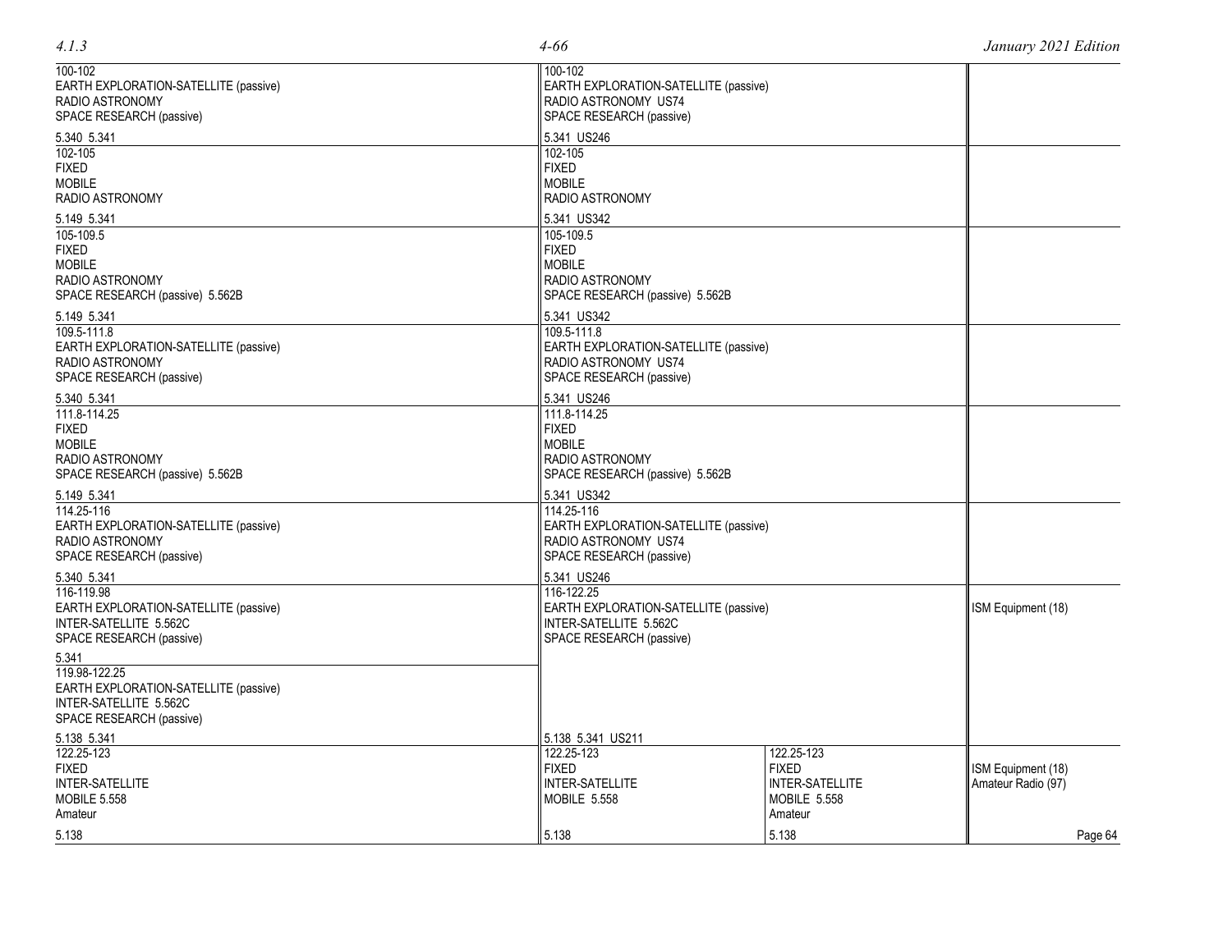| International Table | United States Table (Federal) | United States Table (Non-Federal) | FCC Rule Part(s) |
|---|---|---|---|
| 100-102<br>EARTH EXPLORATION-SATELLITE (passive)<br>RADIO ASTRONOMY<br>SPACE RESEARCH (passive)<br><br>5.340 5.341 | 100-102<br>EARTH EXPLORATION-SATELLITE (passive)<br>RADIO ASTRONOMY US74<br>SPACE RESEARCH (passive)<br><br>5.341 US246 | | |
| 102-105<br>FIXED<br>MOBILE<br>RADIO ASTRONOMY<br><br>5.149 5.341 | 102-105<br>FIXED<br>MOBILE<br>RADIO ASTRONOMY<br><br>5.341 US342 | | |
| 105-109.5<br>FIXED<br>MOBILE<br>RADIO ASTRONOMY<br>SPACE RESEARCH (passive) 5.562B<br><br>5.149 5.341 | 105-109.5<br>FIXED<br>MOBILE<br>RADIO ASTRONOMY<br>SPACE RESEARCH (passive) 5.562B<br><br>5.341 US342 | | |
| 109.5-111.8<br>EARTH EXPLORATION-SATELLITE (passive)<br>RADIO ASTRONOMY<br>SPACE RESEARCH (passive)<br><br>5.340 5.341 | 109.5-111.8<br>EARTH EXPLORATION-SATELLITE (passive)<br>RADIO ASTRONOMY US74<br>SPACE RESEARCH (passive)<br><br>5.341 US246 | | |
| 111.8-114.25<br>FIXED<br>MOBILE<br>RADIO ASTRONOMY<br>SPACE RESEARCH (passive) 5.562B<br><br>5.149 5.341 | 111.8-114.25<br>FIXED<br>MOBILE<br>RADIO ASTRONOMY<br>SPACE RESEARCH (passive) 5.562B<br><br>5.341 US342 | | |
| 114.25-116<br>EARTH EXPLORATION-SATELLITE (passive)<br>RADIO ASTRONOMY<br>SPACE RESEARCH (passive)<br><br>5.340 5.341 | 114.25-116<br>EARTH EXPLORATION-SATELLITE (passive)<br>RADIO ASTRONOMY US74<br>SPACE RESEARCH (passive)<br><br>5.341 US246 | | |
| 116-119.98<br>EARTH EXPLORATION-SATELLITE (passive)<br>INTER-SATELLITE 5.562C<br>SPACE RESEARCH (passive)<br><br>5.341<br><br>119.98-122.25<br>EARTH EXPLORATION-SATELLITE (passive)<br>INTER-SATELLITE 5.562C<br>SPACE RESEARCH (passive)<br><br>5.138 5.341 | 116-122.25<br>EARTH EXPLORATION-SATELLITE (passive)<br>INTER-SATELLITE 5.562C<br>SPACE RESEARCH (passive)<br><br>5.138 5.341 US211 | | ISM Equipment (18) |
| 122.25-123<br>FIXED<br>INTER-SATELLITE<br>MOBILE 5.558<br>Amateur<br><br>5.138 | 122.25-123<br>FIXED<br>INTER-SATELLITE<br>MOBILE 5.558<br><br>5.138 | 122.25-123<br>FIXED<br>INTER-SATELLITE<br>MOBILE 5.558<br>Amateur<br><br>5.138 | ISM Equipment (18)<br>Amateur Radio (97) |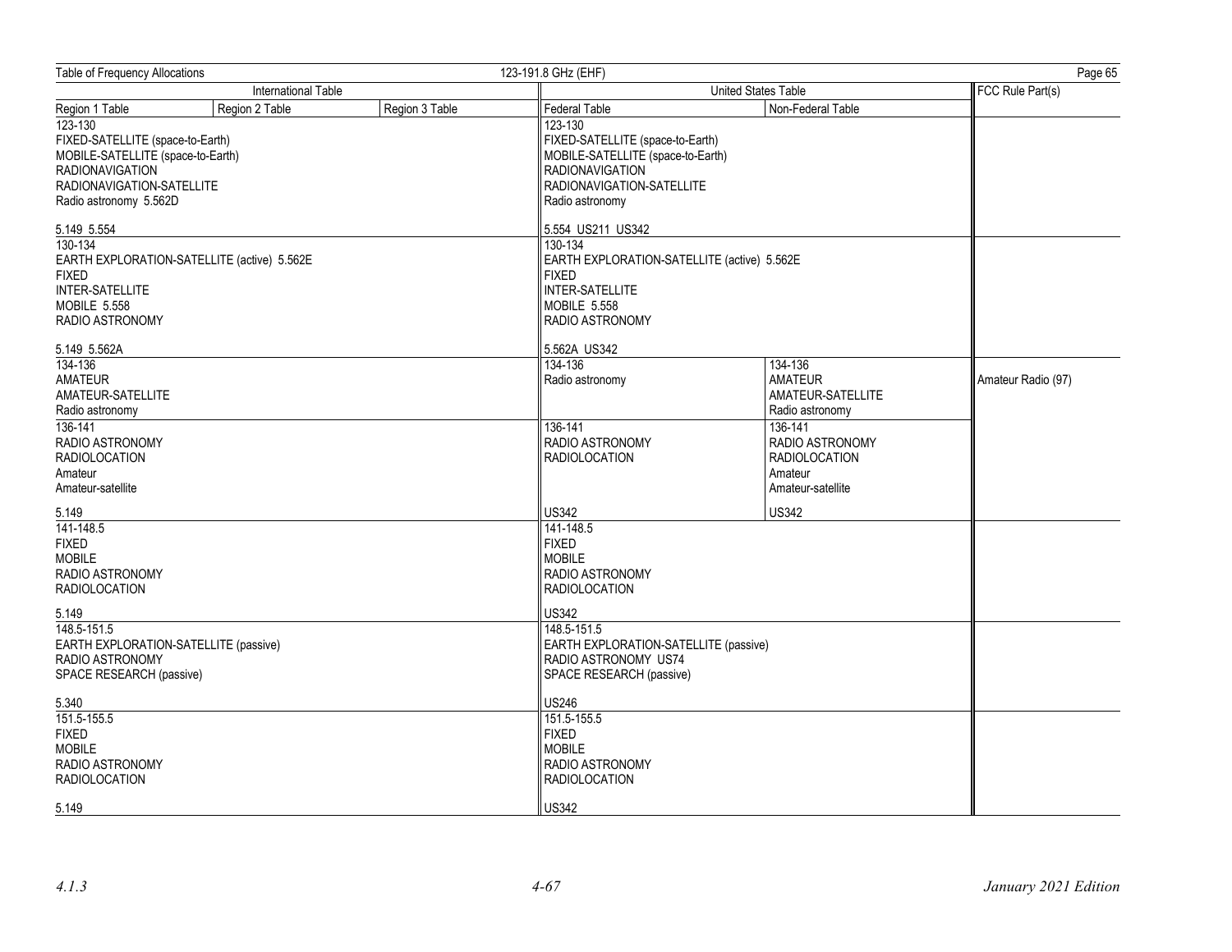| International Table | | | United States Table | | FCC Rule Part(s) |
|---|---|---|---|---|---|
| Region 1 Table | Region 2 Table | Region 3 Table | Federal Table | Non-Federal Table | |
| 123-130<br>FIXED-SATELLITE (space-to-Earth)<br>MOBILE-SATELLITE (space-to-Earth)<br>RADIONAVIGATION<br>RADIONAVIGATION-SATELLITE<br>Radio astronomy 5.562D<br><br>5.149 5.554 | | | 123-130<br>FIXED-SATELLITE (space-to-Earth)<br>MOBILE-SATELLITE (space-to-Earth)<br>RADIONAVIGATION<br>RADIONAVIGATION-SATELLITE<br>Radio astronomy<br><br>5.554 US211 US342 | | |
| 130-134<br>EARTH EXPLORATION-SATELLITE (active) 5.562E<br>FIXED<br>INTER-SATELLITE<br>MOBILE 5.558<br>RADIO ASTRONOMY<br><br>5.149 5.562A | | | 130-134<br>EARTH EXPLORATION-SATELLITE (active) 5.562E<br>FIXED<br>INTER-SATELLITE<br>MOBILE 5.558<br>RADIO ASTRONOMY<br><br>5.562A US342 | | |
| 134-136<br>AMATEUR<br>AMATEUR-SATELLITE<br>Radio astronomy | | | 134-136<br>Radio astronomy | 134-136<br>AMATEUR<br>AMATEUR-SATELLITE<br>Radio astronomy | Amateur Radio (97) |
| 136-141<br>RADIO ASTRONOMY<br>RADIOLOCATION<br>Amateur<br>Amateur-satellite<br><br>5.149 | | | 136-141<br>RADIO ASTRONOMY<br>RADIOLOCATION<br><br>US342 | 136-141<br>RADIO ASTRONOMY<br>RADIOLOCATION<br>Amateur<br>Amateur-satellite<br><br>US342 | |
| 141-148.5<br>FIXED<br>MOBILE<br>RADIO ASTRONOMY<br>RADIOLOCATION<br><br>5.149 | | | 141-148.5<br>FIXED<br>MOBILE<br>RADIO ASTRONOMY<br>RADIOLOCATION<br><br>US342 | | |
| 148.5-151.5<br>EARTH EXPLORATION-SATELLITE (passive)<br>RADIO ASTRONOMY<br>SPACE RESEARCH (passive)<br><br>5.340 | | | 148.5-151.5<br>EARTH EXPLORATION-SATELLITE (passive)<br>RADIO ASTRONOMY US74<br>SPACE RESEARCH (passive)<br><br>US246 | | |
| 151.5-155.5<br>FIXED<br>MOBILE<br>RADIO ASTRONOMY<br>RADIOLOCATION<br><br>5.149 | | | 151.5-155.5<br>FIXED<br>MOBILE<br>RADIO ASTRONOMY<br>RADIOLOCATION<br><br>US342 | | |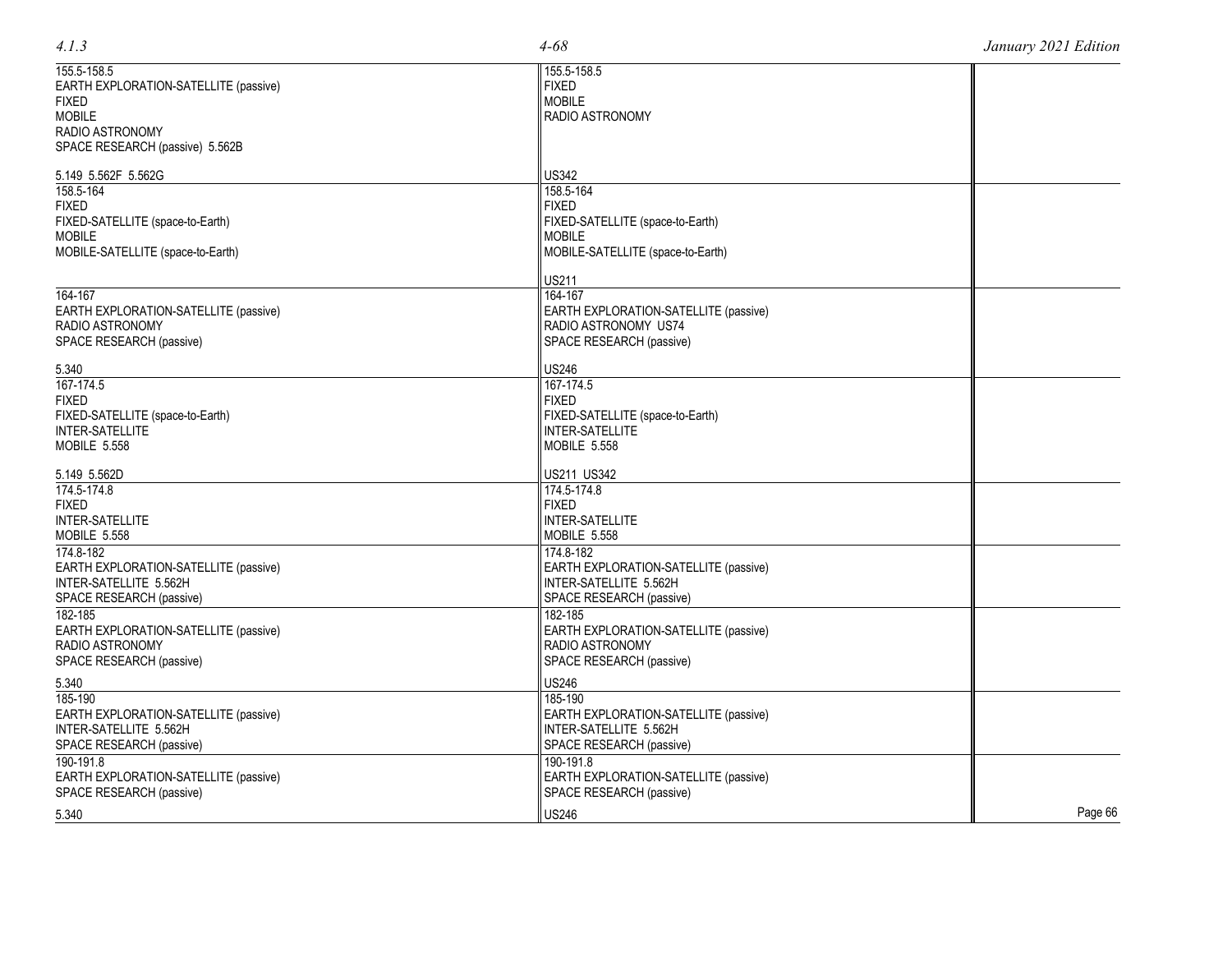| International Table | United States Table (Federal / Non-Federal) | FCC Rule Part(s) |
| --- | --- | --- |
| 155.5-158.5<br>EARTH EXPLORATION-SATELLITE (passive)<br>FIXED<br>MOBILE<br>RADIO ASTRONOMY<br>SPACE RESEARCH (passive) 5.562B<br><br>5.149 5.562F 5.562G | 155.5-158.5<br>FIXED<br>MOBILE<br>RADIO ASTRONOMY<br><br>US342 | |
| 158.5-164<br>FIXED<br>FIXED-SATELLITE (space-to-Earth)<br>MOBILE<br>MOBILE-SATELLITE (space-to-Earth) | 158.5-164<br>FIXED<br>FIXED-SATELLITE (space-to-Earth)<br>MOBILE<br>MOBILE-SATELLITE (space-to-Earth)<br><br>US211 | |
| 164-167<br>EARTH EXPLORATION-SATELLITE (passive)<br>RADIO ASTRONOMY<br>SPACE RESEARCH (passive)<br><br>5.340 | 164-167<br>EARTH EXPLORATION-SATELLITE (passive)<br>RADIO ASTRONOMY US74<br>SPACE RESEARCH (passive)<br><br>US246 | |
| 167-174.5<br>FIXED<br>FIXED-SATELLITE (space-to-Earth)<br>INTER-SATELLITE<br>MOBILE 5.558<br><br>5.149 5.562D | 167-174.5<br>FIXED<br>FIXED-SATELLITE (space-to-Earth)<br>INTER-SATELLITE<br>MOBILE 5.558<br><br>US211 US342 | |
| 174.5-174.8<br>FIXED<br>INTER-SATELLITE<br>MOBILE 5.558 | 174.5-174.8<br>FIXED<br>INTER-SATELLITE<br>MOBILE 5.558 | |
| 174.8-182<br>EARTH EXPLORATION-SATELLITE (passive)<br>INTER-SATELLITE 5.562H<br>SPACE RESEARCH (passive) | 174.8-182<br>EARTH EXPLORATION-SATELLITE (passive)<br>INTER-SATELLITE 5.562H<br>SPACE RESEARCH (passive) | |
| 182-185<br>EARTH EXPLORATION-SATELLITE (passive)<br>RADIO ASTRONOMY<br>SPACE RESEARCH (passive)<br><br>5.340 | 182-185<br>EARTH EXPLORATION-SATELLITE (passive)<br>RADIO ASTRONOMY<br>SPACE RESEARCH (passive)<br><br>US246 | |
| 185-190<br>EARTH EXPLORATION-SATELLITE (passive)<br>INTER-SATELLITE 5.562H<br>SPACE RESEARCH (passive) | 185-190<br>EARTH EXPLORATION-SATELLITE (passive)<br>INTER-SATELLITE 5.562H<br>SPACE RESEARCH (passive) | |
| 190-191.8<br>EARTH EXPLORATION-SATELLITE (passive)<br>SPACE RESEARCH (passive)<br><br>5.340 | 190-191.8<br>EARTH EXPLORATION-SATELLITE (passive)<br>SPACE RESEARCH (passive)<br><br>US246 | |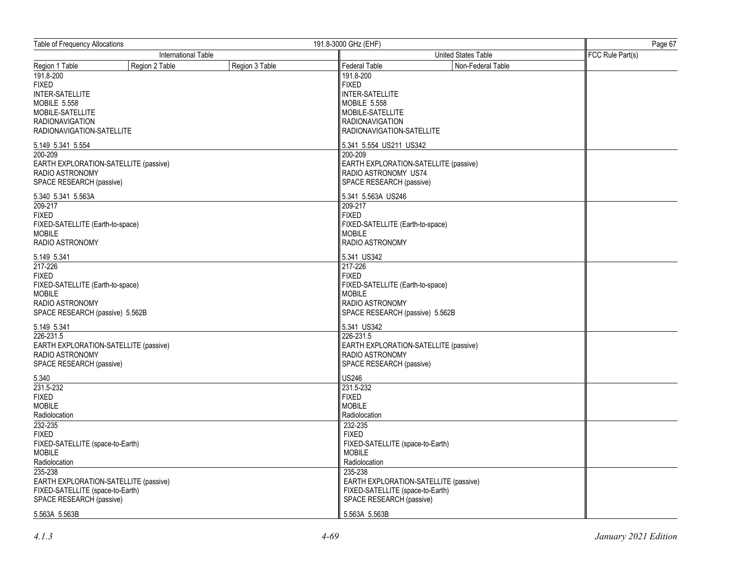Table of Frequency Allocations — 191.8-3000 GHz (EHF)

| International Table | | | United States Table | | FCC Rule Part(s) |
|---|---|---|---|---|---|
| Region 1 Table | Region 2 Table | Region 3 Table | Federal Table | Non-Federal Table | |
| 191.8-200<br>FIXED<br>INTER-SATELLITE<br>MOBILE 5.558<br>MOBILE-SATELLITE<br>RADIONAVIGATION<br>RADIONAVIGATION-SATELLITE<br><br>5.149 5.341 5.554 | | | 191.8-200<br>FIXED<br>INTER-SATELLITE<br>MOBILE 5.558<br>MOBILE-SATELLITE<br>RADIONAVIGATION<br>RADIONAVIGATION-SATELLITE<br><br>5.341 5.554 US211 US342 | | |
| 200-209<br>EARTH EXPLORATION-SATELLITE (passive)<br>RADIO ASTRONOMY<br>SPACE RESEARCH (passive)<br><br>5.340 5.341 5.563A | | | 200-209<br>EARTH EXPLORATION-SATELLITE (passive)<br>RADIO ASTRONOMY US74<br>SPACE RESEARCH (passive)<br><br>5.341 5.563A US246 | | |
| 209-217<br>FIXED<br>FIXED-SATELLITE (Earth-to-space)<br>MOBILE<br>RADIO ASTRONOMY<br><br>5.149 5.341 | | | 209-217<br>FIXED<br>FIXED-SATELLITE (Earth-to-space)<br>MOBILE<br>RADIO ASTRONOMY<br><br>5.341 US342 | | |
| 217-226<br>FIXED<br>FIXED-SATELLITE (Earth-to-space)<br>MOBILE<br>RADIO ASTRONOMY<br>SPACE RESEARCH (passive) 5.562B<br><br>5.149 5.341 | | | 217-226<br>FIXED<br>FIXED-SATELLITE (Earth-to-space)<br>MOBILE<br>RADIO ASTRONOMY<br>SPACE RESEARCH (passive) 5.562B<br><br>5.341 US342 | | |
| 226-231.5<br>EARTH EXPLORATION-SATELLITE (passive)<br>RADIO ASTRONOMY<br>SPACE RESEARCH (passive)<br><br>5.340 | | | 226-231.5<br>EARTH EXPLORATION-SATELLITE (passive)<br>RADIO ASTRONOMY<br>SPACE RESEARCH (passive)<br><br>US246 | | |
| 231.5-232<br>FIXED<br>MOBILE<br>Radiolocation | | | 231.5-232<br>FIXED<br>MOBILE<br>Radiolocation | | |
| 232-235<br>FIXED<br>FIXED-SATELLITE (space-to-Earth)<br>MOBILE<br>Radiolocation | | | 232-235<br>FIXED<br>FIXED-SATELLITE (space-to-Earth)<br>MOBILE<br>Radiolocation | | |
| 235-238<br>EARTH EXPLORATION-SATELLITE (passive)<br>FIXED-SATELLITE (space-to-Earth)<br>SPACE RESEARCH (passive)<br><br>5.563A 5.563B | | | 235-238<br>EARTH EXPLORATION-SATELLITE (passive)<br>FIXED-SATELLITE (space-to-Earth)<br>SPACE RESEARCH (passive)<br><br>5.563A 5.563B | | |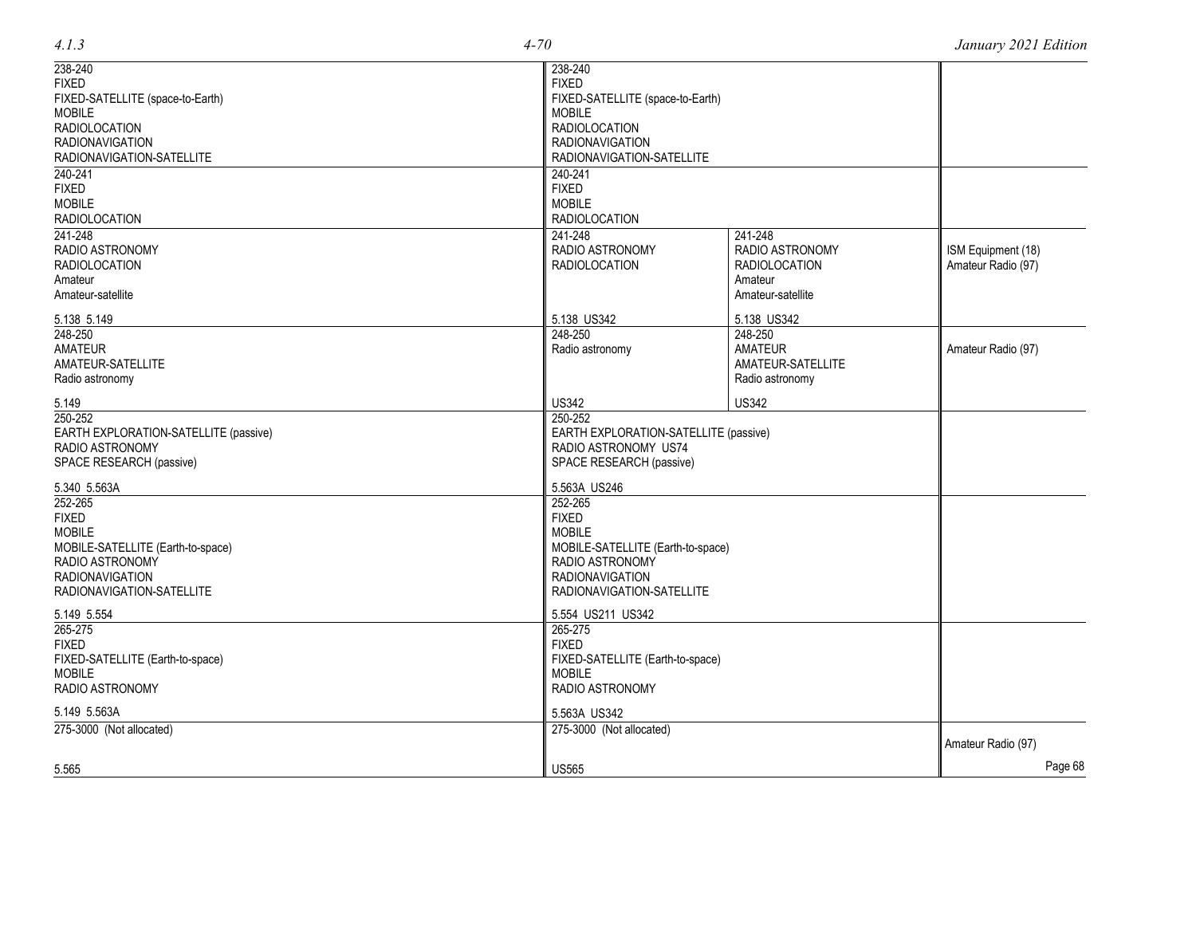| International Table | United States Table: Federal | United States Table: Non-Federal | FCC Rule Part(s) |
| --- | --- | --- | --- |
| 238-240<br>FIXED<br>FIXED-SATELLITE (space-to-Earth)<br>MOBILE<br>RADIOLOCATION<br>RADIONAVIGATION<br>RADIONAVIGATION-SATELLITE | 238-240<br>FIXED<br>FIXED-SATELLITE (space-to-Earth)<br>MOBILE<br>RADIOLOCATION<br>RADIONAVIGATION<br>RADIONAVIGATION-SATELLITE | | |
| 240-241<br>FIXED<br>MOBILE<br>RADIOLOCATION | 240-241<br>FIXED<br>MOBILE<br>RADIOLOCATION | | |
| 241-248<br>RADIO ASTRONOMY<br>RADIOLOCATION<br>Amateur<br>Amateur-satellite<br><br>5.138 5.149 | 241-248<br>RADIO ASTRONOMY<br>RADIOLOCATION<br><br>5.138 US342 | 241-248<br>RADIO ASTRONOMY<br>RADIOLOCATION<br>Amateur<br>Amateur-satellite<br><br>5.138 US342 | ISM Equipment (18)<br>Amateur Radio (97) |
| 248-250<br>AMATEUR<br>AMATEUR-SATELLITE<br>Radio astronomy<br><br>5.149 | 248-250<br>Radio astronomy<br><br>US342 | 248-250<br>AMATEUR<br>AMATEUR-SATELLITE<br>Radio astronomy<br><br>US342 | Amateur Radio (97) |
| 250-252<br>EARTH EXPLORATION-SATELLITE (passive)<br>RADIO ASTRONOMY<br>SPACE RESEARCH (passive)<br><br>5.340 5.563A | 250-252<br>EARTH EXPLORATION-SATELLITE (passive)<br>RADIO ASTRONOMY US74<br>SPACE RESEARCH (passive)<br><br>5.563A US246 | | |
| 252-265<br>FIXED<br>MOBILE<br>MOBILE-SATELLITE (Earth-to-space)<br>RADIO ASTRONOMY<br>RADIONAVIGATION<br>RADIONAVIGATION-SATELLITE<br><br>5.149 5.554 | 252-265<br>FIXED<br>MOBILE<br>MOBILE-SATELLITE (Earth-to-space)<br>RADIO ASTRONOMY<br>RADIONAVIGATION<br>RADIONAVIGATION-SATELLITE<br><br>5.554 US211 US342 | | |
| 265-275<br>FIXED<br>FIXED-SATELLITE (Earth-to-space)<br>MOBILE<br>RADIO ASTRONOMY<br><br>5.149 5.563A | 265-275<br>FIXED<br>FIXED-SATELLITE (Earth-to-space)<br>MOBILE<br>RADIO ASTRONOMY<br><br>5.563A US342 | | |
| 275-3000 (Not allocated)<br><br>5.565 | 275-3000 (Not allocated)<br><br>US565 | | Amateur Radio (97) |